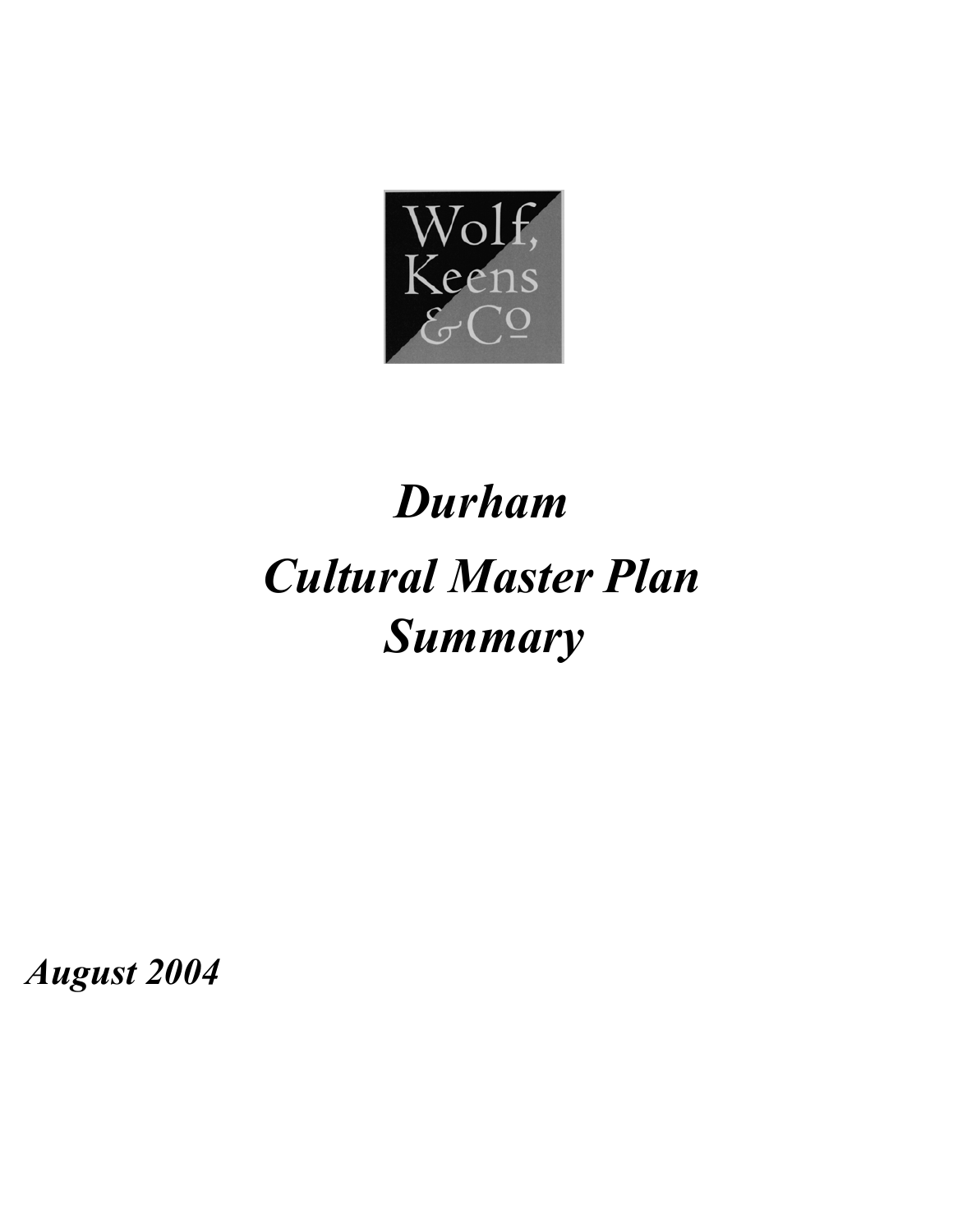Wolf, Keens & Co

# *Durham*

# *Cultural Master Plan Summary*

***August 2004***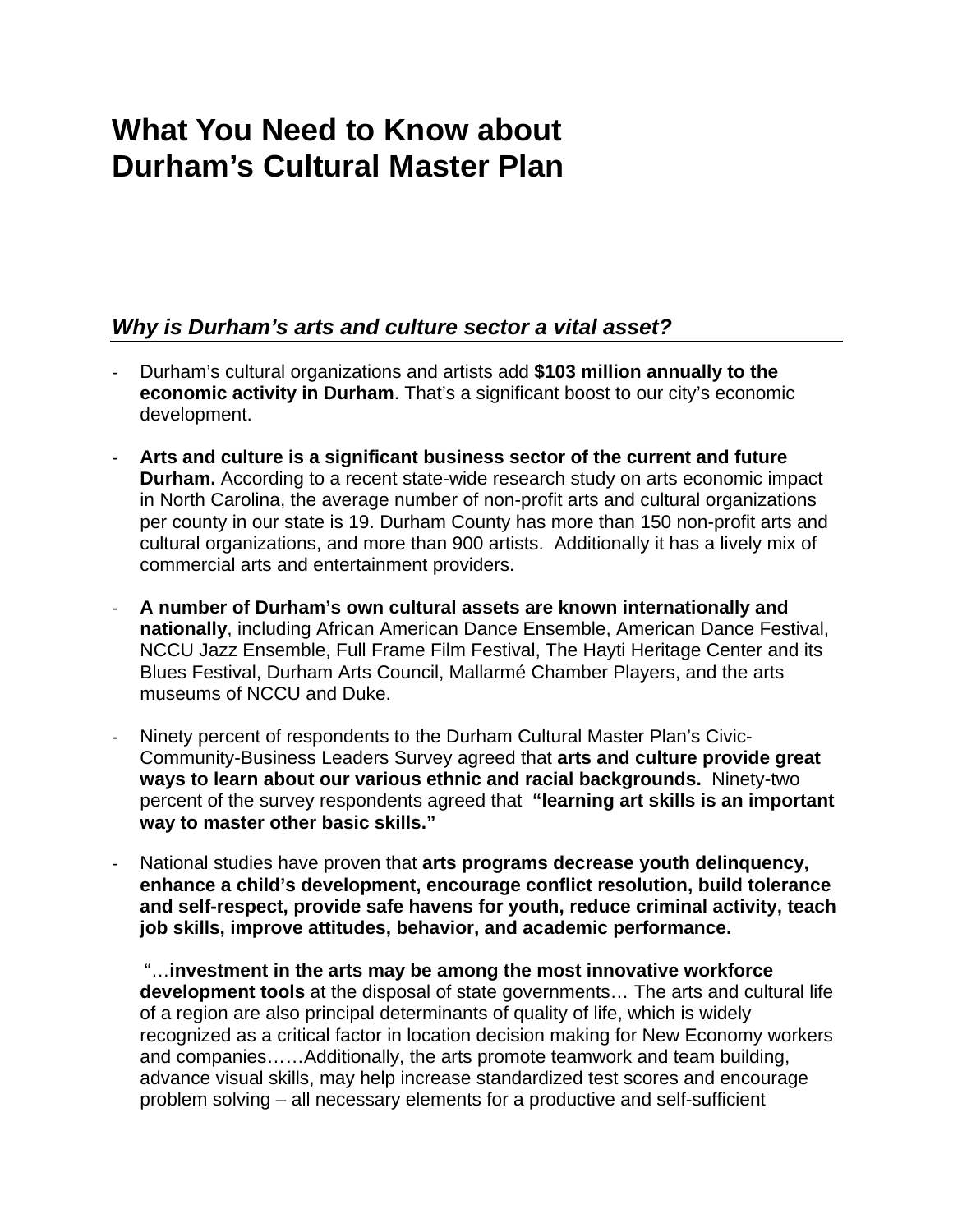# What You Need to Know about Durham's Cultural Master Plan

## *Why is Durham's arts and culture sector a vital asset?*

- Durham's cultural organizations and artists add **$103 million annually to the economic activity in Durham**. That's a significant boost to our city's economic development.

- **Arts and culture is a significant business sector of the current and future Durham.** According to a recent state-wide research study on arts economic impact in North Carolina, the average number of non-profit arts and cultural organizations per county in our state is 19. Durham County has more than 150 non-profit arts and cultural organizations, and more than 900 artists. Additionally it has a lively mix of commercial arts and entertainment providers.

- **A number of Durham's own cultural assets are known internationally and nationally**, including African American Dance Ensemble, American Dance Festival, NCCU Jazz Ensemble, Full Frame Film Festival, The Hayti Heritage Center and its Blues Festival, Durham Arts Council, Mallarmé Chamber Players, and the arts museums of NCCU and Duke.

- Ninety percent of respondents to the Durham Cultural Master Plan's Civic-Community-Business Leaders Survey agreed that **arts and culture provide great ways to learn about our various ethnic and racial backgrounds.** Ninety-two percent of the survey respondents agreed that **"learning art skills is an important way to master other basic skills."**

- National studies have proven that **arts programs decrease youth delinquency, enhance a child's development, encourage conflict resolution, build tolerance and self-respect, provide safe havens for youth, reduce criminal activity, teach job skills, improve attitudes, behavior, and academic performance.**

  "…**investment in the arts may be among the most innovative workforce development tools** at the disposal of state governments… The arts and cultural life of a region are also principal determinants of quality of life, which is widely recognized as a critical factor in location decision making for New Economy workers and companies……Additionally, the arts promote teamwork and team building, advance visual skills, may help increase standardized test scores and encourage problem solving – all necessary elements for a productive and self-sufficient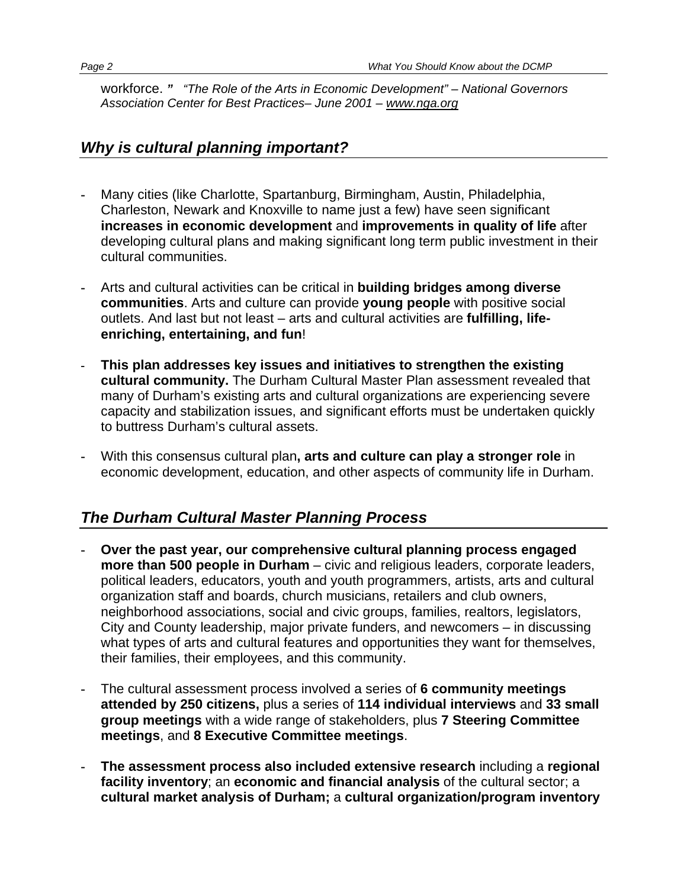workforce. ” *“The Role of the Arts in Economic Development” – National Governors Association Center for Best Practices– June 2001 – www.nga.org*

## *Why is cultural planning important?*

- Many cities (like Charlotte, Spartanburg, Birmingham, Austin, Philadelphia, Charleston, Newark and Knoxville to name just a few) have seen significant **increases in economic development** and **improvements in quality of life** after developing cultural plans and making significant long term public investment in their cultural communities.

- Arts and cultural activities can be critical in **building bridges among diverse communities**. Arts and culture can provide **young people** with positive social outlets. And last but not least – arts and cultural activities are **fulfilling, life-enriching, entertaining, and fun**!

- **This plan addresses key issues and initiatives to strengthen the existing cultural community.** The Durham Cultural Master Plan assessment revealed that many of Durham’s existing arts and cultural organizations are experiencing severe capacity and stabilization issues, and significant efforts must be undertaken quickly to buttress Durham’s cultural assets.

- With this consensus cultural plan**, arts and culture can play a stronger role** in economic development, education, and other aspects of community life in Durham.

## *The Durham Cultural Master Planning Process*

- **Over the past year, our comprehensive cultural planning process engaged more than 500 people in Durham** – civic and religious leaders, corporate leaders, political leaders, educators, youth and youth programmers, artists, arts and cultural organization staff and boards, church musicians, retailers and club owners, neighborhood associations, social and civic groups, families, realtors, legislators, City and County leadership, major private funders, and newcomers – in discussing what types of arts and cultural features and opportunities they want for themselves, their families, their employees, and this community.

- The cultural assessment process involved a series of **6 community meetings attended by 250 citizens,** plus a series of **114 individual interviews** and **33 small group meetings** with a wide range of stakeholders, plus **7 Steering Committee meetings**, and **8 Executive Committee meetings**.

- **The assessment process also included extensive research** including a **regional facility inventory**; an **economic and financial analysis** of the cultural sector; a **cultural market analysis of Durham;** a **cultural organization/program inventory**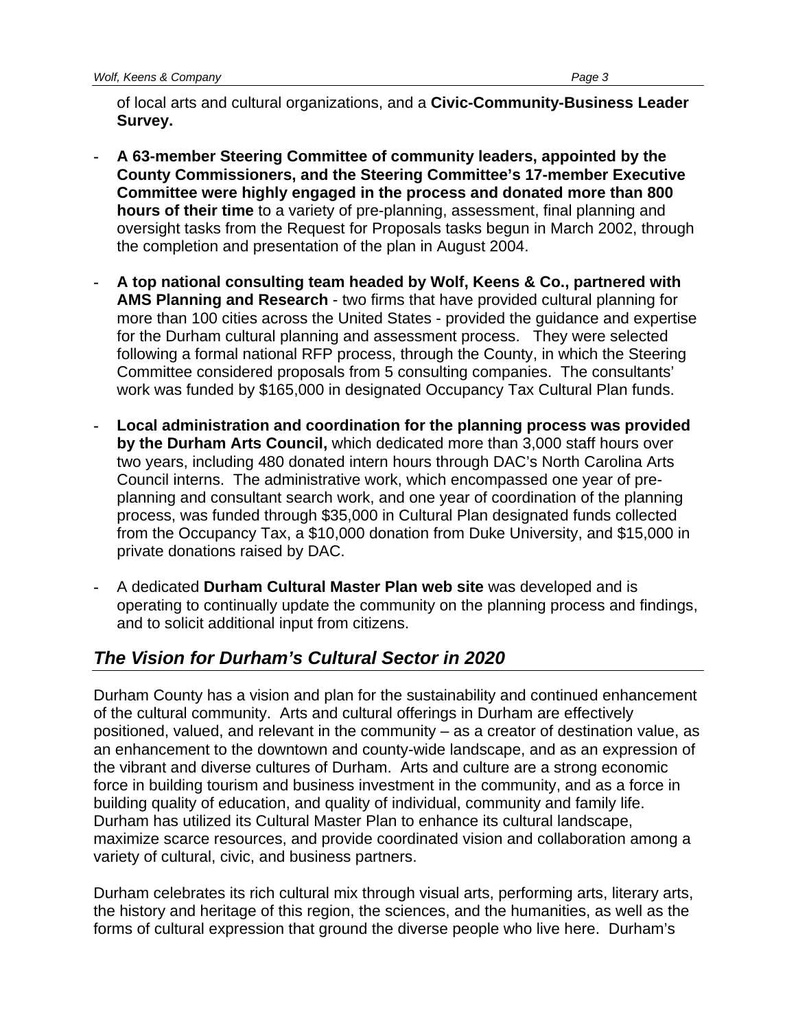of local arts and cultural organizations, and a **Civic-Community-Business Leader Survey.**

- **A 63-member Steering Committee of community leaders, appointed by the County Commissioners, and the Steering Committee's 17-member Executive Committee were highly engaged in the process and donated more than 800 hours of their time** to a variety of pre-planning, assessment, final planning and oversight tasks from the Request for Proposals tasks begun in March 2002, through the completion and presentation of the plan in August 2004.

- **A top national consulting team headed by Wolf, Keens & Co., partnered with AMS Planning and Research** - two firms that have provided cultural planning for more than 100 cities across the United States - provided the guidance and expertise for the Durham cultural planning and assessment process. They were selected following a formal national RFP process, through the County, in which the Steering Committee considered proposals from 5 consulting companies. The consultants' work was funded by $165,000 in designated Occupancy Tax Cultural Plan funds.

- **Local administration and coordination for the planning process was provided by the Durham Arts Council,** which dedicated more than 3,000 staff hours over two years, including 480 donated intern hours through DAC's North Carolina Arts Council interns. The administrative work, which encompassed one year of pre-planning and consultant search work, and one year of coordination of the planning process, was funded through $35,000 in Cultural Plan designated funds collected from the Occupancy Tax, a $10,000 donation from Duke University, and $15,000 in private donations raised by DAC.

- A dedicated **Durham Cultural Master Plan web site** was developed and is operating to continually update the community on the planning process and findings, and to solicit additional input from citizens.

## *The Vision for Durham's Cultural Sector in 2020*

Durham County has a vision and plan for the sustainability and continued enhancement of the cultural community. Arts and cultural offerings in Durham are effectively positioned, valued, and relevant in the community – as a creator of destination value, as an enhancement to the downtown and county-wide landscape, and as an expression of the vibrant and diverse cultures of Durham. Arts and culture are a strong economic force in building tourism and business investment in the community, and as a force in building quality of education, and quality of individual, community and family life. Durham has utilized its Cultural Master Plan to enhance its cultural landscape, maximize scarce resources, and provide coordinated vision and collaboration among a variety of cultural, civic, and business partners.

Durham celebrates its rich cultural mix through visual arts, performing arts, literary arts, the history and heritage of this region, the sciences, and the humanities, as well as the forms of cultural expression that ground the diverse people who live here. Durham's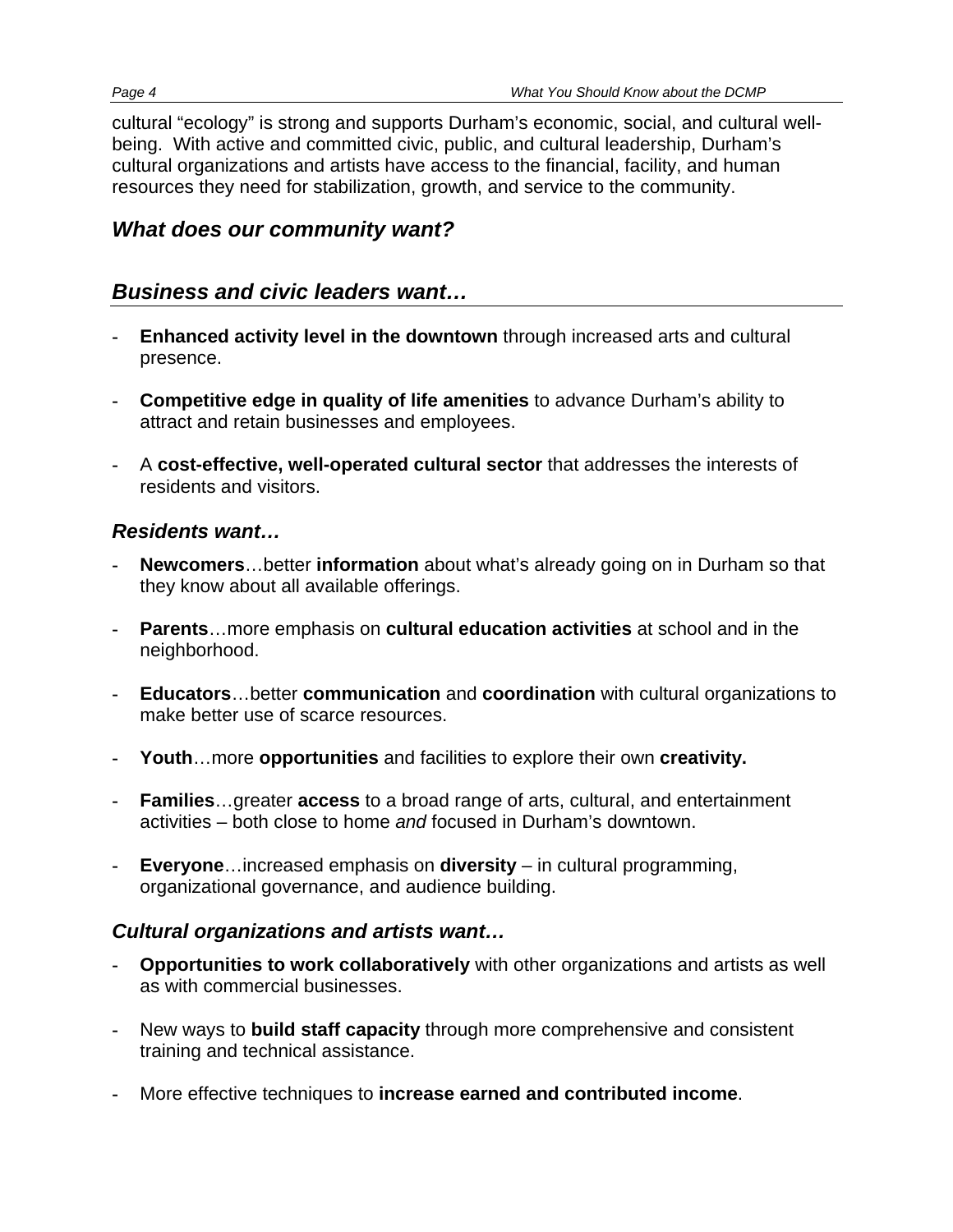cultural "ecology" is strong and supports Durham's economic, social, and cultural well-being. With active and committed civic, public, and cultural leadership, Durham's cultural organizations and artists have access to the financial, facility, and human resources they need for stabilization, growth, and service to the community.

## *What does our community want?*

## *Business and civic leaders want…*

- **Enhanced activity level in the downtown** through increased arts and cultural presence.
- **Competitive edge in quality of life amenities** to advance Durham's ability to attract and retain businesses and employees.
- A **cost-effective, well-operated cultural sector** that addresses the interests of residents and visitors.

### *Residents want…*

- **Newcomers**…better **information** about what's already going on in Durham so that they know about all available offerings.
- **Parents**…more emphasis on **cultural education activities** at school and in the neighborhood.
- **Educators**…better **communication** and **coordination** with cultural organizations to make better use of scarce resources.
- **Youth**…more **opportunities** and facilities to explore their own **creativity.**
- **Families**…greater **access** to a broad range of arts, cultural, and entertainment activities – both close to home *and* focused in Durham's downtown.
- **Everyone**…increased emphasis on **diversity** – in cultural programming, organizational governance, and audience building.

### *Cultural organizations and artists want…*

- **Opportunities to work collaboratively** with other organizations and artists as well as with commercial businesses.
- New ways to **build staff capacity** through more comprehensive and consistent training and technical assistance.
- More effective techniques to **increase earned and contributed income**.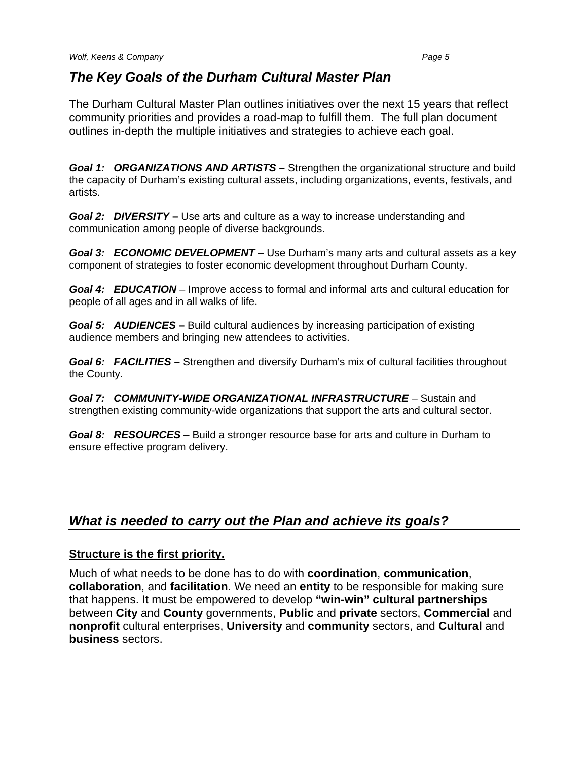## *The Key Goals of the Durham Cultural Master Plan*

The Durham Cultural Master Plan outlines initiatives over the next 15 years that reflect community priorities and provides a road-map to fulfill them. The full plan document outlines in-depth the multiple initiatives and strategies to achieve each goal.

***Goal 1: ORGANIZATIONS AND ARTISTS –*** Strengthen the organizational structure and build the capacity of Durham's existing cultural assets, including organizations, events, festivals, and artists.

***Goal 2: DIVERSITY –*** Use arts and culture as a way to increase understanding and communication among people of diverse backgrounds.

***Goal 3: ECONOMIC DEVELOPMENT*** – Use Durham's many arts and cultural assets as a key component of strategies to foster economic development throughout Durham County.

***Goal 4: EDUCATION*** – Improve access to formal and informal arts and cultural education for people of all ages and in all walks of life.

***Goal 5: AUDIENCES –*** Build cultural audiences by increasing participation of existing audience members and bringing new attendees to activities.

***Goal 6: FACILITIES –*** Strengthen and diversify Durham's mix of cultural facilities throughout the County.

***Goal 7: COMMUNITY-WIDE ORGANIZATIONAL INFRASTRUCTURE*** – Sustain and strengthen existing community-wide organizations that support the arts and cultural sector.

***Goal 8: RESOURCES*** – Build a stronger resource base for arts and culture in Durham to ensure effective program delivery.

## *What is needed to carry out the Plan and achieve its goals?*

**Structure is the first priority.**

Much of what needs to be done has to do with **coordination**, **communication**, **collaboration**, and **facilitation**. We need an **entity** to be responsible for making sure that happens. It must be empowered to develop **"win-win" cultural partnerships** between **City** and **County** governments, **Public** and **private** sectors, **Commercial** and **nonprofit** cultural enterprises, **University** and **community** sectors, and **Cultural** and **business** sectors.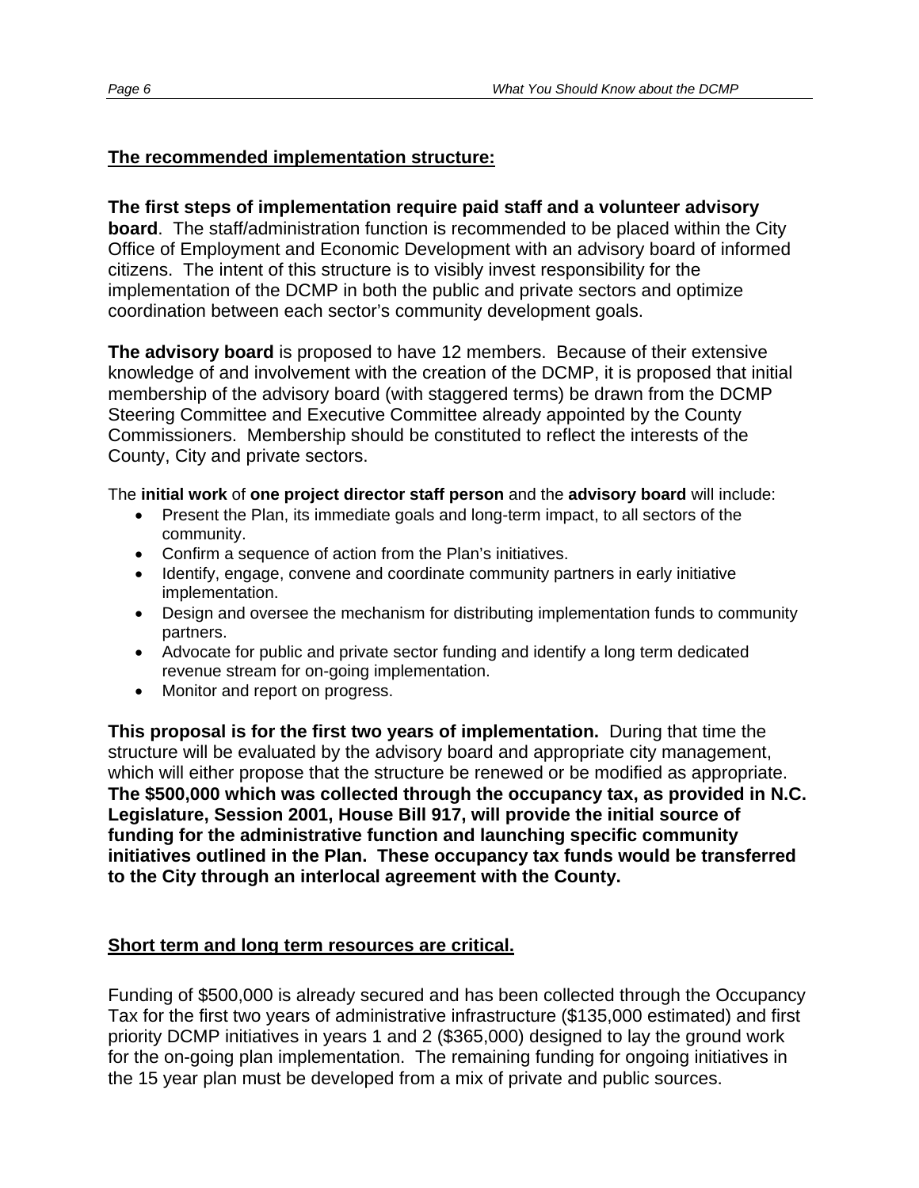## The recommended implementation structure:

**The first steps of implementation require paid staff and a volunteer advisory board**. The staff/administration function is recommended to be placed within the City Office of Employment and Economic Development with an advisory board of informed citizens. The intent of this structure is to visibly invest responsibility for the implementation of the DCMP in both the public and private sectors and optimize coordination between each sector's community development goals.

**The advisory board** is proposed to have 12 members. Because of their extensive knowledge of and involvement with the creation of the DCMP, it is proposed that initial membership of the advisory board (with staggered terms) be drawn from the DCMP Steering Committee and Executive Committee already appointed by the County Commissioners. Membership should be constituted to reflect the interests of the County, City and private sectors.

The **initial work** of **one project director staff person** and the **advisory board** will include:

- Present the Plan, its immediate goals and long-term impact, to all sectors of the community.
- Confirm a sequence of action from the Plan's initiatives.
- Identify, engage, convene and coordinate community partners in early initiative implementation.
- Design and oversee the mechanism for distributing implementation funds to community partners.
- Advocate for public and private sector funding and identify a long term dedicated revenue stream for on-going implementation.
- Monitor and report on progress.

**This proposal is for the first two years of implementation.** During that time the structure will be evaluated by the advisory board and appropriate city management, which will either propose that the structure be renewed or be modified as appropriate. **The $500,000 which was collected through the occupancy tax, as provided in N.C. Legislature, Session 2001, House Bill 917, will provide the initial source of funding for the administrative function and launching specific community initiatives outlined in the Plan. These occupancy tax funds would be transferred to the City through an interlocal agreement with the County.**

## Short term and long term resources are critical.

Funding of $500,000 is already secured and has been collected through the Occupancy Tax for the first two years of administrative infrastructure ($135,000 estimated) and first priority DCMP initiatives in years 1 and 2 ($365,000) designed to lay the ground work for the on-going plan implementation. The remaining funding for ongoing initiatives in the 15 year plan must be developed from a mix of private and public sources.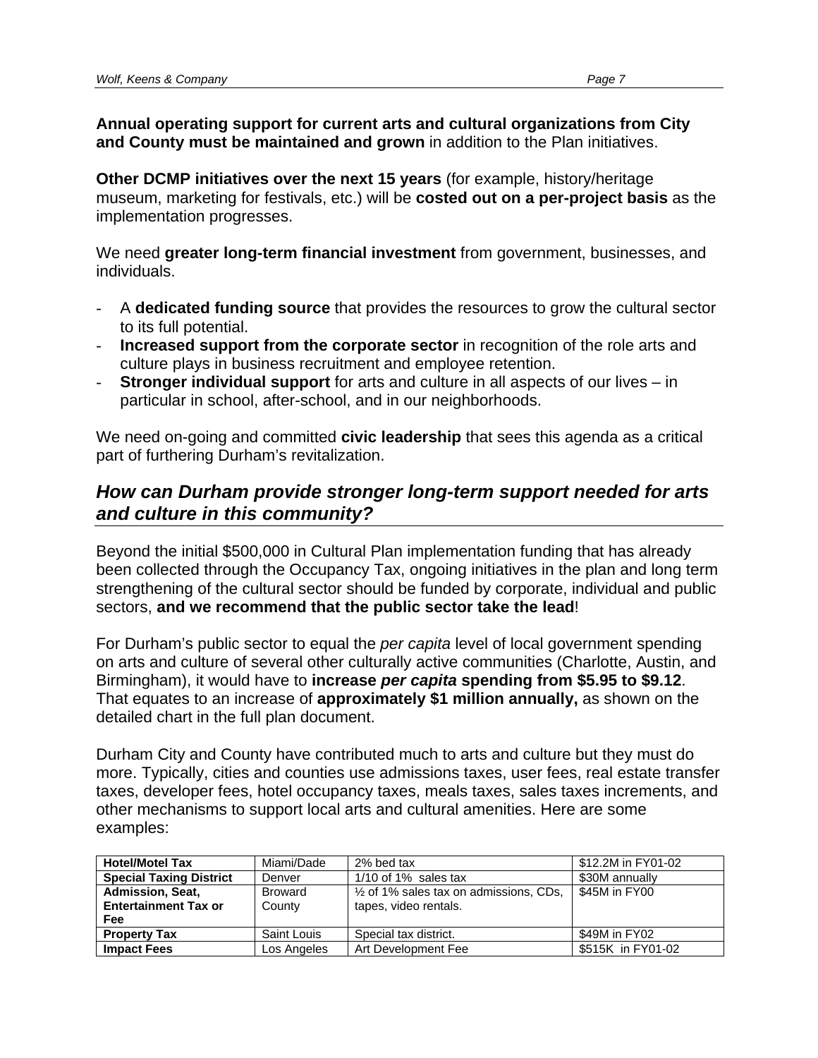**Annual operating support for current arts and cultural organizations from City and County must be maintained and grown** in addition to the Plan initiatives.

**Other DCMP initiatives over the next 15 years** (for example, history/heritage museum, marketing for festivals, etc.) will be **costed out on a per-project basis** as the implementation progresses.

We need **greater long-term financial investment** from government, businesses, and individuals.

- A **dedicated funding source** that provides the resources to grow the cultural sector to its full potential.
- **Increased support from the corporate sector** in recognition of the role arts and culture plays in business recruitment and employee retention.
- **Stronger individual support** for arts and culture in all aspects of our lives – in particular in school, after-school, and in our neighborhoods.

We need on-going and committed **civic leadership** that sees this agenda as a critical part of furthering Durham's revitalization.

## *How can Durham provide stronger long-term support needed for arts and culture in this community?*

Beyond the initial $500,000 in Cultural Plan implementation funding that has already been collected through the Occupancy Tax, ongoing initiatives in the plan and long term strengthening of the cultural sector should be funded by corporate, individual and public sectors, **and we recommend that the public sector take the lead**!

For Durham's public sector to equal the *per capita* level of local government spending on arts and culture of several other culturally active communities (Charlotte, Austin, and Birmingham), it would have to **increase *per capita* spending from $5.95 to $9.12**. That equates to an increase of **approximately $1 million annually,** as shown on the detailed chart in the full plan document.

Durham City and County have contributed much to arts and culture but they must do more. Typically, cities and counties use admissions taxes, user fees, real estate transfer taxes, developer fees, hotel occupancy taxes, meals taxes, sales taxes increments, and other mechanisms to support local arts and cultural amenities. Here are some examples:

| **Hotel/Motel Tax** | Miami/Dade | 2% bed tax | $12.2M in FY01-02 |
|---|---|---|---|
| **Special Taxing District** | Denver | 1/10 of 1% sales tax | $30M annually |
| **Admission, Seat, Entertainment Tax or Fee** | Broward County | ½ of 1% sales tax on admissions, CDs, tapes, video rentals. | $45M in FY00 |
| **Property Tax** | Saint Louis | Special tax district. | $49M in FY02 |
| **Impact Fees** | Los Angeles | Art Development Fee | $515K in FY01-02 |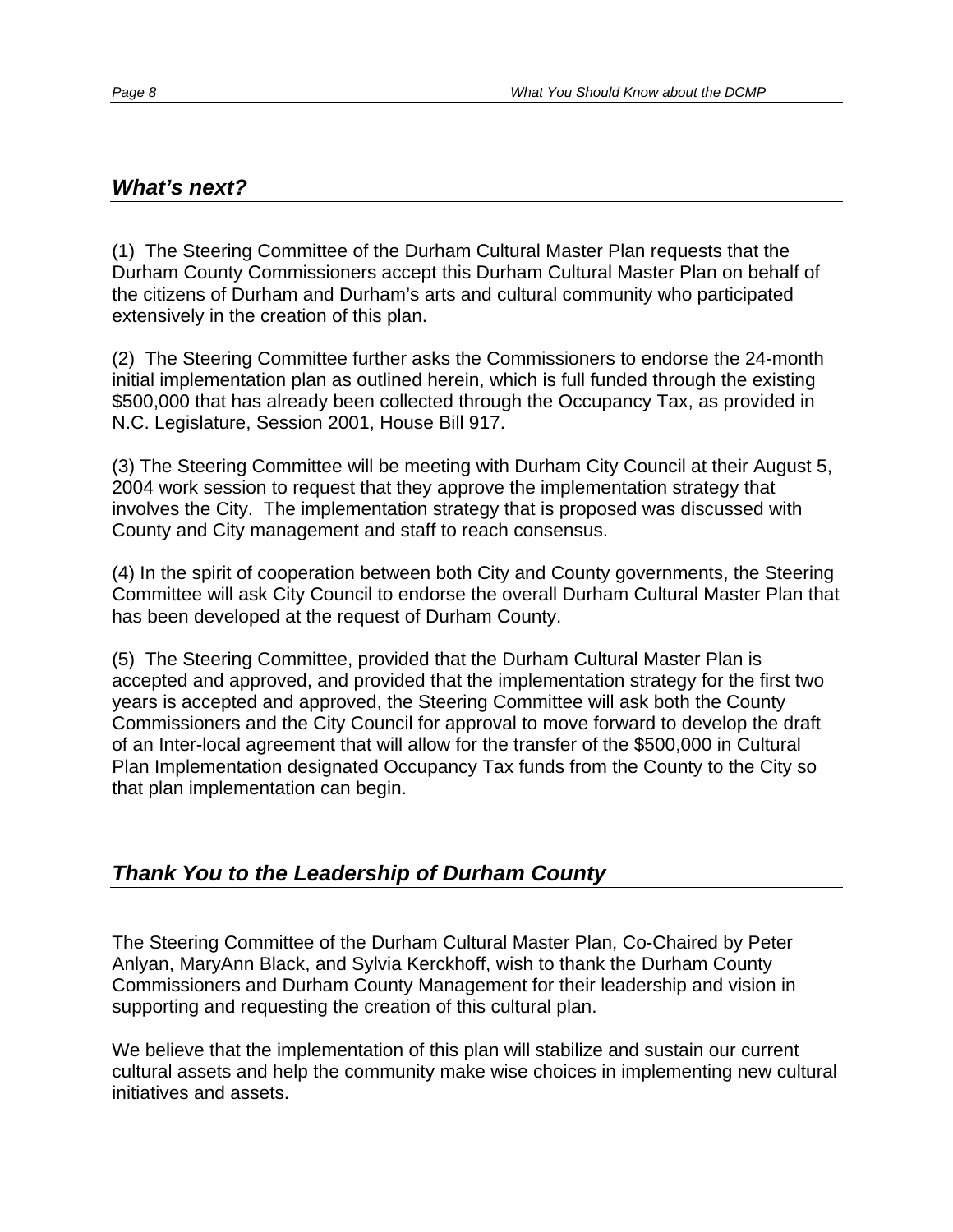## *What's next?*

(1) The Steering Committee of the Durham Cultural Master Plan requests that the Durham County Commissioners accept this Durham Cultural Master Plan on behalf of the citizens of Durham and Durham's arts and cultural community who participated extensively in the creation of this plan.

(2) The Steering Committee further asks the Commissioners to endorse the 24-month initial implementation plan as outlined herein, which is full funded through the existing $500,000 that has already been collected through the Occupancy Tax, as provided in N.C. Legislature, Session 2001, House Bill 917.

(3) The Steering Committee will be meeting with Durham City Council at their August 5, 2004 work session to request that they approve the implementation strategy that involves the City. The implementation strategy that is proposed was discussed with County and City management and staff to reach consensus.

(4) In the spirit of cooperation between both City and County governments, the Steering Committee will ask City Council to endorse the overall Durham Cultural Master Plan that has been developed at the request of Durham County.

(5) The Steering Committee, provided that the Durham Cultural Master Plan is accepted and approved, and provided that the implementation strategy for the first two years is accepted and approved, the Steering Committee will ask both the County Commissioners and the City Council for approval to move forward to develop the draft of an Inter-local agreement that will allow for the transfer of the $500,000 in Cultural Plan Implementation designated Occupancy Tax funds from the County to the City so that plan implementation can begin.

## *Thank You to the Leadership of Durham County*

The Steering Committee of the Durham Cultural Master Plan, Co-Chaired by Peter Anlyan, MaryAnn Black, and Sylvia Kerckhoff, wish to thank the Durham County Commissioners and Durham County Management for their leadership and vision in supporting and requesting the creation of this cultural plan.

We believe that the implementation of this plan will stabilize and sustain our current cultural assets and help the community make wise choices in implementing new cultural initiatives and assets.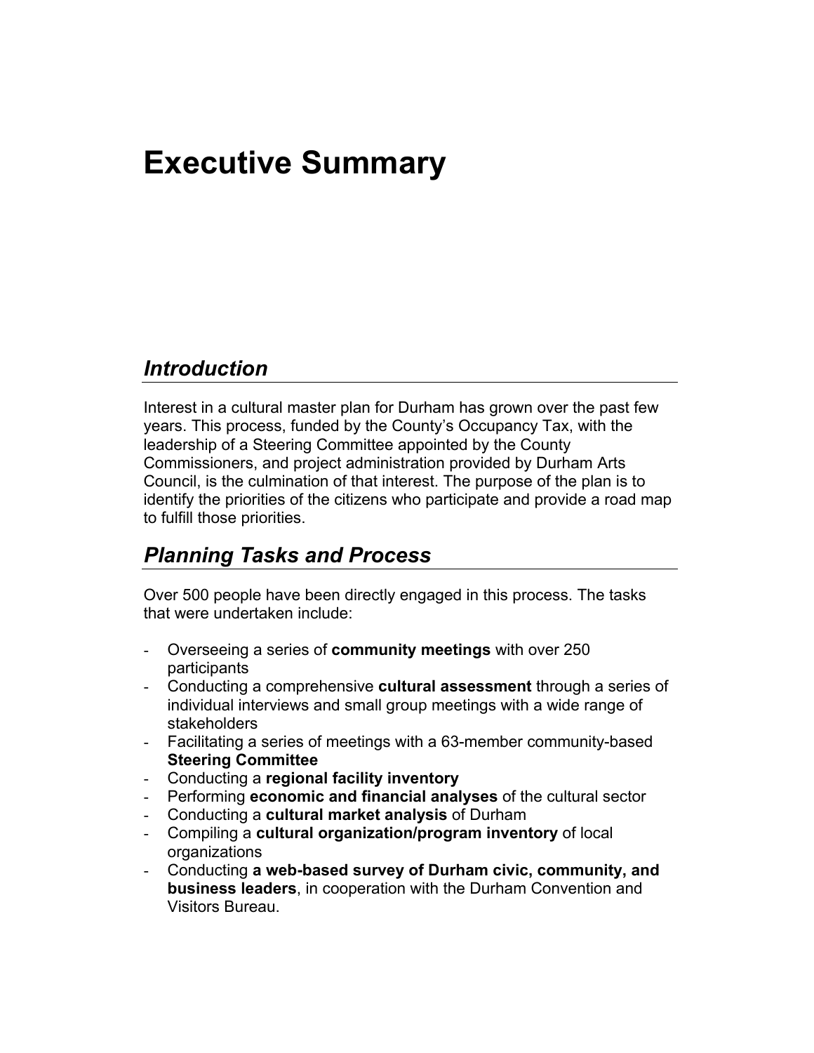# Executive Summary

## *Introduction*

Interest in a cultural master plan for Durham has grown over the past few years. This process, funded by the County's Occupancy Tax, with the leadership of a Steering Committee appointed by the County Commissioners, and project administration provided by Durham Arts Council, is the culmination of that interest. The purpose of the plan is to identify the priorities of the citizens who participate and provide a road map to fulfill those priorities.

## *Planning Tasks and Process*

Over 500 people have been directly engaged in this process. The tasks that were undertaken include:

- Overseeing a series of **community meetings** with over 250 participants
- Conducting a comprehensive **cultural assessment** through a series of individual interviews and small group meetings with a wide range of stakeholders
- Facilitating a series of meetings with a 63-member community-based **Steering Committee**
- Conducting a **regional facility inventory**
- Performing **economic and financial analyses** of the cultural sector
- Conducting a **cultural market analysis** of Durham
- Compiling a **cultural organization/program inventory** of local organizations
- Conducting **a web-based survey of Durham civic, community, and business leaders**, in cooperation with the Durham Convention and Visitors Bureau.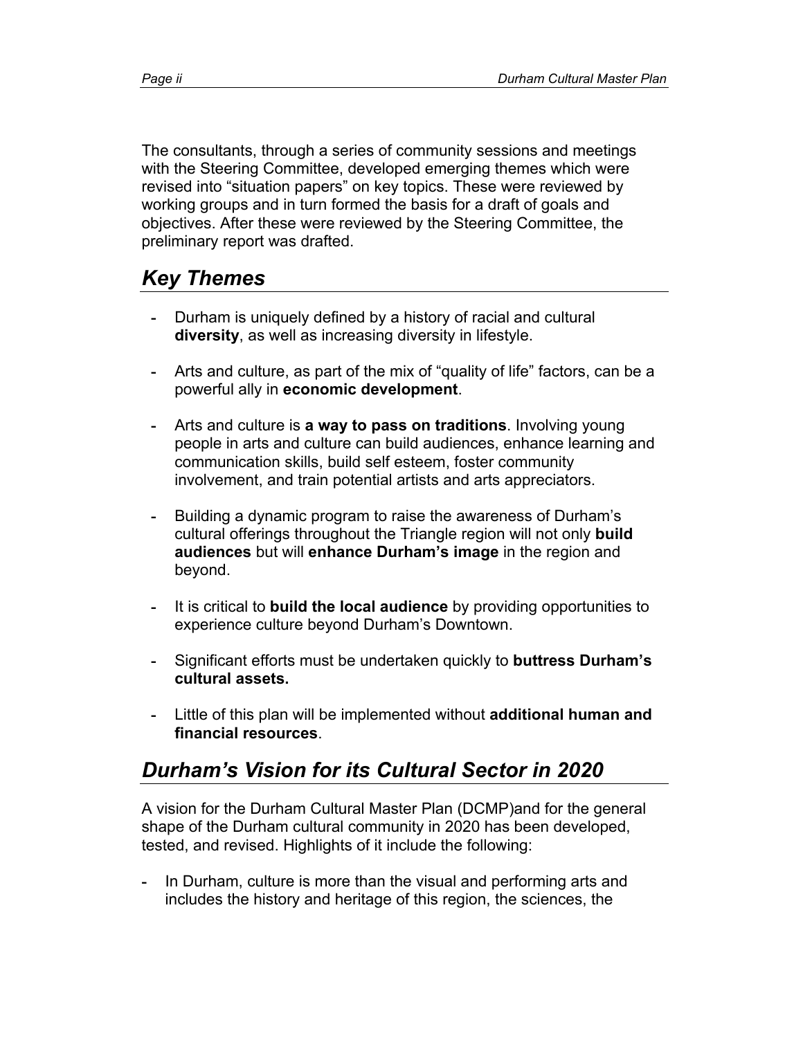The consultants, through a series of community sessions and meetings with the Steering Committee, developed emerging themes which were revised into "situation papers" on key topics. These were reviewed by working groups and in turn formed the basis for a draft of goals and objectives. After these were reviewed by the Steering Committee, the preliminary report was drafted.

## *Key Themes*

- Durham is uniquely defined by a history of racial and cultural **diversity**, as well as increasing diversity in lifestyle.
- Arts and culture, as part of the mix of "quality of life" factors, can be a powerful ally in **economic development**.
- Arts and culture is **a way to pass on traditions**. Involving young people in arts and culture can build audiences, enhance learning and communication skills, build self esteem, foster community involvement, and train potential artists and arts appreciators.
- Building a dynamic program to raise the awareness of Durham's cultural offerings throughout the Triangle region will not only **build audiences** but will **enhance Durham's image** in the region and beyond.
- It is critical to **build the local audience** by providing opportunities to experience culture beyond Durham's Downtown.
- Significant efforts must be undertaken quickly to **buttress Durham's cultural assets.**
- Little of this plan will be implemented without **additional human and financial resources**.

## *Durham's Vision for its Cultural Sector in 2020*

A vision for the Durham Cultural Master Plan (DCMP)and for the general shape of the Durham cultural community in 2020 has been developed, tested, and revised. Highlights of it include the following:

- In Durham, culture is more than the visual and performing arts and includes the history and heritage of this region, the sciences, the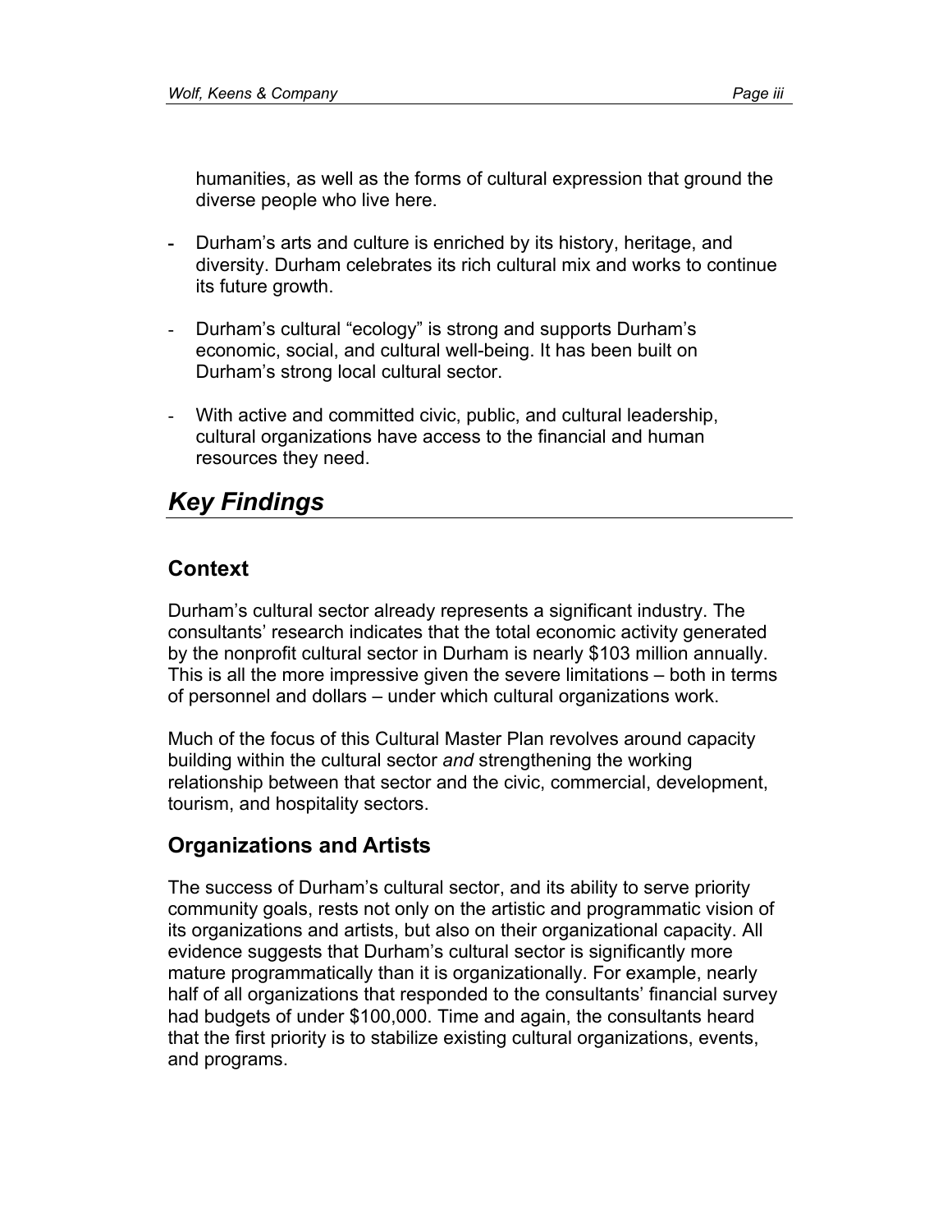humanities, as well as the forms of cultural expression that ground the diverse people who live here.

- Durham's arts and culture is enriched by its history, heritage, and diversity. Durham celebrates its rich cultural mix and works to continue its future growth.
- Durham's cultural "ecology" is strong and supports Durham's economic, social, and cultural well-being. It has been built on Durham's strong local cultural sector.
- With active and committed civic, public, and cultural leadership, cultural organizations have access to the financial and human resources they need.

# *Key Findings*

## Context

Durham's cultural sector already represents a significant industry. The consultants' research indicates that the total economic activity generated by the nonprofit cultural sector in Durham is nearly $103 million annually. This is all the more impressive given the severe limitations – both in terms of personnel and dollars – under which cultural organizations work.

Much of the focus of this Cultural Master Plan revolves around capacity building within the cultural sector *and* strengthening the working relationship between that sector and the civic, commercial, development, tourism, and hospitality sectors.

## Organizations and Artists

The success of Durham's cultural sector, and its ability to serve priority community goals, rests not only on the artistic and programmatic vision of its organizations and artists, but also on their organizational capacity. All evidence suggests that Durham's cultural sector is significantly more mature programmatically than it is organizationally. For example, nearly half of all organizations that responded to the consultants' financial survey had budgets of under $100,000. Time and again, the consultants heard that the first priority is to stabilize existing cultural organizations, events, and programs.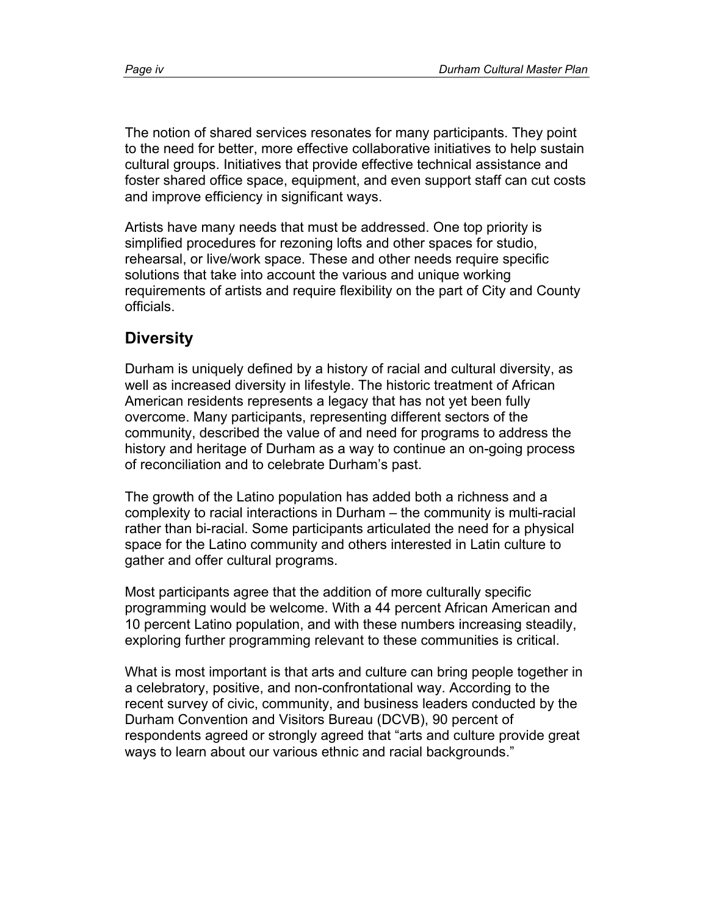The notion of shared services resonates for many participants. They point to the need for better, more effective collaborative initiatives to help sustain cultural groups. Initiatives that provide effective technical assistance and foster shared office space, equipment, and even support staff can cut costs and improve efficiency in significant ways.

Artists have many needs that must be addressed. One top priority is simplified procedures for rezoning lofts and other spaces for studio, rehearsal, or live/work space. These and other needs require specific solutions that take into account the various and unique working requirements of artists and require flexibility on the part of City and County officials.

## Diversity

Durham is uniquely defined by a history of racial and cultural diversity, as well as increased diversity in lifestyle. The historic treatment of African American residents represents a legacy that has not yet been fully overcome. Many participants, representing different sectors of the community, described the value of and need for programs to address the history and heritage of Durham as a way to continue an on-going process of reconciliation and to celebrate Durham's past.

The growth of the Latino population has added both a richness and a complexity to racial interactions in Durham – the community is multi-racial rather than bi-racial. Some participants articulated the need for a physical space for the Latino community and others interested in Latin culture to gather and offer cultural programs.

Most participants agree that the addition of more culturally specific programming would be welcome. With a 44 percent African American and 10 percent Latino population, and with these numbers increasing steadily, exploring further programming relevant to these communities is critical.

What is most important is that arts and culture can bring people together in a celebratory, positive, and non-confrontational way. According to the recent survey of civic, community, and business leaders conducted by the Durham Convention and Visitors Bureau (DCVB), 90 percent of respondents agreed or strongly agreed that "arts and culture provide great ways to learn about our various ethnic and racial backgrounds."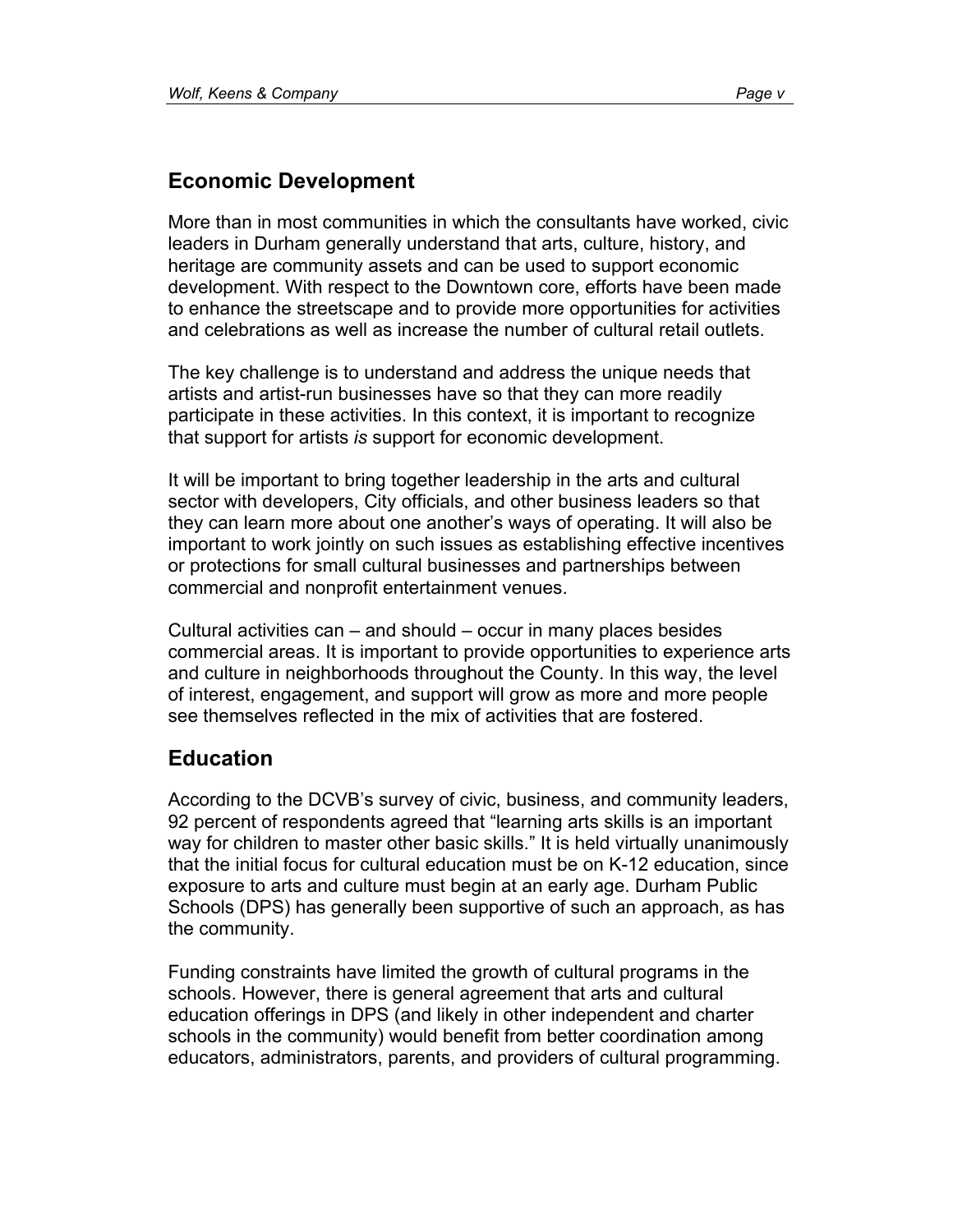## Economic Development

More than in most communities in which the consultants have worked, civic leaders in Durham generally understand that arts, culture, history, and heritage are community assets and can be used to support economic development. With respect to the Downtown core, efforts have been made to enhance the streetscape and to provide more opportunities for activities and celebrations as well as increase the number of cultural retail outlets.

The key challenge is to understand and address the unique needs that artists and artist-run businesses have so that they can more readily participate in these activities. In this context, it is important to recognize that support for artists *is* support for economic development.

It will be important to bring together leadership in the arts and cultural sector with developers, City officials, and other business leaders so that they can learn more about one another's ways of operating. It will also be important to work jointly on such issues as establishing effective incentives or protections for small cultural businesses and partnerships between commercial and nonprofit entertainment venues.

Cultural activities can – and should – occur in many places besides commercial areas. It is important to provide opportunities to experience arts and culture in neighborhoods throughout the County. In this way, the level of interest, engagement, and support will grow as more and more people see themselves reflected in the mix of activities that are fostered.

## Education

According to the DCVB's survey of civic, business, and community leaders, 92 percent of respondents agreed that "learning arts skills is an important way for children to master other basic skills." It is held virtually unanimously that the initial focus for cultural education must be on K-12 education, since exposure to arts and culture must begin at an early age. Durham Public Schools (DPS) has generally been supportive of such an approach, as has the community.

Funding constraints have limited the growth of cultural programs in the schools. However, there is general agreement that arts and cultural education offerings in DPS (and likely in other independent and charter schools in the community) would benefit from better coordination among educators, administrators, parents, and providers of cultural programming.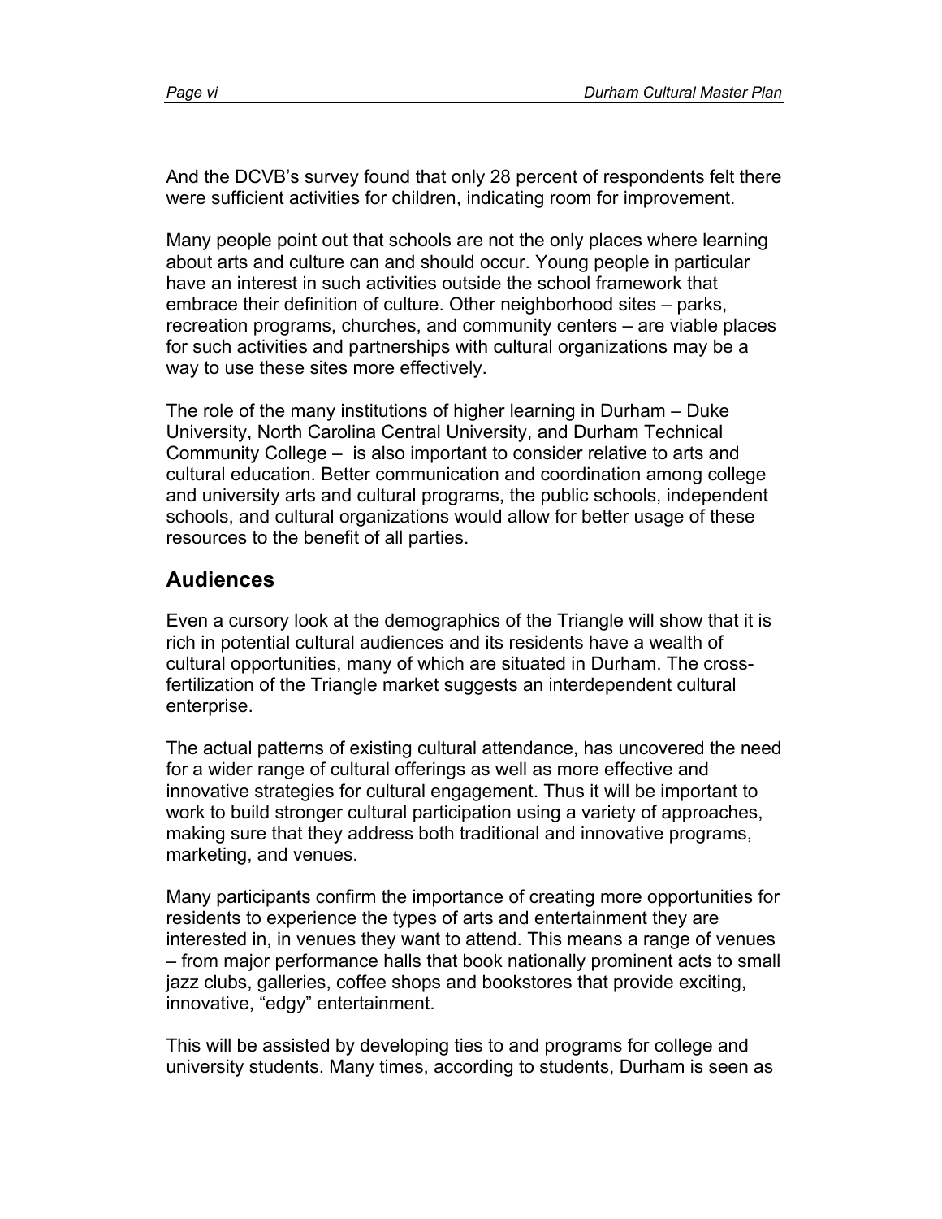And the DCVB's survey found that only 28 percent of respondents felt there were sufficient activities for children, indicating room for improvement.

Many people point out that schools are not the only places where learning about arts and culture can and should occur. Young people in particular have an interest in such activities outside the school framework that embrace their definition of culture. Other neighborhood sites – parks, recreation programs, churches, and community centers – are viable places for such activities and partnerships with cultural organizations may be a way to use these sites more effectively.

The role of the many institutions of higher learning in Durham – Duke University, North Carolina Central University, and Durham Technical Community College – is also important to consider relative to arts and cultural education. Better communication and coordination among college and university arts and cultural programs, the public schools, independent schools, and cultural organizations would allow for better usage of these resources to the benefit of all parties.

## Audiences

Even a cursory look at the demographics of the Triangle will show that it is rich in potential cultural audiences and its residents have a wealth of cultural opportunities, many of which are situated in Durham. The cross-fertilization of the Triangle market suggests an interdependent cultural enterprise.

The actual patterns of existing cultural attendance, has uncovered the need for a wider range of cultural offerings as well as more effective and innovative strategies for cultural engagement. Thus it will be important to work to build stronger cultural participation using a variety of approaches, making sure that they address both traditional and innovative programs, marketing, and venues.

Many participants confirm the importance of creating more opportunities for residents to experience the types of arts and entertainment they are interested in, in venues they want to attend. This means a range of venues – from major performance halls that book nationally prominent acts to small jazz clubs, galleries, coffee shops and bookstores that provide exciting, innovative, "edgy" entertainment.

This will be assisted by developing ties to and programs for college and university students. Many times, according to students, Durham is seen as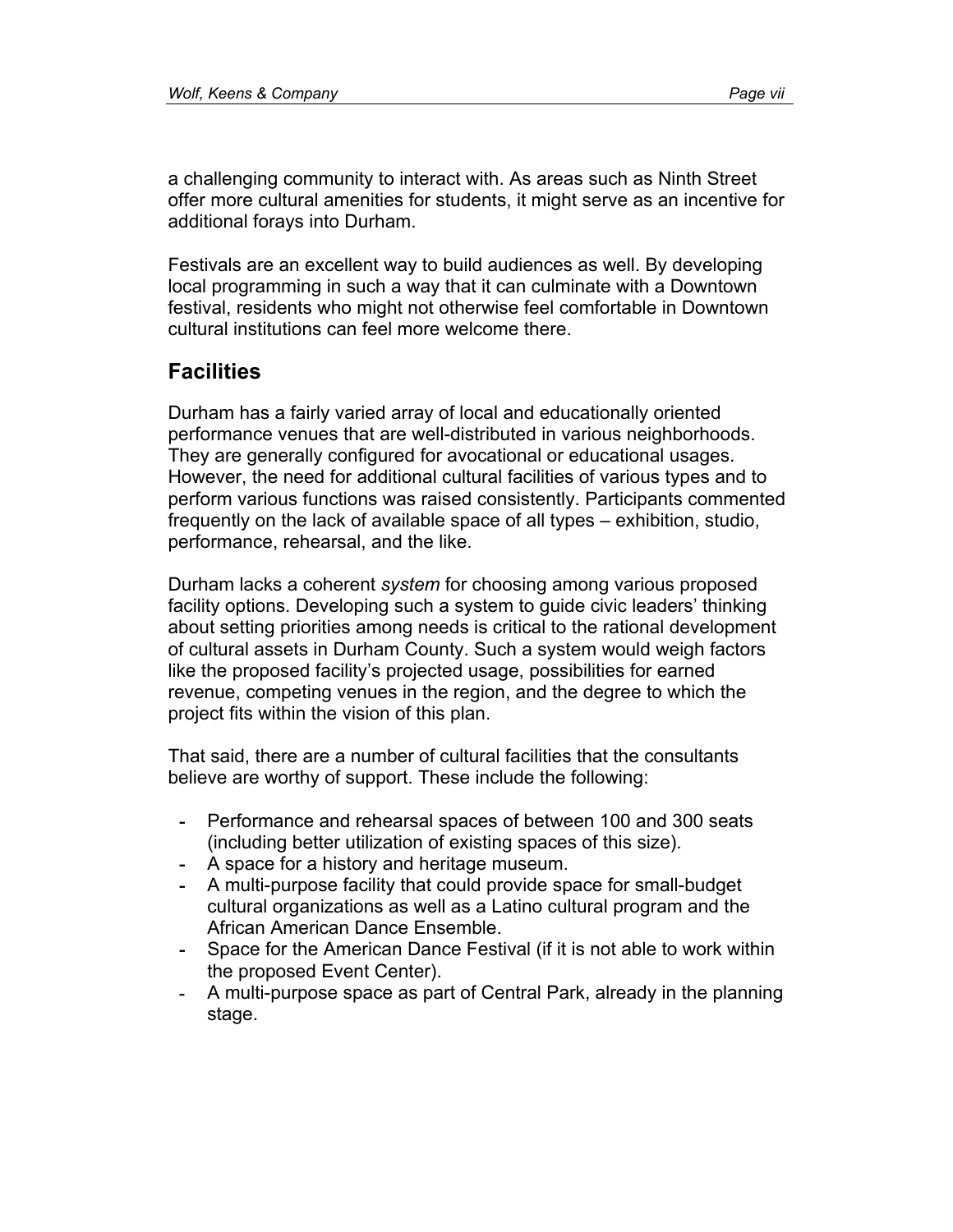a challenging community to interact with. As areas such as Ninth Street offer more cultural amenities for students, it might serve as an incentive for additional forays into Durham.

Festivals are an excellent way to build audiences as well. By developing local programming in such a way that it can culminate with a Downtown festival, residents who might not otherwise feel comfortable in Downtown cultural institutions can feel more welcome there.

## Facilities

Durham has a fairly varied array of local and educationally oriented performance venues that are well-distributed in various neighborhoods. They are generally configured for avocational or educational usages. However, the need for additional cultural facilities of various types and to perform various functions was raised consistently. Participants commented frequently on the lack of available space of all types – exhibition, studio, performance, rehearsal, and the like.

Durham lacks a coherent *system* for choosing among various proposed facility options. Developing such a system to guide civic leaders' thinking about setting priorities among needs is critical to the rational development of cultural assets in Durham County. Such a system would weigh factors like the proposed facility's projected usage, possibilities for earned revenue, competing venues in the region, and the degree to which the project fits within the vision of this plan.

That said, there are a number of cultural facilities that the consultants believe are worthy of support. These include the following:

- Performance and rehearsal spaces of between 100 and 300 seats (including better utilization of existing spaces of this size).
- A space for a history and heritage museum.
- A multi-purpose facility that could provide space for small-budget cultural organizations as well as a Latino cultural program and the African American Dance Ensemble.
- Space for the American Dance Festival (if it is not able to work within the proposed Event Center).
- A multi-purpose space as part of Central Park, already in the planning stage.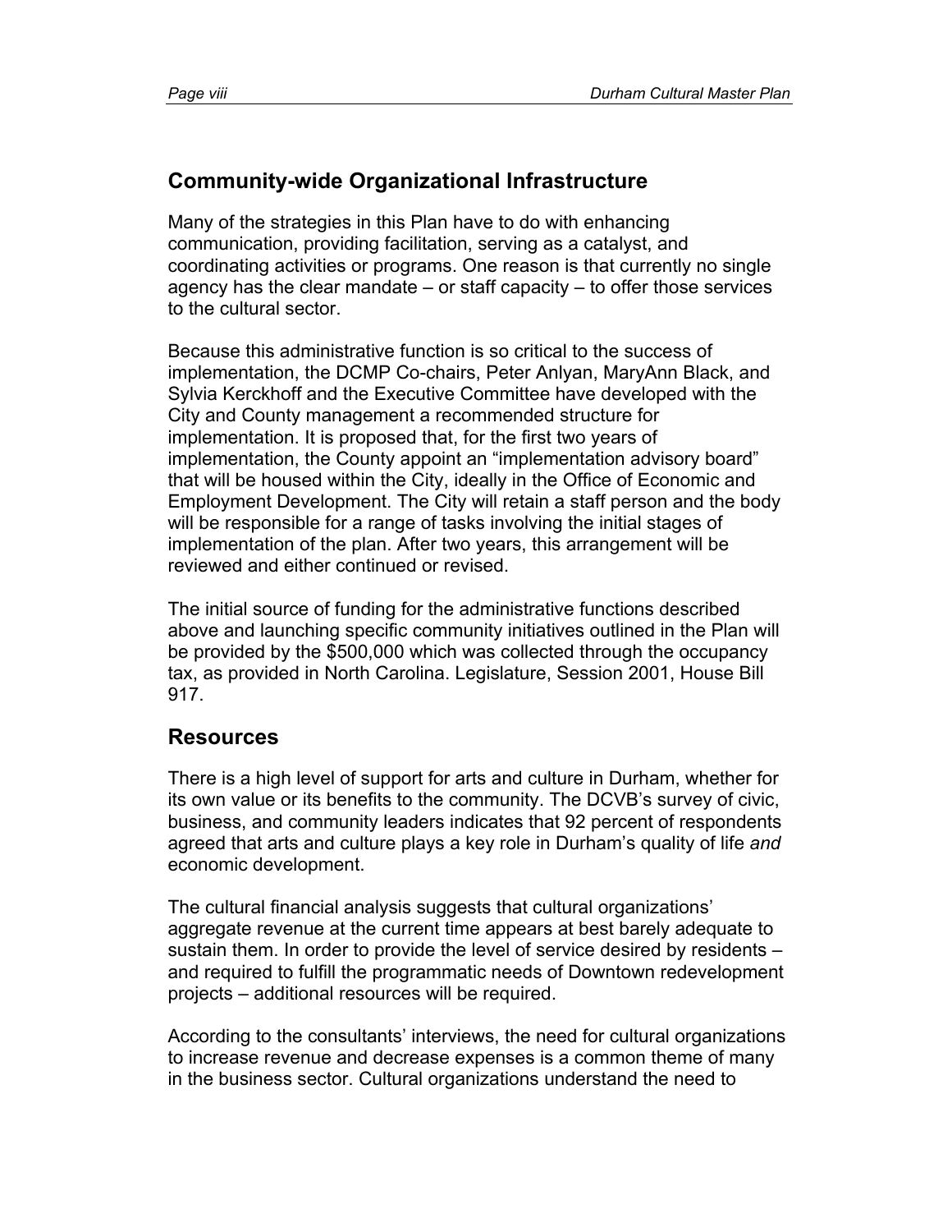## Community-wide Organizational Infrastructure

Many of the strategies in this Plan have to do with enhancing communication, providing facilitation, serving as a catalyst, and coordinating activities or programs. One reason is that currently no single agency has the clear mandate – or staff capacity – to offer those services to the cultural sector.

Because this administrative function is so critical to the success of implementation, the DCMP Co-chairs, Peter Anlyan, MaryAnn Black, and Sylvia Kerckhoff and the Executive Committee have developed with the City and County management a recommended structure for implementation. It is proposed that, for the first two years of implementation, the County appoint an "implementation advisory board" that will be housed within the City, ideally in the Office of Economic and Employment Development. The City will retain a staff person and the body will be responsible for a range of tasks involving the initial stages of implementation of the plan. After two years, this arrangement will be reviewed and either continued or revised.

The initial source of funding for the administrative functions described above and launching specific community initiatives outlined in the Plan will be provided by the $500,000 which was collected through the occupancy tax, as provided in North Carolina. Legislature, Session 2001, House Bill 917.

## Resources

There is a high level of support for arts and culture in Durham, whether for its own value or its benefits to the community. The DCVB's survey of civic, business, and community leaders indicates that 92 percent of respondents agreed that arts and culture plays a key role in Durham's quality of life *and* economic development.

The cultural financial analysis suggests that cultural organizations' aggregate revenue at the current time appears at best barely adequate to sustain them. In order to provide the level of service desired by residents – and required to fulfill the programmatic needs of Downtown redevelopment projects – additional resources will be required.

According to the consultants' interviews, the need for cultural organizations to increase revenue and decrease expenses is a common theme of many in the business sector. Cultural organizations understand the need to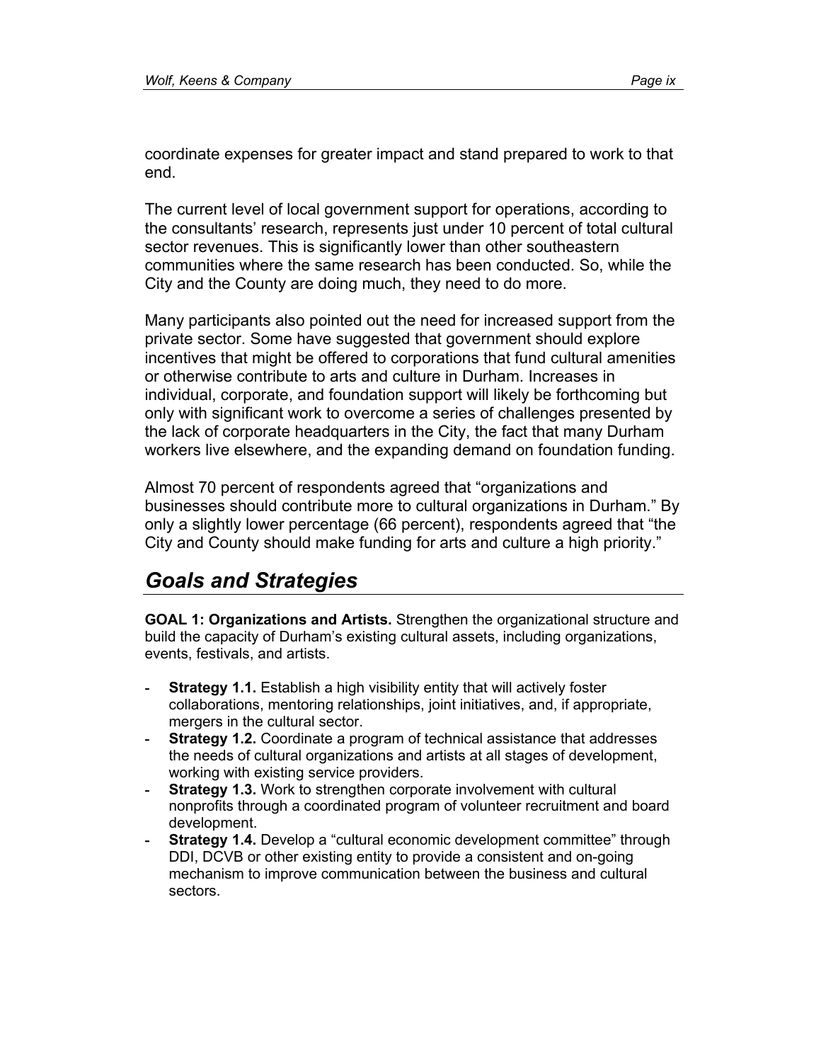coordinate expenses for greater impact and stand prepared to work to that end.

The current level of local government support for operations, according to the consultants' research, represents just under 10 percent of total cultural sector revenues. This is significantly lower than other southeastern communities where the same research has been conducted. So, while the City and the County are doing much, they need to do more.

Many participants also pointed out the need for increased support from the private sector. Some have suggested that government should explore incentives that might be offered to corporations that fund cultural amenities or otherwise contribute to arts and culture in Durham. Increases in individual, corporate, and foundation support will likely be forthcoming but only with significant work to overcome a series of challenges presented by the lack of corporate headquarters in the City, the fact that many Durham workers live elsewhere, and the expanding demand on foundation funding.

Almost 70 percent of respondents agreed that "organizations and businesses should contribute more to cultural organizations in Durham." By only a slightly lower percentage (66 percent), respondents agreed that "the City and County should make funding for arts and culture a high priority."

## *Goals and Strategies*

**GOAL 1: Organizations and Artists.** Strengthen the organizational structure and build the capacity of Durham's existing cultural assets, including organizations, events, festivals, and artists.

- **Strategy 1.1.** Establish a high visibility entity that will actively foster collaborations, mentoring relationships, joint initiatives, and, if appropriate, mergers in the cultural sector.
- **Strategy 1.2.** Coordinate a program of technical assistance that addresses the needs of cultural organizations and artists at all stages of development, working with existing service providers.
- **Strategy 1.3.** Work to strengthen corporate involvement with cultural nonprofits through a coordinated program of volunteer recruitment and board development.
- **Strategy 1.4.** Develop a "cultural economic development committee" through DDI, DCVB or other existing entity to provide a consistent and on-going mechanism to improve communication between the business and cultural sectors.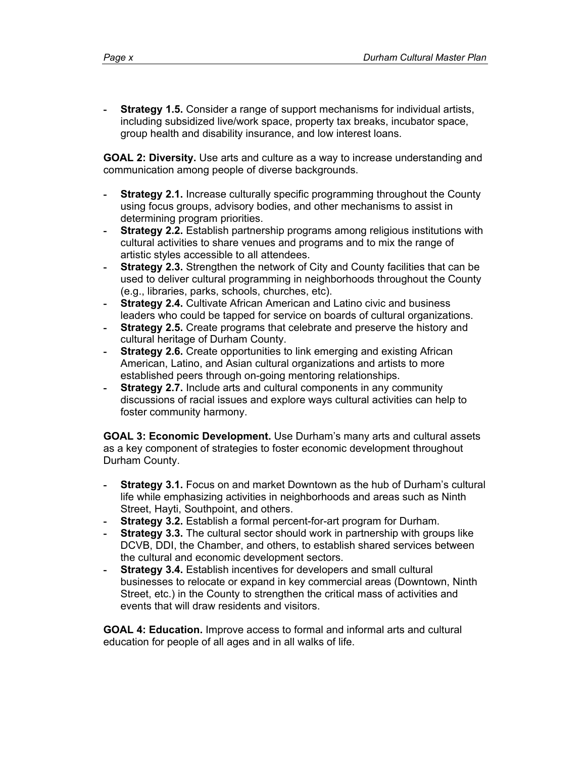- **Strategy 1.5.** Consider a range of support mechanisms for individual artists, including subsidized live/work space, property tax breaks, incubator space, group health and disability insurance, and low interest loans.

**GOAL 2: Diversity.** Use arts and culture as a way to increase understanding and communication among people of diverse backgrounds.

- **Strategy 2.1.** Increase culturally specific programming throughout the County using focus groups, advisory bodies, and other mechanisms to assist in determining program priorities.
- **Strategy 2.2.** Establish partnership programs among religious institutions with cultural activities to share venues and programs and to mix the range of artistic styles accessible to all attendees.
- **Strategy 2.3.** Strengthen the network of City and County facilities that can be used to deliver cultural programming in neighborhoods throughout the County (e.g., libraries, parks, schools, churches, etc).
- **Strategy 2.4.** Cultivate African American and Latino civic and business leaders who could be tapped for service on boards of cultural organizations.
- **Strategy 2.5.** Create programs that celebrate and preserve the history and cultural heritage of Durham County.
- **Strategy 2.6.** Create opportunities to link emerging and existing African American, Latino, and Asian cultural organizations and artists to more established peers through on-going mentoring relationships.
- **Strategy 2.7.** Include arts and cultural components in any community discussions of racial issues and explore ways cultural activities can help to foster community harmony.

**GOAL 3: Economic Development.** Use Durham's many arts and cultural assets as a key component of strategies to foster economic development throughout Durham County.

- **Strategy 3.1.** Focus on and market Downtown as the hub of Durham's cultural life while emphasizing activities in neighborhoods and areas such as Ninth Street, Hayti, Southpoint, and others.
- **Strategy 3.2.** Establish a formal percent-for-art program for Durham.
- **Strategy 3.3.** The cultural sector should work in partnership with groups like DCVB, DDI, the Chamber, and others, to establish shared services between the cultural and economic development sectors.
- **Strategy 3.4.** Establish incentives for developers and small cultural businesses to relocate or expand in key commercial areas (Downtown, Ninth Street, etc.) in the County to strengthen the critical mass of activities and events that will draw residents and visitors.

**GOAL 4: Education.** Improve access to formal and informal arts and cultural education for people of all ages and in all walks of life.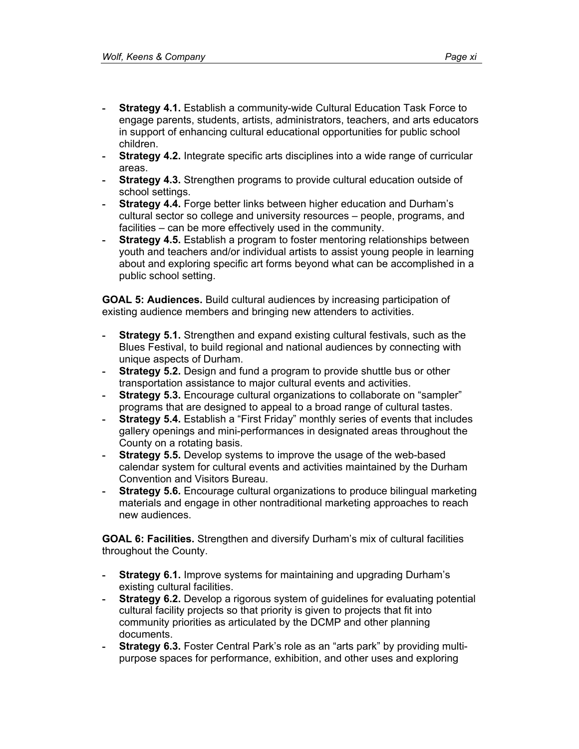- **Strategy 4.1.** Establish a community-wide Cultural Education Task Force to engage parents, students, artists, administrators, teachers, and arts educators in support of enhancing cultural educational opportunities for public school children.
- **Strategy 4.2.** Integrate specific arts disciplines into a wide range of curricular areas.
- **Strategy 4.3.** Strengthen programs to provide cultural education outside of school settings.
- **Strategy 4.4.** Forge better links between higher education and Durham's cultural sector so college and university resources – people, programs, and facilities – can be more effectively used in the community.
- **Strategy 4.5.** Establish a program to foster mentoring relationships between youth and teachers and/or individual artists to assist young people in learning about and exploring specific art forms beyond what can be accomplished in a public school setting.

**GOAL 5: Audiences.** Build cultural audiences by increasing participation of existing audience members and bringing new attenders to activities.

- **Strategy 5.1.** Strengthen and expand existing cultural festivals, such as the Blues Festival, to build regional and national audiences by connecting with unique aspects of Durham.
- **Strategy 5.2.** Design and fund a program to provide shuttle bus or other transportation assistance to major cultural events and activities.
- **Strategy 5.3.** Encourage cultural organizations to collaborate on "sampler" programs that are designed to appeal to a broad range of cultural tastes.
- **Strategy 5.4.** Establish a "First Friday" monthly series of events that includes gallery openings and mini-performances in designated areas throughout the County on a rotating basis.
- **Strategy 5.5.** Develop systems to improve the usage of the web-based calendar system for cultural events and activities maintained by the Durham Convention and Visitors Bureau.
- **Strategy 5.6.** Encourage cultural organizations to produce bilingual marketing materials and engage in other nontraditional marketing approaches to reach new audiences.

**GOAL 6: Facilities.** Strengthen and diversify Durham's mix of cultural facilities throughout the County.

- **Strategy 6.1.** Improve systems for maintaining and upgrading Durham's existing cultural facilities.
- **Strategy 6.2.** Develop a rigorous system of guidelines for evaluating potential cultural facility projects so that priority is given to projects that fit into community priorities as articulated by the DCMP and other planning documents.
- **Strategy 6.3.** Foster Central Park's role as an "arts park" by providing multi-purpose spaces for performance, exhibition, and other uses and exploring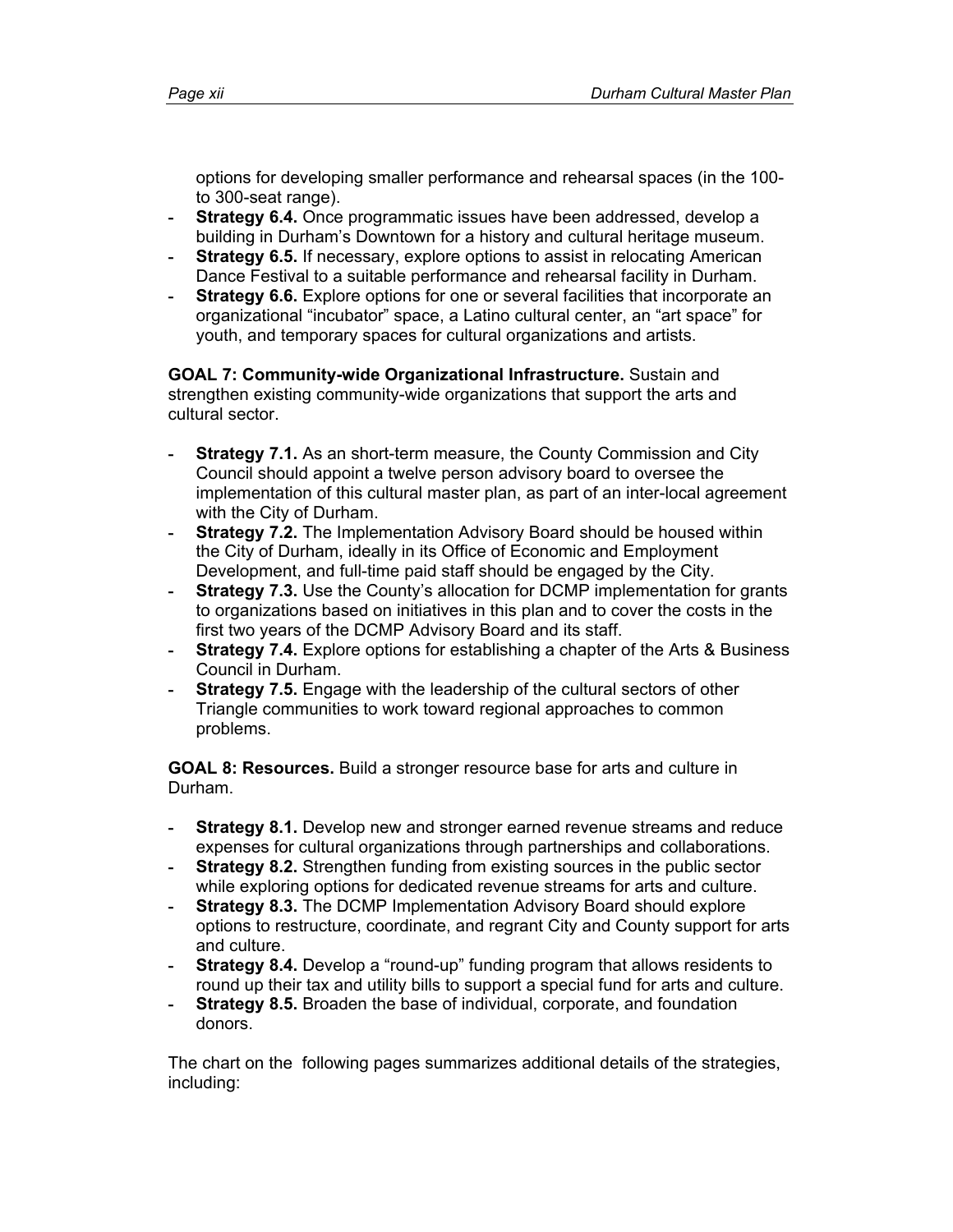options for developing smaller performance and rehearsal spaces (in the 100- to 300-seat range).

- **Strategy 6.4.** Once programmatic issues have been addressed, develop a building in Durham's Downtown for a history and cultural heritage museum.
- **Strategy 6.5.** If necessary, explore options to assist in relocating American Dance Festival to a suitable performance and rehearsal facility in Durham.
- **Strategy 6.6.** Explore options for one or several facilities that incorporate an organizational "incubator" space, a Latino cultural center, an "art space" for youth, and temporary spaces for cultural organizations and artists.

**GOAL 7: Community-wide Organizational Infrastructure.** Sustain and strengthen existing community-wide organizations that support the arts and cultural sector.

- **Strategy 7.1.** As an short-term measure, the County Commission and City Council should appoint a twelve person advisory board to oversee the implementation of this cultural master plan, as part of an inter-local agreement with the City of Durham.
- **Strategy 7.2.** The Implementation Advisory Board should be housed within the City of Durham, ideally in its Office of Economic and Employment Development, and full-time paid staff should be engaged by the City.
- **Strategy 7.3.** Use the County's allocation for DCMP implementation for grants to organizations based on initiatives in this plan and to cover the costs in the first two years of the DCMP Advisory Board and its staff.
- **Strategy 7.4.** Explore options for establishing a chapter of the Arts & Business Council in Durham.
- **Strategy 7.5.** Engage with the leadership of the cultural sectors of other Triangle communities to work toward regional approaches to common problems.

**GOAL 8: Resources.** Build a stronger resource base for arts and culture in Durham.

- **Strategy 8.1.** Develop new and stronger earned revenue streams and reduce expenses for cultural organizations through partnerships and collaborations.
- **Strategy 8.2.** Strengthen funding from existing sources in the public sector while exploring options for dedicated revenue streams for arts and culture.
- **Strategy 8.3.** The DCMP Implementation Advisory Board should explore options to restructure, coordinate, and regrant City and County support for arts and culture.
- **Strategy 8.4.** Develop a "round-up" funding program that allows residents to round up their tax and utility bills to support a special fund for arts and culture.
- **Strategy 8.5.** Broaden the base of individual, corporate, and foundation donors.

The chart on the following pages summarizes additional details of the strategies, including: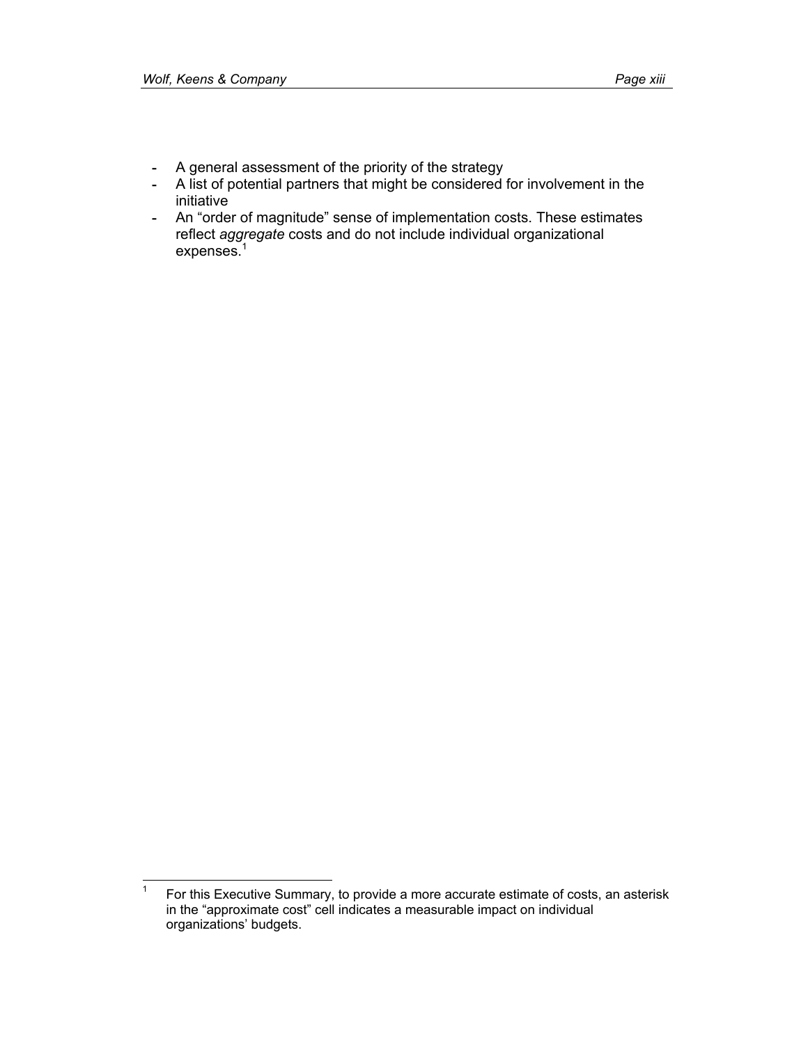- A general assessment of the priority of the strategy
- A list of potential partners that might be considered for involvement in the initiative
- An "order of magnitude" sense of implementation costs. These estimates reflect *aggregate* costs and do not include individual organizational expenses.[1]

[1] For this Executive Summary, to provide a more accurate estimate of costs, an asterisk in the "approximate cost" cell indicates a measurable impact on individual organizations' budgets.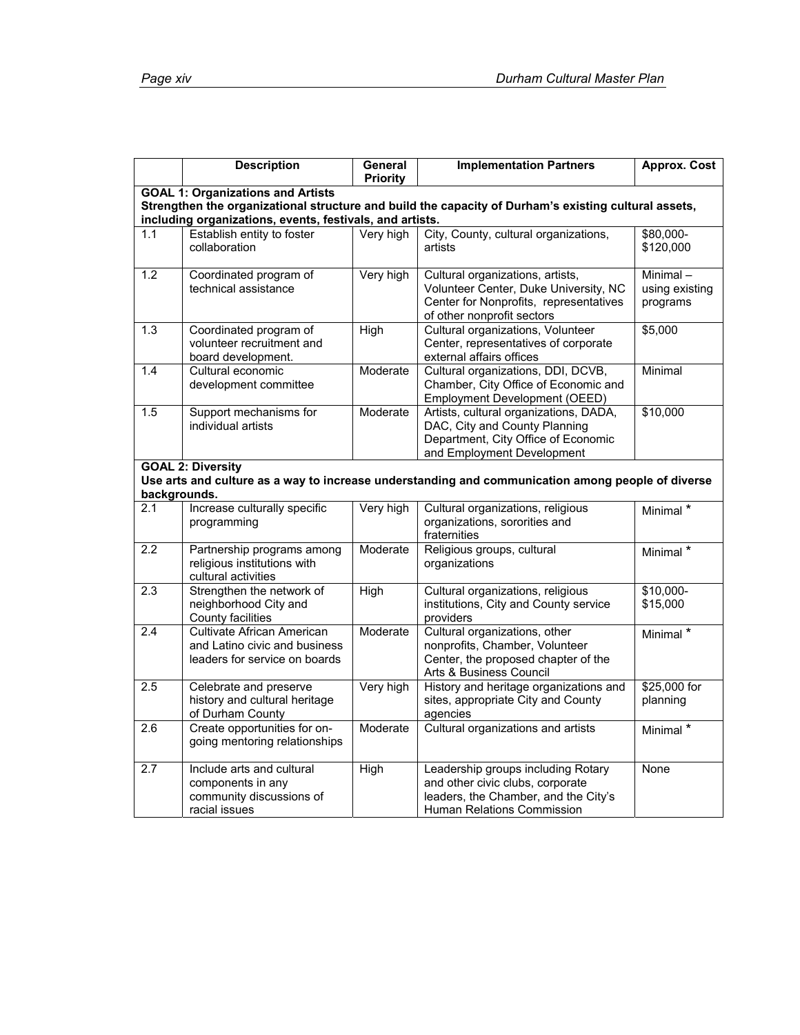| | Description | General Priority | Implementation Partners | Approx. Cost |
|---|---|---|---|---|
| **GOAL 1: Organizations and Artists** **Strengthen the organizational structure and build the capacity of Durham's existing cultural assets, including organizations, events, festivals, and artists.** | | | | |
| 1.1 | Establish entity to foster collaboration | Very high | City, County, cultural organizations, artists | $80,000-$120,000 |
| 1.2 | Coordinated program of technical assistance | Very high | Cultural organizations, artists, Volunteer Center, Duke University, NC Center for Nonprofits, representatives of other nonprofit sectors | Minimal – using existing programs |
| 1.3 | Coordinated program of volunteer recruitment and board development. | High | Cultural organizations, Volunteer Center, representatives of corporate external affairs offices | $5,000 |
| 1.4 | Cultural economic development committee | Moderate | Cultural organizations, DDI, DCVB, Chamber, City Office of Economic and Employment Development (OEED) | Minimal |
| 1.5 | Support mechanisms for individual artists | Moderate | Artists, cultural organizations, DADA, DAC, City and County Planning Department, City Office of Economic and Employment Development | $10,000 |
| **GOAL 2: Diversity** **Use arts and culture as a way to increase understanding and communication among people of diverse backgrounds.** | | | | |
| 2.1 | Increase culturally specific programming | Very high | Cultural organizations, religious organizations, sororities and fraternities | Minimal * |
| 2.2 | Partnership programs among religious institutions with cultural activities | Moderate | Religious groups, cultural organizations | Minimal * |
| 2.3 | Strengthen the network of neighborhood City and County facilities | High | Cultural organizations, religious institutions, City and County service providers | $10,000-$15,000 |
| 2.4 | Cultivate African American and Latino civic and business leaders for service on boards | Moderate | Cultural organizations, other nonprofits, Chamber, Volunteer Center, the proposed chapter of the Arts & Business Council | Minimal * |
| 2.5 | Celebrate and preserve history and cultural heritage of Durham County | Very high | History and heritage organizations and sites, appropriate City and County agencies | $25,000 for planning |
| 2.6 | Create opportunities for on-going mentoring relationships | Moderate | Cultural organizations and artists | Minimal * |
| 2.7 | Include arts and cultural components in any community discussions of racial issues | High | Leadership groups including Rotary and other civic clubs, corporate leaders, the Chamber, and the City's Human Relations Commission | None |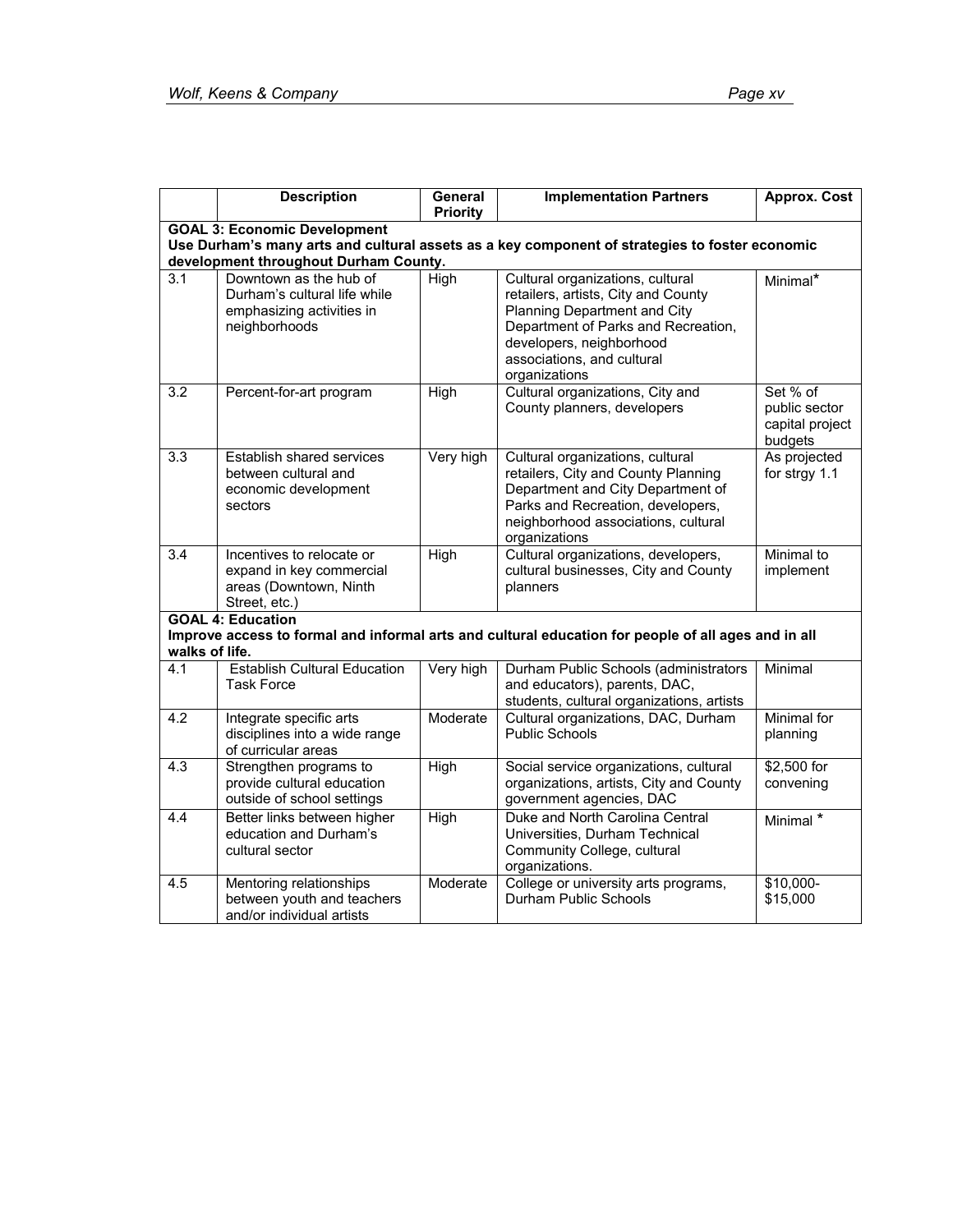| | Description | General Priority | Implementation Partners | Approx. Cost |
|---|---|---|---|---|
| **GOAL 3: Economic Development** **Use Durham's many arts and cultural assets as a key component of strategies to foster economic development throughout Durham County.** | | | | |
| 3.1 | Downtown as the hub of Durham's cultural life while emphasizing activities in neighborhoods | High | Cultural organizations, cultural retailers, artists, City and County Planning Department and City Department of Parks and Recreation, developers, neighborhood associations, and cultural organizations | Minimal* |
| 3.2 | Percent-for-art program | High | Cultural organizations, City and County planners, developers | Set % of public sector capital project budgets |
| 3.3 | Establish shared services between cultural and economic development sectors | Very high | Cultural organizations, cultural retailers, City and County Planning Department and City Department of Parks and Recreation, developers, neighborhood associations, cultural organizations | As projected for strgy 1.1 |
| 3.4 | Incentives to relocate or expand in key commercial areas (Downtown, Ninth Street, etc.) | High | Cultural organizations, developers, cultural businesses, City and County planners | Minimal to implement |
| **GOAL 4: Education** **Improve access to formal and informal arts and cultural education for people of all ages and in all walks of life.** | | | | |
| 4.1 | Establish Cultural Education Task Force | Very high | Durham Public Schools (administrators and educators), parents, DAC, students, cultural organizations, artists | Minimal |
| 4.2 | Integrate specific arts disciplines into a wide range of curricular areas | Moderate | Cultural organizations, DAC, Durham Public Schools | Minimal for planning |
| 4.3 | Strengthen programs to provide cultural education outside of school settings | High | Social service organizations, cultural organizations, artists, City and County government agencies, DAC | $2,500 for convening |
| 4.4 | Better links between higher education and Durham's cultural sector | High | Duke and North Carolina Central Universities, Durham Technical Community College, cultural organizations. | Minimal * |
| 4.5 | Mentoring relationships between youth and teachers and/or individual artists | Moderate | College or university arts programs, Durham Public Schools | $10,000-$15,000 |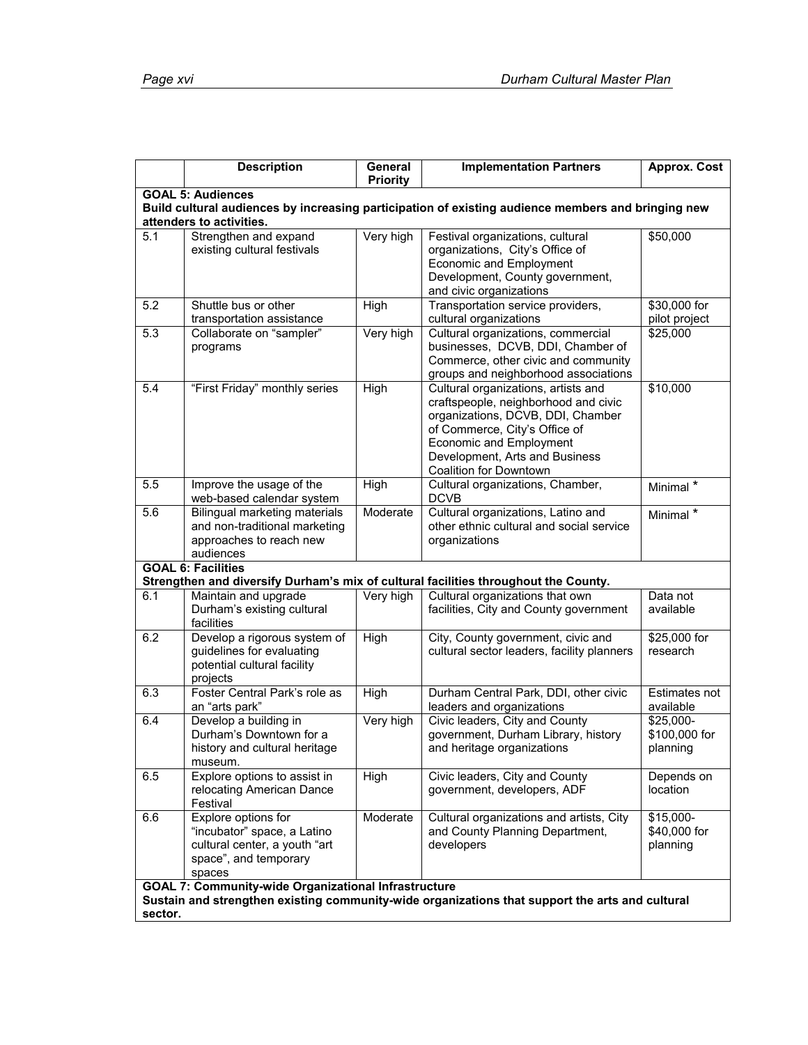| | Description | General Priority | Implementation Partners | Approx. Cost |
|---|---|---|---|---|
| **GOAL 5: Audiences** **Build cultural audiences by increasing participation of existing audience members and bringing new attenders to activities.** | | | | |
| 5.1 | Strengthen and expand existing cultural festivals | Very high | Festival organizations, cultural organizations, City's Office of Economic and Employment Development, County government, and civic organizations | $50,000 |
| 5.2 | Shuttle bus or other transportation assistance | High | Transportation service providers, cultural organizations | $30,000 for pilot project |
| 5.3 | Collaborate on "sampler" programs | Very high | Cultural organizations, commercial businesses, DCVB, DDI, Chamber of Commerce, other civic and community groups and neighborhood associations | $25,000 |
| 5.4 | "First Friday" monthly series | High | Cultural organizations, artists and craftspeople, neighborhood and civic organizations, DCVB, DDI, Chamber of Commerce, City's Office of Economic and Employment Development, Arts and Business Coalition for Downtown | $10,000 |
| 5.5 | Improve the usage of the web-based calendar system | High | Cultural organizations, Chamber, DCVB | Minimal * |
| 5.6 | Bilingual marketing materials and non-traditional marketing approaches to reach new audiences | Moderate | Cultural organizations, Latino and other ethnic cultural and social service organizations | Minimal * |
| **GOAL 6: Facilities** **Strengthen and diversify Durham's mix of cultural facilities throughout the County.** | | | | |
| 6.1 | Maintain and upgrade Durham's existing cultural facilities | Very high | Cultural organizations that own facilities, City and County government | Data not available |
| 6.2 | Develop a rigorous system of guidelines for evaluating potential cultural facility projects | High | City, County government, civic and cultural sector leaders, facility planners | $25,000 for research |
| 6.3 | Foster Central Park's role as an "arts park" | High | Durham Central Park, DDI, other civic leaders and organizations | Estimates not available |
| 6.4 | Develop a building in Durham's Downtown for a history and cultural heritage museum. | Very high | Civic leaders, City and County government, Durham Library, history and heritage organizations | $25,000-$100,000 for planning |
| 6.5 | Explore options to assist in relocating American Dance Festival | High | Civic leaders, City and County government, developers, ADF | Depends on location |
| 6.6 | Explore options for "incubator" space, a Latino cultural center, a youth "art space", and temporary spaces | Moderate | Cultural organizations and artists, City and County Planning Department, developers | $15,000-$40,000 for planning |
| **GOAL 7: Community-wide Organizational Infrastructure** **Sustain and strengthen existing community-wide organizations that support the arts and cultural sector.** | | | | |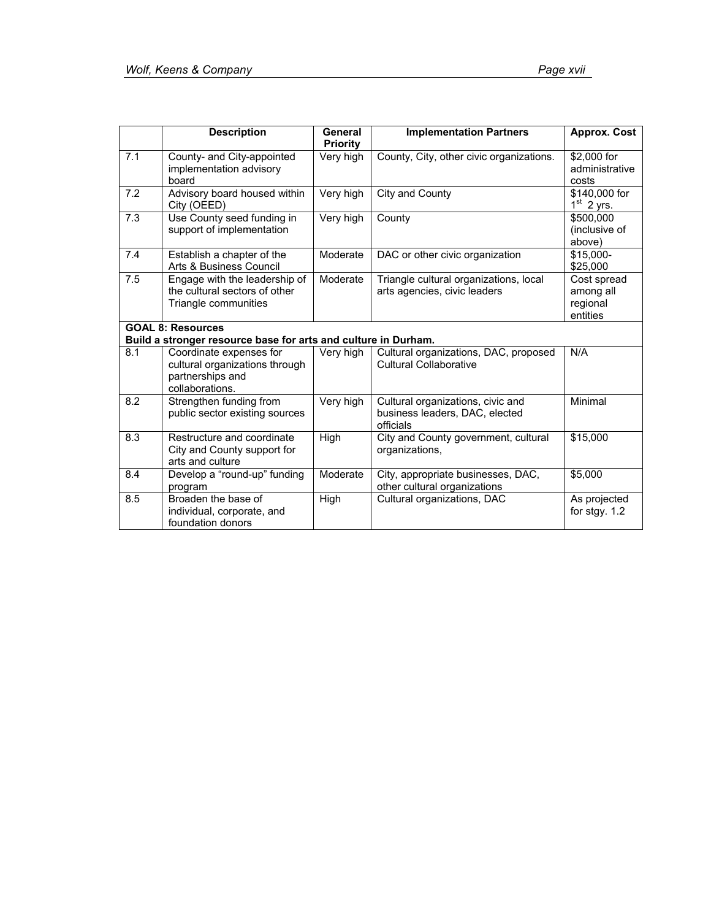|  | Description | General Priority | Implementation Partners | Approx. Cost |
|---|---|---|---|---|
| 7.1 | County- and City-appointed implementation advisory board | Very high | County, City, other civic organizations. | $2,000 for administrative costs |
| 7.2 | Advisory board housed within City (OEED) | Very high | City and County | $140,000 for 1st 2 yrs. |
| 7.3 | Use County seed funding in support of implementation | Very high | County | $500,000 (inclusive of above) |
| 7.4 | Establish a chapter of the Arts & Business Council | Moderate | DAC or other civic organization | $15,000-$25,000 |
| 7.5 | Engage with the leadership of the cultural sectors of other Triangle communities | Moderate | Triangle cultural organizations, local arts agencies, civic leaders | Cost spread among all regional entities |
| **GOAL 8: Resources**<br>**Build a stronger resource base for arts and culture in Durham.** | | | | |
| 8.1 | Coordinate expenses for cultural organizations through partnerships and collaborations. | Very high | Cultural organizations, DAC, proposed Cultural Collaborative | N/A |
| 8.2 | Strengthen funding from public sector existing sources | Very high | Cultural organizations, civic and business leaders, DAC, elected officials | Minimal |
| 8.3 | Restructure and coordinate City and County support for arts and culture | High | City and County government, cultural organizations, | $15,000 |
| 8.4 | Develop a "round-up" funding program | Moderate | City, appropriate businesses, DAC, other cultural organizations | $5,000 |
| 8.5 | Broaden the base of individual, corporate, and foundation donors | High | Cultural organizations, DAC | As projected for stgy. 1.2 |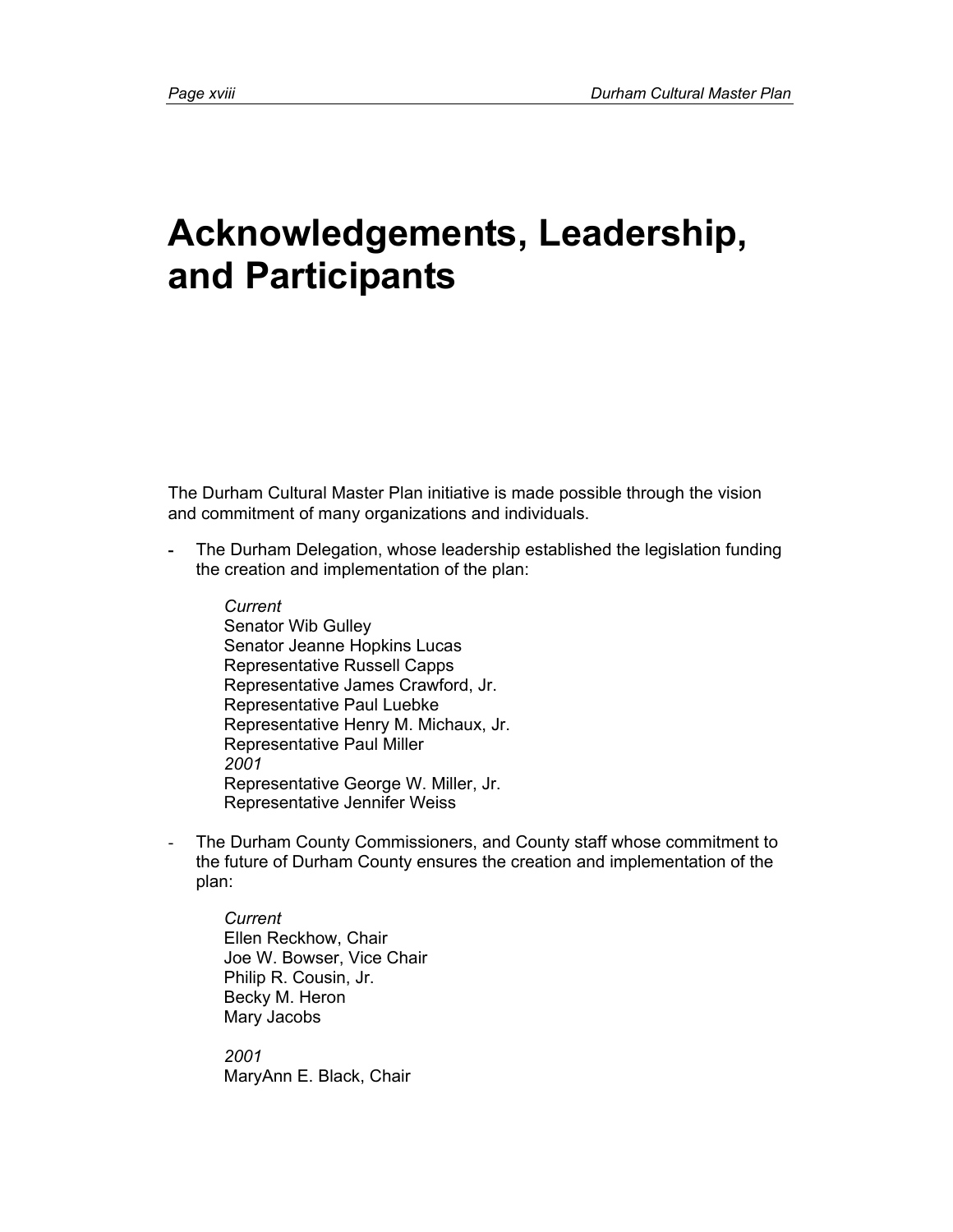# Acknowledgements, Leadership, and Participants

The Durham Cultural Master Plan initiative is made possible through the vision and commitment of many organizations and individuals.

- The Durham Delegation, whose leadership established the legislation funding the creation and implementation of the plan:

  *Current*
  Senator Wib Gulley
  Senator Jeanne Hopkins Lucas
  Representative Russell Capps
  Representative James Crawford, Jr.
  Representative Paul Luebke
  Representative Henry M. Michaux, Jr.
  Representative Paul Miller
  *2001*
  Representative George W. Miller, Jr.
  Representative Jennifer Weiss

- The Durham County Commissioners, and County staff whose commitment to the future of Durham County ensures the creation and implementation of the plan:

  *Current*
  Ellen Reckhow, Chair
  Joe W. Bowser, Vice Chair
  Philip R. Cousin, Jr.
  Becky M. Heron
  Mary Jacobs

  *2001*
  MaryAnn E. Black, Chair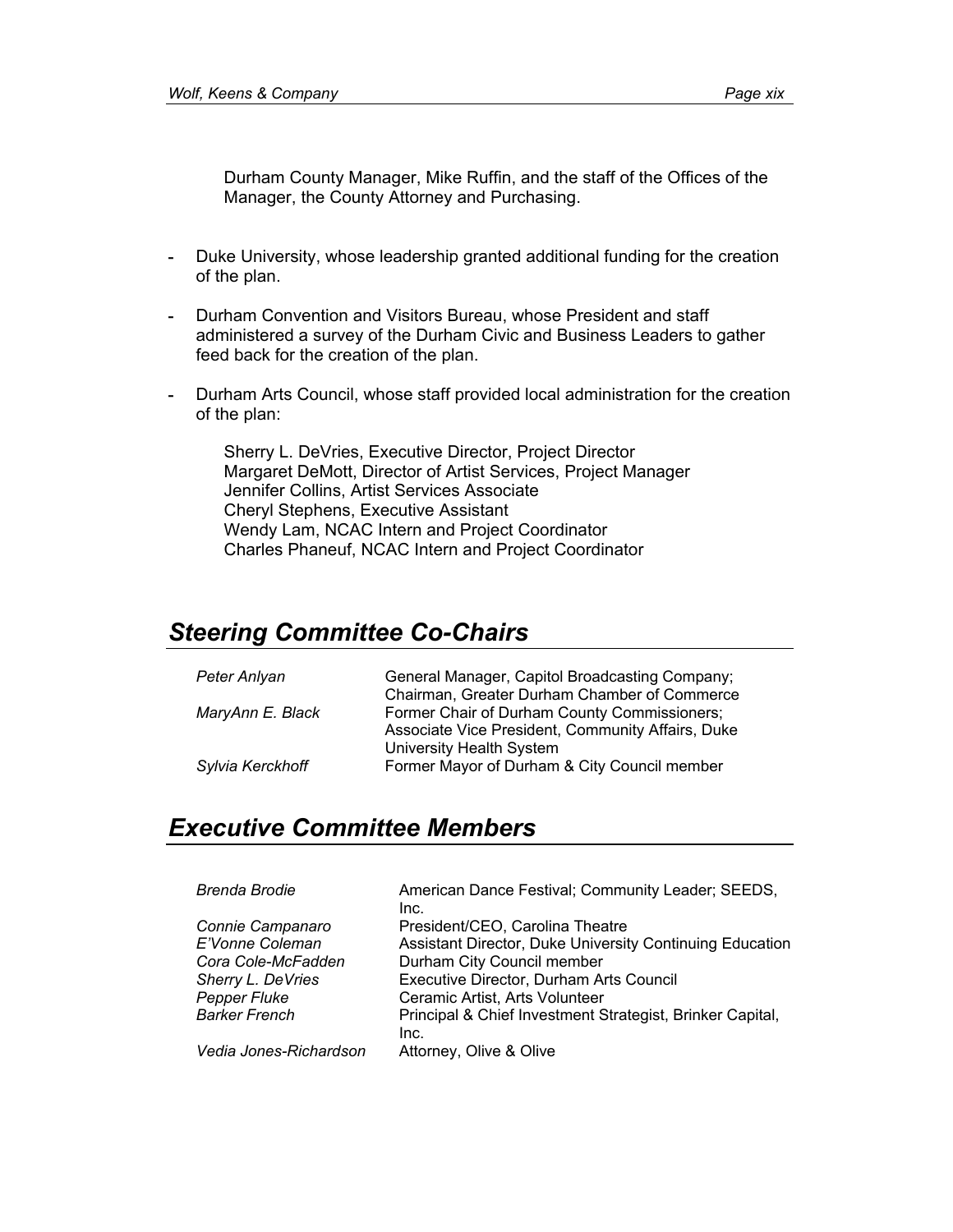Durham County Manager, Mike Ruffin, and the staff of the Offices of the Manager, the County Attorney and Purchasing.

- Duke University, whose leadership granted additional funding for the creation of the plan.
- Durham Convention and Visitors Bureau, whose President and staff administered a survey of the Durham Civic and Business Leaders to gather feed back for the creation of the plan.
- Durham Arts Council, whose staff provided local administration for the creation of the plan:

  Sherry L. DeVries, Executive Director, Project Director
  Margaret DeMott, Director of Artist Services, Project Manager
  Jennifer Collins, Artist Services Associate
  Cheryl Stephens, Executive Assistant
  Wendy Lam, NCAC Intern and Project Coordinator
  Charles Phaneuf, NCAC Intern and Project Coordinator

## *Steering Committee Co-Chairs*

| | |
|---|---|
| *Peter Anlyan* | General Manager, Capitol Broadcasting Company; Chairman, Greater Durham Chamber of Commerce |
| *MaryAnn E. Black* | Former Chair of Durham County Commissioners; Associate Vice President, Community Affairs, Duke University Health System |
| *Sylvia Kerckhoff* | Former Mayor of Durham & City Council member |

## *Executive Committee Members*

| | |
|---|---|
| *Brenda Brodie* | American Dance Festival; Community Leader; SEEDS, Inc. |
| *Connie Campanaro* | President/CEO, Carolina Theatre |
| *E'Vonne Coleman* | Assistant Director, Duke University Continuing Education |
| *Cora Cole-McFadden* | Durham City Council member |
| *Sherry L. DeVries* | Executive Director, Durham Arts Council |
| *Pepper Fluke* | Ceramic Artist, Arts Volunteer |
| *Barker French* | Principal & Chief Investment Strategist, Brinker Capital, Inc. |
| *Vedia Jones-Richardson* | Attorney, Olive & Olive |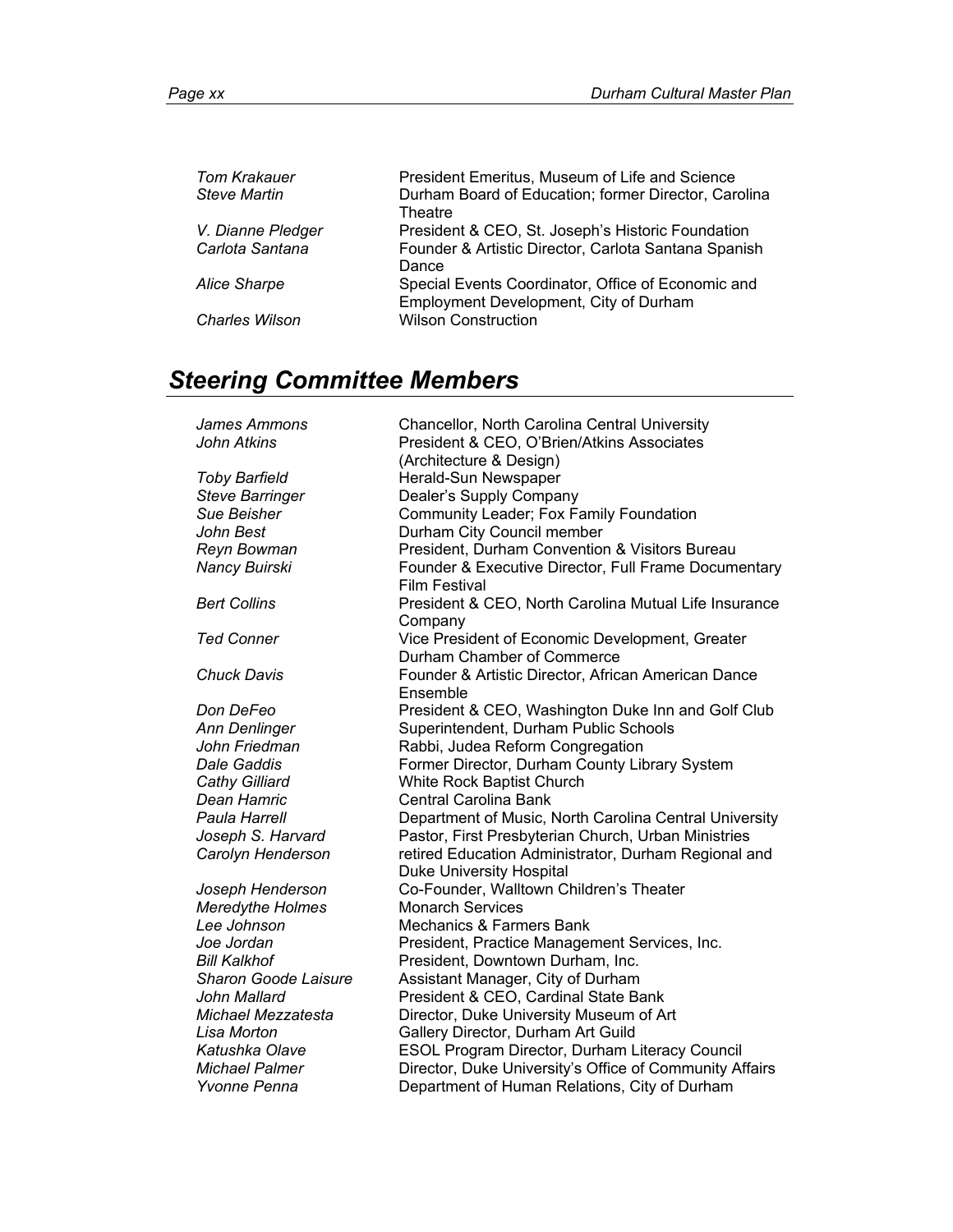| | |
|---|---|
| *Tom Krakauer* | President Emeritus, Museum of Life and Science |
| *Steve Martin* | Durham Board of Education; former Director, Carolina Theatre |
| *V. Dianne Pledger* | President & CEO, St. Joseph's Historic Foundation |
| *Carlota Santana* | Founder & Artistic Director, Carlota Santana Spanish Dance |
| *Alice Sharpe* | Special Events Coordinator, Office of Economic and Employment Development, City of Durham |
| *Charles Wilson* | Wilson Construction |

## *Steering Committee Members*

| | |
|---|---|
| *James Ammons* | Chancellor, North Carolina Central University |
| *John Atkins* | President & CEO, O'Brien/Atkins Associates (Architecture & Design) |
| *Toby Barfield* | Herald-Sun Newspaper |
| *Steve Barringer* | Dealer's Supply Company |
| *Sue Beisher* | Community Leader; Fox Family Foundation |
| *John Best* | Durham City Council member |
| *Reyn Bowman* | President, Durham Convention & Visitors Bureau |
| *Nancy Buirski* | Founder & Executive Director, Full Frame Documentary Film Festival |
| *Bert Collins* | President & CEO, North Carolina Mutual Life Insurance Company |
| *Ted Conner* | Vice President of Economic Development, Greater Durham Chamber of Commerce |
| *Chuck Davis* | Founder & Artistic Director, African American Dance Ensemble |
| *Don DeFeo* | President & CEO, Washington Duke Inn and Golf Club |
| *Ann Denlinger* | Superintendent, Durham Public Schools |
| *John Friedman* | Rabbi, Judea Reform Congregation |
| *Dale Gaddis* | Former Director, Durham County Library System |
| *Cathy Gilliard* | White Rock Baptist Church |
| *Dean Hamric* | Central Carolina Bank |
| *Paula Harrell* | Department of Music, North Carolina Central University |
| *Joseph S. Harvard* | Pastor, First Presbyterian Church, Urban Ministries |
| *Carolyn Henderson* | retired Education Administrator, Durham Regional and Duke University Hospital |
| *Joseph Henderson* | Co-Founder, Walltown Children's Theater |
| *Meredythe Holmes* | Monarch Services |
| *Lee Johnson* | Mechanics & Farmers Bank |
| *Joe Jordan* | President, Practice Management Services, Inc. |
| *Bill Kalkhof* | President, Downtown Durham, Inc. |
| *Sharon Goode Laisure* | Assistant Manager, City of Durham |
| *John Mallard* | President & CEO, Cardinal State Bank |
| *Michael Mezzatesta* | Director, Duke University Museum of Art |
| *Lisa Morton* | Gallery Director, Durham Art Guild |
| *Katushka Olave* | ESOL Program Director, Durham Literacy Council |
| *Michael Palmer* | Director, Duke University's Office of Community Affairs |
| *Yvonne Penna* | Department of Human Relations, City of Durham |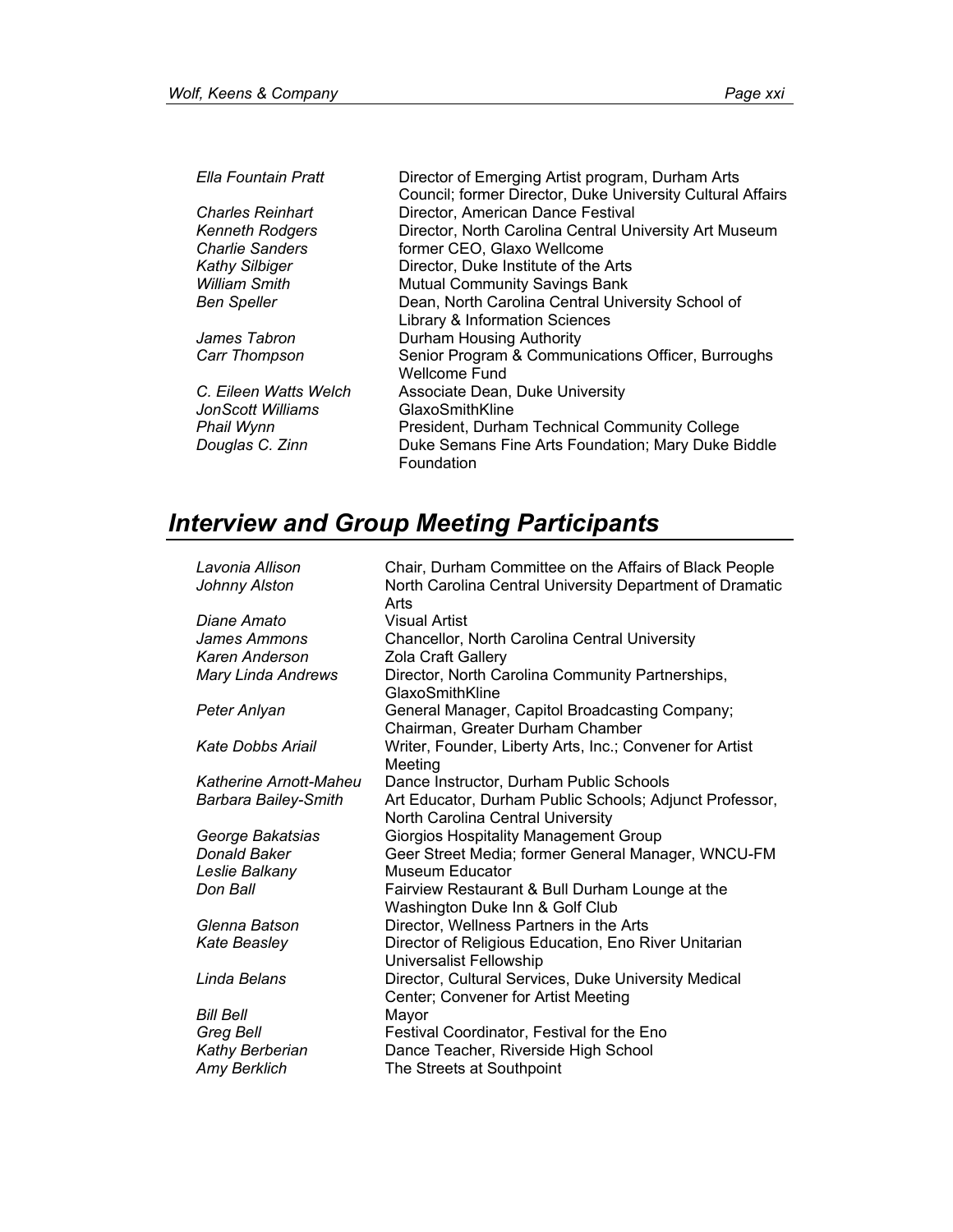| | |
|---|---|
| *Ella Fountain Pratt* | Director of Emerging Artist program, Durham Arts Council; former Director, Duke University Cultural Affairs |
| *Charles Reinhart* | Director, American Dance Festival |
| *Kenneth Rodgers* | Director, North Carolina Central University Art Museum |
| *Charlie Sanders* | former CEO, Glaxo Wellcome |
| *Kathy Silbiger* | Director, Duke Institute of the Arts |
| *William Smith* | Mutual Community Savings Bank |
| *Ben Speller* | Dean, North Carolina Central University School of Library & Information Sciences |
| *James Tabron* | Durham Housing Authority |
| *Carr Thompson* | Senior Program & Communications Officer, Burroughs Wellcome Fund |
| *C. Eileen Watts Welch* | Associate Dean, Duke University |
| *JonScott Williams* | GlaxoSmithKline |
| *Phail Wynn* | President, Durham Technical Community College |
| *Douglas C. Zinn* | Duke Semans Fine Arts Foundation; Mary Duke Biddle Foundation |

# *Interview and Group Meeting Participants*

| | |
|---|---|
| *Lavonia Allison* | Chair, Durham Committee on the Affairs of Black People |
| *Johnny Alston* | North Carolina Central University Department of Dramatic Arts |
| *Diane Amato* | Visual Artist |
| *James Ammons* | Chancellor, North Carolina Central University |
| *Karen Anderson* | Zola Craft Gallery |
| *Mary Linda Andrews* | Director, North Carolina Community Partnerships, GlaxoSmithKline |
| *Peter Anlyan* | General Manager, Capitol Broadcasting Company; Chairman, Greater Durham Chamber |
| *Kate Dobbs Ariail* | Writer, Founder, Liberty Arts, Inc.; Convener for Artist Meeting |
| *Katherine Arnott-Maheu* | Dance Instructor, Durham Public Schools |
| *Barbara Bailey-Smith* | Art Educator, Durham Public Schools; Adjunct Professor, North Carolina Central University |
| *George Bakatsias* | Giorgios Hospitality Management Group |
| *Donald Baker* | Geer Street Media; former General Manager, WNCU-FM |
| *Leslie Balkany* | Museum Educator |
| *Don Ball* | Fairview Restaurant & Bull Durham Lounge at the Washington Duke Inn & Golf Club |
| *Glenna Batson* | Director, Wellness Partners in the Arts |
| *Kate Beasley* | Director of Religious Education, Eno River Unitarian Universalist Fellowship |
| *Linda Belans* | Director, Cultural Services, Duke University Medical Center; Convener for Artist Meeting |
| *Bill Bell* | Mayor |
| *Greg Bell* | Festival Coordinator, Festival for the Eno |
| *Kathy Berberian* | Dance Teacher, Riverside High School |
| *Amy Berklich* | The Streets at Southpoint |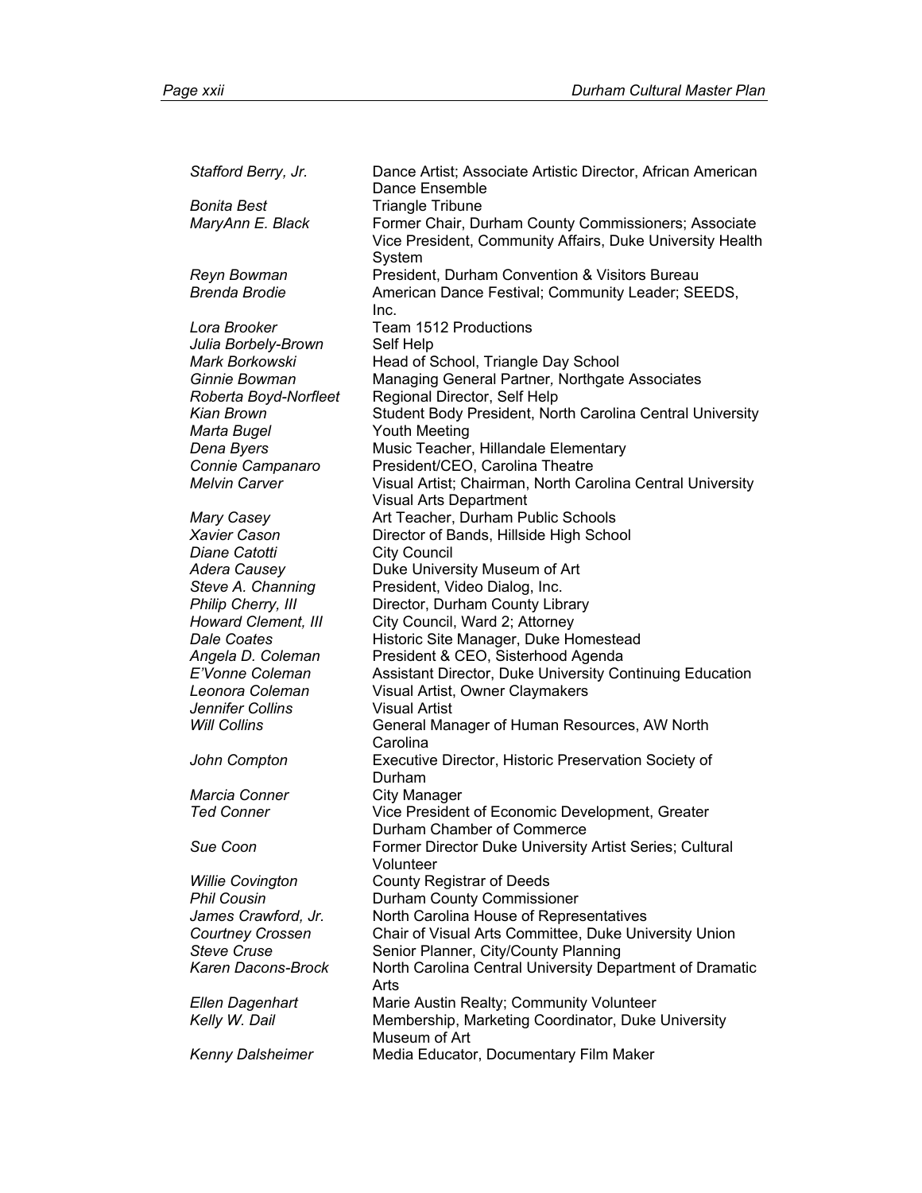| | |
|---|---|
| *Stafford Berry, Jr.* | Dance Artist; Associate Artistic Director, African American Dance Ensemble |
| *Bonita Best* | Triangle Tribune |
| *MaryAnn E. Black* | Former Chair, Durham County Commissioners; Associate Vice President, Community Affairs, Duke University Health System |
| *Reyn Bowman* | President, Durham Convention & Visitors Bureau |
| *Brenda Brodie* | American Dance Festival; Community Leader; SEEDS, Inc. |
| *Lora Brooker* | Team 1512 Productions |
| *Julia Borbely-Brown* | Self Help |
| *Mark Borkowski* | Head of School, Triangle Day School |
| *Ginnie Bowman* | Managing General Partner, Northgate Associates |
| *Roberta Boyd-Norfleet* | Regional Director, Self Help |
| *Kian Brown* | Student Body President, North Carolina Central University |
| *Marta Bugel* | Youth Meeting |
| *Dena Byers* | Music Teacher, Hillandale Elementary |
| *Connie Campanaro* | President/CEO, Carolina Theatre |
| *Melvin Carver* | Visual Artist; Chairman, North Carolina Central University Visual Arts Department |
| *Mary Casey* | Art Teacher, Durham Public Schools |
| *Xavier Cason* | Director of Bands, Hillside High School |
| *Diane Catotti* | City Council |
| *Adera Causey* | Duke University Museum of Art |
| *Steve A. Channing* | President, Video Dialog, Inc. |
| *Philip Cherry, III* | Director, Durham County Library |
| *Howard Clement, III* | City Council, Ward 2; Attorney |
| *Dale Coates* | Historic Site Manager, Duke Homestead |
| *Angela D. Coleman* | President & CEO, Sisterhood Agenda |
| *E'Vonne Coleman* | Assistant Director, Duke University Continuing Education |
| *Leonora Coleman* | Visual Artist, Owner Claymakers |
| *Jennifer Collins* | Visual Artist |
| *Will Collins* | General Manager of Human Resources, AW North Carolina |
| *John Compton* | Executive Director, Historic Preservation Society of Durham |
| *Marcia Conner* | City Manager |
| *Ted Conner* | Vice President of Economic Development, Greater Durham Chamber of Commerce |
| *Sue Coon* | Former Director Duke University Artist Series; Cultural Volunteer |
| *Willie Covington* | County Registrar of Deeds |
| *Phil Cousin* | Durham County Commissioner |
| *James Crawford, Jr.* | North Carolina House of Representatives |
| *Courtney Crossen* | Chair of Visual Arts Committee, Duke University Union |
| *Steve Cruse* | Senior Planner, City/County Planning |
| *Karen Dacons-Brock* | North Carolina Central University Department of Dramatic Arts |
| *Ellen Dagenhart* | Marie Austin Realty; Community Volunteer |
| *Kelly W. Dail* | Membership, Marketing Coordinator, Duke University Museum of Art |
| *Kenny Dalsheimer* | Media Educator, Documentary Film Maker |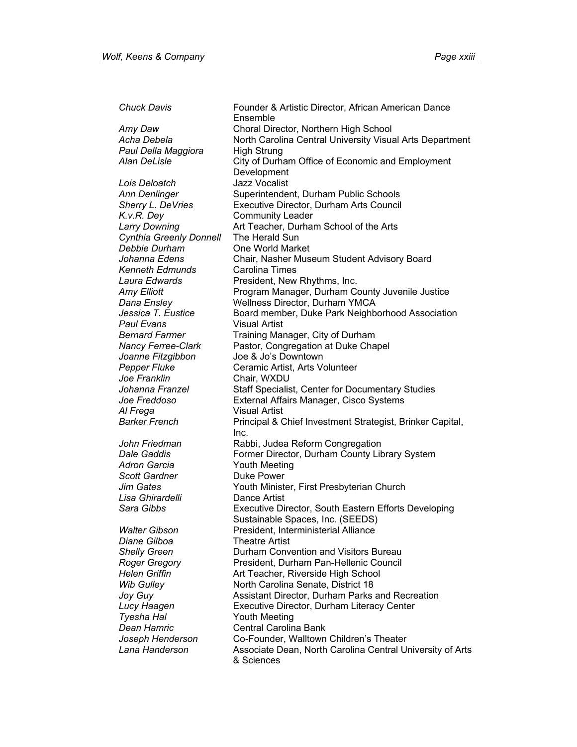| | |
|---|---|
| *Chuck Davis* | Founder & Artistic Director, African American Dance Ensemble |
| *Amy Daw* | Choral Director, Northern High School |
| *Acha Debela* | North Carolina Central University Visual Arts Department |
| *Paul Della Maggiora* | High Strung |
| *Alan DeLisle* | City of Durham Office of Economic and Employment Development |
| *Lois Deloatch* | Jazz Vocalist |
| *Ann Denlinger* | Superintendent, Durham Public Schools |
| *Sherry L. DeVries* | Executive Director, Durham Arts Council |
| *K.v.R. Dey* | Community Leader |
| *Larry Downing* | Art Teacher, Durham School of the Arts |
| *Cynthia Greenly Donnell* | The Herald Sun |
| *Debbie Durham* | One World Market |
| *Johanna Edens* | Chair, Nasher Museum Student Advisory Board |
| *Kenneth Edmunds* | Carolina Times |
| *Laura Edwards* | President, New Rhythms, Inc. |
| *Amy Elliott* | Program Manager, Durham County Juvenile Justice |
| *Dana Ensley* | Wellness Director, Durham YMCA |
| *Jessica T. Eustice* | Board member, Duke Park Neighborhood Association |
| *Paul Evans* | Visual Artist |
| *Bernard Farmer* | Training Manager, City of Durham |
| *Nancy Ferree-Clark* | Pastor, Congregation at Duke Chapel |
| *Joanne Fitzgibbon* | Joe & Jo's Downtown |
| *Pepper Fluke* | Ceramic Artist, Arts Volunteer |
| *Joe Franklin* | Chair, WXDU |
| *Johanna Franzel* | Staff Specialist, Center for Documentary Studies |
| *Joe Freddoso* | External Affairs Manager, Cisco Systems |
| *Al Frega* | Visual Artist |
| *Barker French* | Principal & Chief Investment Strategist, Brinker Capital, Inc. |
| *John Friedman* | Rabbi, Judea Reform Congregation |
| *Dale Gaddis* | Former Director, Durham County Library System |
| *Adron Garcia* | Youth Meeting |
| *Scott Gardner* | Duke Power |
| *Jim Gates* | Youth Minister, First Presbyterian Church |
| *Lisa Ghirardelli* | Dance Artist |
| *Sara Gibbs* | Executive Director, South Eastern Efforts Developing Sustainable Spaces, Inc. (SEEDS) |
| *Walter Gibson* | President, Interministerial Alliance |
| *Diane Gilboa* | Theatre Artist |
| *Shelly Green* | Durham Convention and Visitors Bureau |
| *Roger Gregory* | President, Durham Pan-Hellenic Council |
| *Helen Griffin* | Art Teacher, Riverside High School |
| *Wib Gulley* | North Carolina Senate, District 18 |
| *Joy Guy* | Assistant Director, Durham Parks and Recreation |
| *Lucy Haagen* | Executive Director, Durham Literacy Center |
| *Tyesha Hal* | Youth Meeting |
| *Dean Hamric* | Central Carolina Bank |
| *Joseph Henderson* | Co-Founder, Walltown Children's Theater |
| *Lana Handerson* | Associate Dean, North Carolina Central University of Arts & Sciences |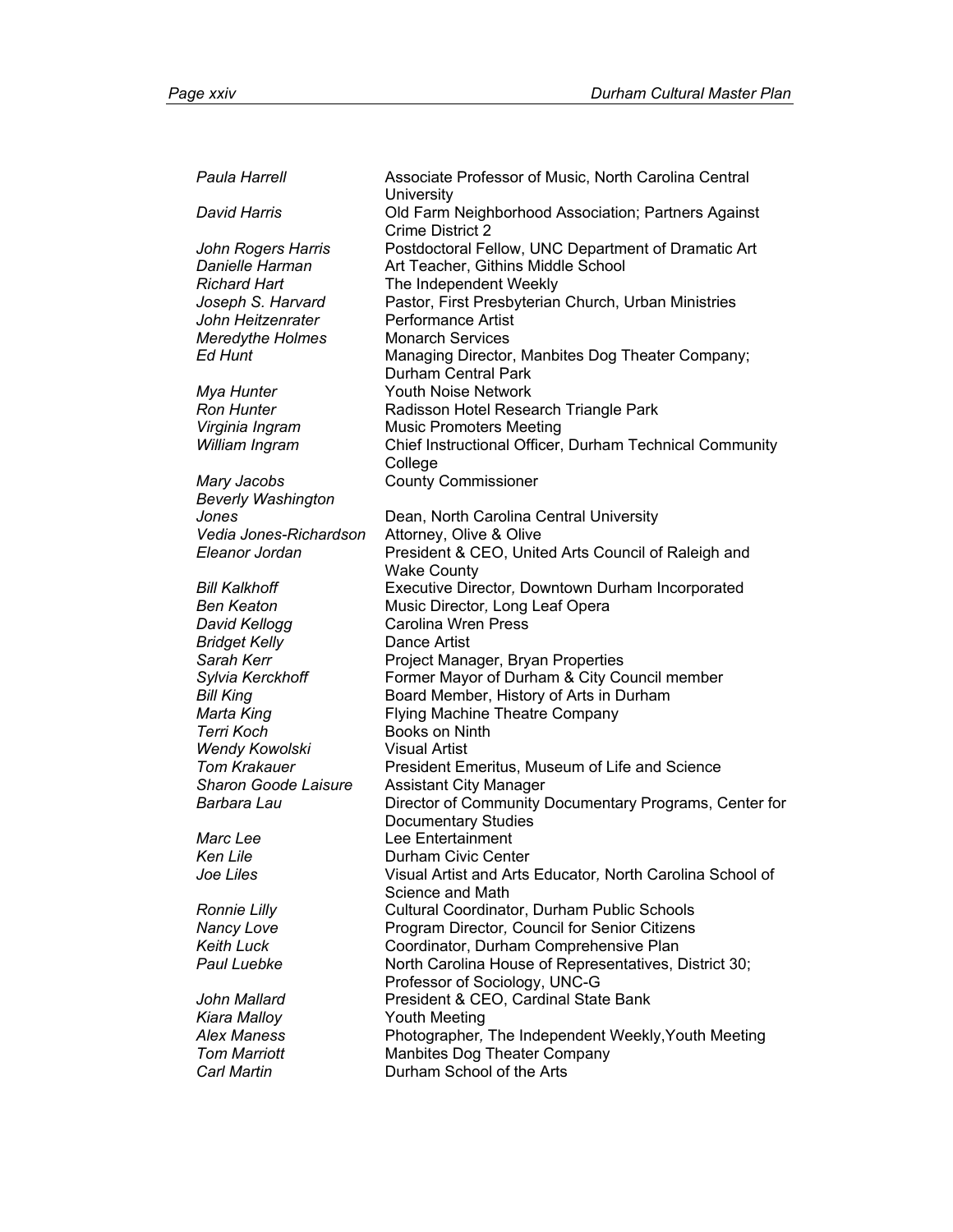| | |
|---|---|
| *Paula Harrell* | Associate Professor of Music, North Carolina Central University |
| *David Harris* | Old Farm Neighborhood Association; Partners Against Crime District 2 |
| *John Rogers Harris* | Postdoctoral Fellow, UNC Department of Dramatic Art |
| *Danielle Harman* | Art Teacher, Githins Middle School |
| *Richard Hart* | The Independent Weekly |
| *Joseph S. Harvard* | Pastor, First Presbyterian Church, Urban Ministries |
| *John Heitzenrater* | Performance Artist |
| *Meredythe Holmes* | Monarch Services |
| *Ed Hunt* | Managing Director, Manbites Dog Theater Company; Durham Central Park |
| *Mya Hunter* | Youth Noise Network |
| *Ron Hunter* | Radisson Hotel Research Triangle Park |
| *Virginia Ingram* | Music Promoters Meeting |
| *William Ingram* | Chief Instructional Officer, Durham Technical Community College |
| *Mary Jacobs* | County Commissioner |
| *Beverly Washington Jones* | Dean, North Carolina Central University |
| *Vedia Jones-Richardson* | Attorney, Olive & Olive |
| *Eleanor Jordan* | President & CEO, United Arts Council of Raleigh and Wake County |
| *Bill Kalkhoff* | Executive Director*,* Downtown Durham Incorporated |
| *Ben Keaton* | Music Director*,* Long Leaf Opera |
| *David Kellogg* | Carolina Wren Press |
| *Bridget Kelly* | Dance Artist |
| *Sarah Kerr* | Project Manager, Bryan Properties |
| *Sylvia Kerckhoff* | Former Mayor of Durham & City Council member |
| *Bill King* | Board Member, History of Arts in Durham |
| *Marta King* | Flying Machine Theatre Company |
| *Terri Koch* | Books on Ninth |
| *Wendy Kowolski* | Visual Artist |
| *Tom Krakauer* | President Emeritus, Museum of Life and Science |
| *Sharon Goode Laisure* | Assistant City Manager |
| *Barbara Lau* | Director of Community Documentary Programs, Center for Documentary Studies |
| *Marc Lee* | Lee Entertainment |
| *Ken Lile* | Durham Civic Center |
| *Joe Liles* | Visual Artist and Arts Educator*,* North Carolina School of Science and Math |
| *Ronnie Lilly* | Cultural Coordinator, Durham Public Schools |
| *Nancy Love* | Program Director*,* Council for Senior Citizens |
| *Keith Luck* | Coordinator, Durham Comprehensive Plan |
| *Paul Luebke* | North Carolina House of Representatives, District 30; Professor of Sociology, UNC-G |
| *John Mallard* | President & CEO, Cardinal State Bank |
| *Kiara Malloy* | Youth Meeting |
| *Alex Maness* | Photographer*,* The Independent Weekly,Youth Meeting |
| *Tom Marriott* | Manbites Dog Theater Company |
| *Carl Martin* | Durham School of the Arts |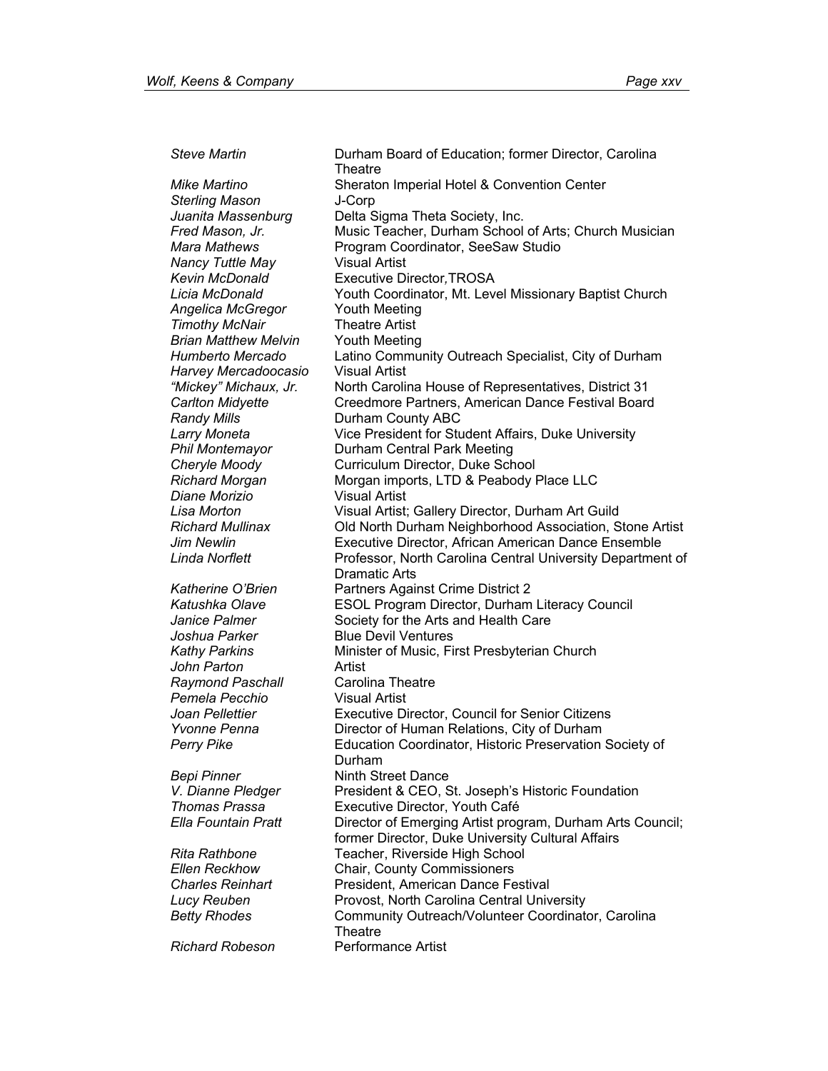| | |
|---|---|
| *Steve Martin* | Durham Board of Education; former Director, Carolina Theatre |
| *Mike Martino* | Sheraton Imperial Hotel & Convention Center |
| *Sterling Mason* | J-Corp |
| *Juanita Massenburg* | Delta Sigma Theta Society, Inc. |
| *Fred Mason, Jr.* | Music Teacher, Durham School of Arts; Church Musician |
| *Mara Mathews* | Program Coordinator, SeeSaw Studio |
| *Nancy Tuttle May* | Visual Artist |
| *Kevin McDonald* | Executive Director, TROSA |
| *Licia McDonald* | Youth Coordinator, Mt. Level Missionary Baptist Church |
| *Angelica McGregor* | Youth Meeting |
| *Timothy McNair* | Theatre Artist |
| *Brian Matthew Melvin* | Youth Meeting |
| *Humberto Mercado* | Latino Community Outreach Specialist, City of Durham |
| *Harvey Mercadoocasio* | Visual Artist |
| *"Mickey" Michaux, Jr.* | North Carolina House of Representatives, District 31 |
| *Carlton Midyette* | Creedmore Partners, American Dance Festival Board |
| *Randy Mills* | Durham County ABC |
| *Larry Moneta* | Vice President for Student Affairs, Duke University |
| *Phil Montemayor* | Durham Central Park Meeting |
| *Cheryle Moody* | Curriculum Director, Duke School |
| *Richard Morgan* | Morgan imports, LTD & Peabody Place LLC |
| *Diane Morizio* | Visual Artist |
| *Lisa Morton* | Visual Artist; Gallery Director, Durham Art Guild |
| *Richard Mullinax* | Old North Durham Neighborhood Association, Stone Artist |
| *Jim Newlin* | Executive Director, African American Dance Ensemble |
| *Linda Norflett* | Professor, North Carolina Central University Department of Dramatic Arts |
| *Katherine O'Brien* | Partners Against Crime District 2 |
| *Katushka Olave* | ESOL Program Director, Durham Literacy Council |
| *Janice Palmer* | Society for the Arts and Health Care |
| *Joshua Parker* | Blue Devil Ventures |
| *Kathy Parkins* | Minister of Music, First Presbyterian Church |
| *John Parton* | Artist |
| *Raymond Paschall* | Carolina Theatre |
| *Pemela Pecchio* | Visual Artist |
| *Joan Pellettier* | Executive Director, Council for Senior Citizens |
| *Yvonne Penna* | Director of Human Relations, City of Durham |
| *Perry Pike* | Education Coordinator, Historic Preservation Society of Durham |
| *Bepi Pinner* | Ninth Street Dance |
| *V. Dianne Pledger* | President & CEO, St. Joseph's Historic Foundation |
| *Thomas Prassa* | Executive Director, Youth Café |
| *Ella Fountain Pratt* | Director of Emerging Artist program, Durham Arts Council; former Director, Duke University Cultural Affairs |
| *Rita Rathbone* | Teacher, Riverside High School |
| *Ellen Reckhow* | Chair, County Commissioners |
| *Charles Reinhart* | President, American Dance Festival |
| *Lucy Reuben* | Provost, North Carolina Central University |
| *Betty Rhodes* | Community Outreach/Volunteer Coordinator, Carolina Theatre |
| *Richard Robeson* | Performance Artist |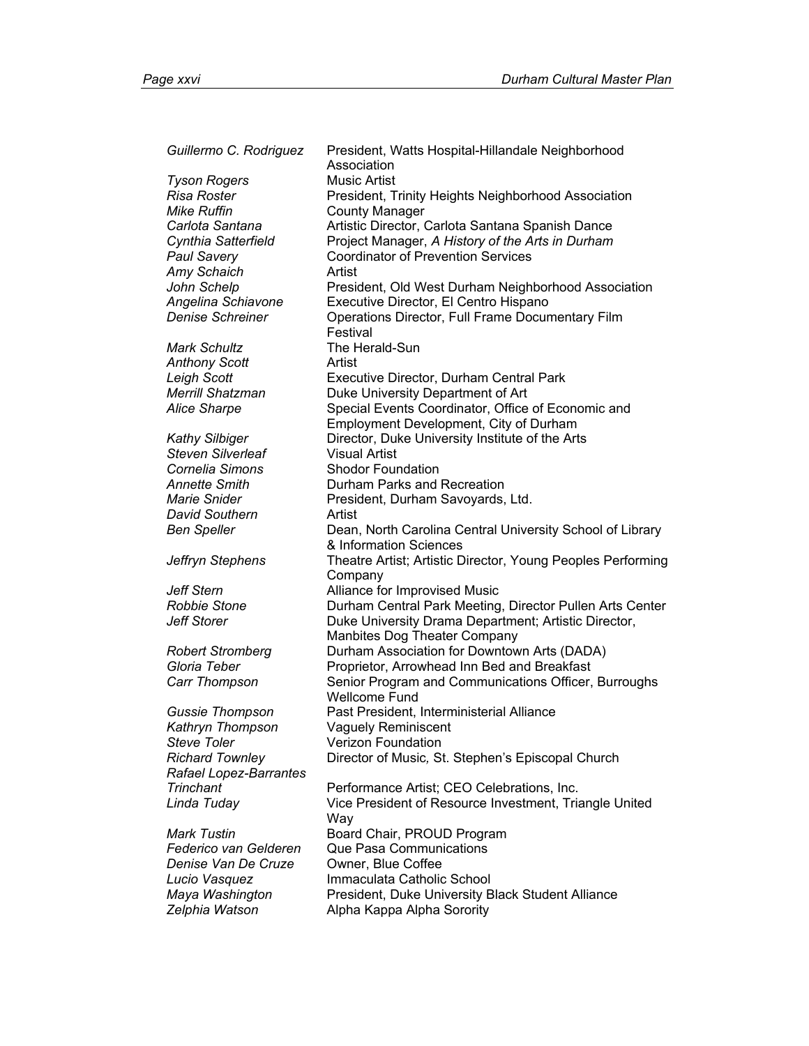| | |
|---|---|
| *Guillermo C. Rodriguez* | President, Watts Hospital-Hillandale Neighborhood Association |
| *Tyson Rogers* | Music Artist |
| *Risa Roster* | President, Trinity Heights Neighborhood Association |
| *Mike Ruffin* | County Manager |
| *Carlota Santana* | Artistic Director, Carlota Santana Spanish Dance |
| *Cynthia Satterfield* | Project Manager, *A History of the Arts in Durham* |
| *Paul Savery* | Coordinator of Prevention Services |
| *Amy Schaich* | Artist |
| *John Schelp* | President, Old West Durham Neighborhood Association |
| *Angelina Schiavone* | Executive Director, El Centro Hispano |
| *Denise Schreiner* | Operations Director, Full Frame Documentary Film Festival |
| *Mark Schultz* | The Herald-Sun |
| *Anthony Scott* | Artist |
| *Leigh Scott* | Executive Director, Durham Central Park |
| *Merrill Shatzman* | Duke University Department of Art |
| *Alice Sharpe* | Special Events Coordinator, Office of Economic and Employment Development, City of Durham |
| *Kathy Silbiger* | Director, Duke University Institute of the Arts |
| *Steven Silverleaf* | Visual Artist |
| *Cornelia Simons* | Shodor Foundation |
| *Annette Smith* | Durham Parks and Recreation |
| *Marie Snider* | President, Durham Savoyards, Ltd. |
| *David Southern* | Artist |
| *Ben Speller* | Dean, North Carolina Central University School of Library & Information Sciences |
| *Jeffryn Stephens* | Theatre Artist; Artistic Director, Young Peoples Performing Company |
| *Jeff Stern* | Alliance for Improvised Music |
| *Robbie Stone* | Durham Central Park Meeting, Director Pullen Arts Center |
| *Jeff Storer* | Duke University Drama Department; Artistic Director, Manbites Dog Theater Company |
| *Robert Stromberg* | Durham Association for Downtown Arts (DADA) |
| *Gloria Teber* | Proprietor, Arrowhead Inn Bed and Breakfast |
| *Carr Thompson* | Senior Program and Communications Officer, Burroughs Wellcome Fund |
| *Gussie Thompson* | Past President, Interministerial Alliance |
| *Kathryn Thompson* | Vaguely Reminiscent |
| *Steve Toler* | Verizon Foundation |
| *Richard Townley* | Director of Music, St. Stephen's Episcopal Church |
| *Rafael Lopez-Barrantes Trinchant* | Performance Artist; CEO Celebrations, Inc. |
| *Linda Tuday* | Vice President of Resource Investment, Triangle United Way |
| *Mark Tustin* | Board Chair, PROUD Program |
| *Federico van Gelderen* | Que Pasa Communications |
| *Denise Van De Cruze* | Owner, Blue Coffee |
| *Lucio Vasquez* | Immaculata Catholic School |
| *Maya Washington* | President, Duke University Black Student Alliance |
| *Zelphia Watson* | Alpha Kappa Alpha Sorority |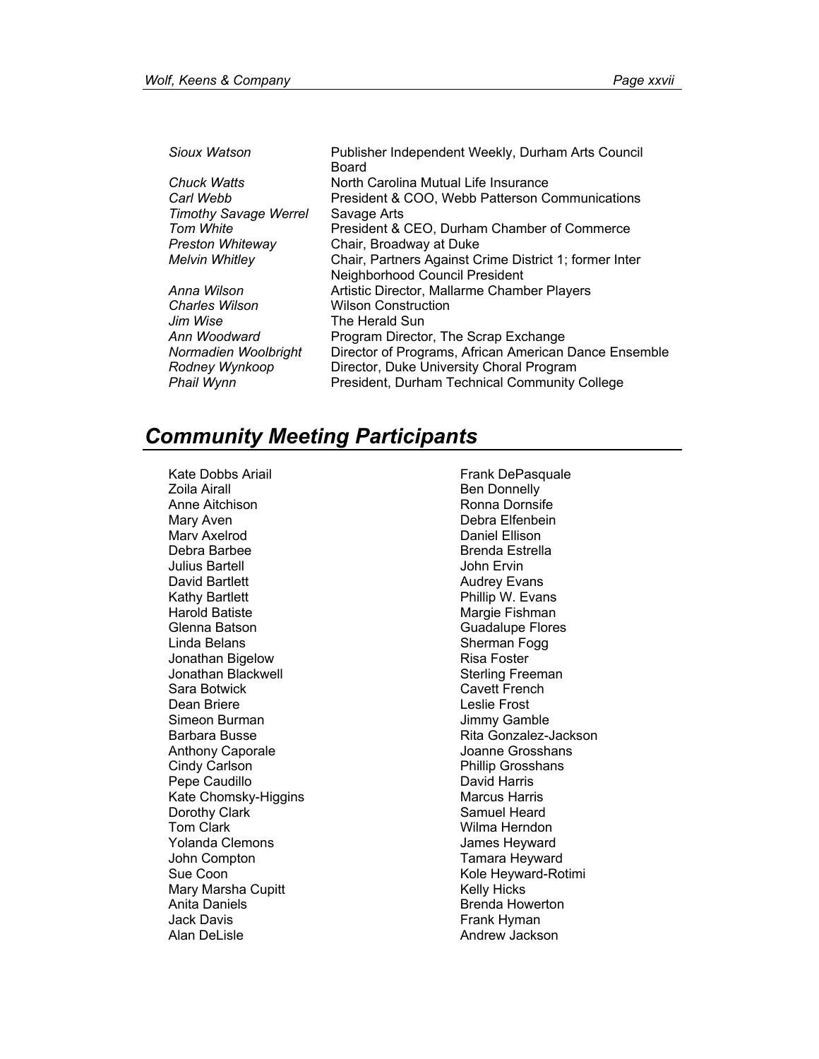| | |
|---|---|
| *Sioux Watson* | Publisher Independent Weekly, Durham Arts Council Board |
| *Chuck Watts* | North Carolina Mutual Life Insurance |
| *Carl Webb* | President & COO, Webb Patterson Communications |
| *Timothy Savage Werrel* | Savage Arts |
| *Tom White* | President & CEO, Durham Chamber of Commerce |
| *Preston Whiteway* | Chair, Broadway at Duke |
| *Melvin Whitley* | Chair, Partners Against Crime District 1; former Inter Neighborhood Council President |
| *Anna Wilson* | Artistic Director, Mallarme Chamber Players |
| *Charles Wilson* | Wilson Construction |
| *Jim Wise* | The Herald Sun |
| *Ann Woodward* | Program Director, The Scrap Exchange |
| *Normadien Woolbright* | Director of Programs, African American Dance Ensemble |
| *Rodney Wynkoop* | Director, Duke University Choral Program |
| *Phail Wynn* | President, Durham Technical Community College |

## *Community Meeting Participants*

Kate Dobbs Ariail
Zoila Airall
Anne Aitchison
Mary Aven
Marv Axelrod
Debra Barbee
Julius Bartell
David Bartlett
Kathy Bartlett
Harold Batiste
Glenna Batson
Linda Belans
Jonathan Bigelow
Jonathan Blackwell
Sara Botwick
Dean Briere
Simeon Burman
Barbara Busse
Anthony Caporale
Cindy Carlson
Pepe Caudillo
Kate Chomsky-Higgins
Dorothy Clark
Tom Clark
Yolanda Clemons
John Compton
Sue Coon
Mary Marsha Cupitt
Anita Daniels
Jack Davis
Alan DeLisle
Frank DePasquale
Ben Donnelly
Ronna Dornsife
Debra Elfenbein
Daniel Ellison
Brenda Estrella
John Ervin
Audrey Evans
Phillip W. Evans
Margie Fishman
Guadalupe Flores
Sherman Fogg
Risa Foster
Sterling Freeman
Cavett French
Leslie Frost
Jimmy Gamble
Rita Gonzalez-Jackson
Joanne Grosshans
Phillip Grosshans
David Harris
Marcus Harris
Samuel Heard
Wilma Herndon
James Heyward
Tamara Heyward
Kole Heyward-Rotimi
Kelly Hicks
Brenda Howerton
Frank Hyman
Andrew Jackson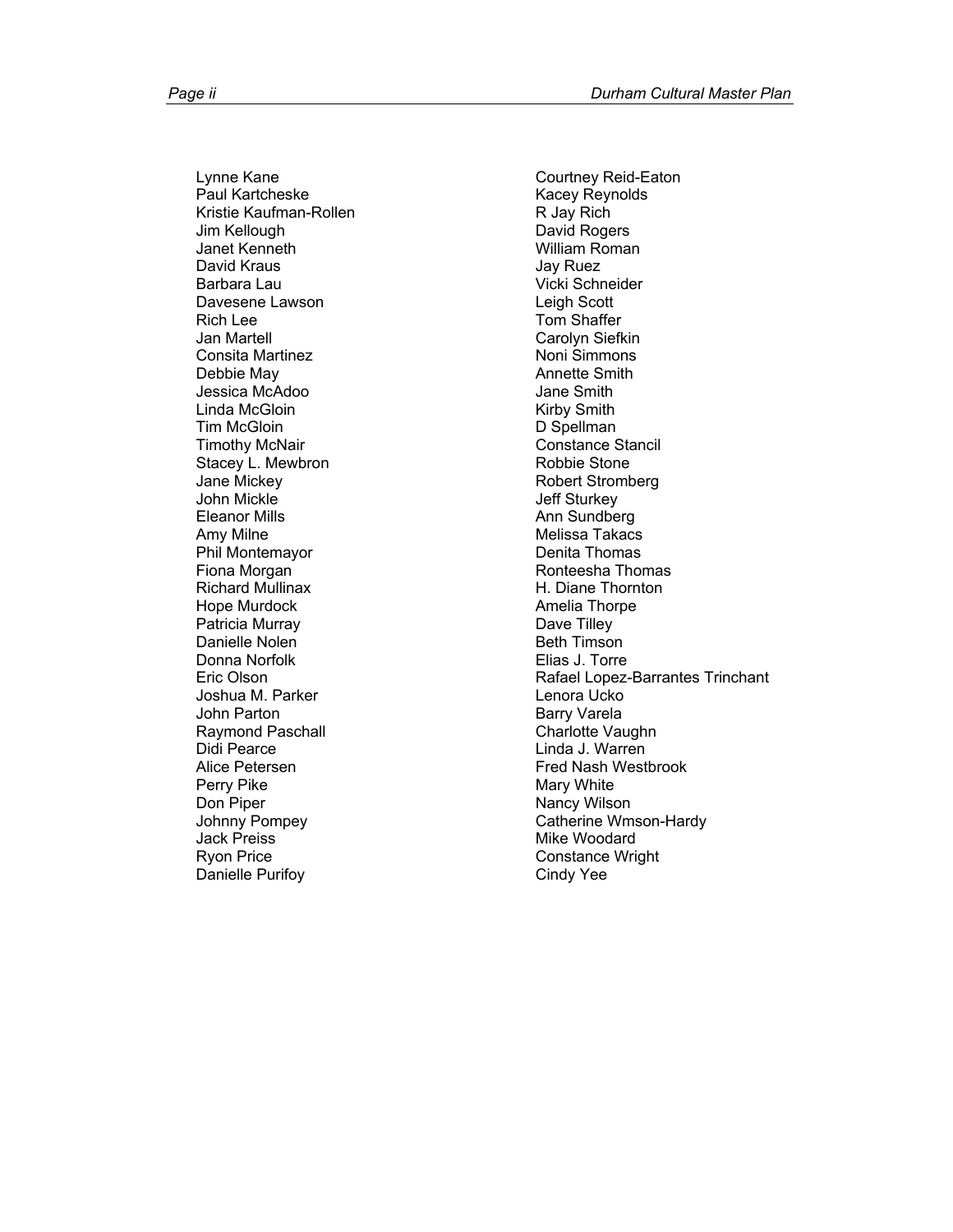Lynne Kane
Paul Kartcheske
Kristie Kaufman-Rollen
Jim Kellough
Janet Kenneth
David Kraus
Barbara Lau
Davesene Lawson
Rich Lee
Jan Martell
Consita Martinez
Debbie May
Jessica McAdoo
Linda McGloin
Tim McGloin
Timothy McNair
Stacey L. Mewbron
Jane Mickey
John Mickle
Eleanor Mills
Amy Milne
Phil Montemayor
Fiona Morgan
Richard Mullinax
Hope Murdock
Patricia Murray
Danielle Nolen
Donna Norfolk
Eric Olson
Joshua M. Parker
John Parton
Raymond Paschall
Didi Pearce
Alice Petersen
Perry Pike
Don Piper
Johnny Pompey
Jack Preiss
Ryon Price
Danielle Purifoy
Courtney Reid-Eaton
Kacey Reynolds
R Jay Rich
David Rogers
William Roman
Jay Ruez
Vicki Schneider
Leigh Scott
Tom Shaffer
Carolyn Siefkin
Noni Simmons
Annette Smith
Jane Smith
Kirby Smith
D Spellman
Constance Stancil
Robbie Stone
Robert Stromberg
Jeff Sturkey
Ann Sundberg
Melissa Takacs
Denita Thomas
Ronteesha Thomas
H. Diane Thornton
Amelia Thorpe
Dave Tilley
Beth Timson
Elias J. Torre
Rafael Lopez-Barrantes Trinchant
Lenora Ucko
Barry Varela
Charlotte Vaughn
Linda J. Warren
Fred Nash Westbrook
Mary White
Nancy Wilson
Catherine Wmson-Hardy
Mike Woodard
Constance Wright
Cindy Yee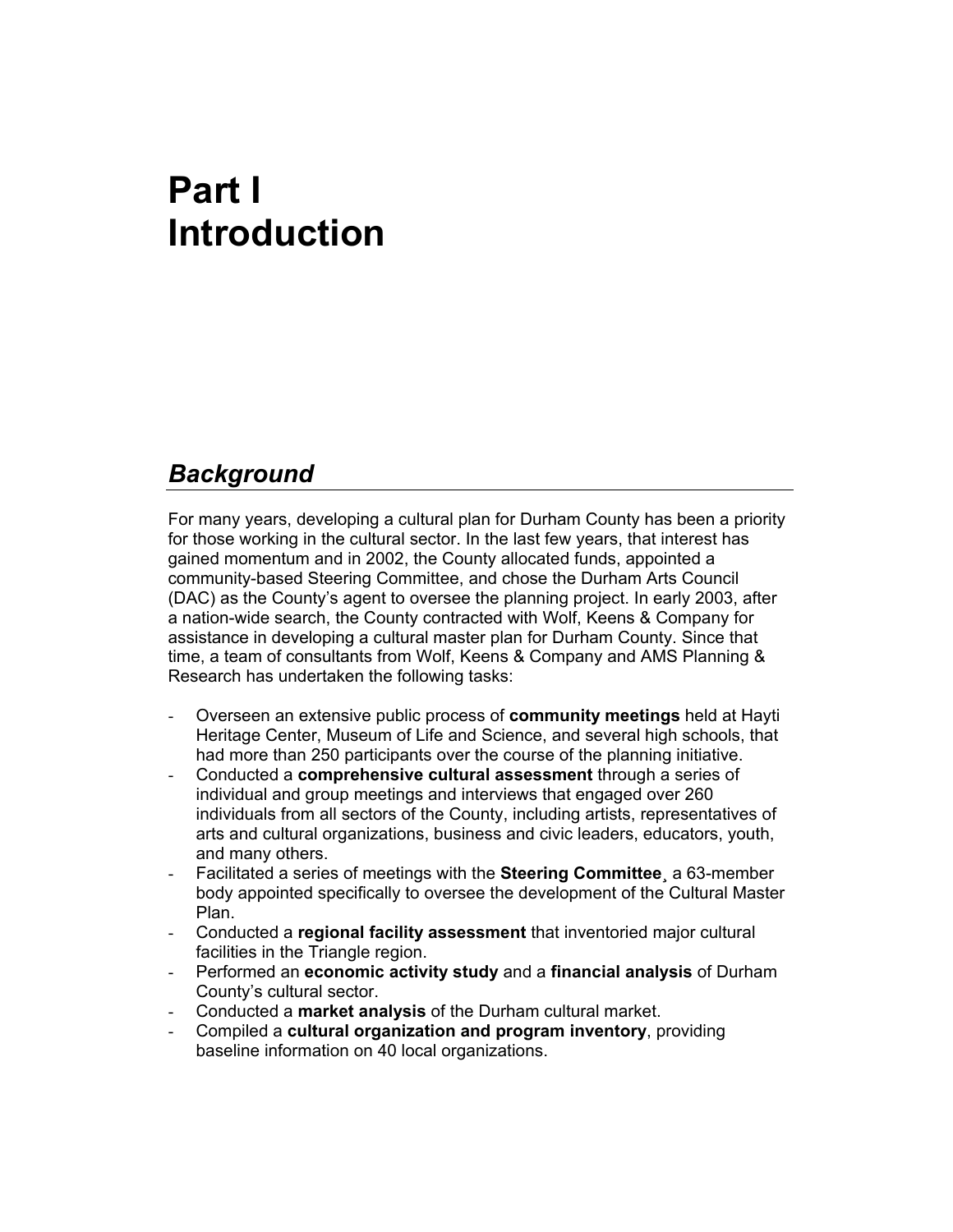# Part I Introduction

## *Background*

For many years, developing a cultural plan for Durham County has been a priority for those working in the cultural sector. In the last few years, that interest has gained momentum and in 2002, the County allocated funds, appointed a community-based Steering Committee, and chose the Durham Arts Council (DAC) as the County's agent to oversee the planning project. In early 2003, after a nation-wide search, the County contracted with Wolf, Keens & Company for assistance in developing a cultural master plan for Durham County. Since that time, a team of consultants from Wolf, Keens & Company and AMS Planning & Research has undertaken the following tasks:

- Overseen an extensive public process of **community meetings** held at Hayti Heritage Center, Museum of Life and Science, and several high schools, that had more than 250 participants over the course of the planning initiative.
- Conducted a **comprehensive cultural assessment** through a series of individual and group meetings and interviews that engaged over 260 individuals from all sectors of the County, including artists, representatives of arts and cultural organizations, business and civic leaders, educators, youth, and many others.
- Facilitated a series of meetings with the **Steering Committee**¸ a 63-member body appointed specifically to oversee the development of the Cultural Master Plan.
- Conducted a **regional facility assessment** that inventoried major cultural facilities in the Triangle region.
- Performed an **economic activity study** and a **financial analysis** of Durham County's cultural sector.
- Conducted a **market analysis** of the Durham cultural market.
- Compiled a **cultural organization and program inventory**, providing baseline information on 40 local organizations.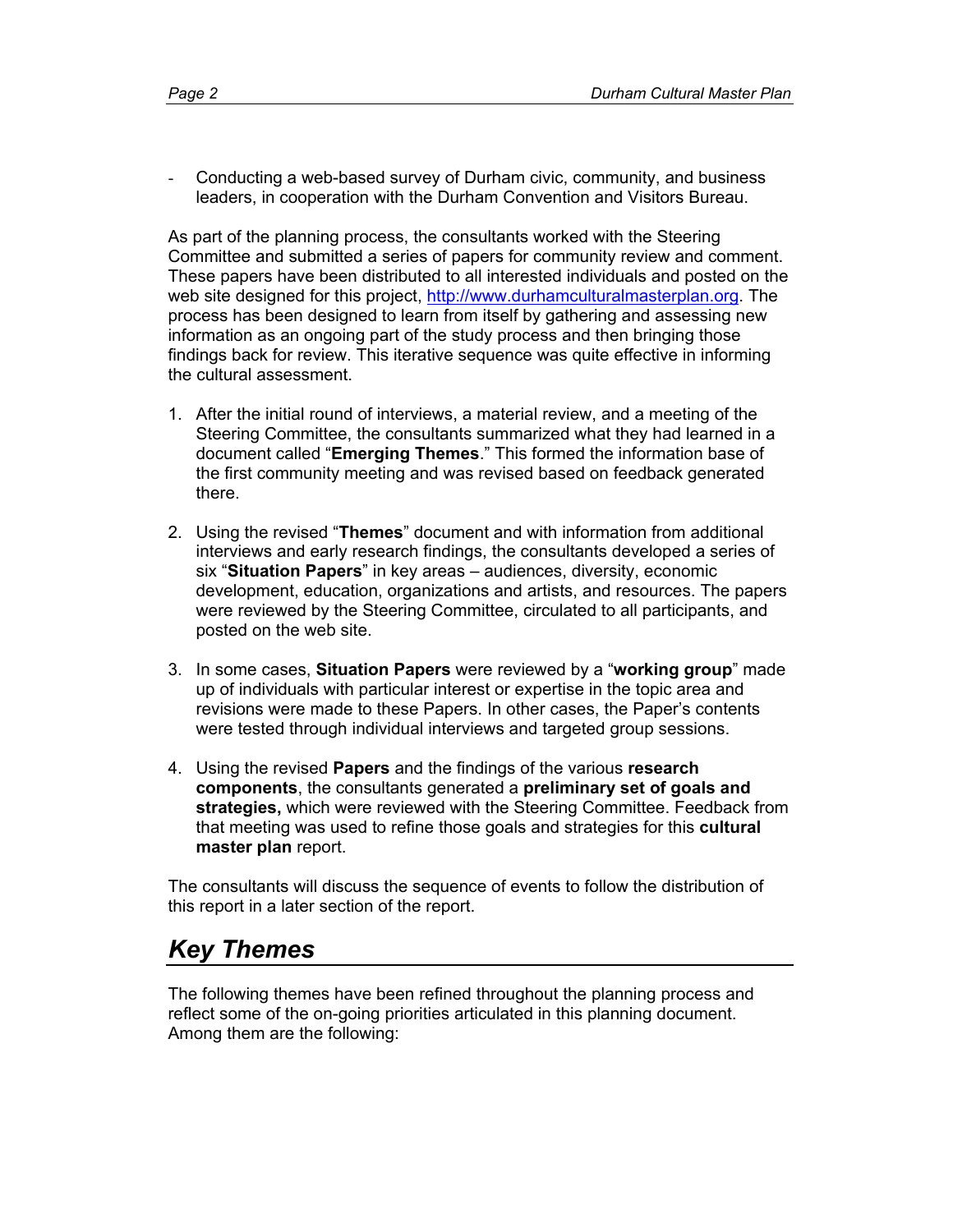- Conducting a web-based survey of Durham civic, community, and business leaders, in cooperation with the Durham Convention and Visitors Bureau.

As part of the planning process, the consultants worked with the Steering Committee and submitted a series of papers for community review and comment. These papers have been distributed to all interested individuals and posted on the web site designed for this project, http://www.durhamculturalmasterplan.org. The process has been designed to learn from itself by gathering and assessing new information as an ongoing part of the study process and then bringing those findings back for review. This iterative sequence was quite effective in informing the cultural assessment.

1. After the initial round of interviews, a material review, and a meeting of the Steering Committee, the consultants summarized what they had learned in a document called "**Emerging Themes**." This formed the information base of the first community meeting and was revised based on feedback generated there.

2. Using the revised "**Themes**" document and with information from additional interviews and early research findings, the consultants developed a series of six "**Situation Papers**" in key areas – audiences, diversity, economic development, education, organizations and artists, and resources. The papers were reviewed by the Steering Committee, circulated to all participants, and posted on the web site.

3. In some cases, **Situation Papers** were reviewed by a "**working group**" made up of individuals with particular interest or expertise in the topic area and revisions were made to these Papers. In other cases, the Paper's contents were tested through individual interviews and targeted group sessions.

4. Using the revised **Papers** and the findings of the various **research components**, the consultants generated a **preliminary set of goals and strategies,** which were reviewed with the Steering Committee. Feedback from that meeting was used to refine those goals and strategies for this **cultural master plan** report.

The consultants will discuss the sequence of events to follow the distribution of this report in a later section of the report.

## *Key Themes*

The following themes have been refined throughout the planning process and reflect some of the on-going priorities articulated in this planning document. Among them are the following: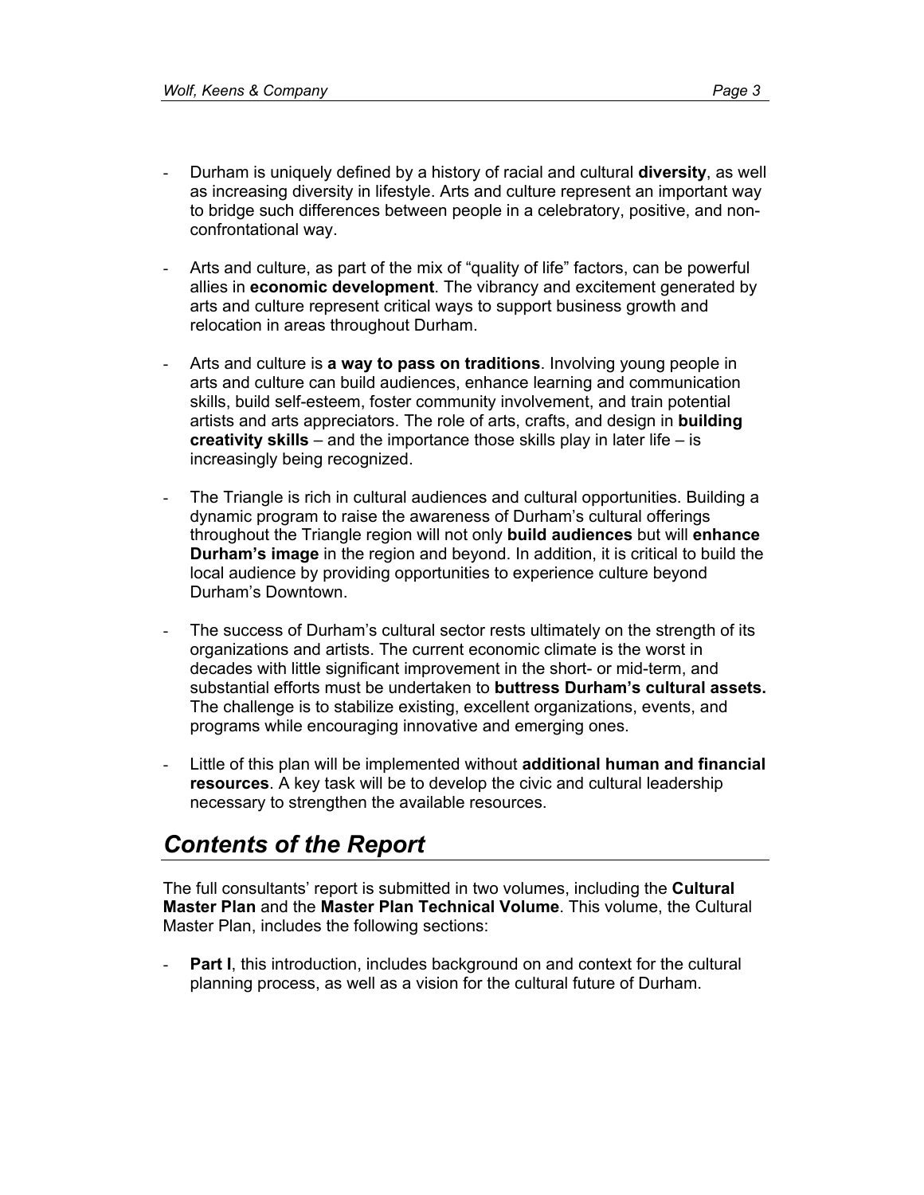- Durham is uniquely defined by a history of racial and cultural **diversity**, as well as increasing diversity in lifestyle. Arts and culture represent an important way to bridge such differences between people in a celebratory, positive, and non-confrontational way.

- Arts and culture, as part of the mix of "quality of life" factors, can be powerful allies in **economic development**. The vibrancy and excitement generated by arts and culture represent critical ways to support business growth and relocation in areas throughout Durham.

- Arts and culture is **a way to pass on traditions**. Involving young people in arts and culture can build audiences, enhance learning and communication skills, build self-esteem, foster community involvement, and train potential artists and arts appreciators. The role of arts, crafts, and design in **building creativity skills** – and the importance those skills play in later life – is increasingly being recognized.

- The Triangle is rich in cultural audiences and cultural opportunities. Building a dynamic program to raise the awareness of Durham's cultural offerings throughout the Triangle region will not only **build audiences** but will **enhance Durham's image** in the region and beyond. In addition, it is critical to build the local audience by providing opportunities to experience culture beyond Durham's Downtown.

- The success of Durham's cultural sector rests ultimately on the strength of its organizations and artists. The current economic climate is the worst in decades with little significant improvement in the short- or mid-term, and substantial efforts must be undertaken to **buttress Durham's cultural assets.** The challenge is to stabilize existing, excellent organizations, events, and programs while encouraging innovative and emerging ones.

- Little of this plan will be implemented without **additional human and financial resources**. A key task will be to develop the civic and cultural leadership necessary to strengthen the available resources.

## *Contents of the Report*

The full consultants' report is submitted in two volumes, including the **Cultural Master Plan** and the **Master Plan Technical Volume**. This volume, the Cultural Master Plan, includes the following sections:

- **Part I**, this introduction, includes background on and context for the cultural planning process, as well as a vision for the cultural future of Durham.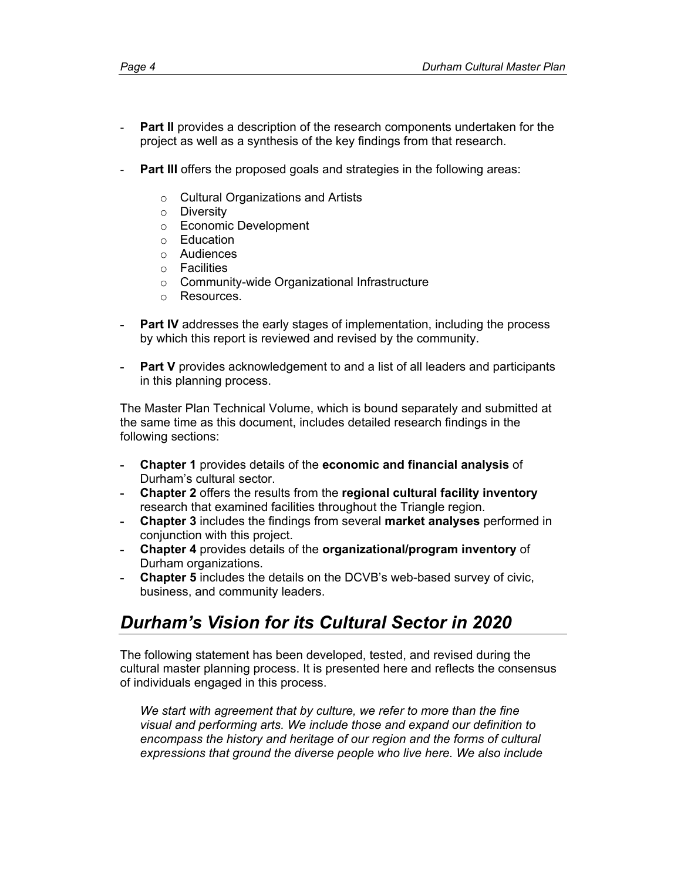- **Part II** provides a description of the research components undertaken for the project as well as a synthesis of the key findings from that research.
- **Part III** offers the proposed goals and strategies in the following areas:
  - Cultural Organizations and Artists
  - Diversity
  - Economic Development
  - Education
  - Audiences
  - Facilities
  - Community-wide Organizational Infrastructure
  - Resources.
- **Part IV** addresses the early stages of implementation, including the process by which this report is reviewed and revised by the community.
- **Part V** provides acknowledgement to and a list of all leaders and participants in this planning process.

The Master Plan Technical Volume, which is bound separately and submitted at the same time as this document, includes detailed research findings in the following sections:

- **Chapter 1** provides details of the **economic and financial analysis** of Durham's cultural sector.
- **Chapter 2** offers the results from the **regional cultural facility inventory** research that examined facilities throughout the Triangle region.
- **Chapter 3** includes the findings from several **market analyses** performed in conjunction with this project.
- **Chapter 4** provides details of the **organizational/program inventory** of Durham organizations.
- **Chapter 5** includes the details on the DCVB's web-based survey of civic, business, and community leaders.

## *Durham's Vision for its Cultural Sector in 2020*

The following statement has been developed, tested, and revised during the cultural master planning process. It is presented here and reflects the consensus of individuals engaged in this process.

> *We start with agreement that by culture, we refer to more than the fine visual and performing arts. We include those and expand our definition to encompass the history and heritage of our region and the forms of cultural expressions that ground the diverse people who live here. We also include*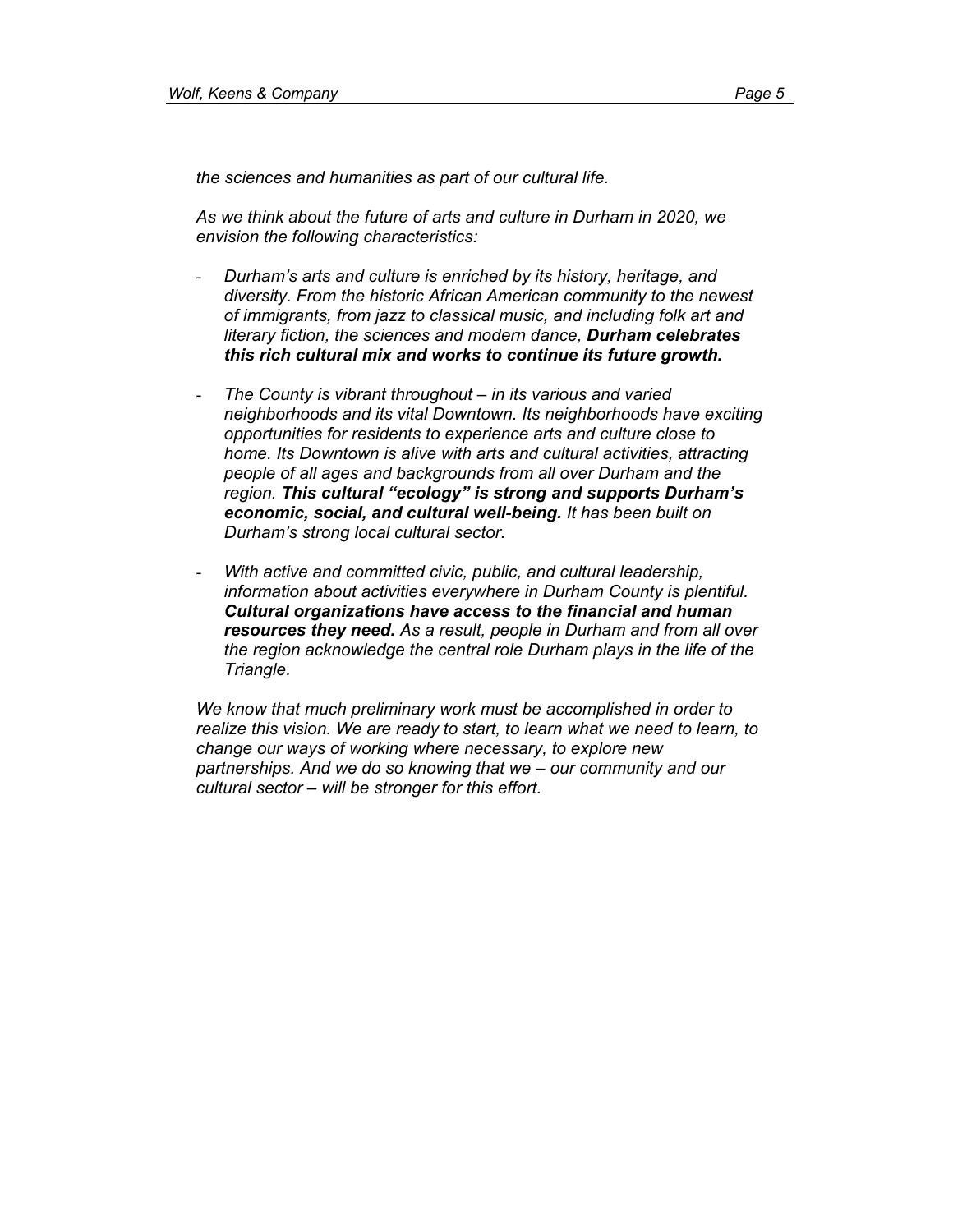*the sciences and humanities as part of our cultural life.*

*As we think about the future of arts and culture in Durham in 2020, we envision the following characteristics:*

- *Durham's arts and culture is enriched by its history, heritage, and diversity. From the historic African American community to the newest of immigrants, from jazz to classical music, and including folk art and literary fiction, the sciences and modern dance,* ***Durham celebrates this rich cultural mix and works to continue its future growth.***

- *The County is vibrant throughout – in its various and varied neighborhoods and its vital Downtown. Its neighborhoods have exciting opportunities for residents to experience arts and culture close to home. Its Downtown is alive with arts and cultural activities, attracting people of all ages and backgrounds from all over Durham and the region.* ***This cultural "ecology" is strong and supports Durham's economic, social, and cultural well-being.*** *It has been built on Durham's strong local cultural sector.*

- *With active and committed civic, public, and cultural leadership, information about activities everywhere in Durham County is plentiful.* ***Cultural organizations have access to the financial and human resources they need.*** *As a result, people in Durham and from all over the region acknowledge the central role Durham plays in the life of the Triangle.*

*We know that much preliminary work must be accomplished in order to realize this vision. We are ready to start, to learn what we need to learn, to change our ways of working where necessary, to explore new partnerships. And we do so knowing that we – our community and our cultural sector – will be stronger for this effort.*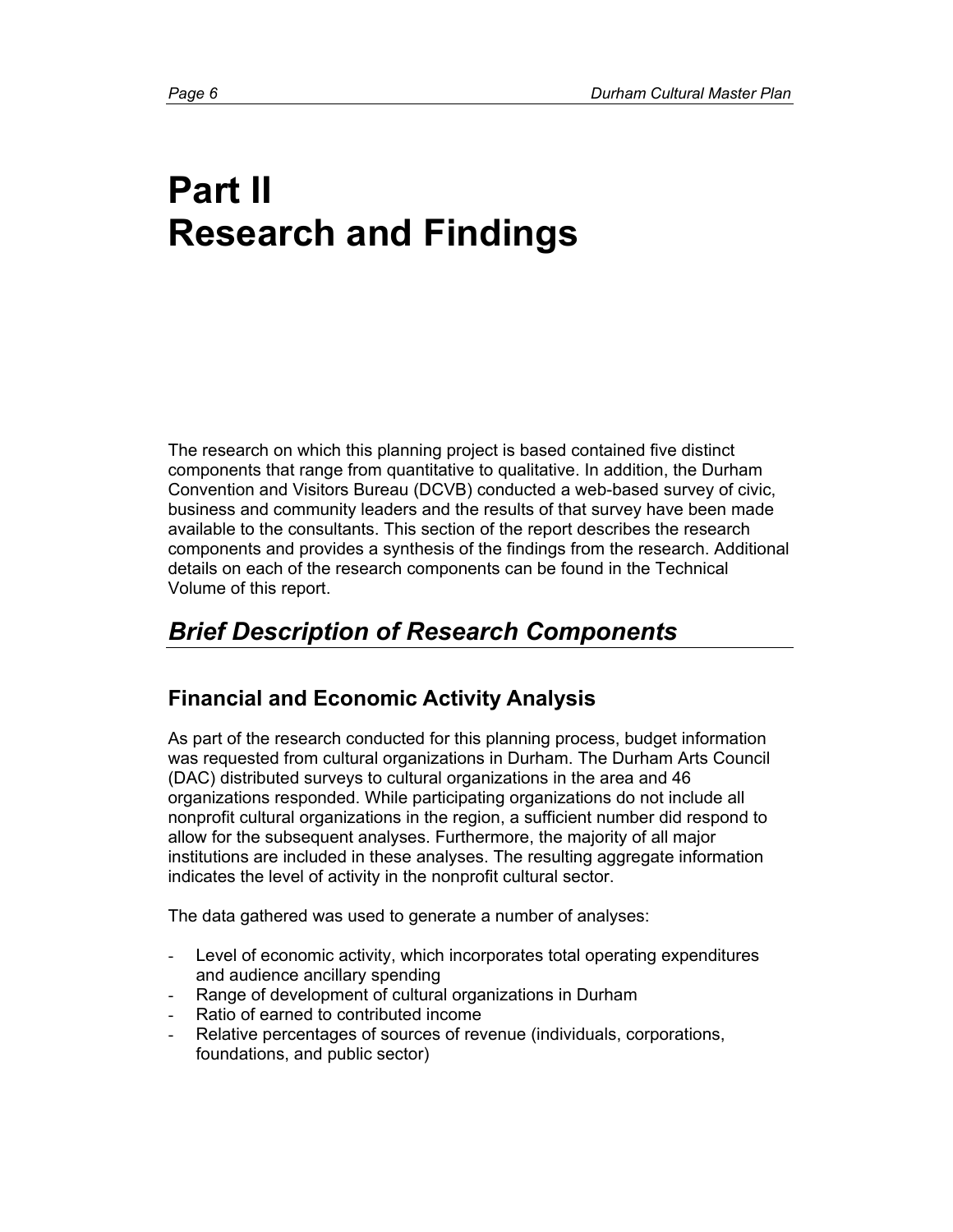# Part II
# Research and Findings

The research on which this planning project is based contained five distinct components that range from quantitative to qualitative. In addition, the Durham Convention and Visitors Bureau (DCVB) conducted a web-based survey of civic, business and community leaders and the results of that survey have been made available to the consultants. This section of the report describes the research components and provides a synthesis of the findings from the research. Additional details on each of the research components can be found in the Technical Volume of this report.

## *Brief Description of Research Components*

### Financial and Economic Activity Analysis

As part of the research conducted for this planning process, budget information was requested from cultural organizations in Durham. The Durham Arts Council (DAC) distributed surveys to cultural organizations in the area and 46 organizations responded. While participating organizations do not include all nonprofit cultural organizations in the region, a sufficient number did respond to allow for the subsequent analyses. Furthermore, the majority of all major institutions are included in these analyses. The resulting aggregate information indicates the level of activity in the nonprofit cultural sector.

The data gathered was used to generate a number of analyses:

- Level of economic activity, which incorporates total operating expenditures and audience ancillary spending
- Range of development of cultural organizations in Durham
- Ratio of earned to contributed income
- Relative percentages of sources of revenue (individuals, corporations, foundations, and public sector)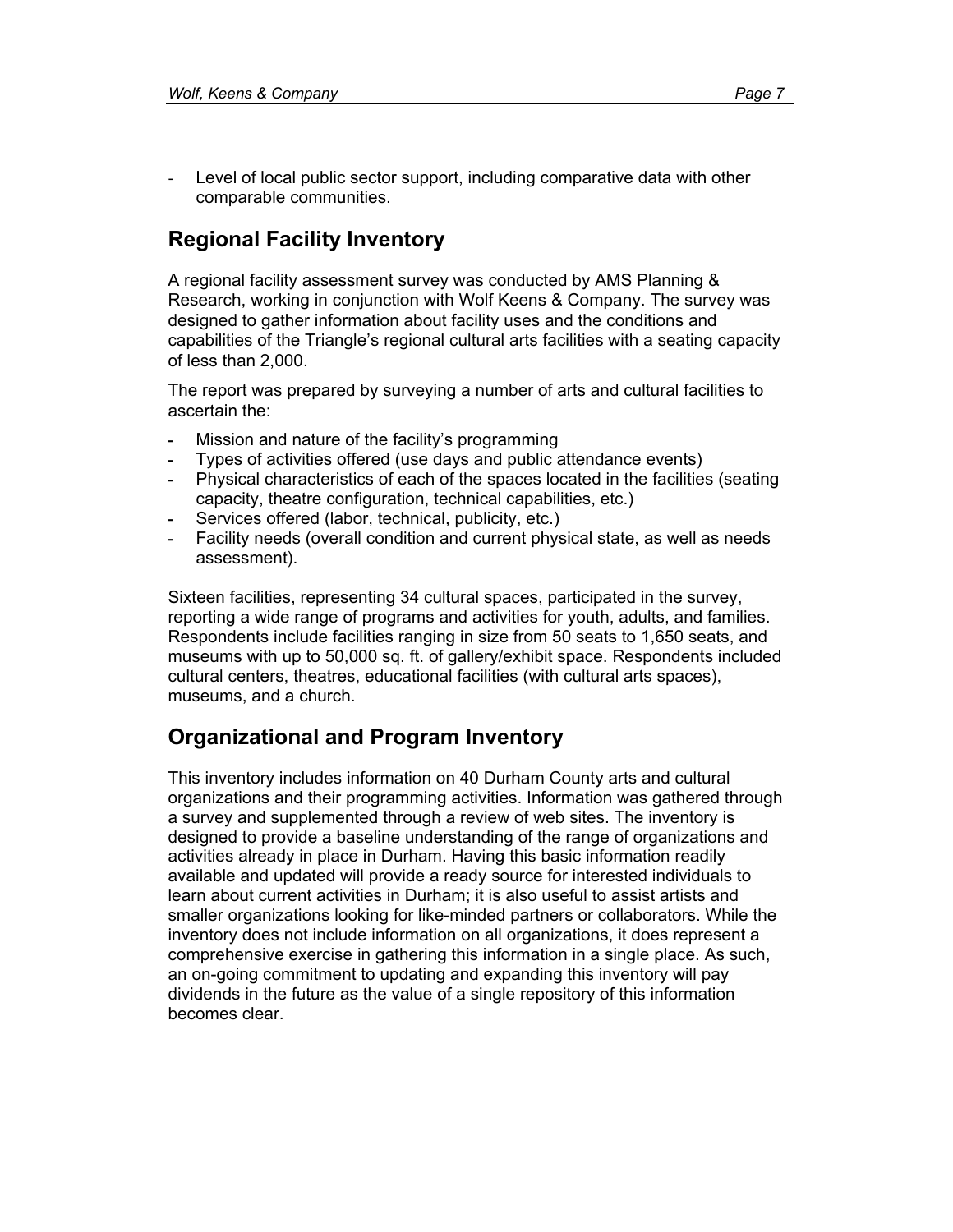- Level of local public sector support, including comparative data with other comparable communities.

## Regional Facility Inventory

A regional facility assessment survey was conducted by AMS Planning & Research, working in conjunction with Wolf Keens & Company. The survey was designed to gather information about facility uses and the conditions and capabilities of the Triangle's regional cultural arts facilities with a seating capacity of less than 2,000.

The report was prepared by surveying a number of arts and cultural facilities to ascertain the:

- Mission and nature of the facility's programming
- Types of activities offered (use days and public attendance events)
- Physical characteristics of each of the spaces located in the facilities (seating capacity, theatre configuration, technical capabilities, etc.)
- Services offered (labor, technical, publicity, etc.)
- Facility needs (overall condition and current physical state, as well as needs assessment).

Sixteen facilities, representing 34 cultural spaces, participated in the survey, reporting a wide range of programs and activities for youth, adults, and families. Respondents include facilities ranging in size from 50 seats to 1,650 seats, and museums with up to 50,000 sq. ft. of gallery/exhibit space. Respondents included cultural centers, theatres, educational facilities (with cultural arts spaces), museums, and a church.

## Organizational and Program Inventory

This inventory includes information on 40 Durham County arts and cultural organizations and their programming activities. Information was gathered through a survey and supplemented through a review of web sites. The inventory is designed to provide a baseline understanding of the range of organizations and activities already in place in Durham. Having this basic information readily available and updated will provide a ready source for interested individuals to learn about current activities in Durham; it is also useful to assist artists and smaller organizations looking for like-minded partners or collaborators. While the inventory does not include information on all organizations, it does represent a comprehensive exercise in gathering this information in a single place. As such, an on-going commitment to updating and expanding this inventory will pay dividends in the future as the value of a single repository of this information becomes clear.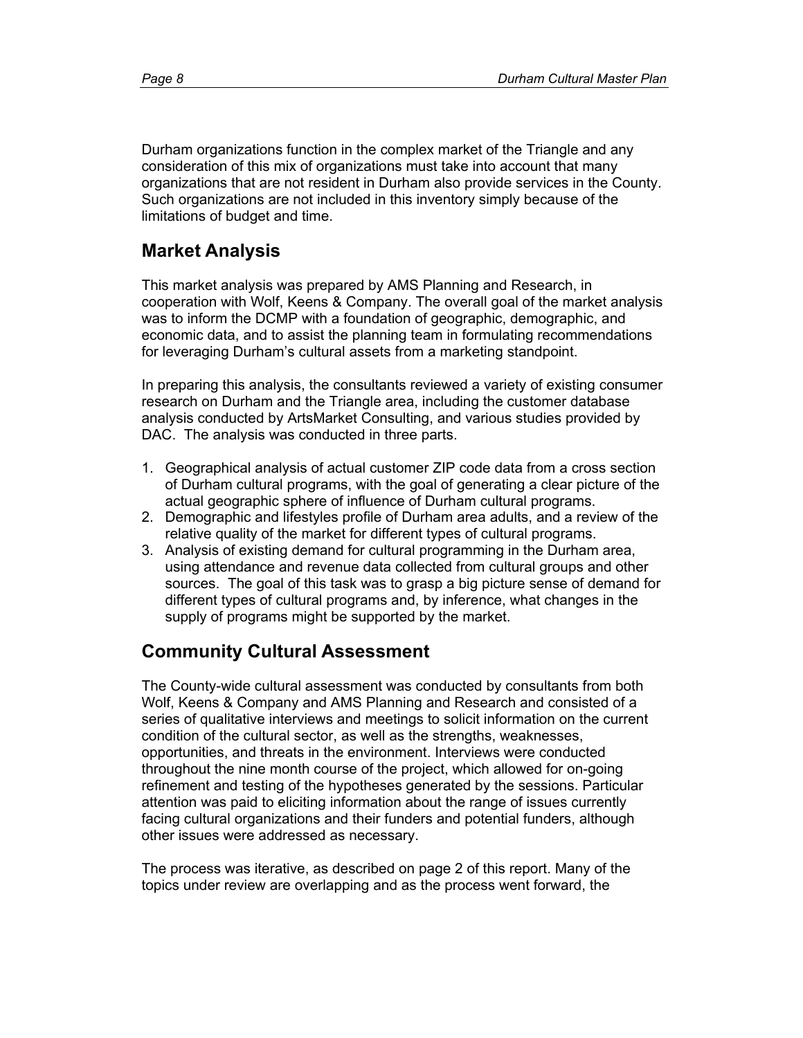Durham organizations function in the complex market of the Triangle and any consideration of this mix of organizations must take into account that many organizations that are not resident in Durham also provide services in the County. Such organizations are not included in this inventory simply because of the limitations of budget and time.

## Market Analysis

This market analysis was prepared by AMS Planning and Research, in cooperation with Wolf, Keens & Company. The overall goal of the market analysis was to inform the DCMP with a foundation of geographic, demographic, and economic data, and to assist the planning team in formulating recommendations for leveraging Durham's cultural assets from a marketing standpoint.

In preparing this analysis, the consultants reviewed a variety of existing consumer research on Durham and the Triangle area, including the customer database analysis conducted by ArtsMarket Consulting, and various studies provided by DAC. The analysis was conducted in three parts.

1. Geographical analysis of actual customer ZIP code data from a cross section of Durham cultural programs, with the goal of generating a clear picture of the actual geographic sphere of influence of Durham cultural programs.
2. Demographic and lifestyles profile of Durham area adults, and a review of the relative quality of the market for different types of cultural programs.
3. Analysis of existing demand for cultural programming in the Durham area, using attendance and revenue data collected from cultural groups and other sources. The goal of this task was to grasp a big picture sense of demand for different types of cultural programs and, by inference, what changes in the supply of programs might be supported by the market.

## Community Cultural Assessment

The County-wide cultural assessment was conducted by consultants from both Wolf, Keens & Company and AMS Planning and Research and consisted of a series of qualitative interviews and meetings to solicit information on the current condition of the cultural sector, as well as the strengths, weaknesses, opportunities, and threats in the environment. Interviews were conducted throughout the nine month course of the project, which allowed for on-going refinement and testing of the hypotheses generated by the sessions. Particular attention was paid to eliciting information about the range of issues currently facing cultural organizations and their funders and potential funders, although other issues were addressed as necessary.

The process was iterative, as described on page 2 of this report. Many of the topics under review are overlapping and as the process went forward, the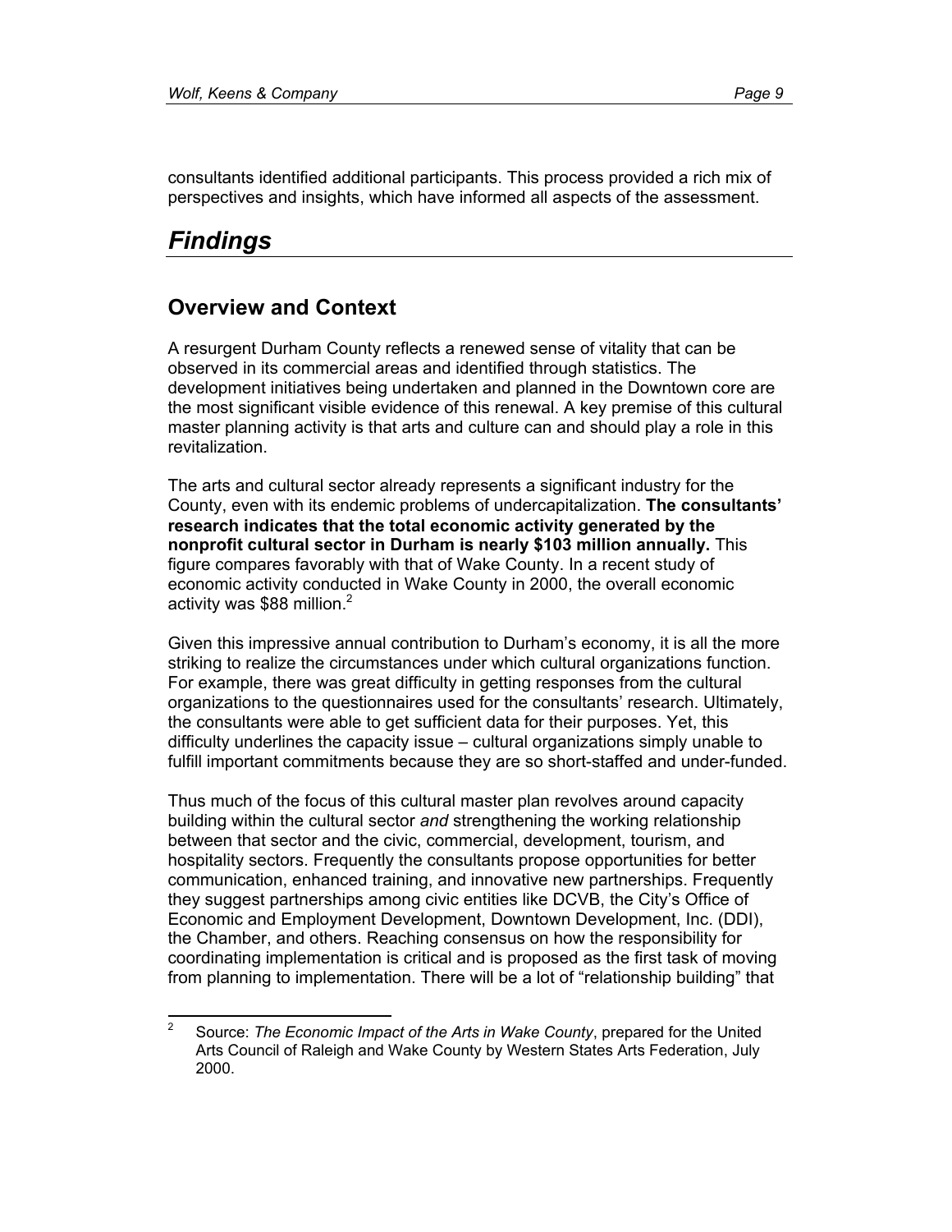consultants identified additional participants. This process provided a rich mix of perspectives and insights, which have informed all aspects of the assessment.

# *Findings*

## Overview and Context

A resurgent Durham County reflects a renewed sense of vitality that can be observed in its commercial areas and identified through statistics. The development initiatives being undertaken and planned in the Downtown core are the most significant visible evidence of this renewal. A key premise of this cultural master planning activity is that arts and culture can and should play a role in this revitalization.

The arts and cultural sector already represents a significant industry for the County, even with its endemic problems of undercapitalization. **The consultants' research indicates that the total economic activity generated by the nonprofit cultural sector in Durham is nearly $103 million annually.** This figure compares favorably with that of Wake County. In a recent study of economic activity conducted in Wake County in 2000, the overall economic activity was $88 million.[2]

Given this impressive annual contribution to Durham's economy, it is all the more striking to realize the circumstances under which cultural organizations function. For example, there was great difficulty in getting responses from the cultural organizations to the questionnaires used for the consultants' research. Ultimately, the consultants were able to get sufficient data for their purposes. Yet, this difficulty underlines the capacity issue – cultural organizations simply unable to fulfill important commitments because they are so short-staffed and under-funded.

Thus much of the focus of this cultural master plan revolves around capacity building within the cultural sector *and* strengthening the working relationship between that sector and the civic, commercial, development, tourism, and hospitality sectors. Frequently the consultants propose opportunities for better communication, enhanced training, and innovative new partnerships. Frequently they suggest partnerships among civic entities like DCVB, the City's Office of Economic and Employment Development, Downtown Development, Inc. (DDI), the Chamber, and others. Reaching consensus on how the responsibility for coordinating implementation is critical and is proposed as the first task of moving from planning to implementation. There will be a lot of "relationship building" that

---

[2] Source: *The Economic Impact of the Arts in Wake County*, prepared for the United Arts Council of Raleigh and Wake County by Western States Arts Federation, July 2000.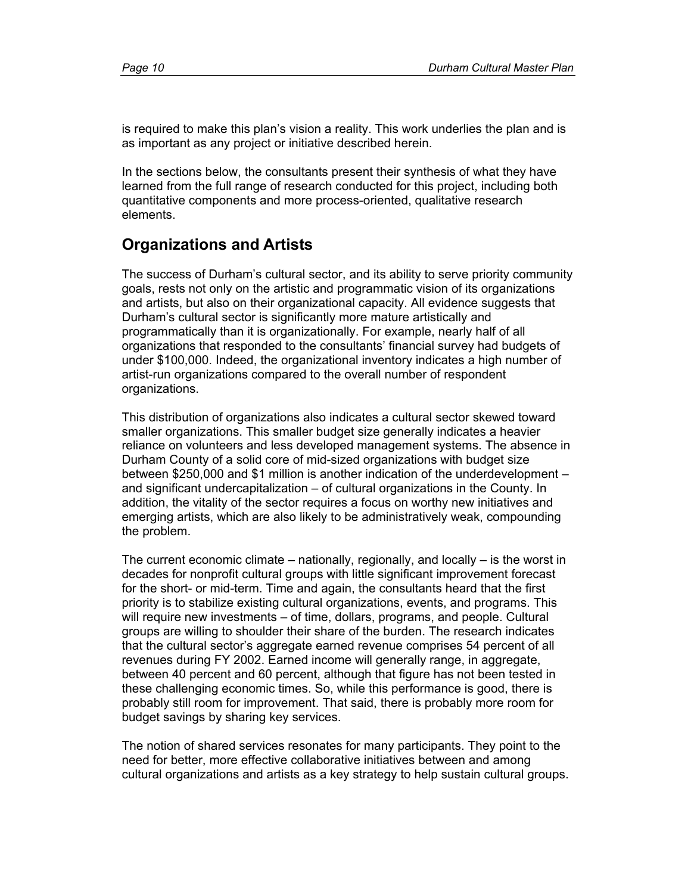is required to make this plan's vision a reality. This work underlies the plan and is as important as any project or initiative described herein.

In the sections below, the consultants present their synthesis of what they have learned from the full range of research conducted for this project, including both quantitative components and more process-oriented, qualitative research elements.

## Organizations and Artists

The success of Durham's cultural sector, and its ability to serve priority community goals, rests not only on the artistic and programmatic vision of its organizations and artists, but also on their organizational capacity. All evidence suggests that Durham's cultural sector is significantly more mature artistically and programmatically than it is organizationally. For example, nearly half of all organizations that responded to the consultants' financial survey had budgets of under $100,000. Indeed, the organizational inventory indicates a high number of artist-run organizations compared to the overall number of respondent organizations.

This distribution of organizations also indicates a cultural sector skewed toward smaller organizations. This smaller budget size generally indicates a heavier reliance on volunteers and less developed management systems. The absence in Durham County of a solid core of mid-sized organizations with budget size between $250,000 and $1 million is another indication of the underdevelopment – and significant undercapitalization – of cultural organizations in the County. In addition, the vitality of the sector requires a focus on worthy new initiatives and emerging artists, which are also likely to be administratively weak, compounding the problem.

The current economic climate – nationally, regionally, and locally – is the worst in decades for nonprofit cultural groups with little significant improvement forecast for the short- or mid-term. Time and again, the consultants heard that the first priority is to stabilize existing cultural organizations, events, and programs. This will require new investments – of time, dollars, programs, and people. Cultural groups are willing to shoulder their share of the burden. The research indicates that the cultural sector's aggregate earned revenue comprises 54 percent of all revenues during FY 2002. Earned income will generally range, in aggregate, between 40 percent and 60 percent, although that figure has not been tested in these challenging economic times. So, while this performance is good, there is probably still room for improvement. That said, there is probably more room for budget savings by sharing key services.

The notion of shared services resonates for many participants. They point to the need for better, more effective collaborative initiatives between and among cultural organizations and artists as a key strategy to help sustain cultural groups.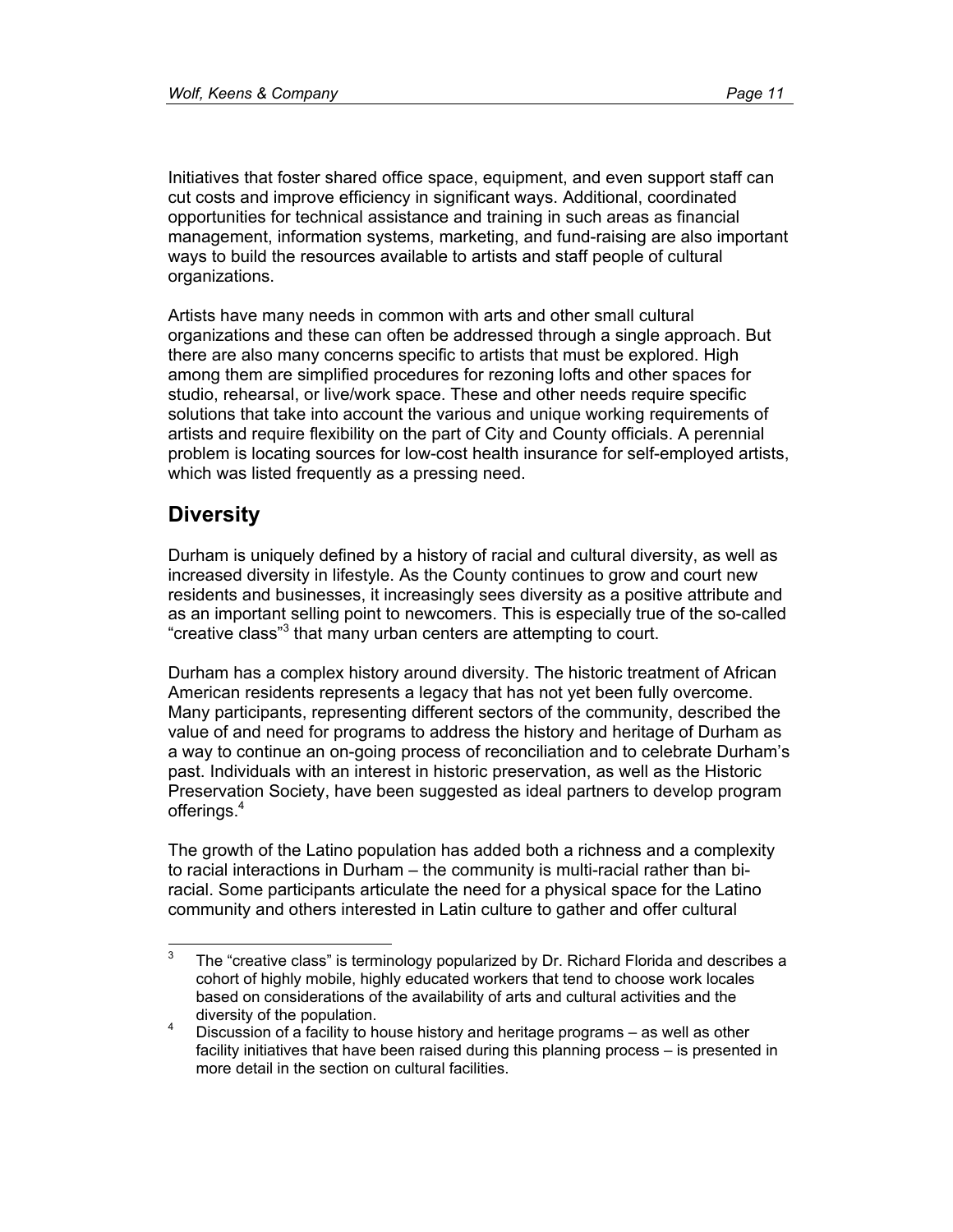Initiatives that foster shared office space, equipment, and even support staff can cut costs and improve efficiency in significant ways. Additional, coordinated opportunities for technical assistance and training in such areas as financial management, information systems, marketing, and fund-raising are also important ways to build the resources available to artists and staff people of cultural organizations.

Artists have many needs in common with arts and other small cultural organizations and these can often be addressed through a single approach. But there are also many concerns specific to artists that must be explored. High among them are simplified procedures for rezoning lofts and other spaces for studio, rehearsal, or live/work space. These and other needs require specific solutions that take into account the various and unique working requirements of artists and require flexibility on the part of City and County officials. A perennial problem is locating sources for low-cost health insurance for self-employed artists, which was listed frequently as a pressing need.

## Diversity

Durham is uniquely defined by a history of racial and cultural diversity, as well as increased diversity in lifestyle. As the County continues to grow and court new residents and businesses, it increasingly sees diversity as a positive attribute and as an important selling point to newcomers. This is especially true of the so-called "creative class"[3] that many urban centers are attempting to court.

Durham has a complex history around diversity. The historic treatment of African American residents represents a legacy that has not yet been fully overcome. Many participants, representing different sectors of the community, described the value of and need for programs to address the history and heritage of Durham as a way to continue an on-going process of reconciliation and to celebrate Durham's past. Individuals with an interest in historic preservation, as well as the Historic Preservation Society, have been suggested as ideal partners to develop program offerings.[4]

The growth of the Latino population has added both a richness and a complexity to racial interactions in Durham – the community is multi-racial rather than bi-racial. Some participants articulate the need for a physical space for the Latino community and others interested in Latin culture to gather and offer cultural

---

[3] The "creative class" is terminology popularized by Dr. Richard Florida and describes a cohort of highly mobile, highly educated workers that tend to choose work locales based on considerations of the availability of arts and cultural activities and the diversity of the population.

[4] Discussion of a facility to house history and heritage programs – as well as other facility initiatives that have been raised during this planning process – is presented in more detail in the section on cultural facilities.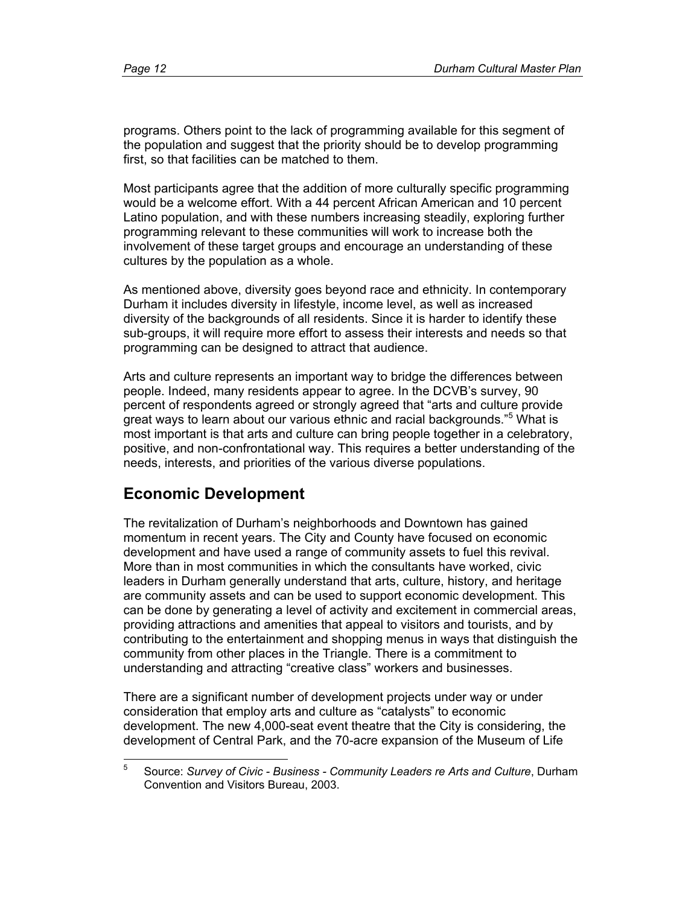programs. Others point to the lack of programming available for this segment of the population and suggest that the priority should be to develop programming first, so that facilities can be matched to them.

Most participants agree that the addition of more culturally specific programming would be a welcome effort. With a 44 percent African American and 10 percent Latino population, and with these numbers increasing steadily, exploring further programming relevant to these communities will work to increase both the involvement of these target groups and encourage an understanding of these cultures by the population as a whole.

As mentioned above, diversity goes beyond race and ethnicity. In contemporary Durham it includes diversity in lifestyle, income level, as well as increased diversity of the backgrounds of all residents. Since it is harder to identify these sub-groups, it will require more effort to assess their interests and needs so that programming can be designed to attract that audience.

Arts and culture represents an important way to bridge the differences between people. Indeed, many residents appear to agree. In the DCVB's survey, 90 percent of respondents agreed or strongly agreed that "arts and culture provide great ways to learn about our various ethnic and racial backgrounds."[5] What is most important is that arts and culture can bring people together in a celebratory, positive, and non-confrontational way. This requires a better understanding of the needs, interests, and priorities of the various diverse populations.

## Economic Development

The revitalization of Durham's neighborhoods and Downtown has gained momentum in recent years. The City and County have focused on economic development and have used a range of community assets to fuel this revival. More than in most communities in which the consultants have worked, civic leaders in Durham generally understand that arts, culture, history, and heritage are community assets and can be used to support economic development. This can be done by generating a level of activity and excitement in commercial areas, providing attractions and amenities that appeal to visitors and tourists, and by contributing to the entertainment and shopping menus in ways that distinguish the community from other places in the Triangle. There is a commitment to understanding and attracting "creative class" workers and businesses.

There are a significant number of development projects under way or under consideration that employ arts and culture as "catalysts" to economic development. The new 4,000-seat event theatre that the City is considering, the development of Central Park, and the 70-acre expansion of the Museum of Life

[5] Source: *Survey of Civic - Business - Community Leaders re Arts and Culture*, Durham Convention and Visitors Bureau, 2003.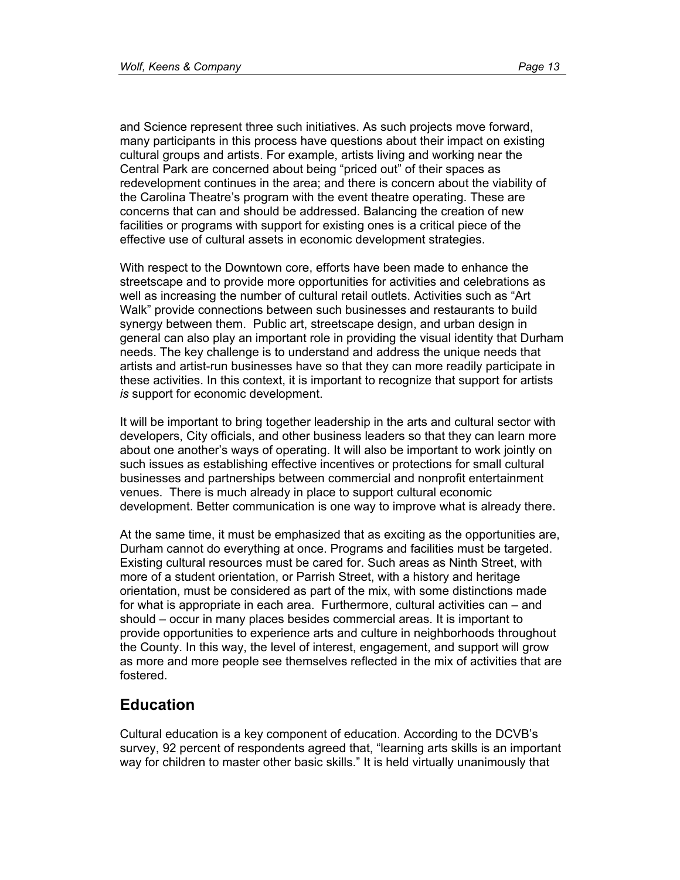and Science represent three such initiatives. As such projects move forward, many participants in this process have questions about their impact on existing cultural groups and artists. For example, artists living and working near the Central Park are concerned about being "priced out" of their spaces as redevelopment continues in the area; and there is concern about the viability of the Carolina Theatre's program with the event theatre operating. These are concerns that can and should be addressed. Balancing the creation of new facilities or programs with support for existing ones is a critical piece of the effective use of cultural assets in economic development strategies.

With respect to the Downtown core, efforts have been made to enhance the streetscape and to provide more opportunities for activities and celebrations as well as increasing the number of cultural retail outlets. Activities such as "Art Walk" provide connections between such businesses and restaurants to build synergy between them. Public art, streetscape design, and urban design in general can also play an important role in providing the visual identity that Durham needs. The key challenge is to understand and address the unique needs that artists and artist-run businesses have so that they can more readily participate in these activities. In this context, it is important to recognize that support for artists *is* support for economic development.

It will be important to bring together leadership in the arts and cultural sector with developers, City officials, and other business leaders so that they can learn more about one another's ways of operating. It will also be important to work jointly on such issues as establishing effective incentives or protections for small cultural businesses and partnerships between commercial and nonprofit entertainment venues. There is much already in place to support cultural economic development. Better communication is one way to improve what is already there.

At the same time, it must be emphasized that as exciting as the opportunities are, Durham cannot do everything at once. Programs and facilities must be targeted. Existing cultural resources must be cared for. Such areas as Ninth Street, with more of a student orientation, or Parrish Street, with a history and heritage orientation, must be considered as part of the mix, with some distinctions made for what is appropriate in each area. Furthermore, cultural activities can – and should – occur in many places besides commercial areas. It is important to provide opportunities to experience arts and culture in neighborhoods throughout the County. In this way, the level of interest, engagement, and support will grow as more and more people see themselves reflected in the mix of activities that are fostered.

## Education

Cultural education is a key component of education. According to the DCVB's survey, 92 percent of respondents agreed that, "learning arts skills is an important way for children to master other basic skills." It is held virtually unanimously that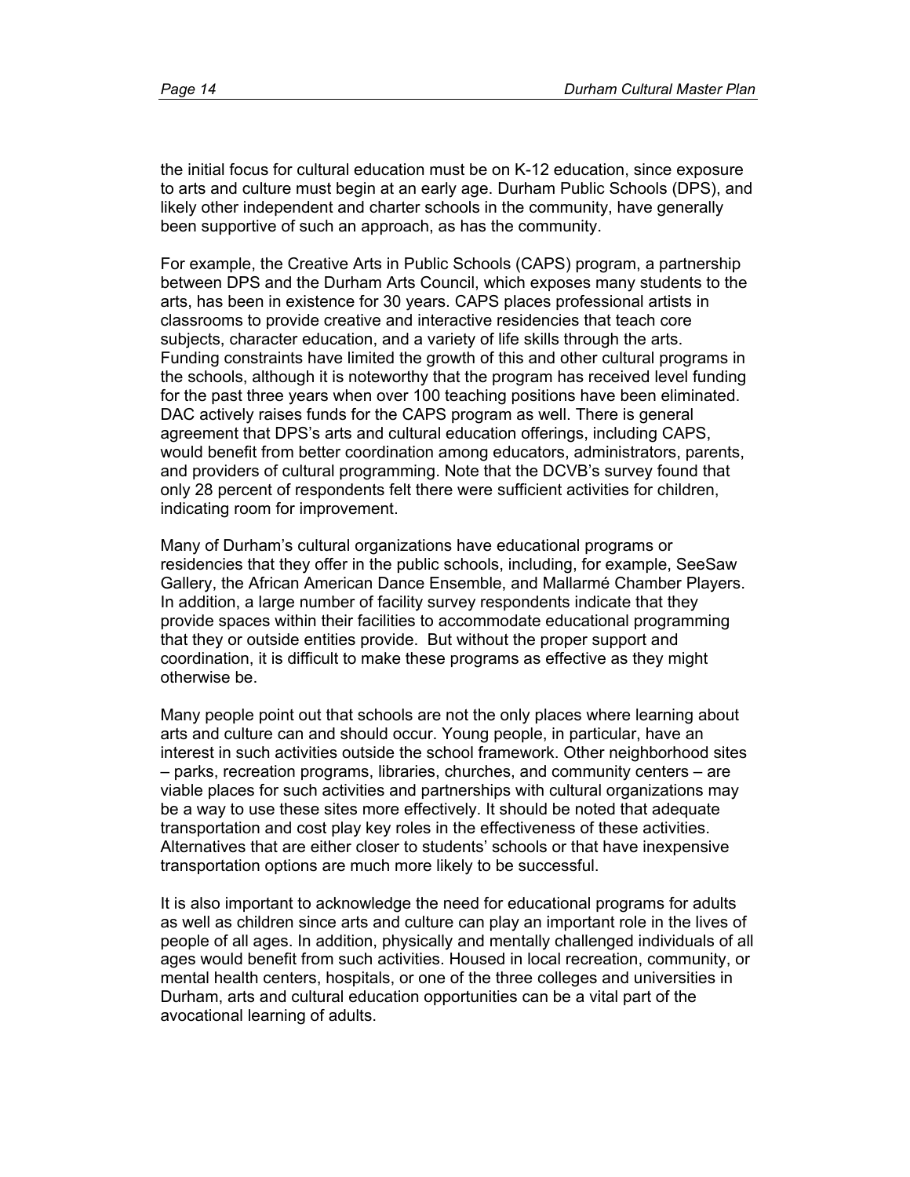the initial focus for cultural education must be on K-12 education, since exposure to arts and culture must begin at an early age. Durham Public Schools (DPS), and likely other independent and charter schools in the community, have generally been supportive of such an approach, as has the community.

For example, the Creative Arts in Public Schools (CAPS) program, a partnership between DPS and the Durham Arts Council, which exposes many students to the arts, has been in existence for 30 years. CAPS places professional artists in classrooms to provide creative and interactive residencies that teach core subjects, character education, and a variety of life skills through the arts. Funding constraints have limited the growth of this and other cultural programs in the schools, although it is noteworthy that the program has received level funding for the past three years when over 100 teaching positions have been eliminated. DAC actively raises funds for the CAPS program as well. There is general agreement that DPS's arts and cultural education offerings, including CAPS, would benefit from better coordination among educators, administrators, parents, and providers of cultural programming. Note that the DCVB's survey found that only 28 percent of respondents felt there were sufficient activities for children, indicating room for improvement.

Many of Durham's cultural organizations have educational programs or residencies that they offer in the public schools, including, for example, SeeSaw Gallery, the African American Dance Ensemble, and Mallarmé Chamber Players. In addition, a large number of facility survey respondents indicate that they provide spaces within their facilities to accommodate educational programming that they or outside entities provide. But without the proper support and coordination, it is difficult to make these programs as effective as they might otherwise be.

Many people point out that schools are not the only places where learning about arts and culture can and should occur. Young people, in particular, have an interest in such activities outside the school framework. Other neighborhood sites – parks, recreation programs, libraries, churches, and community centers – are viable places for such activities and partnerships with cultural organizations may be a way to use these sites more effectively. It should be noted that adequate transportation and cost play key roles in the effectiveness of these activities. Alternatives that are either closer to students' schools or that have inexpensive transportation options are much more likely to be successful.

It is also important to acknowledge the need for educational programs for adults as well as children since arts and culture can play an important role in the lives of people of all ages. In addition, physically and mentally challenged individuals of all ages would benefit from such activities. Housed in local recreation, community, or mental health centers, hospitals, or one of the three colleges and universities in Durham, arts and cultural education opportunities can be a vital part of the avocational learning of adults.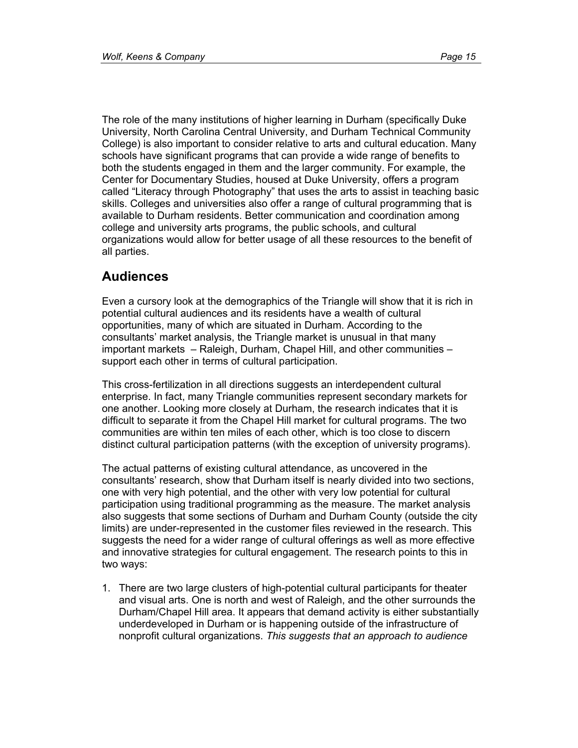The role of the many institutions of higher learning in Durham (specifically Duke University, North Carolina Central University, and Durham Technical Community College) is also important to consider relative to arts and cultural education. Many schools have significant programs that can provide a wide range of benefits to both the students engaged in them and the larger community. For example, the Center for Documentary Studies, housed at Duke University, offers a program called "Literacy through Photography" that uses the arts to assist in teaching basic skills. Colleges and universities also offer a range of cultural programming that is available to Durham residents. Better communication and coordination among college and university arts programs, the public schools, and cultural organizations would allow for better usage of all these resources to the benefit of all parties.

## Audiences

Even a cursory look at the demographics of the Triangle will show that it is rich in potential cultural audiences and its residents have a wealth of cultural opportunities, many of which are situated in Durham. According to the consultants' market analysis, the Triangle market is unusual in that many important markets – Raleigh, Durham, Chapel Hill, and other communities – support each other in terms of cultural participation.

This cross-fertilization in all directions suggests an interdependent cultural enterprise. In fact, many Triangle communities represent secondary markets for one another. Looking more closely at Durham, the research indicates that it is difficult to separate it from the Chapel Hill market for cultural programs. The two communities are within ten miles of each other, which is too close to discern distinct cultural participation patterns (with the exception of university programs).

The actual patterns of existing cultural attendance, as uncovered in the consultants' research, show that Durham itself is nearly divided into two sections, one with very high potential, and the other with very low potential for cultural participation using traditional programming as the measure. The market analysis also suggests that some sections of Durham and Durham County (outside the city limits) are under-represented in the customer files reviewed in the research. This suggests the need for a wider range of cultural offerings as well as more effective and innovative strategies for cultural engagement. The research points to this in two ways:

1. There are two large clusters of high-potential cultural participants for theater and visual arts. One is north and west of Raleigh, and the other surrounds the Durham/Chapel Hill area. It appears that demand activity is either substantially underdeveloped in Durham or is happening outside of the infrastructure of nonprofit cultural organizations. *This suggests that an approach to audience*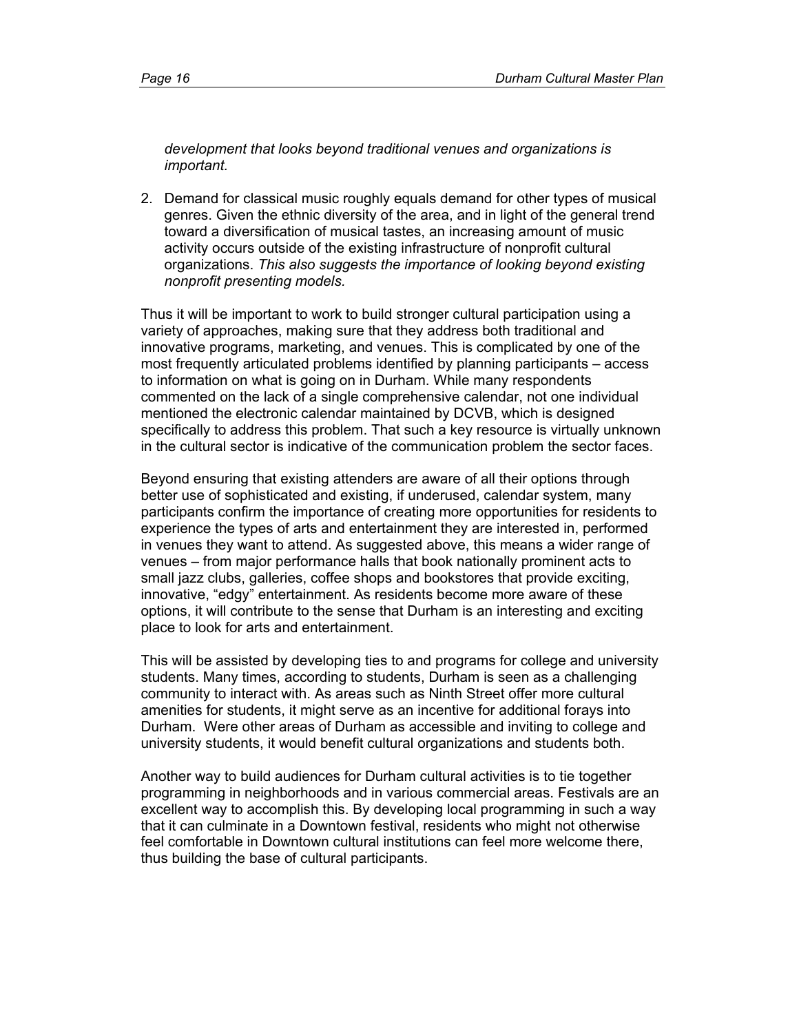*development that looks beyond traditional venues and organizations is important.*

2. Demand for classical music roughly equals demand for other types of musical genres. Given the ethnic diversity of the area, and in light of the general trend toward a diversification of musical tastes, an increasing amount of music activity occurs outside of the existing infrastructure of nonprofit cultural organizations. *This also suggests the importance of looking beyond existing nonprofit presenting models.*

Thus it will be important to work to build stronger cultural participation using a variety of approaches, making sure that they address both traditional and innovative programs, marketing, and venues. This is complicated by one of the most frequently articulated problems identified by planning participants – access to information on what is going on in Durham. While many respondents commented on the lack of a single comprehensive calendar, not one individual mentioned the electronic calendar maintained by DCVB, which is designed specifically to address this problem. That such a key resource is virtually unknown in the cultural sector is indicative of the communication problem the sector faces.

Beyond ensuring that existing attenders are aware of all their options through better use of sophisticated and existing, if underused, calendar system, many participants confirm the importance of creating more opportunities for residents to experience the types of arts and entertainment they are interested in, performed in venues they want to attend. As suggested above, this means a wider range of venues – from major performance halls that book nationally prominent acts to small jazz clubs, galleries, coffee shops and bookstores that provide exciting, innovative, "edgy" entertainment. As residents become more aware of these options, it will contribute to the sense that Durham is an interesting and exciting place to look for arts and entertainment.

This will be assisted by developing ties to and programs for college and university students. Many times, according to students, Durham is seen as a challenging community to interact with. As areas such as Ninth Street offer more cultural amenities for students, it might serve as an incentive for additional forays into Durham. Were other areas of Durham as accessible and inviting to college and university students, it would benefit cultural organizations and students both.

Another way to build audiences for Durham cultural activities is to tie together programming in neighborhoods and in various commercial areas. Festivals are an excellent way to accomplish this. By developing local programming in such a way that it can culminate in a Downtown festival, residents who might not otherwise feel comfortable in Downtown cultural institutions can feel more welcome there, thus building the base of cultural participants.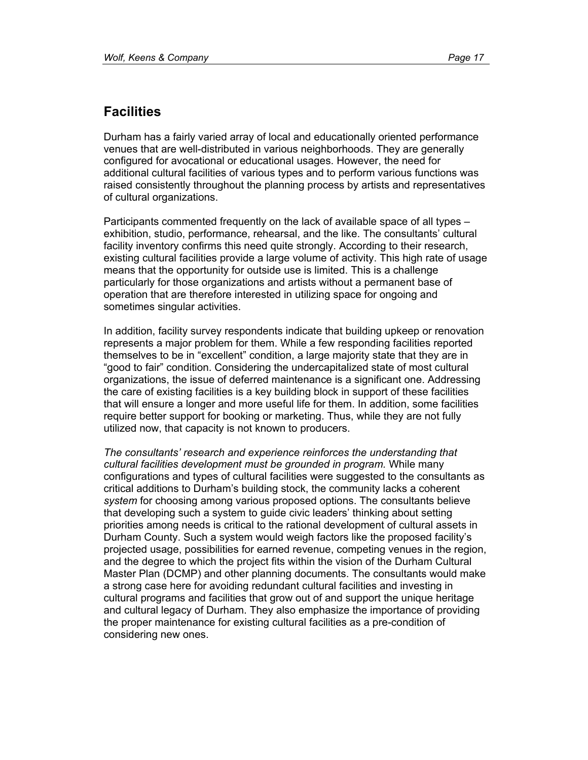## Facilities

Durham has a fairly varied array of local and educationally oriented performance venues that are well-distributed in various neighborhoods. They are generally configured for avocational or educational usages. However, the need for additional cultural facilities of various types and to perform various functions was raised consistently throughout the planning process by artists and representatives of cultural organizations.

Participants commented frequently on the lack of available space of all types – exhibition, studio, performance, rehearsal, and the like. The consultants' cultural facility inventory confirms this need quite strongly. According to their research, existing cultural facilities provide a large volume of activity. This high rate of usage means that the opportunity for outside use is limited. This is a challenge particularly for those organizations and artists without a permanent base of operation that are therefore interested in utilizing space for ongoing and sometimes singular activities.

In addition, facility survey respondents indicate that building upkeep or renovation represents a major problem for them. While a few responding facilities reported themselves to be in "excellent" condition, a large majority state that they are in "good to fair" condition. Considering the undercapitalized state of most cultural organizations, the issue of deferred maintenance is a significant one. Addressing the care of existing facilities is a key building block in support of these facilities that will ensure a longer and more useful life for them. In addition, some facilities require better support for booking or marketing. Thus, while they are not fully utilized now, that capacity is not known to producers.

*The consultants' research and experience reinforces the understanding that cultural facilities development must be grounded in program.* While many configurations and types of cultural facilities were suggested to the consultants as critical additions to Durham's building stock, the community lacks a coherent *system* for choosing among various proposed options. The consultants believe that developing such a system to guide civic leaders' thinking about setting priorities among needs is critical to the rational development of cultural assets in Durham County. Such a system would weigh factors like the proposed facility's projected usage, possibilities for earned revenue, competing venues in the region, and the degree to which the project fits within the vision of the Durham Cultural Master Plan (DCMP) and other planning documents. The consultants would make a strong case here for avoiding redundant cultural facilities and investing in cultural programs and facilities that grow out of and support the unique heritage and cultural legacy of Durham. They also emphasize the importance of providing the proper maintenance for existing cultural facilities as a pre-condition of considering new ones.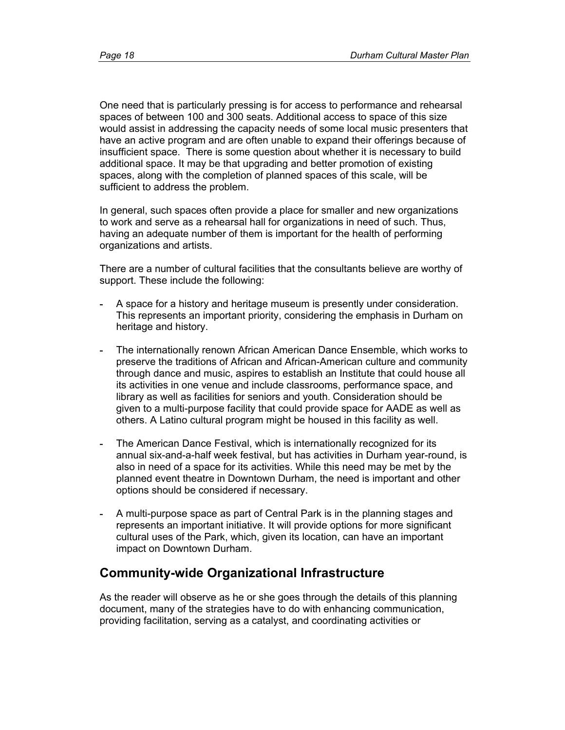One need that is particularly pressing is for access to performance and rehearsal spaces of between 100 and 300 seats. Additional access to space of this size would assist in addressing the capacity needs of some local music presenters that have an active program and are often unable to expand their offerings because of insufficient space. There is some question about whether it is necessary to build additional space. It may be that upgrading and better promotion of existing spaces, along with the completion of planned spaces of this scale, will be sufficient to address the problem.

In general, such spaces often provide a place for smaller and new organizations to work and serve as a rehearsal hall for organizations in need of such. Thus, having an adequate number of them is important for the health of performing organizations and artists.

There are a number of cultural facilities that the consultants believe are worthy of support. These include the following:

- A space for a history and heritage museum is presently under consideration. This represents an important priority, considering the emphasis in Durham on heritage and history.
- The internationally renown African American Dance Ensemble, which works to preserve the traditions of African and African-American culture and community through dance and music, aspires to establish an Institute that could house all its activities in one venue and include classrooms, performance space, and library as well as facilities for seniors and youth. Consideration should be given to a multi-purpose facility that could provide space for AADE as well as others. A Latino cultural program might be housed in this facility as well.
- The American Dance Festival, which is internationally recognized for its annual six-and-a-half week festival, but has activities in Durham year-round, is also in need of a space for its activities. While this need may be met by the planned event theatre in Downtown Durham, the need is important and other options should be considered if necessary.
- A multi-purpose space as part of Central Park is in the planning stages and represents an important initiative. It will provide options for more significant cultural uses of the Park, which, given its location, can have an important impact on Downtown Durham.

## Community-wide Organizational Infrastructure

As the reader will observe as he or she goes through the details of this planning document, many of the strategies have to do with enhancing communication, providing facilitation, serving as a catalyst, and coordinating activities or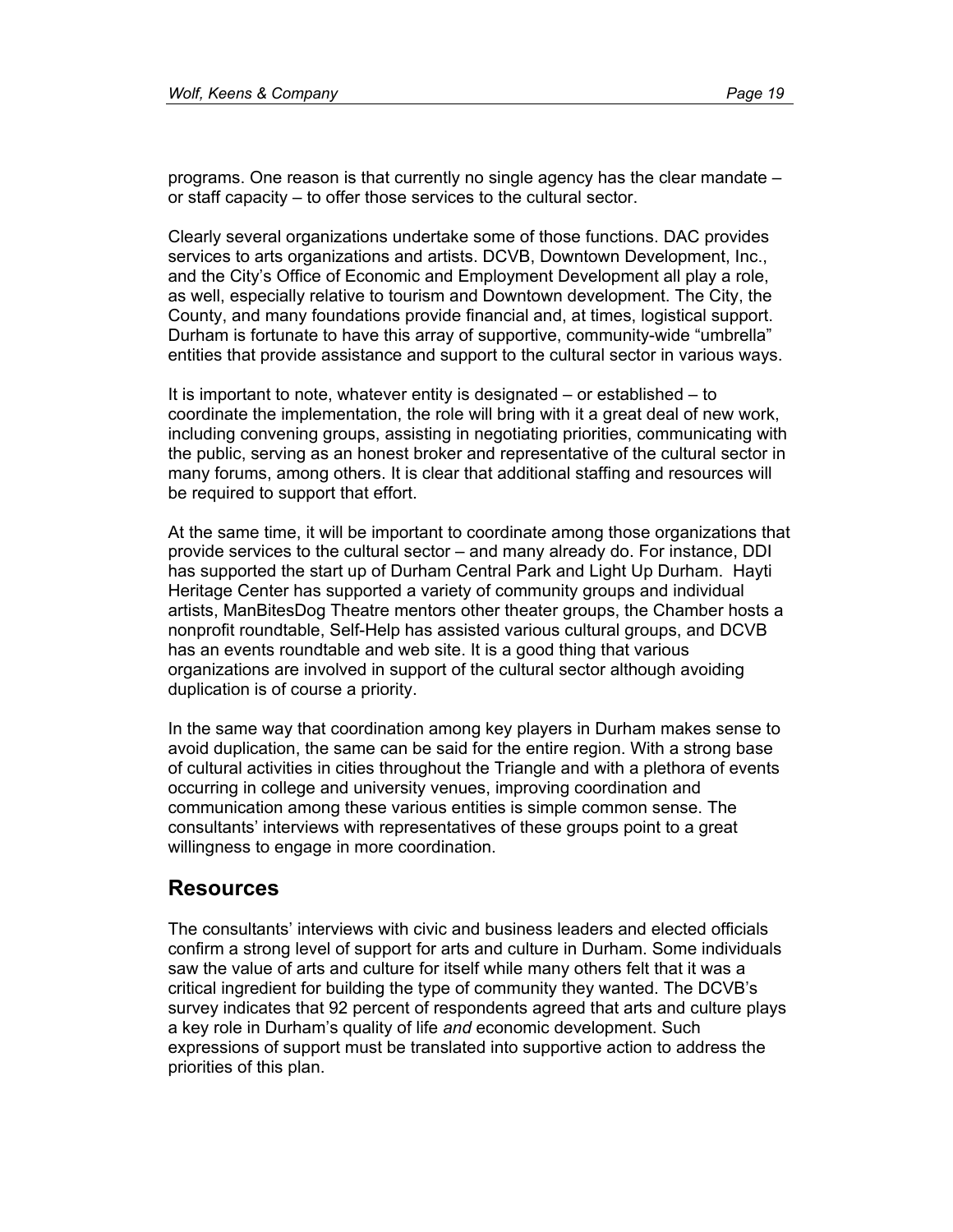programs. One reason is that currently no single agency has the clear mandate – or staff capacity – to offer those services to the cultural sector.

Clearly several organizations undertake some of those functions. DAC provides services to arts organizations and artists. DCVB, Downtown Development, Inc., and the City's Office of Economic and Employment Development all play a role, as well, especially relative to tourism and Downtown development. The City, the County, and many foundations provide financial and, at times, logistical support. Durham is fortunate to have this array of supportive, community-wide "umbrella" entities that provide assistance and support to the cultural sector in various ways.

It is important to note, whatever entity is designated – or established – to coordinate the implementation, the role will bring with it a great deal of new work, including convening groups, assisting in negotiating priorities, communicating with the public, serving as an honest broker and representative of the cultural sector in many forums, among others. It is clear that additional staffing and resources will be required to support that effort.

At the same time, it will be important to coordinate among those organizations that provide services to the cultural sector – and many already do. For instance, DDI has supported the start up of Durham Central Park and Light Up Durham. Hayti Heritage Center has supported a variety of community groups and individual artists, ManBitesDog Theatre mentors other theater groups, the Chamber hosts a nonprofit roundtable, Self-Help has assisted various cultural groups, and DCVB has an events roundtable and web site. It is a good thing that various organizations are involved in support of the cultural sector although avoiding duplication is of course a priority.

In the same way that coordination among key players in Durham makes sense to avoid duplication, the same can be said for the entire region. With a strong base of cultural activities in cities throughout the Triangle and with a plethora of events occurring in college and university venues, improving coordination and communication among these various entities is simple common sense. The consultants' interviews with representatives of these groups point to a great willingness to engage in more coordination.

## Resources

The consultants' interviews with civic and business leaders and elected officials confirm a strong level of support for arts and culture in Durham. Some individuals saw the value of arts and culture for itself while many others felt that it was a critical ingredient for building the type of community they wanted. The DCVB's survey indicates that 92 percent of respondents agreed that arts and culture plays a key role in Durham's quality of life *and* economic development. Such expressions of support must be translated into supportive action to address the priorities of this plan.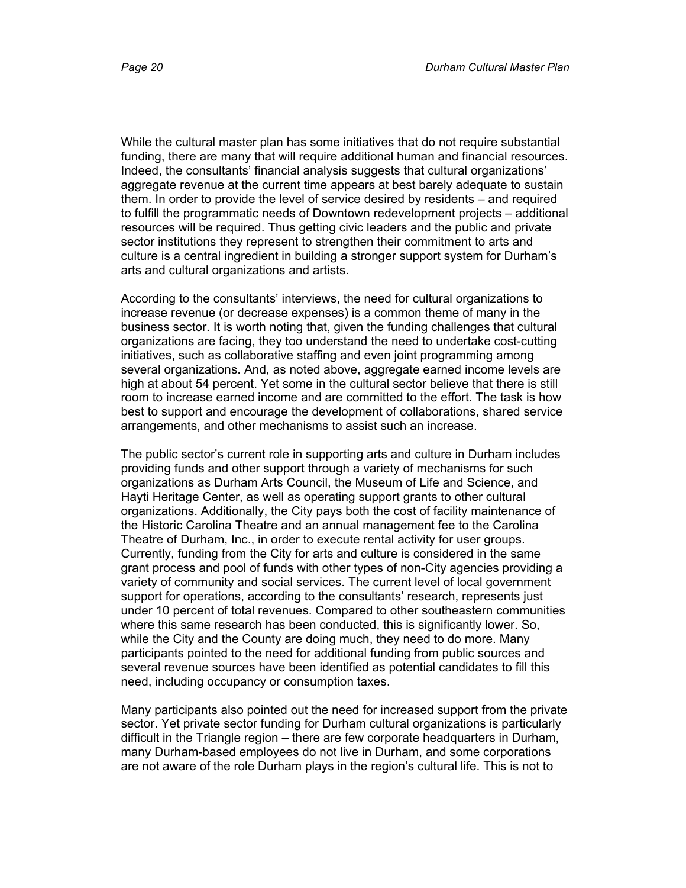While the cultural master plan has some initiatives that do not require substantial funding, there are many that will require additional human and financial resources. Indeed, the consultants' financial analysis suggests that cultural organizations' aggregate revenue at the current time appears at best barely adequate to sustain them. In order to provide the level of service desired by residents – and required to fulfill the programmatic needs of Downtown redevelopment projects – additional resources will be required. Thus getting civic leaders and the public and private sector institutions they represent to strengthen their commitment to arts and culture is a central ingredient in building a stronger support system for Durham's arts and cultural organizations and artists.

According to the consultants' interviews, the need for cultural organizations to increase revenue (or decrease expenses) is a common theme of many in the business sector. It is worth noting that, given the funding challenges that cultural organizations are facing, they too understand the need to undertake cost-cutting initiatives, such as collaborative staffing and even joint programming among several organizations. And, as noted above, aggregate earned income levels are high at about 54 percent. Yet some in the cultural sector believe that there is still room to increase earned income and are committed to the effort. The task is how best to support and encourage the development of collaborations, shared service arrangements, and other mechanisms to assist such an increase.

The public sector's current role in supporting arts and culture in Durham includes providing funds and other support through a variety of mechanisms for such organizations as Durham Arts Council, the Museum of Life and Science, and Hayti Heritage Center, as well as operating support grants to other cultural organizations. Additionally, the City pays both the cost of facility maintenance of the Historic Carolina Theatre and an annual management fee to the Carolina Theatre of Durham, Inc., in order to execute rental activity for user groups. Currently, funding from the City for arts and culture is considered in the same grant process and pool of funds with other types of non-City agencies providing a variety of community and social services. The current level of local government support for operations, according to the consultants' research, represents just under 10 percent of total revenues. Compared to other southeastern communities where this same research has been conducted, this is significantly lower. So, while the City and the County are doing much, they need to do more. Many participants pointed to the need for additional funding from public sources and several revenue sources have been identified as potential candidates to fill this need, including occupancy or consumption taxes.

Many participants also pointed out the need for increased support from the private sector. Yet private sector funding for Durham cultural organizations is particularly difficult in the Triangle region – there are few corporate headquarters in Durham, many Durham-based employees do not live in Durham, and some corporations are not aware of the role Durham plays in the region's cultural life. This is not to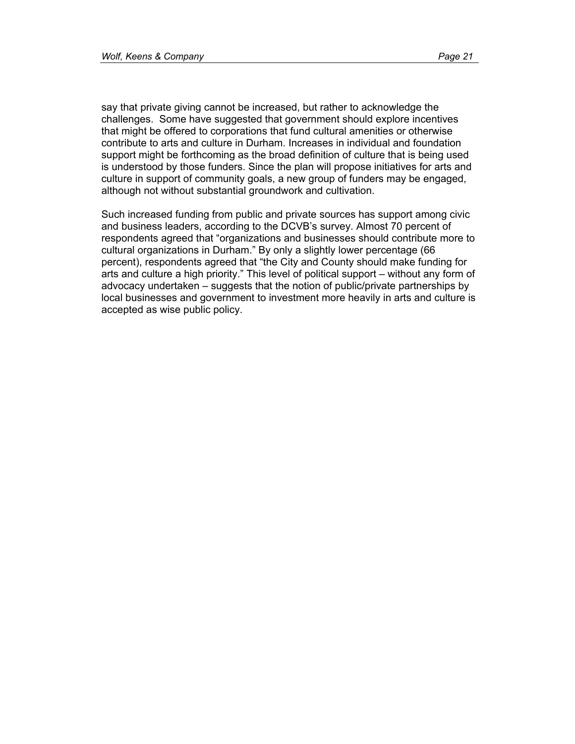say that private giving cannot be increased, but rather to acknowledge the challenges.  Some have suggested that government should explore incentives that might be offered to corporations that fund cultural amenities or otherwise contribute to arts and culture in Durham. Increases in individual and foundation support might be forthcoming as the broad definition of culture that is being used is understood by those funders. Since the plan will propose initiatives for arts and culture in support of community goals, a new group of funders may be engaged, although not without substantial groundwork and cultivation.

Such increased funding from public and private sources has support among civic and business leaders, according to the DCVB's survey. Almost 70 percent of respondents agreed that "organizations and businesses should contribute more to cultural organizations in Durham." By only a slightly lower percentage (66 percent), respondents agreed that "the City and County should make funding for arts and culture a high priority." This level of political support – without any form of advocacy undertaken – suggests that the notion of public/private partnerships by local businesses and government to investment more heavily in arts and culture is accepted as wise public policy.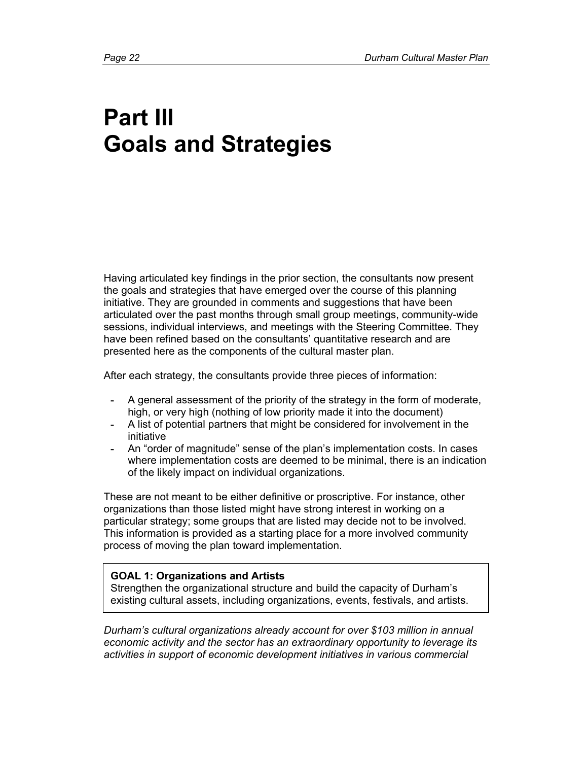# Part III Goals and Strategies

Having articulated key findings in the prior section, the consultants now present the goals and strategies that have emerged over the course of this planning initiative. They are grounded in comments and suggestions that have been articulated over the past months through small group meetings, community-wide sessions, individual interviews, and meetings with the Steering Committee. They have been refined based on the consultants' quantitative research and are presented here as the components of the cultural master plan.

After each strategy, the consultants provide three pieces of information:

- A general assessment of the priority of the strategy in the form of moderate, high, or very high (nothing of low priority made it into the document)
- A list of potential partners that might be considered for involvement in the initiative
- An "order of magnitude" sense of the plan's implementation costs. In cases where implementation costs are deemed to be minimal, there is an indication of the likely impact on individual organizations.

These are not meant to be either definitive or proscriptive. For instance, other organizations than those listed might have strong interest in working on a particular strategy; some groups that are listed may decide not to be involved. This information is provided as a starting place for a more involved community process of moving the plan toward implementation.

**GOAL 1: Organizations and Artists**
Strengthen the organizational structure and build the capacity of Durham's existing cultural assets, including organizations, events, festivals, and artists.

*Durham's cultural organizations already account for over $103 million in annual economic activity and the sector has an extraordinary opportunity to leverage its activities in support of economic development initiatives in various commercial*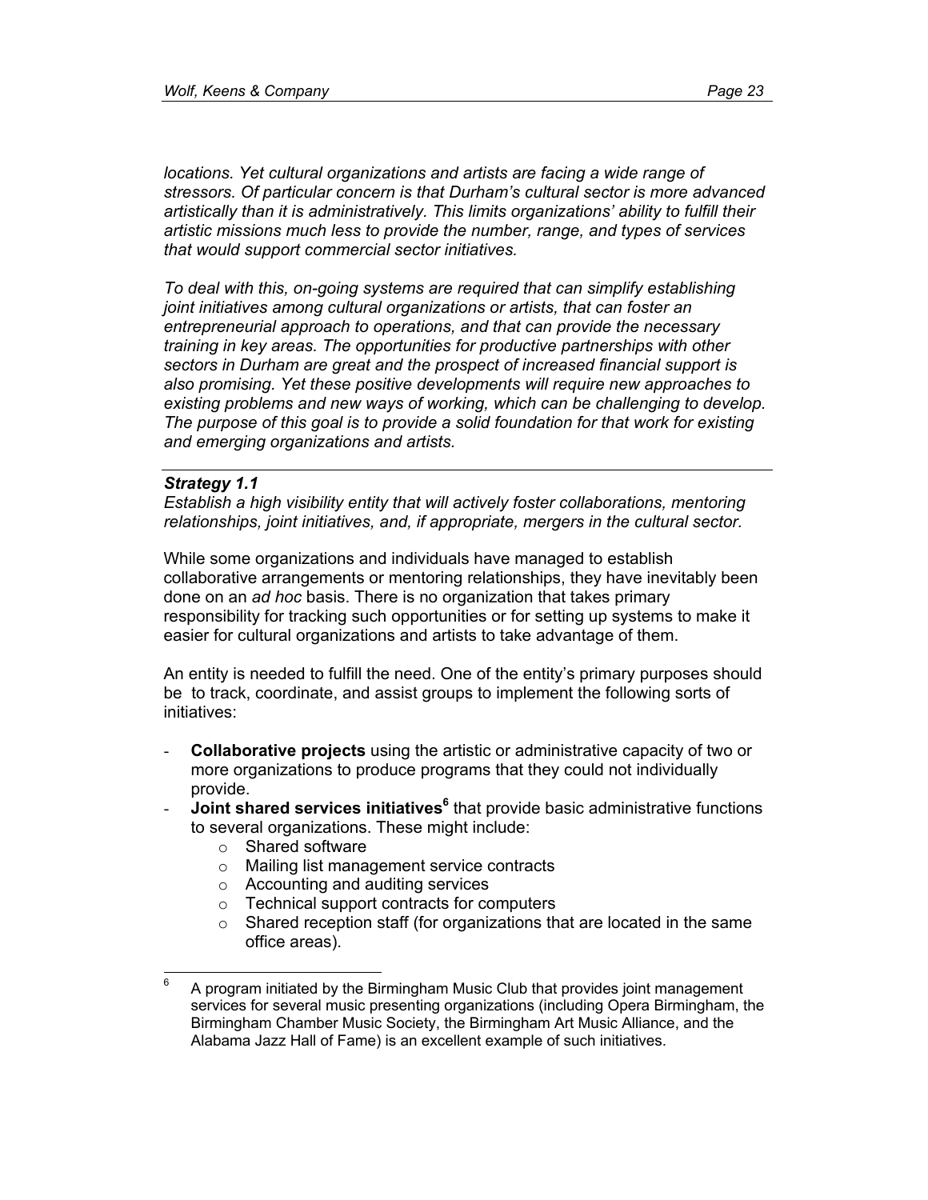*locations. Yet cultural organizations and artists are facing a wide range of stressors. Of particular concern is that Durham's cultural sector is more advanced artistically than it is administratively. This limits organizations' ability to fulfill their artistic missions much less to provide the number, range, and types of services that would support commercial sector initiatives.*

*To deal with this, on-going systems are required that can simplify establishing joint initiatives among cultural organizations or artists, that can foster an entrepreneurial approach to operations, and that can provide the necessary training in key areas. The opportunities for productive partnerships with other sectors in Durham are great and the prospect of increased financial support is also promising. Yet these positive developments will require new approaches to existing problems and new ways of working, which can be challenging to develop. The purpose of this goal is to provide a solid foundation for that work for existing and emerging organizations and artists.*

---

***Strategy 1.1***

*Establish a high visibility entity that will actively foster collaborations, mentoring relationships, joint initiatives, and, if appropriate, mergers in the cultural sector.*

While some organizations and individuals have managed to establish collaborative arrangements or mentoring relationships, they have inevitably been done on an *ad hoc* basis. There is no organization that takes primary responsibility for tracking such opportunities or for setting up systems to make it easier for cultural organizations and artists to take advantage of them.

An entity is needed to fulfill the need. One of the entity's primary purposes should be to track, coordinate, and assist groups to implement the following sorts of initiatives:

- **Collaborative projects** using the artistic or administrative capacity of two or more organizations to produce programs that they could not individually provide.
- **Joint shared services initiatives**[6] that provide basic administrative functions to several organizations. These might include:
  - Shared software
  - Mailing list management service contracts
  - Accounting and auditing services
  - Technical support contracts for computers
  - Shared reception staff (for organizations that are located in the same office areas).

[6] A program initiated by the Birmingham Music Club that provides joint management services for several music presenting organizations (including Opera Birmingham, the Birmingham Chamber Music Society, the Birmingham Art Music Alliance, and the Alabama Jazz Hall of Fame) is an excellent example of such initiatives.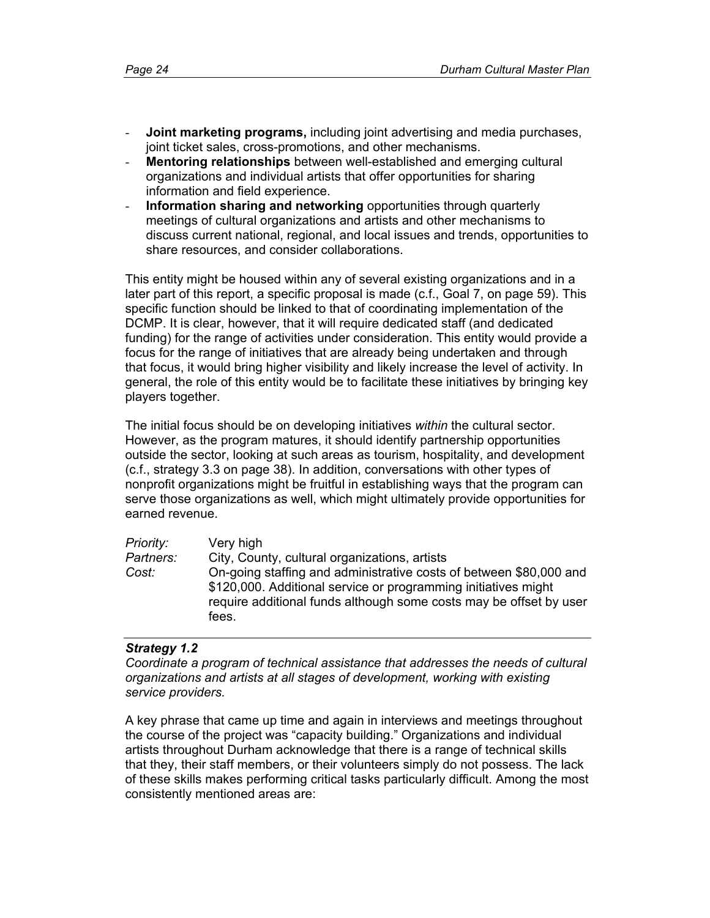- **Joint marketing programs,** including joint advertising and media purchases, joint ticket sales, cross-promotions, and other mechanisms.
- **Mentoring relationships** between well-established and emerging cultural organizations and individual artists that offer opportunities for sharing information and field experience.
- **Information sharing and networking** opportunities through quarterly meetings of cultural organizations and artists and other mechanisms to discuss current national, regional, and local issues and trends, opportunities to share resources, and consider collaborations.

This entity might be housed within any of several existing organizations and in a later part of this report, a specific proposal is made (c.f., Goal 7, on page 59). This specific function should be linked to that of coordinating implementation of the DCMP. It is clear, however, that it will require dedicated staff (and dedicated funding) for the range of activities under consideration. This entity would provide a focus for the range of initiatives that are already being undertaken and through that focus, it would bring higher visibility and likely increase the level of activity. In general, the role of this entity would be to facilitate these initiatives by bringing key players together.

The initial focus should be on developing initiatives *within* the cultural sector. However, as the program matures, it should identify partnership opportunities outside the sector, looking at such areas as tourism, hospitality, and development (c.f., strategy 3.3 on page 38). In addition, conversations with other types of nonprofit organizations might be fruitful in establishing ways that the program can serve those organizations as well, which might ultimately provide opportunities for earned revenue.

*Priority:* Very high
*Partners:* City, County, cultural organizations, artists
*Cost:* On-going staffing and administrative costs of between $80,000 and $120,000. Additional service or programming initiatives might require additional funds although some costs may be offset by user fees.

---

***Strategy 1.2***
*Coordinate a program of technical assistance that addresses the needs of cultural organizations and artists at all stages of development, working with existing service providers.*

A key phrase that came up time and again in interviews and meetings throughout the course of the project was “capacity building.” Organizations and individual artists throughout Durham acknowledge that there is a range of technical skills that they, their staff members, or their volunteers simply do not possess. The lack of these skills makes performing critical tasks particularly difficult. Among the most consistently mentioned areas are: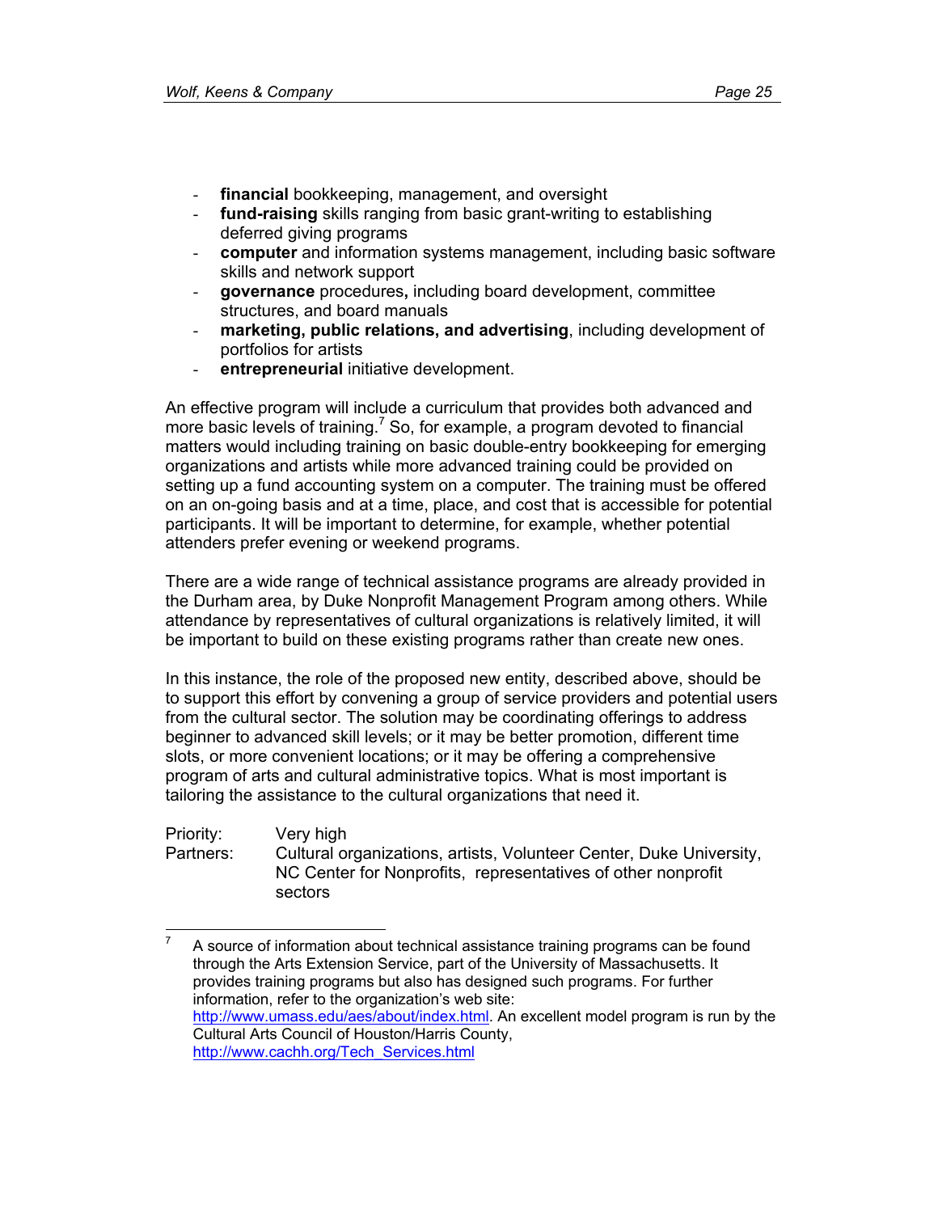- **financial** bookkeeping, management, and oversight
- **fund-raising** skills ranging from basic grant-writing to establishing deferred giving programs
- **computer** and information systems management, including basic software skills and network support
- **governance** procedures**,** including board development, committee structures, and board manuals
- **marketing, public relations, and advertising**, including development of portfolios for artists
- **entrepreneurial** initiative development.

An effective program will include a curriculum that provides both advanced and more basic levels of training.[7] So, for example, a program devoted to financial matters would including training on basic double-entry bookkeeping for emerging organizations and artists while more advanced training could be provided on setting up a fund accounting system on a computer. The training must be offered on an on-going basis and at a time, place, and cost that is accessible for potential participants. It will be important to determine, for example, whether potential attenders prefer evening or weekend programs.

There are a wide range of technical assistance programs are already provided in the Durham area, by Duke Nonprofit Management Program among others. While attendance by representatives of cultural organizations is relatively limited, it will be important to build on these existing programs rather than create new ones.

In this instance, the role of the proposed new entity, described above, should be to support this effort by convening a group of service providers and potential users from the cultural sector. The solution may be coordinating offerings to address beginner to advanced skill levels; or it may be better promotion, different time slots, or more convenient locations; or it may be offering a comprehensive program of arts and cultural administrative topics. What is most important is tailoring the assistance to the cultural organizations that need it.

Priority: Very high
Partners: Cultural organizations, artists, Volunteer Center, Duke University, NC Center for Nonprofits, representatives of other nonprofit sectors

---

[7] A source of information about technical assistance training programs can be found through the Arts Extension Service, part of the University of Massachusetts. It provides training programs but also has designed such programs. For further information, refer to the organization's web site: http://www.umass.edu/aes/about/index.html. An excellent model program is run by the Cultural Arts Council of Houston/Harris County, http://www.cachh.org/Tech_Services.html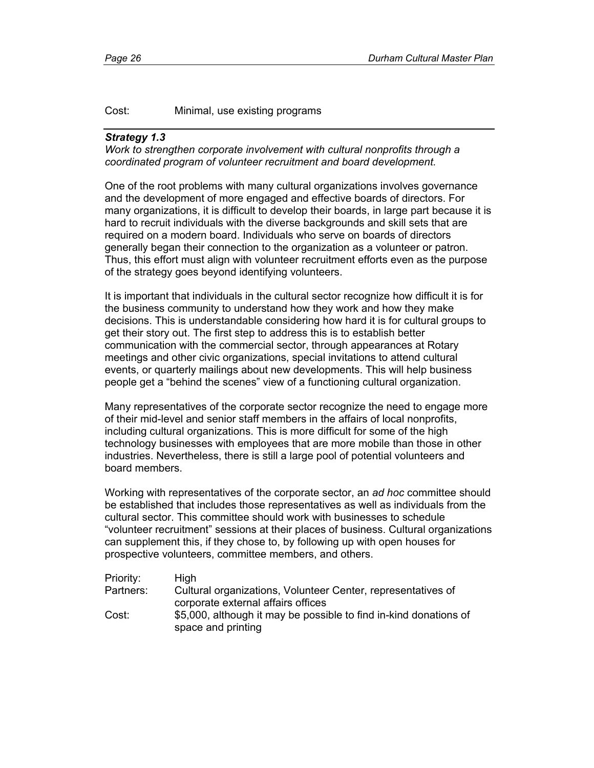Cost: Minimal, use existing programs

---

***Strategy 1.3***
*Work to strengthen corporate involvement with cultural nonprofits through a coordinated program of volunteer recruitment and board development.*

One of the root problems with many cultural organizations involves governance and the development of more engaged and effective boards of directors. For many organizations, it is difficult to develop their boards, in large part because it is hard to recruit individuals with the diverse backgrounds and skill sets that are required on a modern board. Individuals who serve on boards of directors generally began their connection to the organization as a volunteer or patron. Thus, this effort must align with volunteer recruitment efforts even as the purpose of the strategy goes beyond identifying volunteers.

It is important that individuals in the cultural sector recognize how difficult it is for the business community to understand how they work and how they make decisions. This is understandable considering how hard it is for cultural groups to get their story out. The first step to address this is to establish better communication with the commercial sector, through appearances at Rotary meetings and other civic organizations, special invitations to attend cultural events, or quarterly mailings about new developments. This will help business people get a "behind the scenes" view of a functioning cultural organization.

Many representatives of the corporate sector recognize the need to engage more of their mid-level and senior staff members in the affairs of local nonprofits, including cultural organizations. This is more difficult for some of the high technology businesses with employees that are more mobile than those in other industries. Nevertheless, there is still a large pool of potential volunteers and board members.

Working with representatives of the corporate sector, an *ad hoc* committee should be established that includes those representatives as well as individuals from the cultural sector. This committee should work with businesses to schedule "volunteer recruitment" sessions at their places of business. Cultural organizations can supplement this, if they chose to, by following up with open houses for prospective volunteers, committee members, and others.

Priority: High
Partners: Cultural organizations, Volunteer Center, representatives of corporate external affairs offices
Cost: $5,000, although it may be possible to find in-kind donations of space and printing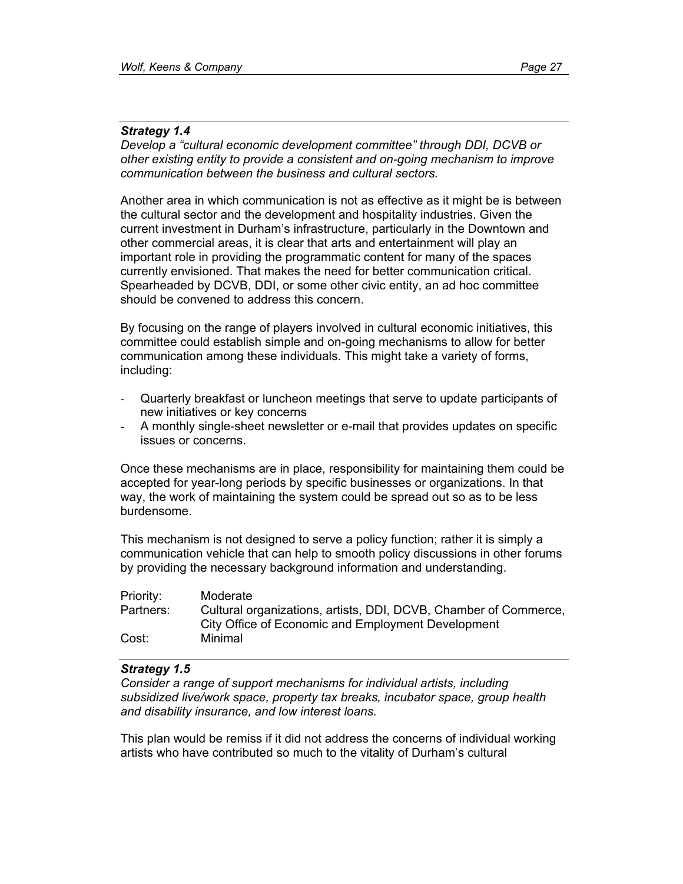### *Strategy 1.4*

*Develop a “cultural economic development committee” through DDI, DCVB or other existing entity to provide a consistent and on-going mechanism to improve communication between the business and cultural sectors.*

Another area in which communication is not as effective as it might be is between the cultural sector and the development and hospitality industries. Given the current investment in Durham’s infrastructure, particularly in the Downtown and other commercial areas, it is clear that arts and entertainment will play an important role in providing the programmatic content for many of the spaces currently envisioned. That makes the need for better communication critical. Spearheaded by DCVB, DDI, or some other civic entity, an ad hoc committee should be convened to address this concern.

By focusing on the range of players involved in cultural economic initiatives, this committee could establish simple and on-going mechanisms to allow for better communication among these individuals. This might take a variety of forms, including:

- Quarterly breakfast or luncheon meetings that serve to update participants of new initiatives or key concerns
- A monthly single-sheet newsletter or e-mail that provides updates on specific issues or concerns.

Once these mechanisms are in place, responsibility for maintaining them could be accepted for year-long periods by specific businesses or organizations. In that way, the work of maintaining the system could be spread out so as to be less burdensome.

This mechanism is not designed to serve a policy function; rather it is simply a communication vehicle that can help to smooth policy discussions in other forums by providing the necessary background information and understanding.

| | |
|---|---|
| Priority: | Moderate |
| Partners: | Cultural organizations, artists, DDI, DCVB, Chamber of Commerce, City Office of Economic and Employment Development |
| Cost: | Minimal |

### *Strategy 1.5*

*Consider a range of support mechanisms for individual artists, including subsidized live/work space, property tax breaks, incubator space, group health and disability insurance, and low interest loans.*

This plan would be remiss if it did not address the concerns of individual working artists who have contributed so much to the vitality of Durham’s cultural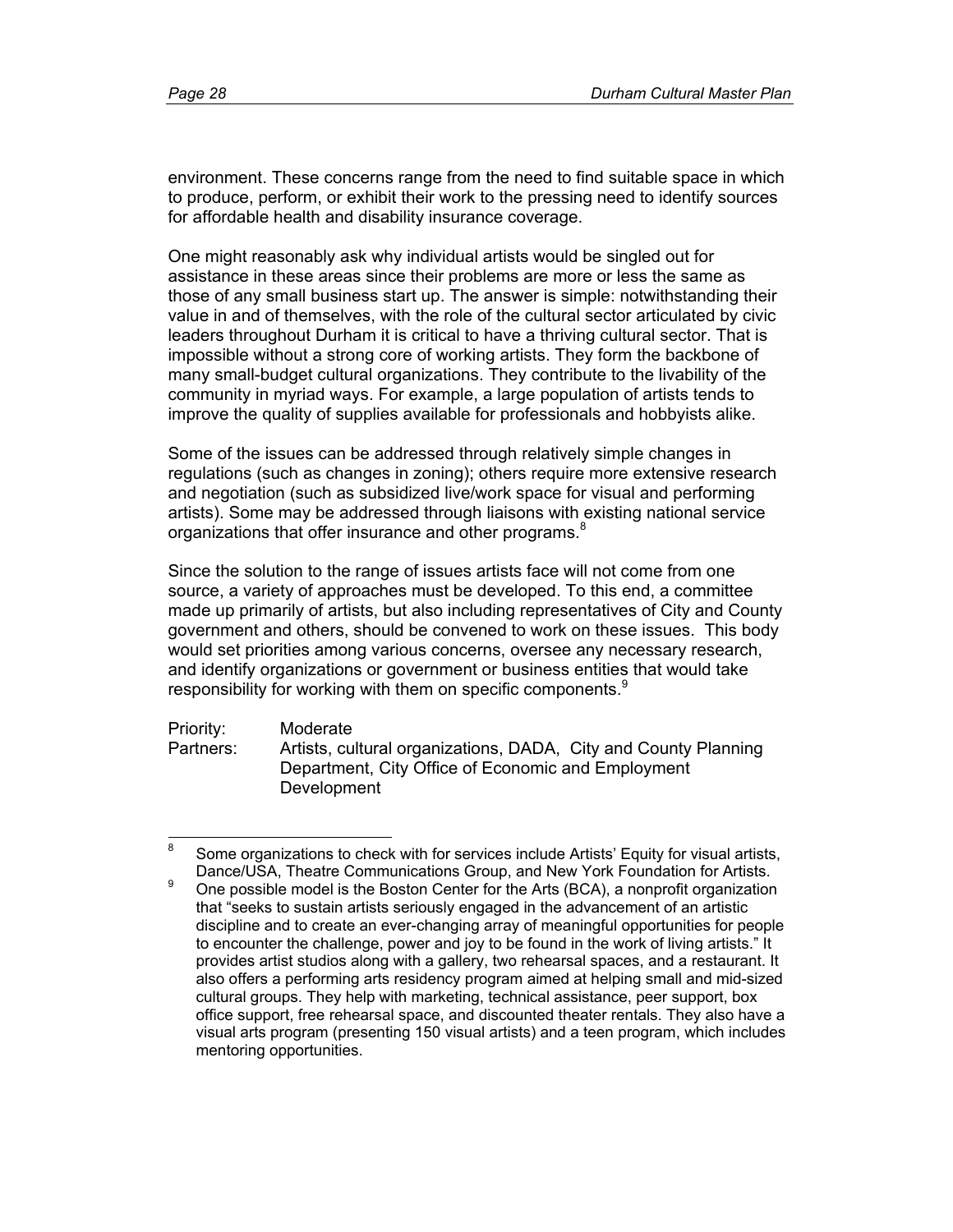environment. These concerns range from the need to find suitable space in which to produce, perform, or exhibit their work to the pressing need to identify sources for affordable health and disability insurance coverage.

One might reasonably ask why individual artists would be singled out for assistance in these areas since their problems are more or less the same as those of any small business start up. The answer is simple: notwithstanding their value in and of themselves, with the role of the cultural sector articulated by civic leaders throughout Durham it is critical to have a thriving cultural sector. That is impossible without a strong core of working artists. They form the backbone of many small-budget cultural organizations. They contribute to the livability of the community in myriad ways. For example, a large population of artists tends to improve the quality of supplies available for professionals and hobbyists alike.

Some of the issues can be addressed through relatively simple changes in regulations (such as changes in zoning); others require more extensive research and negotiation (such as subsidized live/work space for visual and performing artists). Some may be addressed through liaisons with existing national service organizations that offer insurance and other programs.[8]

Since the solution to the range of issues artists face will not come from one source, a variety of approaches must be developed. To this end, a committee made up primarily of artists, but also including representatives of City and County government and others, should be convened to work on these issues. This body would set priorities among various concerns, oversee any necessary research, and identify organizations or government or business entities that would take responsibility for working with them on specific components.[9]

Priority: Moderate
Partners: Artists, cultural organizations, DADA, City and County Planning Department, City Office of Economic and Employment Development

---

[8] Some organizations to check with for services include Artists' Equity for visual artists, Dance/USA, Theatre Communications Group, and New York Foundation for Artists.

[9] One possible model is the Boston Center for the Arts (BCA), a nonprofit organization that "seeks to sustain artists seriously engaged in the advancement of an artistic discipline and to create an ever-changing array of meaningful opportunities for people to encounter the challenge, power and joy to be found in the work of living artists." It provides artist studios along with a gallery, two rehearsal spaces, and a restaurant. It also offers a performing arts residency program aimed at helping small and mid-sized cultural groups. They help with marketing, technical assistance, peer support, box office support, free rehearsal space, and discounted theater rentals. They also have a visual arts program (presenting 150 visual artists) and a teen program, which includes mentoring opportunities.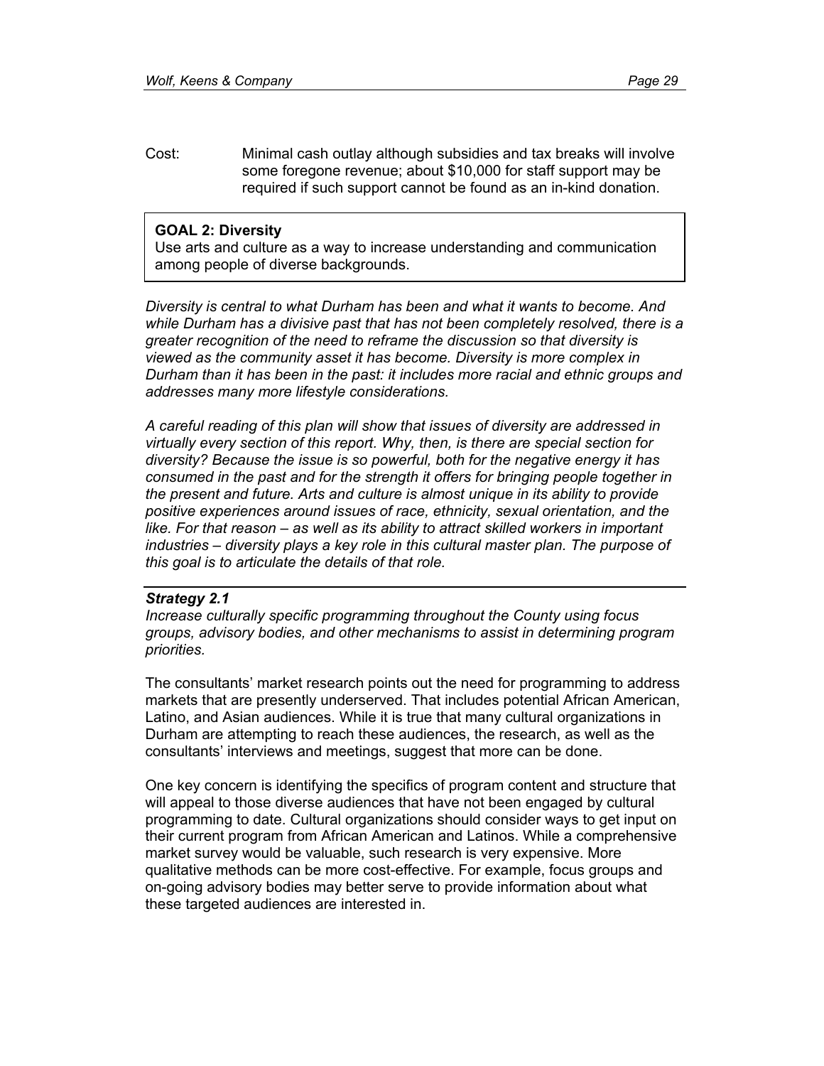Cost: Minimal cash outlay although subsidies and tax breaks will involve some foregone revenue; about $10,000 for staff support may be required if such support cannot be found as an in-kind donation.

**GOAL 2: Diversity**
Use arts and culture as a way to increase understanding and communication among people of diverse backgrounds.

*Diversity is central to what Durham has been and what it wants to become. And while Durham has a divisive past that has not been completely resolved, there is a greater recognition of the need to reframe the discussion so that diversity is viewed as the community asset it has become. Diversity is more complex in Durham than it has been in the past: it includes more racial and ethnic groups and addresses many more lifestyle considerations.*

*A careful reading of this plan will show that issues of diversity are addressed in virtually every section of this report. Why, then, is there are special section for diversity? Because the issue is so powerful, both for the negative energy it has consumed in the past and for the strength it offers for bringing people together in the present and future. Arts and culture is almost unique in its ability to provide positive experiences around issues of race, ethnicity, sexual orientation, and the like. For that reason – as well as its ability to attract skilled workers in important industries – diversity plays a key role in this cultural master plan. The purpose of this goal is to articulate the details of that role.*

***Strategy 2.1***
*Increase culturally specific programming throughout the County using focus groups, advisory bodies, and other mechanisms to assist in determining program priorities.*

The consultants' market research points out the need for programming to address markets that are presently underserved. That includes potential African American, Latino, and Asian audiences. While it is true that many cultural organizations in Durham are attempting to reach these audiences, the research, as well as the consultants' interviews and meetings, suggest that more can be done.

One key concern is identifying the specifics of program content and structure that will appeal to those diverse audiences that have not been engaged by cultural programming to date. Cultural organizations should consider ways to get input on their current program from African American and Latinos. While a comprehensive market survey would be valuable, such research is very expensive. More qualitative methods can be more cost-effective. For example, focus groups and on-going advisory bodies may better serve to provide information about what these targeted audiences are interested in.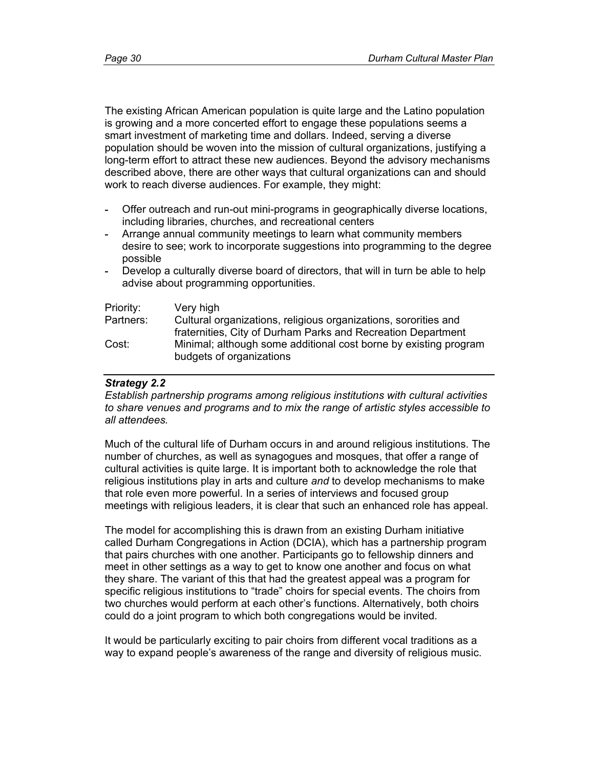The existing African American population is quite large and the Latino population is growing and a more concerted effort to engage these populations seems a smart investment of marketing time and dollars. Indeed, serving a diverse population should be woven into the mission of cultural organizations, justifying a long-term effort to attract these new audiences. Beyond the advisory mechanisms described above, there are other ways that cultural organizations can and should work to reach diverse audiences. For example, they might:

- Offer outreach and run-out mini-programs in geographically diverse locations, including libraries, churches, and recreational centers
- Arrange annual community meetings to learn what community members desire to see; work to incorporate suggestions into programming to the degree possible
- Develop a culturally diverse board of directors, that will in turn be able to help advise about programming opportunities.

| | |
|---|---|
| Priority: | Very high |
| Partners: | Cultural organizations, religious organizations, sororities and fraternities, City of Durham Parks and Recreation Department |
| Cost: | Minimal; although some additional cost borne by existing program budgets of organizations |

---

***Strategy 2.2***

*Establish partnership programs among religious institutions with cultural activities to share venues and programs and to mix the range of artistic styles accessible to all attendees.*

Much of the cultural life of Durham occurs in and around religious institutions. The number of churches, as well as synagogues and mosques, that offer a range of cultural activities is quite large. It is important both to acknowledge the role that religious institutions play in arts and culture *and* to develop mechanisms to make that role even more powerful. In a series of interviews and focused group meetings with religious leaders, it is clear that such an enhanced role has appeal.

The model for accomplishing this is drawn from an existing Durham initiative called Durham Congregations in Action (DCIA), which has a partnership program that pairs churches with one another. Participants go to fellowship dinners and meet in other settings as a way to get to know one another and focus on what they share. The variant of this that had the greatest appeal was a program for specific religious institutions to "trade" choirs for special events. The choirs from two churches would perform at each other's functions. Alternatively, both choirs could do a joint program to which both congregations would be invited.

It would be particularly exciting to pair choirs from different vocal traditions as a way to expand people's awareness of the range and diversity of religious music.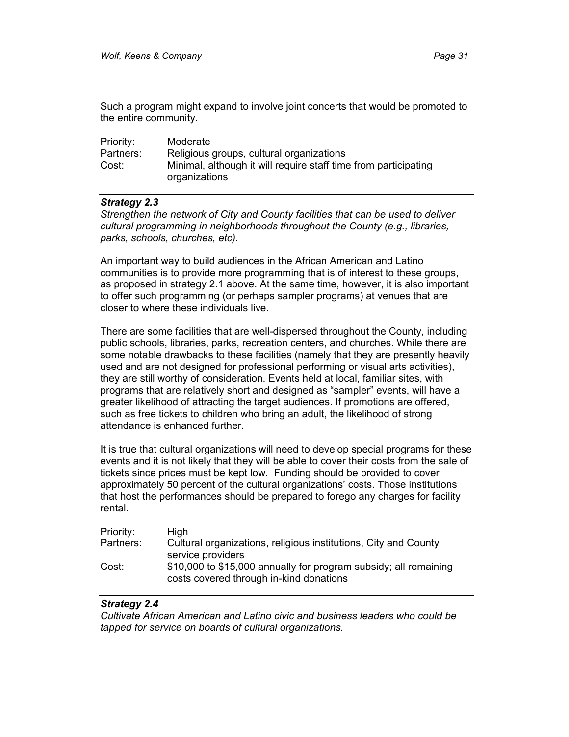Such a program might expand to involve joint concerts that would be promoted to the entire community.

| | |
|---|---|
| Priority: | Moderate |
| Partners: | Religious groups, cultural organizations |
| Cost: | Minimal, although it will require staff time from participating organizations |

---

***Strategy 2.3***

*Strengthen the network of City and County facilities that can be used to deliver cultural programming in neighborhoods throughout the County (e.g., libraries, parks, schools, churches, etc).*

An important way to build audiences in the African American and Latino communities is to provide more programming that is of interest to these groups, as proposed in strategy 2.1 above. At the same time, however, it is also important to offer such programming (or perhaps sampler programs) at venues that are closer to where these individuals live.

There are some facilities that are well-dispersed throughout the County, including public schools, libraries, parks, recreation centers, and churches. While there are some notable drawbacks to these facilities (namely that they are presently heavily used and are not designed for professional performing or visual arts activities), they are still worthy of consideration. Events held at local, familiar sites, with programs that are relatively short and designed as "sampler" events, will have a greater likelihood of attracting the target audiences. If promotions are offered, such as free tickets to children who bring an adult, the likelihood of strong attendance is enhanced further.

It is true that cultural organizations will need to develop special programs for these events and it is not likely that they will be able to cover their costs from the sale of tickets since prices must be kept low. Funding should be provided to cover approximately 50 percent of the cultural organizations' costs. Those institutions that host the performances should be prepared to forego any charges for facility rental.

| | |
|---|---|
| Priority: | High |
| Partners: | Cultural organizations, religious institutions, City and County service providers |
| Cost: | $10,000 to $15,000 annually for program subsidy; all remaining costs covered through in-kind donations |

---

***Strategy 2.4***

*Cultivate African American and Latino civic and business leaders who could be tapped for service on boards of cultural organizations.*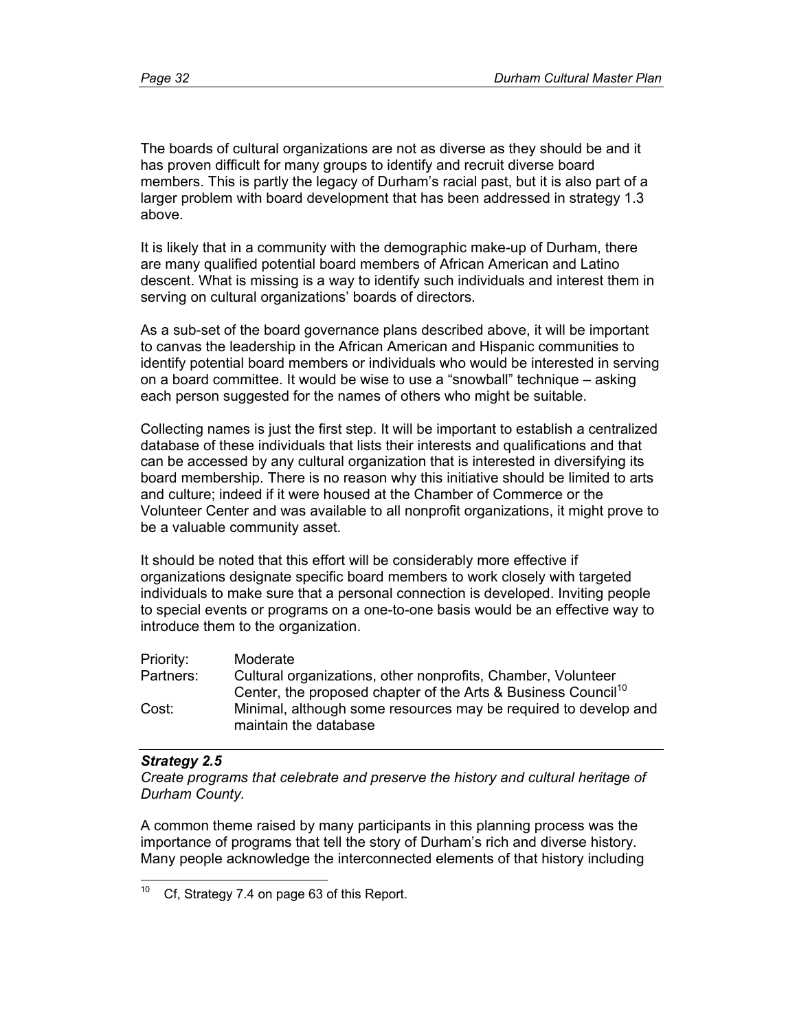The boards of cultural organizations are not as diverse as they should be and it has proven difficult for many groups to identify and recruit diverse board members. This is partly the legacy of Durham's racial past, but it is also part of a larger problem with board development that has been addressed in strategy 1.3 above.

It is likely that in a community with the demographic make-up of Durham, there are many qualified potential board members of African American and Latino descent. What is missing is a way to identify such individuals and interest them in serving on cultural organizations' boards of directors.

As a sub-set of the board governance plans described above, it will be important to canvas the leadership in the African American and Hispanic communities to identify potential board members or individuals who would be interested in serving on a board committee. It would be wise to use a "snowball" technique – asking each person suggested for the names of others who might be suitable.

Collecting names is just the first step. It will be important to establish a centralized database of these individuals that lists their interests and qualifications and that can be accessed by any cultural organization that is interested in diversifying its board membership. There is no reason why this initiative should be limited to arts and culture; indeed if it were housed at the Chamber of Commerce or the Volunteer Center and was available to all nonprofit organizations, it might prove to be a valuable community asset.

It should be noted that this effort will be considerably more effective if organizations designate specific board members to work closely with targeted individuals to make sure that a personal connection is developed. Inviting people to special events or programs on a one-to-one basis would be an effective way to introduce them to the organization.

| | |
|---|---|
| Priority: | Moderate |
| Partners: | Cultural organizations, other nonprofits, Chamber, Volunteer Center, the proposed chapter of the Arts & Business Council[10] |
| Cost: | Minimal, although some resources may be required to develop and maintain the database |

---

***Strategy 2.5***

*Create programs that celebrate and preserve the history and cultural heritage of Durham County.*

A common theme raised by many participants in this planning process was the importance of programs that tell the story of Durham's rich and diverse history. Many people acknowledge the interconnected elements of that history including

[10] Cf, Strategy 7.4 on page 63 of this Report.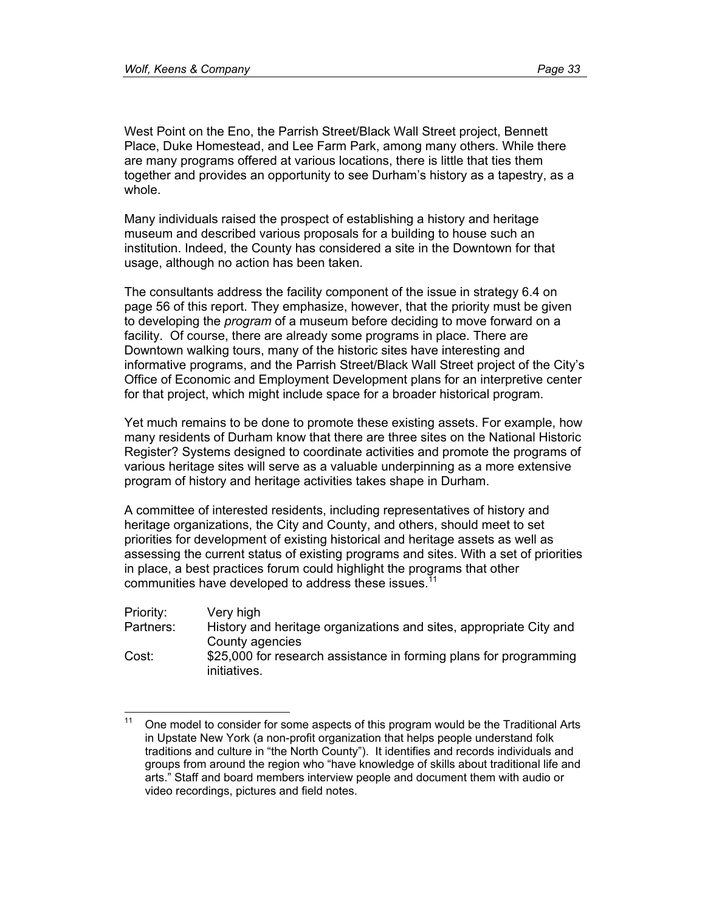West Point on the Eno, the Parrish Street/Black Wall Street project, Bennett Place, Duke Homestead, and Lee Farm Park, among many others. While there are many programs offered at various locations, there is little that ties them together and provides an opportunity to see Durham's history as a tapestry, as a whole.

Many individuals raised the prospect of establishing a history and heritage museum and described various proposals for a building to house such an institution. Indeed, the County has considered a site in the Downtown for that usage, although no action has been taken.

The consultants address the facility component of the issue in strategy 6.4 on page 56 of this report. They emphasize, however, that the priority must be given to developing the *program* of a museum before deciding to move forward on a facility. Of course, there are already some programs in place. There are Downtown walking tours, many of the historic sites have interesting and informative programs, and the Parrish Street/Black Wall Street project of the City's Office of Economic and Employment Development plans for an interpretive center for that project, which might include space for a broader historical program.

Yet much remains to be done to promote these existing assets. For example, how many residents of Durham know that there are three sites on the National Historic Register? Systems designed to coordinate activities and promote the programs of various heritage sites will serve as a valuable underpinning as a more extensive program of history and heritage activities takes shape in Durham.

A committee of interested residents, including representatives of history and heritage organizations, the City and County, and others, should meet to set priorities for development of existing historical and heritage assets as well as assessing the current status of existing programs and sites. With a set of priorities in place, a best practices forum could highlight the programs that other communities have developed to address these issues.[11]

| | |
|---|---|
| Priority: | Very high |
| Partners: | History and heritage organizations and sites, appropriate City and County agencies |
| Cost: | \$25,000 for research assistance in forming plans for programming initiatives. |

[11] One model to consider for some aspects of this program would be the Traditional Arts in Upstate New York (a non-profit organization that helps people understand folk traditions and culture in "the North County"). It identifies and records individuals and groups from around the region who "have knowledge of skills about traditional life and arts." Staff and board members interview people and document them with audio or video recordings, pictures and field notes.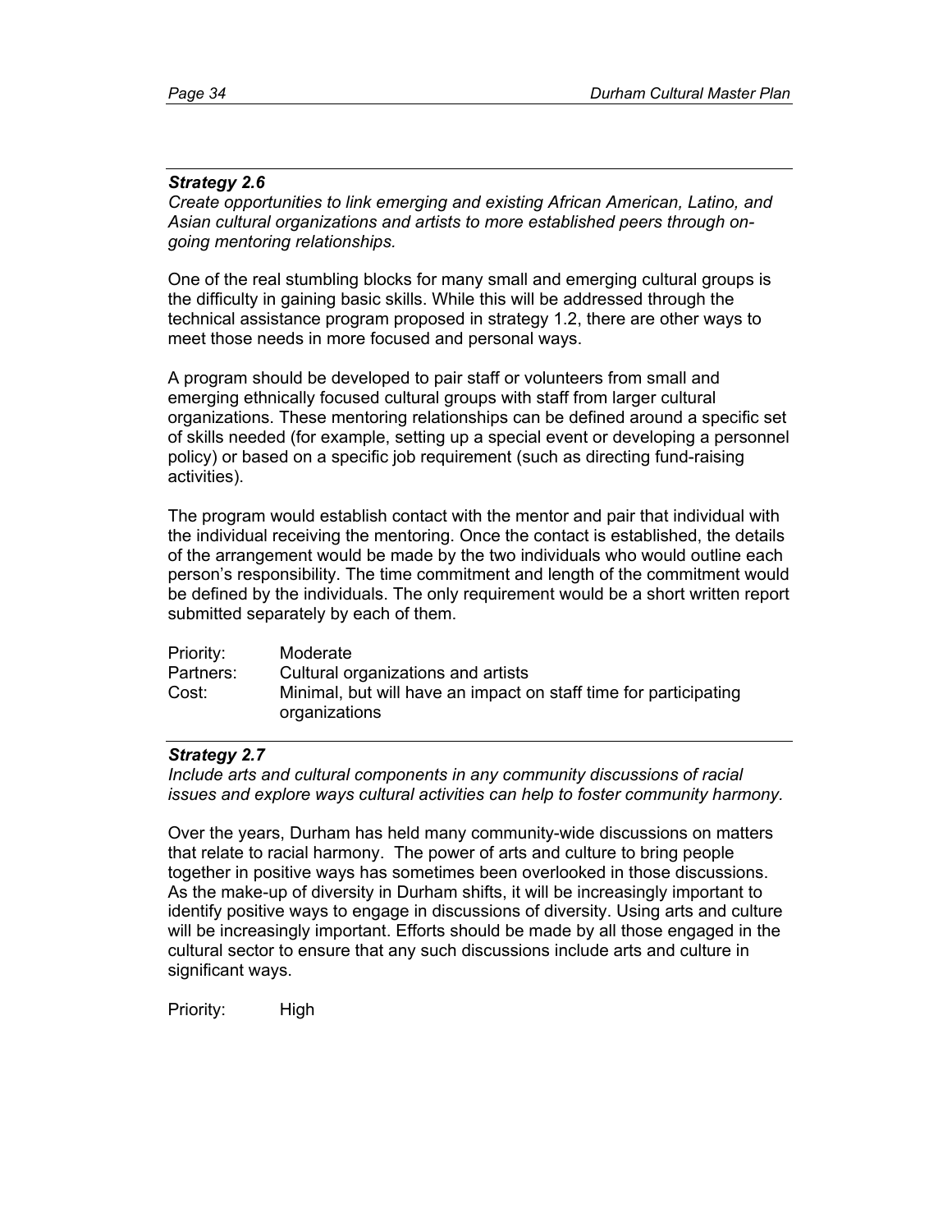### *Strategy 2.6*

*Create opportunities to link emerging and existing African American, Latino, and Asian cultural organizations and artists to more established peers through on-going mentoring relationships.*

One of the real stumbling blocks for many small and emerging cultural groups is the difficulty in gaining basic skills. While this will be addressed through the technical assistance program proposed in strategy 1.2, there are other ways to meet those needs in more focused and personal ways.

A program should be developed to pair staff or volunteers from small and emerging ethnically focused cultural groups with staff from larger cultural organizations. These mentoring relationships can be defined around a specific set of skills needed (for example, setting up a special event or developing a personnel policy) or based on a specific job requirement (such as directing fund-raising activities).

The program would establish contact with the mentor and pair that individual with the individual receiving the mentoring. Once the contact is established, the details of the arrangement would be made by the two individuals who would outline each person's responsibility. The time commitment and length of the commitment would be defined by the individuals. The only requirement would be a short written report submitted separately by each of them.

Priority: Moderate
Partners: Cultural organizations and artists
Cost: Minimal, but will have an impact on staff time for participating organizations

### *Strategy 2.7*

*Include arts and cultural components in any community discussions of racial issues and explore ways cultural activities can help to foster community harmony.*

Over the years, Durham has held many community-wide discussions on matters that relate to racial harmony. The power of arts and culture to bring people together in positive ways has sometimes been overlooked in those discussions. As the make-up of diversity in Durham shifts, it will be increasingly important to identify positive ways to engage in discussions of diversity. Using arts and culture will be increasingly important. Efforts should be made by all those engaged in the cultural sector to ensure that any such discussions include arts and culture in significant ways.

Priority: High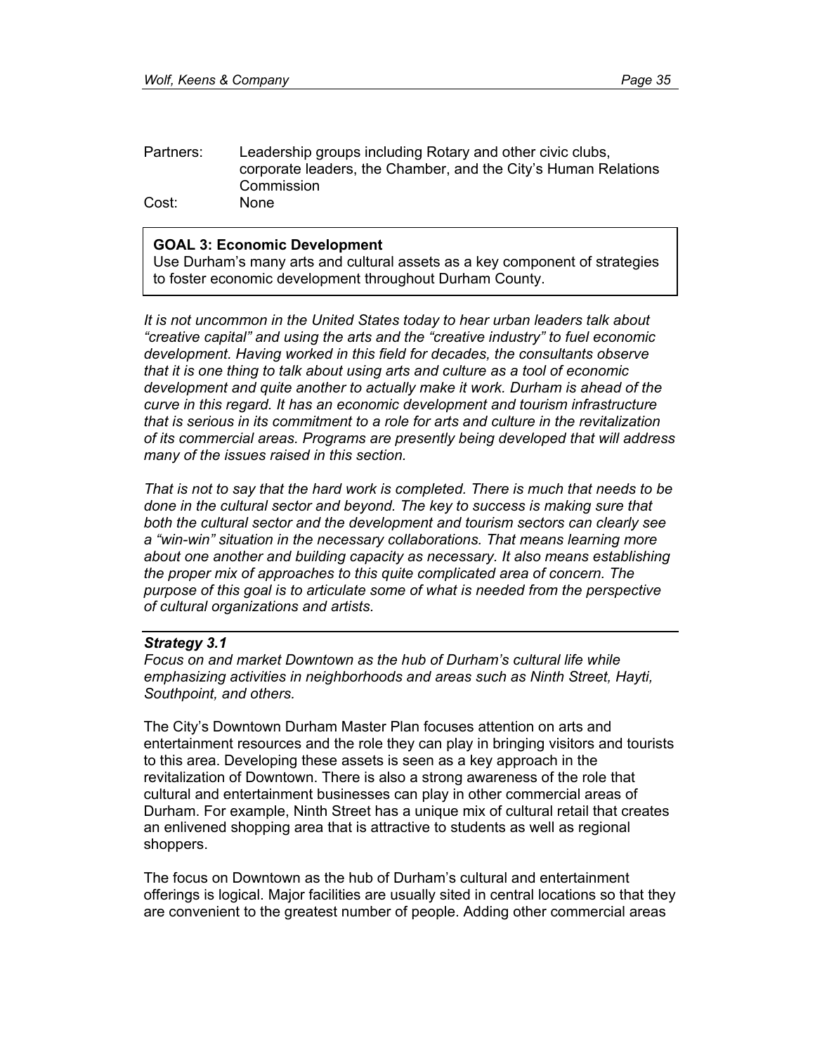Partners: Leadership groups including Rotary and other civic clubs, corporate leaders, the Chamber, and the City's Human Relations Commission

Cost: None

**GOAL 3: Economic Development**
Use Durham's many arts and cultural assets as a key component of strategies to foster economic development throughout Durham County.

*It is not uncommon in the United States today to hear urban leaders talk about "creative capital" and using the arts and the "creative industry" to fuel economic development. Having worked in this field for decades, the consultants observe that it is one thing to talk about using arts and culture as a tool of economic development and quite another to actually make it work. Durham is ahead of the curve in this regard. It has an economic development and tourism infrastructure that is serious in its commitment to a role for arts and culture in the revitalization of its commercial areas. Programs are presently being developed that will address many of the issues raised in this section.*

*That is not to say that the hard work is completed. There is much that needs to be done in the cultural sector and beyond. The key to success is making sure that both the cultural sector and the development and tourism sectors can clearly see a "win-win" situation in the necessary collaborations. That means learning more about one another and building capacity as necessary. It also means establishing the proper mix of approaches to this quite complicated area of concern. The purpose of this goal is to articulate some of what is needed from the perspective of cultural organizations and artists.*

***Strategy 3.1***
*Focus on and market Downtown as the hub of Durham's cultural life while emphasizing activities in neighborhoods and areas such as Ninth Street, Hayti, Southpoint, and others.*

The City's Downtown Durham Master Plan focuses attention on arts and entertainment resources and the role they can play in bringing visitors and tourists to this area. Developing these assets is seen as a key approach in the revitalization of Downtown. There is also a strong awareness of the role that cultural and entertainment businesses can play in other commercial areas of Durham. For example, Ninth Street has a unique mix of cultural retail that creates an enlivened shopping area that is attractive to students as well as regional shoppers.

The focus on Downtown as the hub of Durham's cultural and entertainment offerings is logical. Major facilities are usually sited in central locations so that they are convenient to the greatest number of people. Adding other commercial areas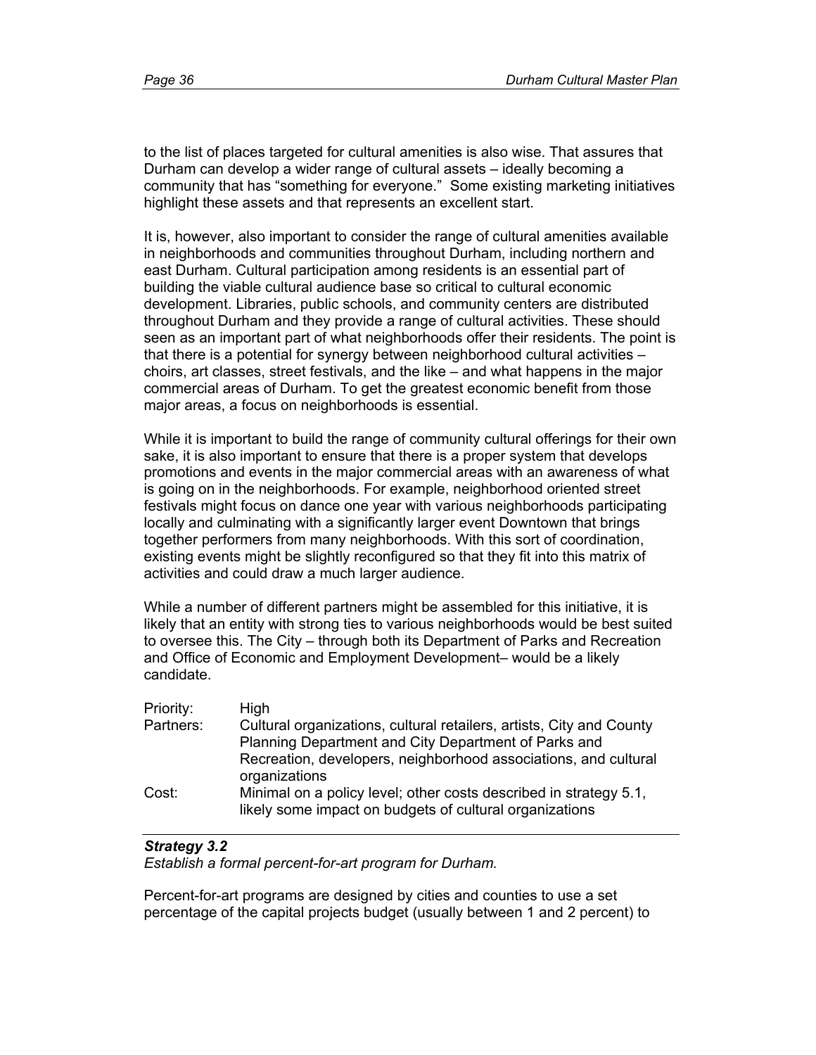to the list of places targeted for cultural amenities is also wise. That assures that Durham can develop a wider range of cultural assets – ideally becoming a community that has "something for everyone." Some existing marketing initiatives highlight these assets and that represents an excellent start.

It is, however, also important to consider the range of cultural amenities available in neighborhoods and communities throughout Durham, including northern and east Durham. Cultural participation among residents is an essential part of building the viable cultural audience base so critical to cultural economic development. Libraries, public schools, and community centers are distributed throughout Durham and they provide a range of cultural activities. These should seen as an important part of what neighborhoods offer their residents. The point is that there is a potential for synergy between neighborhood cultural activities – choirs, art classes, street festivals, and the like – and what happens in the major commercial areas of Durham. To get the greatest economic benefit from those major areas, a focus on neighborhoods is essential.

While it is important to build the range of community cultural offerings for their own sake, it is also important to ensure that there is a proper system that develops promotions and events in the major commercial areas with an awareness of what is going on in the neighborhoods. For example, neighborhood oriented street festivals might focus on dance one year with various neighborhoods participating locally and culminating with a significantly larger event Downtown that brings together performers from many neighborhoods. With this sort of coordination, existing events might be slightly reconfigured so that they fit into this matrix of activities and could draw a much larger audience.

While a number of different partners might be assembled for this initiative, it is likely that an entity with strong ties to various neighborhoods would be best suited to oversee this. The City – through both its Department of Parks and Recreation and Office of Economic and Employment Development– would be a likely candidate.

| | |
|---|---|
| Priority: | High |
| Partners: | Cultural organizations, cultural retailers, artists, City and County Planning Department and City Department of Parks and Recreation, developers, neighborhood associations, and cultural organizations |
| Cost: | Minimal on a policy level; other costs described in strategy 5.1, likely some impact on budgets of cultural organizations |

***Strategy 3.2***
*Establish a formal percent-for-art program for Durham.*

Percent-for-art programs are designed by cities and counties to use a set percentage of the capital projects budget (usually between 1 and 2 percent) to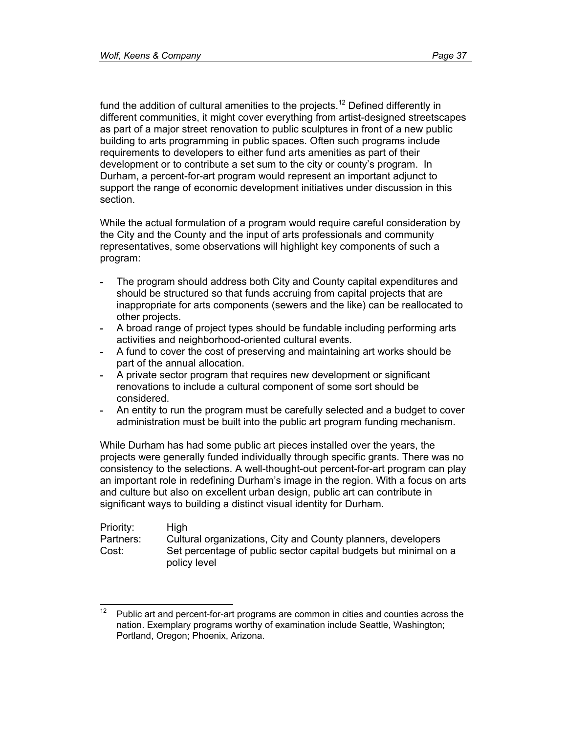fund the addition of cultural amenities to the projects.[12] Defined differently in different communities, it might cover everything from artist-designed streetscapes as part of a major street renovation to public sculptures in front of a new public building to arts programming in public spaces. Often such programs include requirements to developers to either fund arts amenities as part of their development or to contribute a set sum to the city or county's program. In Durham, a percent-for-art program would represent an important adjunct to support the range of economic development initiatives under discussion in this section.

While the actual formulation of a program would require careful consideration by the City and the County and the input of arts professionals and community representatives, some observations will highlight key components of such a program:

- The program should address both City and County capital expenditures and should be structured so that funds accruing from capital projects that are inappropriate for arts components (sewers and the like) can be reallocated to other projects.
- A broad range of project types should be fundable including performing arts activities and neighborhood-oriented cultural events.
- A fund to cover the cost of preserving and maintaining art works should be part of the annual allocation.
- A private sector program that requires new development or significant renovations to include a cultural component of some sort should be considered.
- An entity to run the program must be carefully selected and a budget to cover administration must be built into the public art program funding mechanism.

While Durham has had some public art pieces installed over the years, the projects were generally funded individually through specific grants. There was no consistency to the selections. A well-thought-out percent-for-art program can play an important role in redefining Durham's image in the region. With a focus on arts and culture but also on excellent urban design, public art can contribute in significant ways to building a distinct visual identity for Durham.

| | |
|---|---|
| Priority: | High |
| Partners: | Cultural organizations, City and County planners, developers |
| Cost: | Set percentage of public sector capital budgets but minimal on a policy level |

[12] Public art and percent-for-art programs are common in cities and counties across the nation. Exemplary programs worthy of examination include Seattle, Washington; Portland, Oregon; Phoenix, Arizona.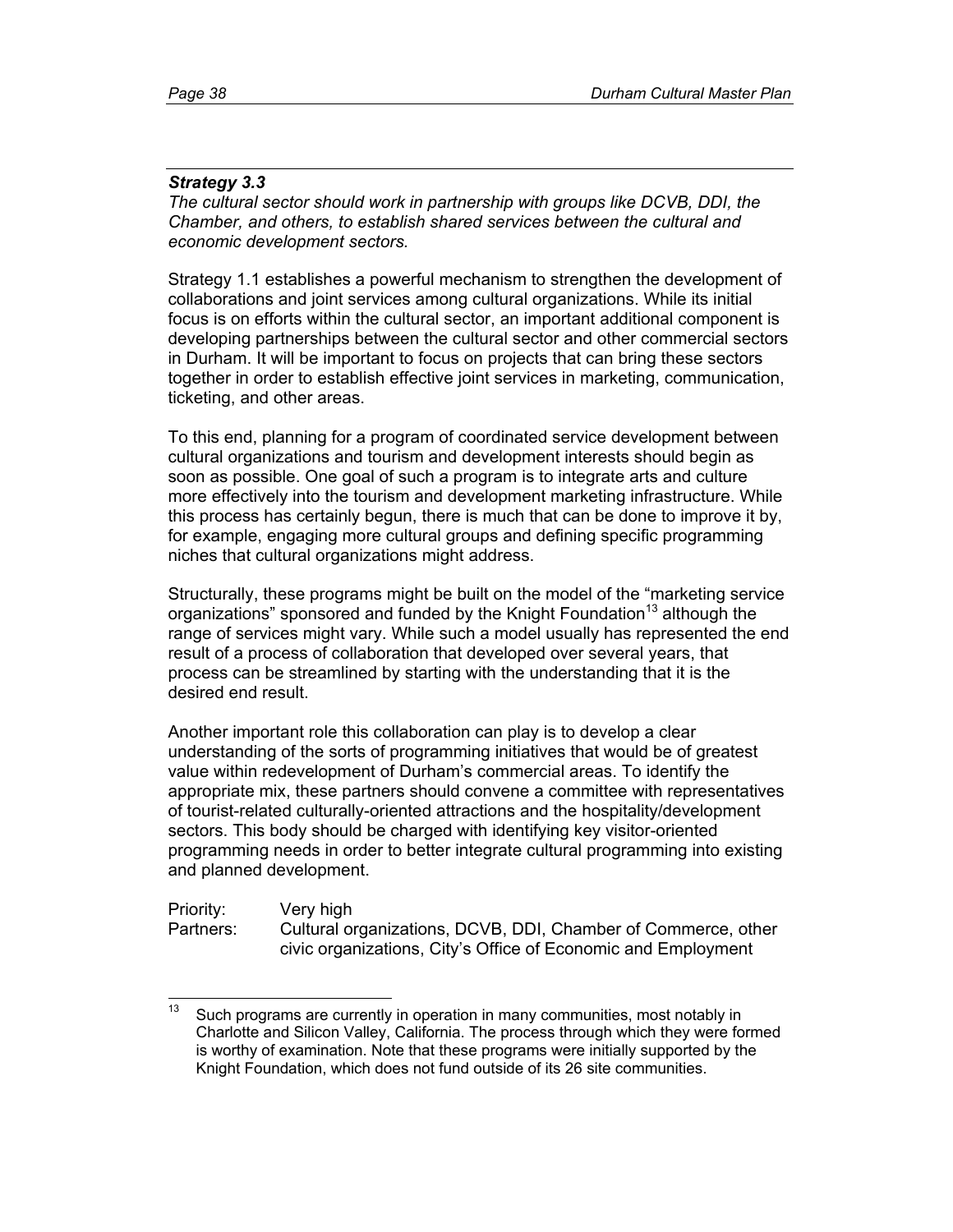### *Strategy 3.3*

*The cultural sector should work in partnership with groups like DCVB, DDI, the Chamber, and others, to establish shared services between the cultural and economic development sectors.*

Strategy 1.1 establishes a powerful mechanism to strengthen the development of collaborations and joint services among cultural organizations. While its initial focus is on efforts within the cultural sector, an important additional component is developing partnerships between the cultural sector and other commercial sectors in Durham. It will be important to focus on projects that can bring these sectors together in order to establish effective joint services in marketing, communication, ticketing, and other areas.

To this end, planning for a program of coordinated service development between cultural organizations and tourism and development interests should begin as soon as possible. One goal of such a program is to integrate arts and culture more effectively into the tourism and development marketing infrastructure. While this process has certainly begun, there is much that can be done to improve it by, for example, engaging more cultural groups and defining specific programming niches that cultural organizations might address.

Structurally, these programs might be built on the model of the "marketing service organizations" sponsored and funded by the Knight Foundation[13] although the range of services might vary. While such a model usually has represented the end result of a process of collaboration that developed over several years, that process can be streamlined by starting with the understanding that it is the desired end result.

Another important role this collaboration can play is to develop a clear understanding of the sorts of programming initiatives that would be of greatest value within redevelopment of Durham's commercial areas. To identify the appropriate mix, these partners should convene a committee with representatives of tourist-related culturally-oriented attractions and the hospitality/development sectors. This body should be charged with identifying key visitor-oriented programming needs in order to better integrate cultural programming into existing and planned development.

Priority: Very high

Partners: Cultural organizations, DCVB, DDI, Chamber of Commerce, other civic organizations, City's Office of Economic and Employment

---

[13] Such programs are currently in operation in many communities, most notably in Charlotte and Silicon Valley, California. The process through which they were formed is worthy of examination. Note that these programs were initially supported by the Knight Foundation, which does not fund outside of its 26 site communities.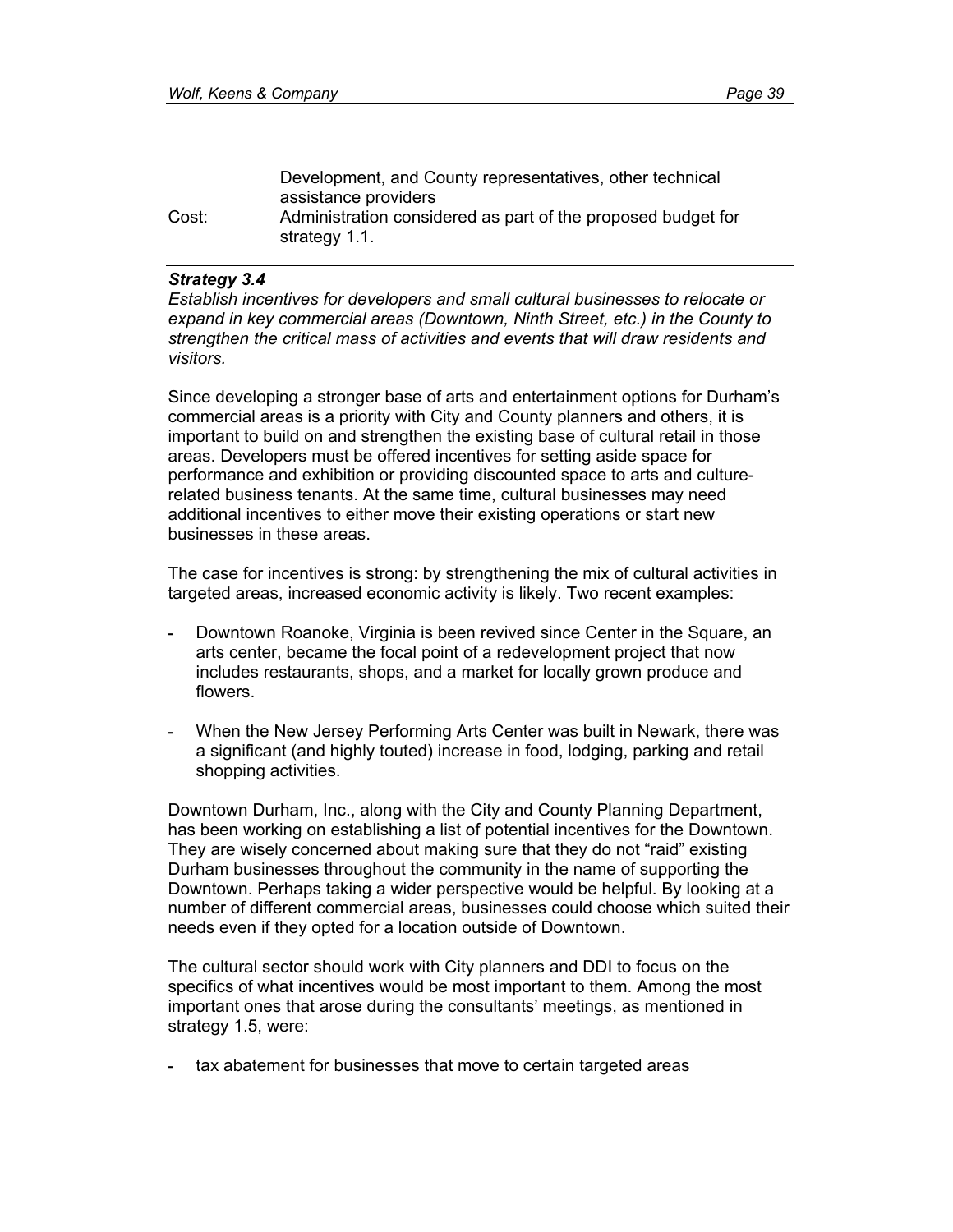Development, and County representatives, other technical assistance providers

Cost: Administration considered as part of the proposed budget for strategy 1.1.

---

***Strategy 3.4***

*Establish incentives for developers and small cultural businesses to relocate or expand in key commercial areas (Downtown, Ninth Street, etc.) in the County to strengthen the critical mass of activities and events that will draw residents and visitors.*

Since developing a stronger base of arts and entertainment options for Durham's commercial areas is a priority with City and County planners and others, it is important to build on and strengthen the existing base of cultural retail in those areas. Developers must be offered incentives for setting aside space for performance and exhibition or providing discounted space to arts and culture-related business tenants. At the same time, cultural businesses may need additional incentives to either move their existing operations or start new businesses in these areas.

The case for incentives is strong: by strengthening the mix of cultural activities in targeted areas, increased economic activity is likely. Two recent examples:

- Downtown Roanoke, Virginia is been revived since Center in the Square, an arts center, became the focal point of a redevelopment project that now includes restaurants, shops, and a market for locally grown produce and flowers.

- When the New Jersey Performing Arts Center was built in Newark, there was a significant (and highly touted) increase in food, lodging, parking and retail shopping activities.

Downtown Durham, Inc., along with the City and County Planning Department, has been working on establishing a list of potential incentives for the Downtown. They are wisely concerned about making sure that they do not "raid" existing Durham businesses throughout the community in the name of supporting the Downtown. Perhaps taking a wider perspective would be helpful. By looking at a number of different commercial areas, businesses could choose which suited their needs even if they opted for a location outside of Downtown.

The cultural sector should work with City planners and DDI to focus on the specifics of what incentives would be most important to them. Among the most important ones that arose during the consultants' meetings, as mentioned in strategy 1.5, were:

- tax abatement for businesses that move to certain targeted areas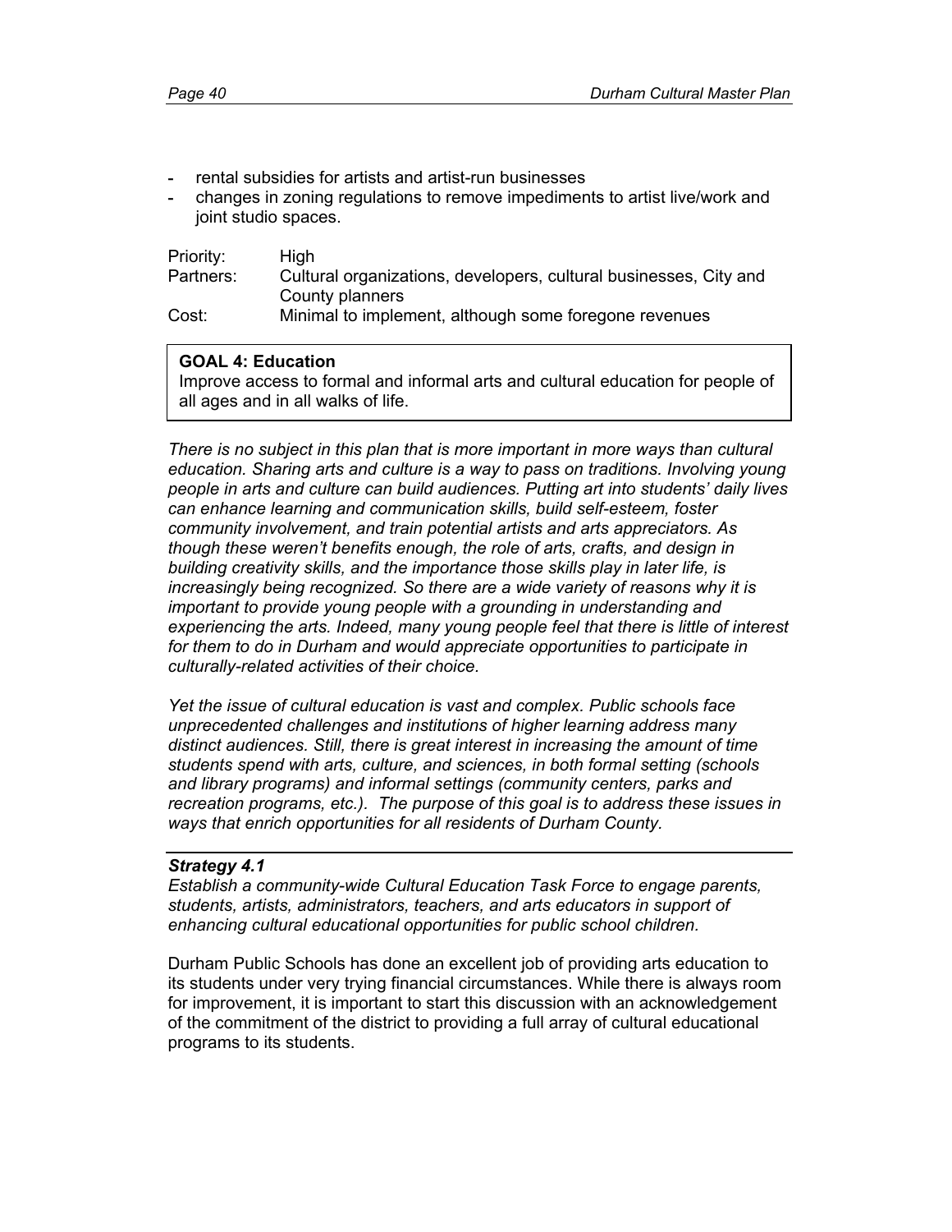- rental subsidies for artists and artist-run businesses
- changes in zoning regulations to remove impediments to artist live/work and joint studio spaces.

Priority: High
Partners: Cultural organizations, developers, cultural businesses, City and County planners
Cost: Minimal to implement, although some foregone revenues

**GOAL 4: Education**
Improve access to formal and informal arts and cultural education for people of all ages and in all walks of life.

*There is no subject in this plan that is more important in more ways than cultural education. Sharing arts and culture is a way to pass on traditions. Involving young people in arts and culture can build audiences. Putting art into students' daily lives can enhance learning and communication skills, build self-esteem, foster community involvement, and train potential artists and arts appreciators. As though these weren't benefits enough, the role of arts, crafts, and design in building creativity skills, and the importance those skills play in later life, is increasingly being recognized. So there are a wide variety of reasons why it is important to provide young people with a grounding in understanding and experiencing the arts. Indeed, many young people feel that there is little of interest for them to do in Durham and would appreciate opportunities to participate in culturally-related activities of their choice.*

*Yet the issue of cultural education is vast and complex. Public schools face unprecedented challenges and institutions of higher learning address many distinct audiences. Still, there is great interest in increasing the amount of time students spend with arts, culture, and sciences, in both formal setting (schools and library programs) and informal settings (community centers, parks and recreation programs, etc.). The purpose of this goal is to address these issues in ways that enrich opportunities for all residents of Durham County.*

***Strategy 4.1***
*Establish a community-wide Cultural Education Task Force to engage parents, students, artists, administrators, teachers, and arts educators in support of enhancing cultural educational opportunities for public school children.*

Durham Public Schools has done an excellent job of providing arts education to its students under very trying financial circumstances. While there is always room for improvement, it is important to start this discussion with an acknowledgement of the commitment of the district to providing a full array of cultural educational programs to its students.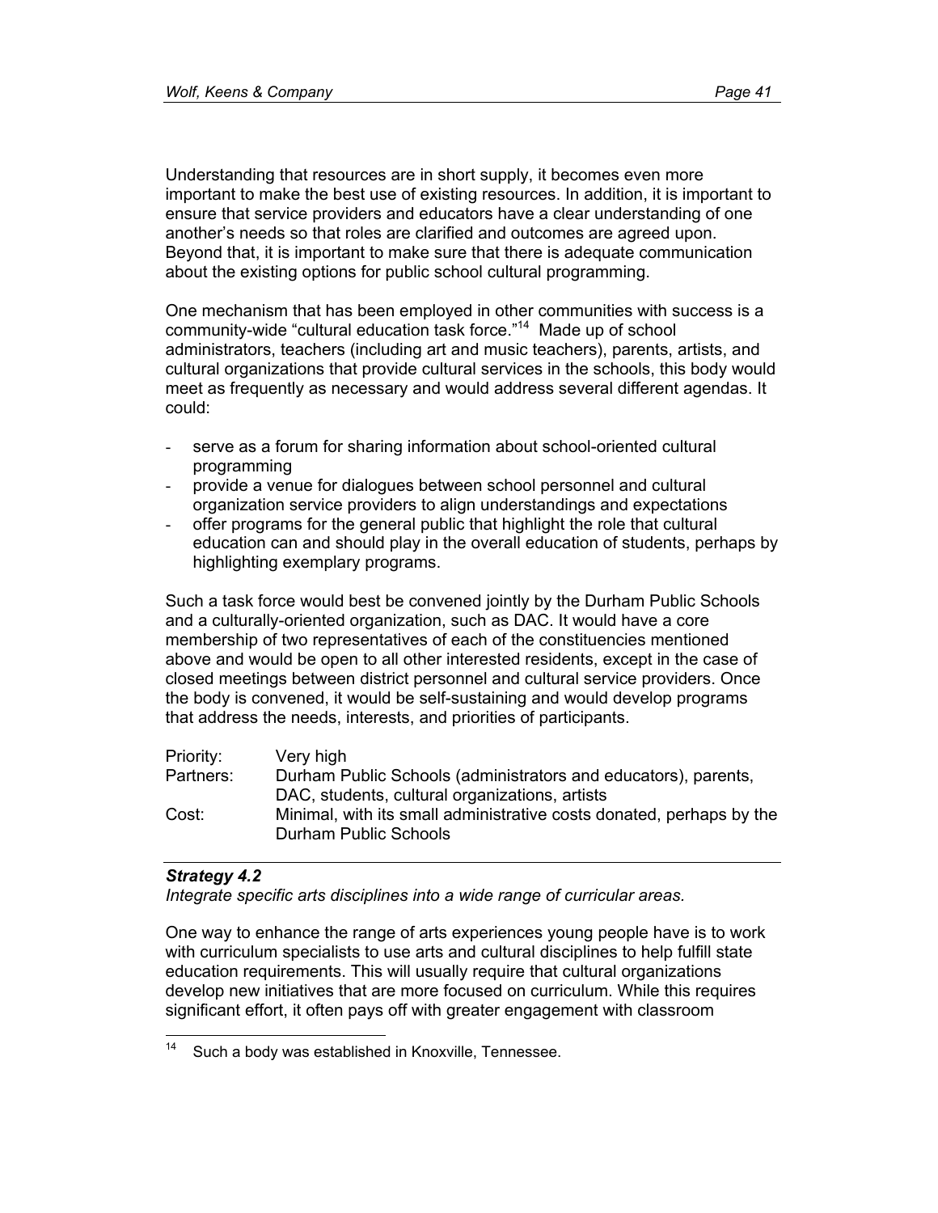Understanding that resources are in short supply, it becomes even more important to make the best use of existing resources. In addition, it is important to ensure that service providers and educators have a clear understanding of one another's needs so that roles are clarified and outcomes are agreed upon. Beyond that, it is important to make sure that there is adequate communication about the existing options for public school cultural programming.

One mechanism that has been employed in other communities with success is a community-wide "cultural education task force."[14] Made up of school administrators, teachers (including art and music teachers), parents, artists, and cultural organizations that provide cultural services in the schools, this body would meet as frequently as necessary and would address several different agendas. It could:

- serve as a forum for sharing information about school-oriented cultural programming
- provide a venue for dialogues between school personnel and cultural organization service providers to align understandings and expectations
- offer programs for the general public that highlight the role that cultural education can and should play in the overall education of students, perhaps by highlighting exemplary programs.

Such a task force would best be convened jointly by the Durham Public Schools and a culturally-oriented organization, such as DAC. It would have a core membership of two representatives of each of the constituencies mentioned above and would be open to all other interested residents, except in the case of closed meetings between district personnel and cultural service providers. Once the body is convened, it would be self-sustaining and would develop programs that address the needs, interests, and priorities of participants.

| | |
|---|---|
| Priority: | Very high |
| Partners: | Durham Public Schools (administrators and educators), parents, DAC, students, cultural organizations, artists |
| Cost: | Minimal, with its small administrative costs donated, perhaps by the Durham Public Schools |

***Strategy 4.2***

*Integrate specific arts disciplines into a wide range of curricular areas.*

One way to enhance the range of arts experiences young people have is to work with curriculum specialists to use arts and cultural disciplines to help fulfill state education requirements. This will usually require that cultural organizations develop new initiatives that are more focused on curriculum. While this requires significant effort, it often pays off with greater engagement with classroom

[14] Such a body was established in Knoxville, Tennessee.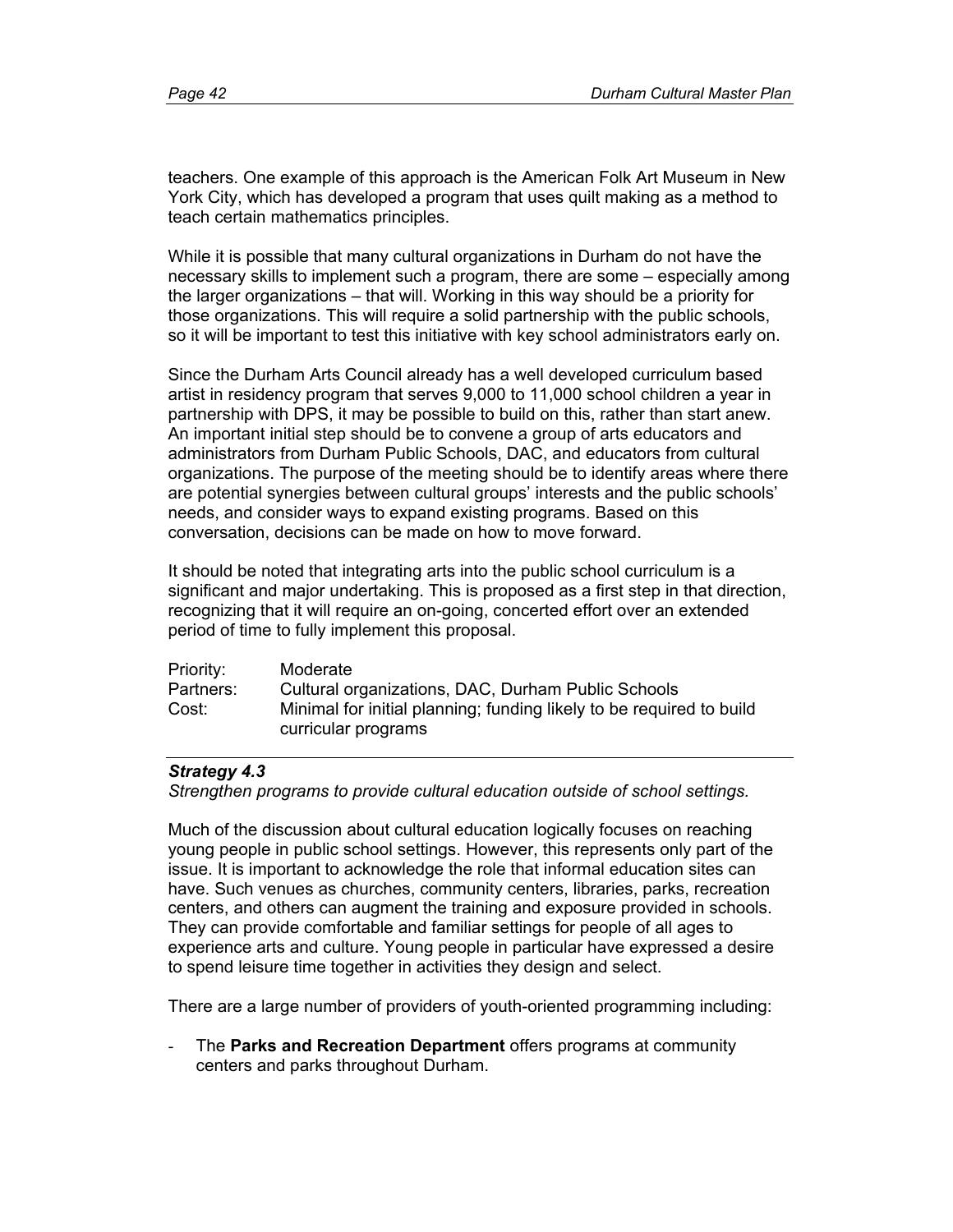teachers. One example of this approach is the American Folk Art Museum in New York City, which has developed a program that uses quilt making as a method to teach certain mathematics principles.

While it is possible that many cultural organizations in Durham do not have the necessary skills to implement such a program, there are some – especially among the larger organizations – that will. Working in this way should be a priority for those organizations. This will require a solid partnership with the public schools, so it will be important to test this initiative with key school administrators early on.

Since the Durham Arts Council already has a well developed curriculum based artist in residency program that serves 9,000 to 11,000 school children a year in partnership with DPS, it may be possible to build on this, rather than start anew. An important initial step should be to convene a group of arts educators and administrators from Durham Public Schools, DAC, and educators from cultural organizations. The purpose of the meeting should be to identify areas where there are potential synergies between cultural groups' interests and the public schools' needs, and consider ways to expand existing programs. Based on this conversation, decisions can be made on how to move forward.

It should be noted that integrating arts into the public school curriculum is a significant and major undertaking. This is proposed as a first step in that direction, recognizing that it will require an on-going, concerted effort over an extended period of time to fully implement this proposal.

| | |
|---|---|
| Priority: | Moderate |
| Partners: | Cultural organizations, DAC, Durham Public Schools |
| Cost: | Minimal for initial planning; funding likely to be required to build curricular programs |

---

***Strategy 4.3***

*Strengthen programs to provide cultural education outside of school settings.*

Much of the discussion about cultural education logically focuses on reaching young people in public school settings. However, this represents only part of the issue. It is important to acknowledge the role that informal education sites can have. Such venues as churches, community centers, libraries, parks, recreation centers, and others can augment the training and exposure provided in schools. They can provide comfortable and familiar settings for people of all ages to experience arts and culture. Young people in particular have expressed a desire to spend leisure time together in activities they design and select.

There are a large number of providers of youth-oriented programming including:

- The **Parks and Recreation Department** offers programs at community centers and parks throughout Durham.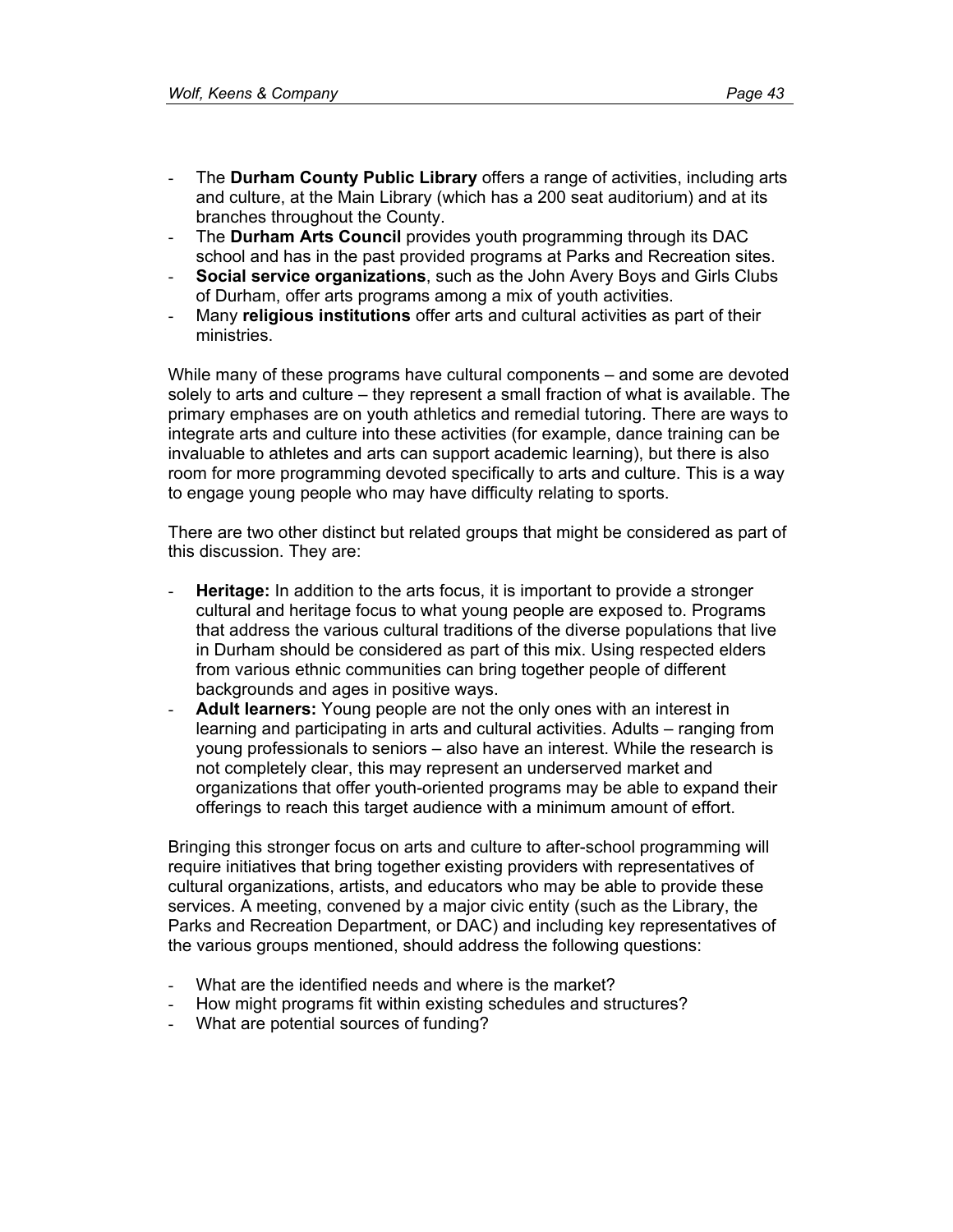- The **Durham County Public Library** offers a range of activities, including arts and culture, at the Main Library (which has a 200 seat auditorium) and at its branches throughout the County.
- The **Durham Arts Council** provides youth programming through its DAC school and has in the past provided programs at Parks and Recreation sites.
- **Social service organizations**, such as the John Avery Boys and Girls Clubs of Durham, offer arts programs among a mix of youth activities.
- Many **religious institutions** offer arts and cultural activities as part of their ministries.

While many of these programs have cultural components – and some are devoted solely to arts and culture – they represent a small fraction of what is available. The primary emphases are on youth athletics and remedial tutoring. There are ways to integrate arts and culture into these activities (for example, dance training can be invaluable to athletes and arts can support academic learning), but there is also room for more programming devoted specifically to arts and culture. This is a way to engage young people who may have difficulty relating to sports.

There are two other distinct but related groups that might be considered as part of this discussion. They are:

- **Heritage:** In addition to the arts focus, it is important to provide a stronger cultural and heritage focus to what young people are exposed to. Programs that address the various cultural traditions of the diverse populations that live in Durham should be considered as part of this mix. Using respected elders from various ethnic communities can bring together people of different backgrounds and ages in positive ways.
- **Adult learners:** Young people are not the only ones with an interest in learning and participating in arts and cultural activities. Adults – ranging from young professionals to seniors – also have an interest. While the research is not completely clear, this may represent an underserved market and organizations that offer youth-oriented programs may be able to expand their offerings to reach this target audience with a minimum amount of effort.

Bringing this stronger focus on arts and culture to after-school programming will require initiatives that bring together existing providers with representatives of cultural organizations, artists, and educators who may be able to provide these services. A meeting, convened by a major civic entity (such as the Library, the Parks and Recreation Department, or DAC) and including key representatives of the various groups mentioned, should address the following questions:

- What are the identified needs and where is the market?
- How might programs fit within existing schedules and structures?
- What are potential sources of funding?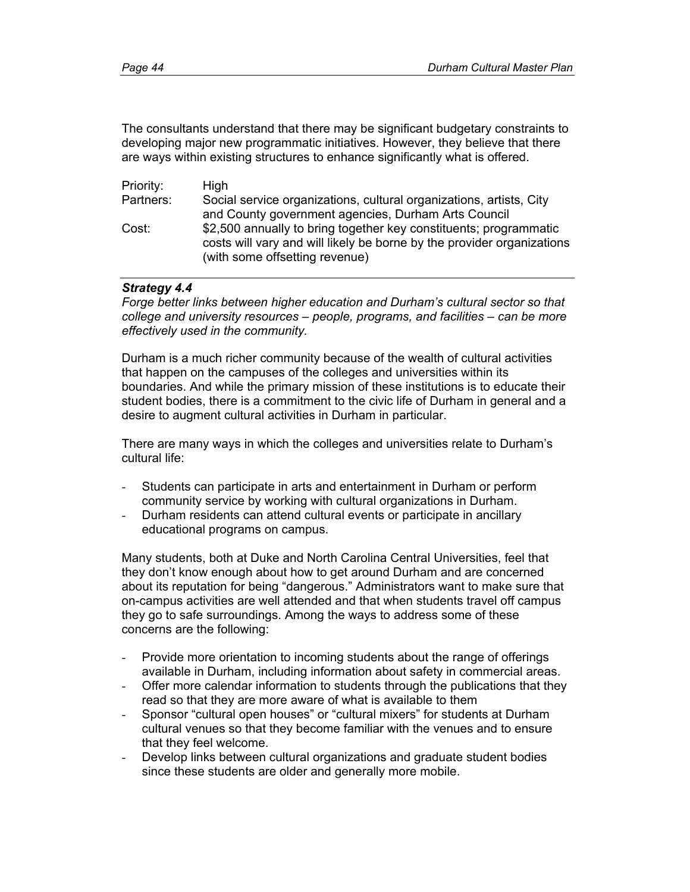The consultants understand that there may be significant budgetary constraints to developing major new programmatic initiatives. However, they believe that there are ways within existing structures to enhance significantly what is offered.

| | |
|---|---|
| Priority: | High |
| Partners: | Social service organizations, cultural organizations, artists, City and County government agencies, Durham Arts Council |
| Cost: | $2,500 annually to bring together key constituents; programmatic costs will vary and will likely be borne by the provider organizations (with some offsetting revenue) |

---

***Strategy 4.4***

*Forge better links between higher education and Durham's cultural sector so that college and university resources – people, programs, and facilities – can be more effectively used in the community.*

Durham is a much richer community because of the wealth of cultural activities that happen on the campuses of the colleges and universities within its boundaries. And while the primary mission of these institutions is to educate their student bodies, there is a commitment to the civic life of Durham in general and a desire to augment cultural activities in Durham in particular.

There are many ways in which the colleges and universities relate to Durham's cultural life:

- Students can participate in arts and entertainment in Durham or perform community service by working with cultural organizations in Durham.
- Durham residents can attend cultural events or participate in ancillary educational programs on campus.

Many students, both at Duke and North Carolina Central Universities, feel that they don't know enough about how to get around Durham and are concerned about its reputation for being "dangerous." Administrators want to make sure that on-campus activities are well attended and that when students travel off campus they go to safe surroundings. Among the ways to address some of these concerns are the following:

- Provide more orientation to incoming students about the range of offerings available in Durham, including information about safety in commercial areas.
- Offer more calendar information to students through the publications that they read so that they are more aware of what is available to them
- Sponsor "cultural open houses" or "cultural mixers" for students at Durham cultural venues so that they become familiar with the venues and to ensure that they feel welcome.
- Develop links between cultural organizations and graduate student bodies since these students are older and generally more mobile.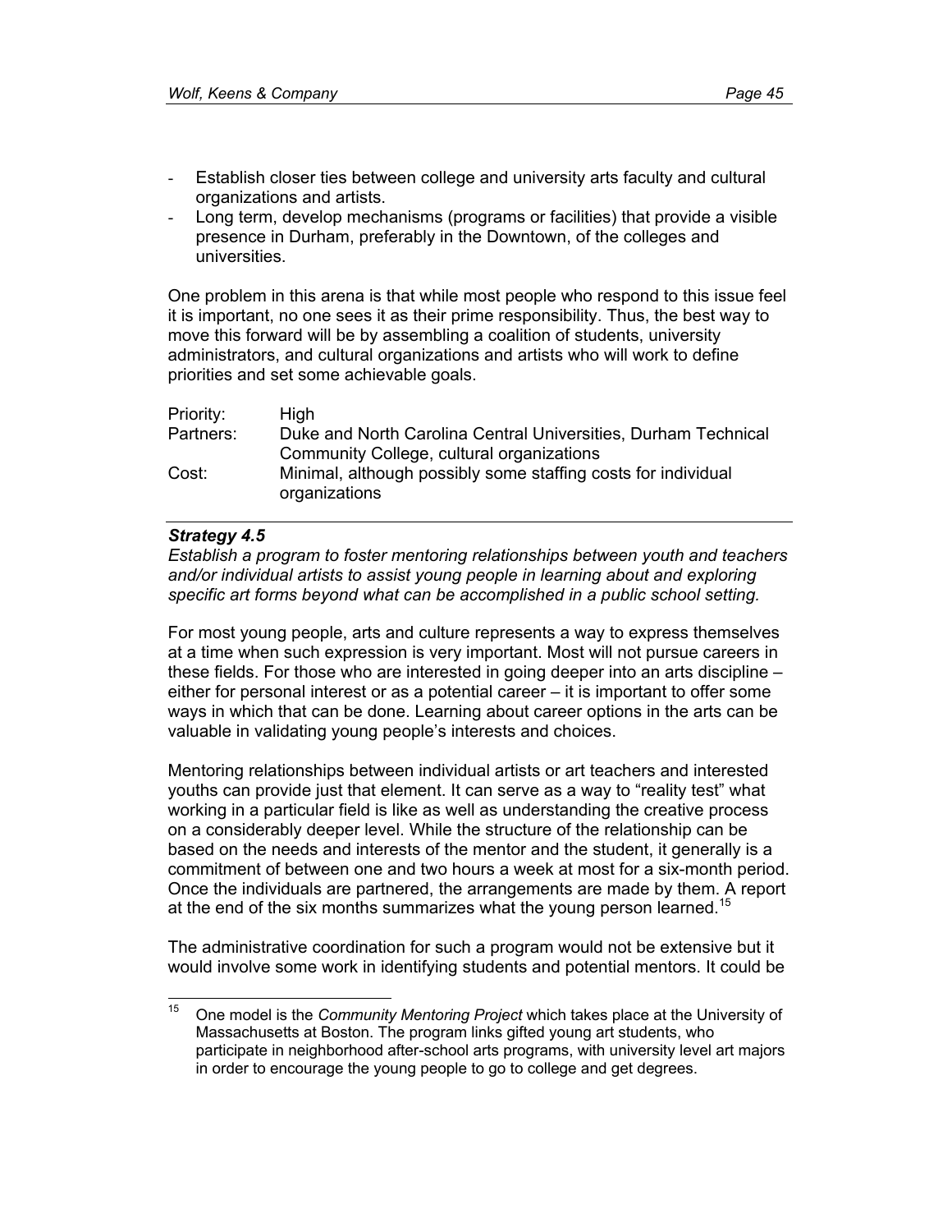- Establish closer ties between college and university arts faculty and cultural organizations and artists.
- Long term, develop mechanisms (programs or facilities) that provide a visible presence in Durham, preferably in the Downtown, of the colleges and universities.

One problem in this arena is that while most people who respond to this issue feel it is important, no one sees it as their prime responsibility. Thus, the best way to move this forward will be by assembling a coalition of students, university administrators, and cultural organizations and artists who will work to define priorities and set some achievable goals.

| | |
|---|---|
| Priority: | High |
| Partners: | Duke and North Carolina Central Universities, Durham Technical Community College, cultural organizations |
| Cost: | Minimal, although possibly some staffing costs for individual organizations |

---

***Strategy 4.5***

*Establish a program to foster mentoring relationships between youth and teachers and/or individual artists to assist young people in learning about and exploring specific art forms beyond what can be accomplished in a public school setting.*

For most young people, arts and culture represents a way to express themselves at a time when such expression is very important. Most will not pursue careers in these fields. For those who are interested in going deeper into an arts discipline – either for personal interest or as a potential career – it is important to offer some ways in which that can be done. Learning about career options in the arts can be valuable in validating young people's interests and choices.

Mentoring relationships between individual artists or art teachers and interested youths can provide just that element. It can serve as a way to "reality test" what working in a particular field is like as well as understanding the creative process on a considerably deeper level. While the structure of the relationship can be based on the needs and interests of the mentor and the student, it generally is a commitment of between one and two hours a week at most for a six-month period. Once the individuals are partnered, the arrangements are made by them. A report at the end of the six months summarizes what the young person learned.[15]

The administrative coordination for such a program would not be extensive but it would involve some work in identifying students and potential mentors. It could be

[15] One model is the *Community Mentoring Project* which takes place at the University of Massachusetts at Boston. The program links gifted young art students, who participate in neighborhood after-school arts programs, with university level art majors in order to encourage the young people to go to college and get degrees.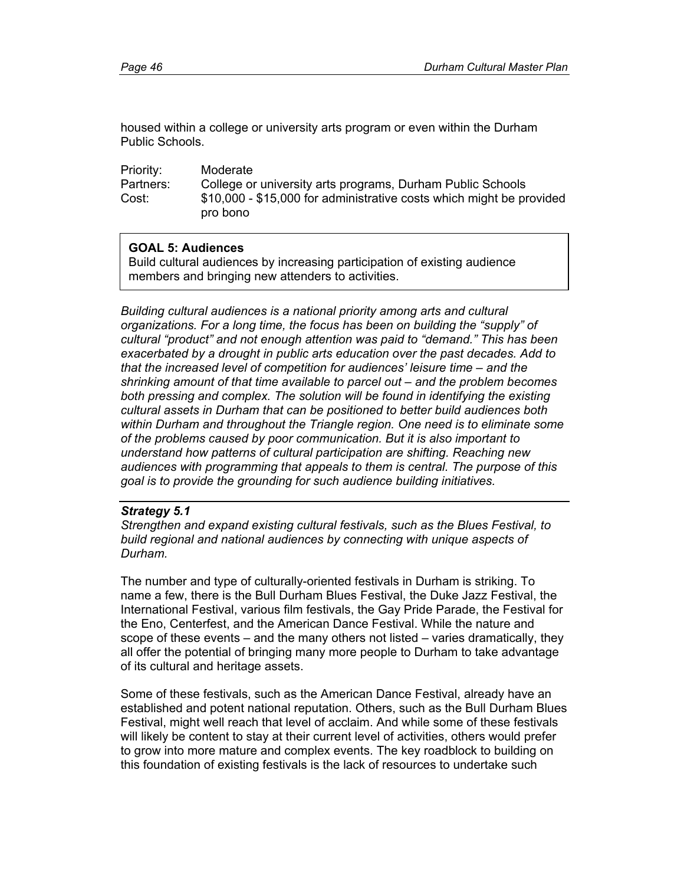housed within a college or university arts program or even within the Durham Public Schools.

Priority: Moderate
Partners: College or university arts programs, Durham Public Schools
Cost: \$10,000 - \$15,000 for administrative costs which might be provided pro bono

**GOAL 5: Audiences**
Build cultural audiences by increasing participation of existing audience members and bringing new attenders to activities.

*Building cultural audiences is a national priority among arts and cultural organizations. For a long time, the focus has been on building the "supply" of cultural "product" and not enough attention was paid to "demand." This has been exacerbated by a drought in public arts education over the past decades. Add to that the increased level of competition for audiences' leisure time – and the shrinking amount of that time available to parcel out – and the problem becomes both pressing and complex. The solution will be found in identifying the existing cultural assets in Durham that can be positioned to better build audiences both within Durham and throughout the Triangle region. One need is to eliminate some of the problems caused by poor communication. But it is also important to understand how patterns of cultural participation are shifting. Reaching new audiences with programming that appeals to them is central. The purpose of this goal is to provide the grounding for such audience building initiatives.*

***Strategy 5.1***
*Strengthen and expand existing cultural festivals, such as the Blues Festival, to build regional and national audiences by connecting with unique aspects of Durham.*

The number and type of culturally-oriented festivals in Durham is striking. To name a few, there is the Bull Durham Blues Festival, the Duke Jazz Festival, the International Festival, various film festivals, the Gay Pride Parade, the Festival for the Eno, Centerfest, and the American Dance Festival. While the nature and scope of these events – and the many others not listed – varies dramatically, they all offer the potential of bringing many more people to Durham to take advantage of its cultural and heritage assets.

Some of these festivals, such as the American Dance Festival, already have an established and potent national reputation. Others, such as the Bull Durham Blues Festival, might well reach that level of acclaim. And while some of these festivals will likely be content to stay at their current level of activities, others would prefer to grow into more mature and complex events. The key roadblock to building on this foundation of existing festivals is the lack of resources to undertake such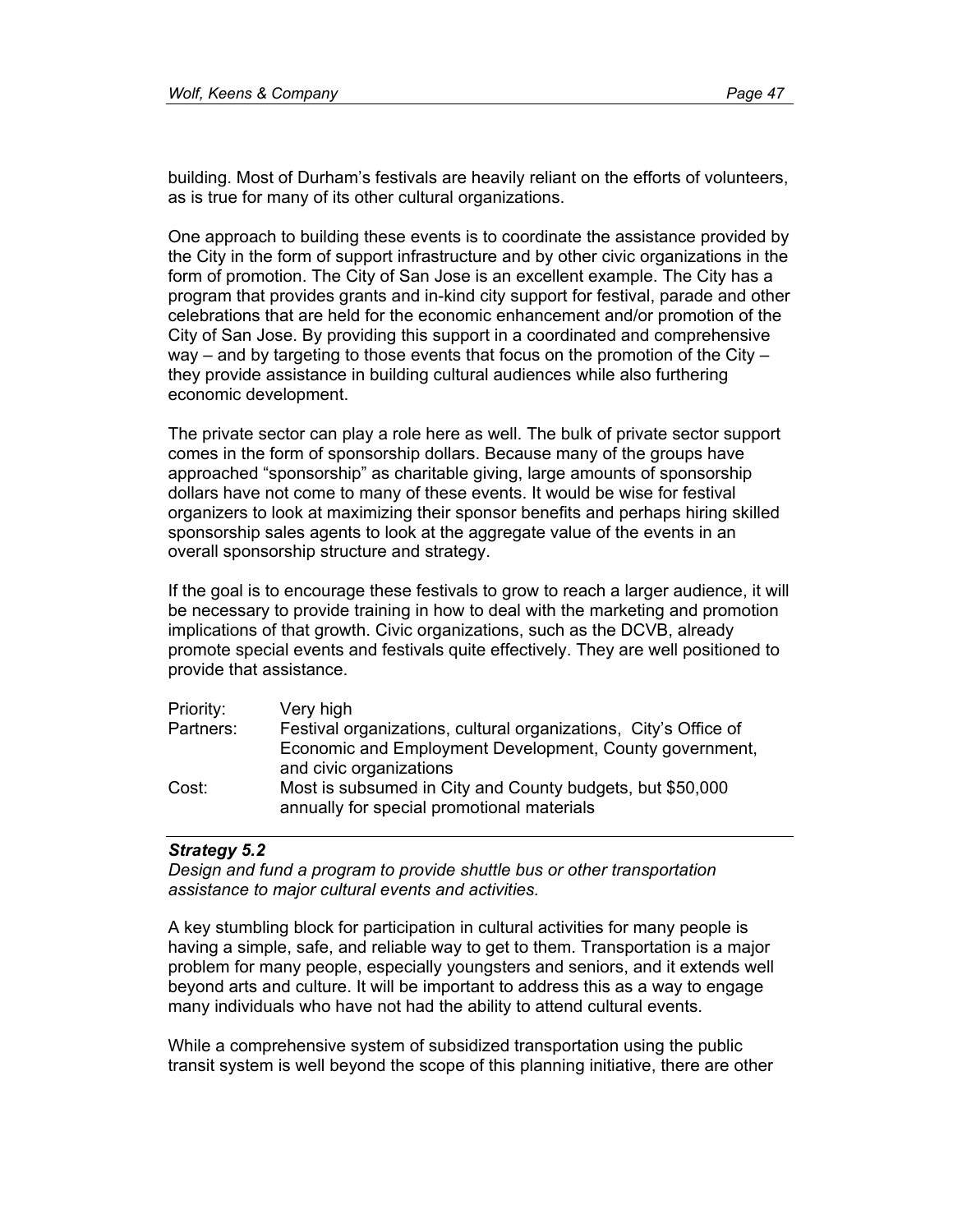building. Most of Durham's festivals are heavily reliant on the efforts of volunteers, as is true for many of its other cultural organizations.

One approach to building these events is to coordinate the assistance provided by the City in the form of support infrastructure and by other civic organizations in the form of promotion. The City of San Jose is an excellent example. The City has a program that provides grants and in-kind city support for festival, parade and other celebrations that are held for the economic enhancement and/or promotion of the City of San Jose. By providing this support in a coordinated and comprehensive way – and by targeting to those events that focus on the promotion of the City – they provide assistance in building cultural audiences while also furthering economic development.

The private sector can play a role here as well. The bulk of private sector support comes in the form of sponsorship dollars. Because many of the groups have approached "sponsorship" as charitable giving, large amounts of sponsorship dollars have not come to many of these events. It would be wise for festival organizers to look at maximizing their sponsor benefits and perhaps hiring skilled sponsorship sales agents to look at the aggregate value of the events in an overall sponsorship structure and strategy.

If the goal is to encourage these festivals to grow to reach a larger audience, it will be necessary to provide training in how to deal with the marketing and promotion implications of that growth. Civic organizations, such as the DCVB, already promote special events and festivals quite effectively. They are well positioned to provide that assistance.

| | |
|---|---|
| Priority: | Very high |
| Partners: | Festival organizations, cultural organizations, City's Office of Economic and Employment Development, County government, and civic organizations |
| Cost: | Most is subsumed in City and County budgets, but $50,000 annually for special promotional materials |

***Strategy 5.2***

*Design and fund a program to provide shuttle bus or other transportation assistance to major cultural events and activities.*

A key stumbling block for participation in cultural activities for many people is having a simple, safe, and reliable way to get to them. Transportation is a major problem for many people, especially youngsters and seniors, and it extends well beyond arts and culture. It will be important to address this as a way to engage many individuals who have not had the ability to attend cultural events.

While a comprehensive system of subsidized transportation using the public transit system is well beyond the scope of this planning initiative, there are other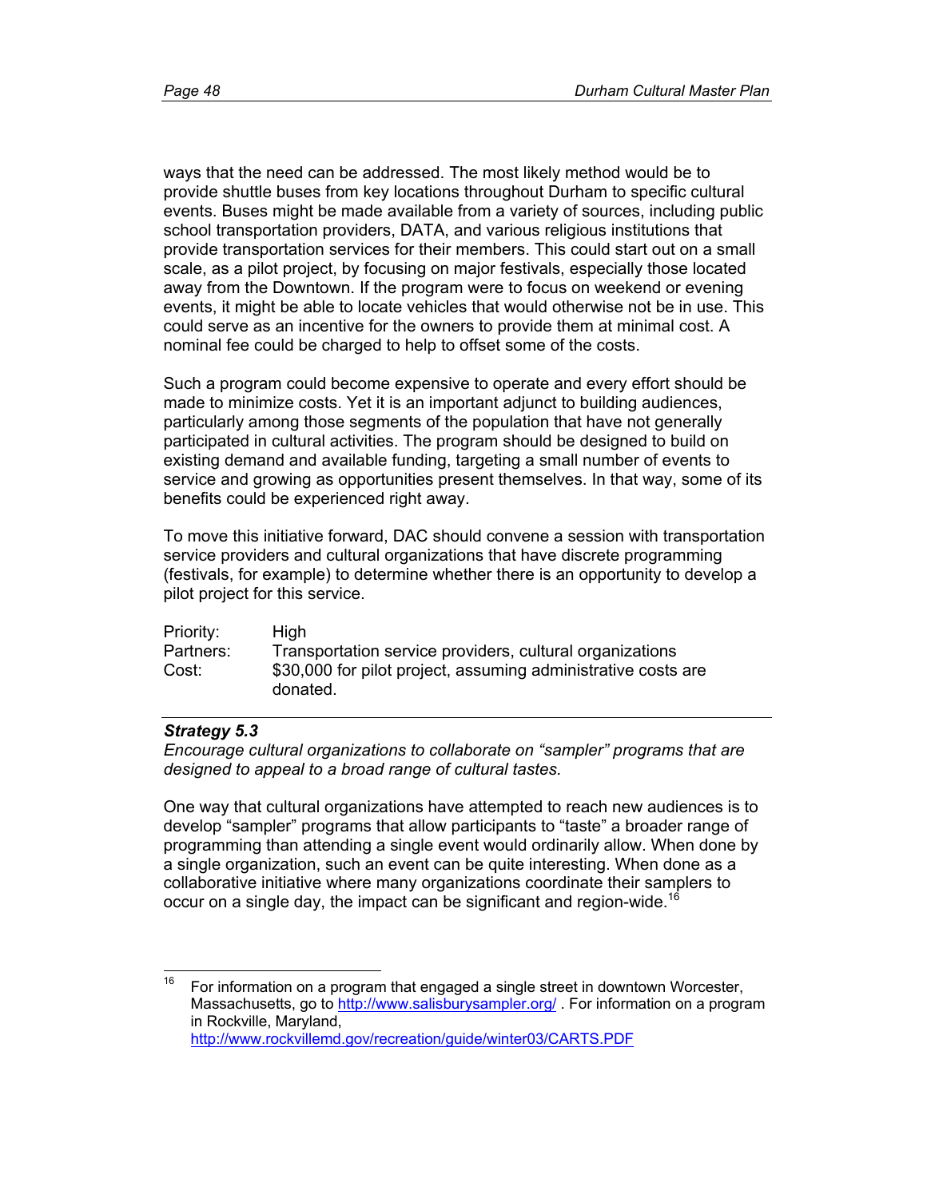ways that the need can be addressed. The most likely method would be to provide shuttle buses from key locations throughout Durham to specific cultural events. Buses might be made available from a variety of sources, including public school transportation providers, DATA, and various religious institutions that provide transportation services for their members. This could start out on a small scale, as a pilot project, by focusing on major festivals, especially those located away from the Downtown. If the program were to focus on weekend or evening events, it might be able to locate vehicles that would otherwise not be in use. This could serve as an incentive for the owners to provide them at minimal cost. A nominal fee could be charged to help to offset some of the costs.

Such a program could become expensive to operate and every effort should be made to minimize costs. Yet it is an important adjunct to building audiences, particularly among those segments of the population that have not generally participated in cultural activities. The program should be designed to build on existing demand and available funding, targeting a small number of events to service and growing as opportunities present themselves. In that way, some of its benefits could be experienced right away.

To move this initiative forward, DAC should convene a session with transportation service providers and cultural organizations that have discrete programming (festivals, for example) to determine whether there is an opportunity to develop a pilot project for this service.

| | |
|---|---|
| Priority: | High |
| Partners: | Transportation service providers, cultural organizations |
| Cost: | $30,000 for pilot project, assuming administrative costs are donated. |

### *Strategy 5.3*

*Encourage cultural organizations to collaborate on "sampler" programs that are designed to appeal to a broad range of cultural tastes.*

One way that cultural organizations have attempted to reach new audiences is to develop "sampler" programs that allow participants to "taste" a broader range of programming than attending a single event would ordinarily allow. When done by a single organization, such an event can be quite interesting. When done as a collaborative initiative where many organizations coordinate their samplers to occur on a single day, the impact can be significant and region-wide.[16]

---

[16] For information on a program that engaged a single street in downtown Worcester, Massachusetts, go to http://www.salisburysampler.org/ . For information on a program in Rockville, Maryland, http://www.rockvillemd.gov/recreation/guide/winter03/CARTS.PDF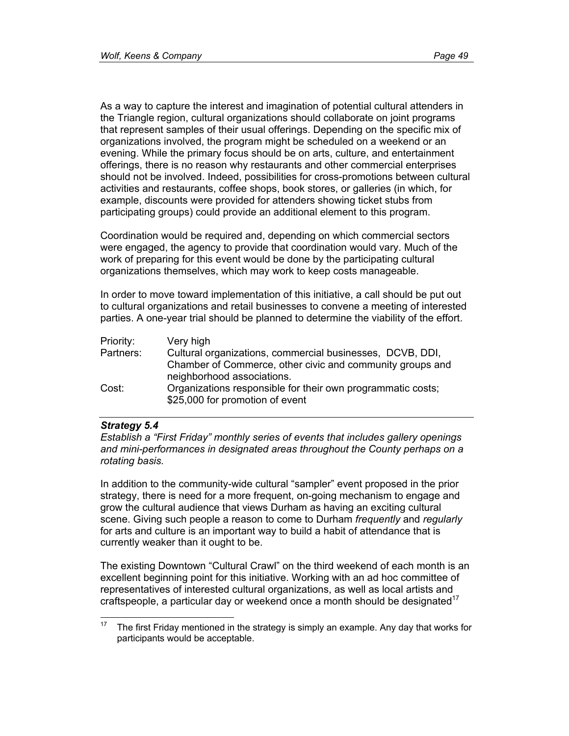As a way to capture the interest and imagination of potential cultural attenders in the Triangle region, cultural organizations should collaborate on joint programs that represent samples of their usual offerings. Depending on the specific mix of organizations involved, the program might be scheduled on a weekend or an evening. While the primary focus should be on arts, culture, and entertainment offerings, there is no reason why restaurants and other commercial enterprises should not be involved. Indeed, possibilities for cross-promotions between cultural activities and restaurants, coffee shops, book stores, or galleries (in which, for example, discounts were provided for attenders showing ticket stubs from participating groups) could provide an additional element to this program.

Coordination would be required and, depending on which commercial sectors were engaged, the agency to provide that coordination would vary. Much of the work of preparing for this event would be done by the participating cultural organizations themselves, which may work to keep costs manageable.

In order to move toward implementation of this initiative, a call should be put out to cultural organizations and retail businesses to convene a meeting of interested parties. A one-year trial should be planned to determine the viability of the effort.

| | |
|---|---|
| Priority: | Very high |
| Partners: | Cultural organizations, commercial businesses, DCVB, DDI, Chamber of Commerce, other civic and community groups and neighborhood associations. |
| Cost: | Organizations responsible for their own programmatic costs; $25,000 for promotion of event |

---

***Strategy 5.4***

*Establish a "First Friday" monthly series of events that includes gallery openings and mini-performances in designated areas throughout the County perhaps on a rotating basis.*

In addition to the community-wide cultural "sampler" event proposed in the prior strategy, there is need for a more frequent, on-going mechanism to engage and grow the cultural audience that views Durham as having an exciting cultural scene. Giving such people a reason to come to Durham *frequently* and *regularly* for arts and culture is an important way to build a habit of attendance that is currently weaker than it ought to be.

The existing Downtown "Cultural Crawl" on the third weekend of each month is an excellent beginning point for this initiative. Working with an ad hoc committee of representatives of interested cultural organizations, as well as local artists and craftspeople, a particular day or weekend once a month should be designated[17]

[17] The first Friday mentioned in the strategy is simply an example. Any day that works for participants would be acceptable.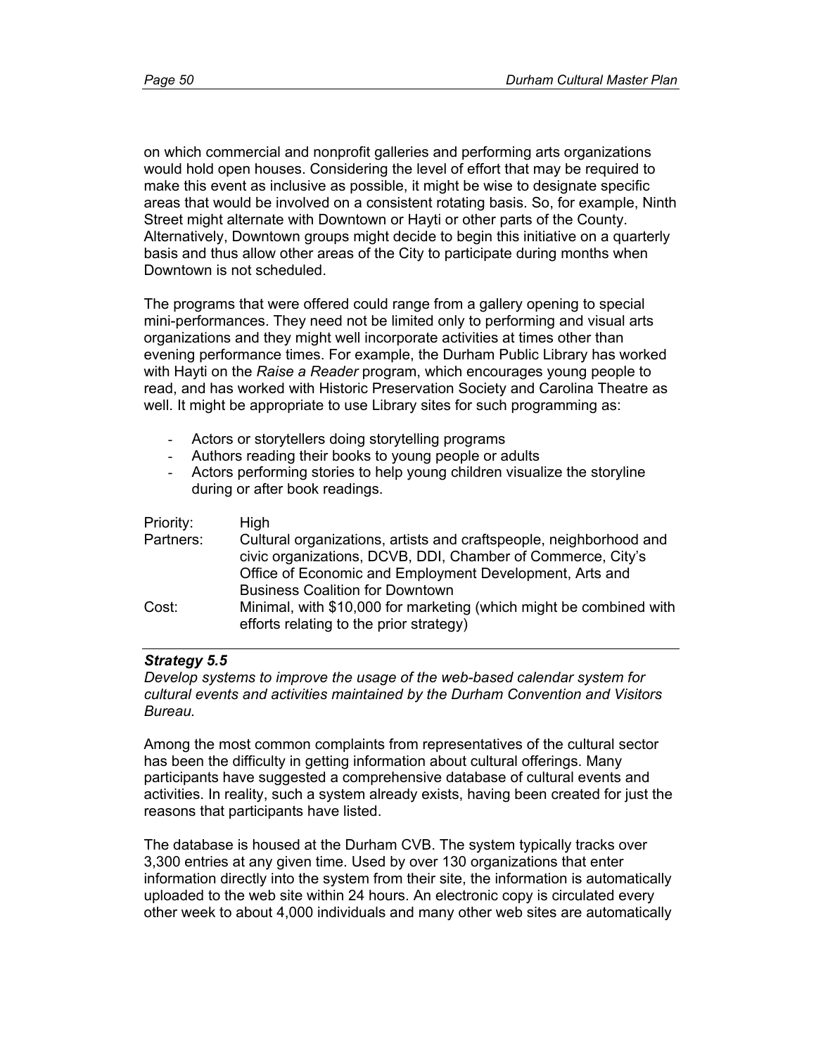on which commercial and nonprofit galleries and performing arts organizations would hold open houses. Considering the level of effort that may be required to make this event as inclusive as possible, it might be wise to designate specific areas that would be involved on a consistent rotating basis. So, for example, Ninth Street might alternate with Downtown or Hayti or other parts of the County. Alternatively, Downtown groups might decide to begin this initiative on a quarterly basis and thus allow other areas of the City to participate during months when Downtown is not scheduled.

The programs that were offered could range from a gallery opening to special mini-performances. They need not be limited only to performing and visual arts organizations and they might well incorporate activities at times other than evening performance times. For example, the Durham Public Library has worked with Hayti on the *Raise a Reader* program, which encourages young people to read, and has worked with Historic Preservation Society and Carolina Theatre as well. It might be appropriate to use Library sites for such programming as:

- Actors or storytellers doing storytelling programs
- Authors reading their books to young people or adults
- Actors performing stories to help young children visualize the storyline during or after book readings.

| | |
|---|---|
| Priority: | High |
| Partners: | Cultural organizations, artists and craftspeople, neighborhood and civic organizations, DCVB, DDI, Chamber of Commerce, City's Office of Economic and Employment Development, Arts and Business Coalition for Downtown |
| Cost: | Minimal, with $10,000 for marketing (which might be combined with efforts relating to the prior strategy) |

***Strategy 5.5***

*Develop systems to improve the usage of the web-based calendar system for cultural events and activities maintained by the Durham Convention and Visitors Bureau.*

Among the most common complaints from representatives of the cultural sector has been the difficulty in getting information about cultural offerings. Many participants have suggested a comprehensive database of cultural events and activities. In reality, such a system already exists, having been created for just the reasons that participants have listed.

The database is housed at the Durham CVB. The system typically tracks over 3,300 entries at any given time. Used by over 130 organizations that enter information directly into the system from their site, the information is automatically uploaded to the web site within 24 hours. An electronic copy is circulated every other week to about 4,000 individuals and many other web sites are automatically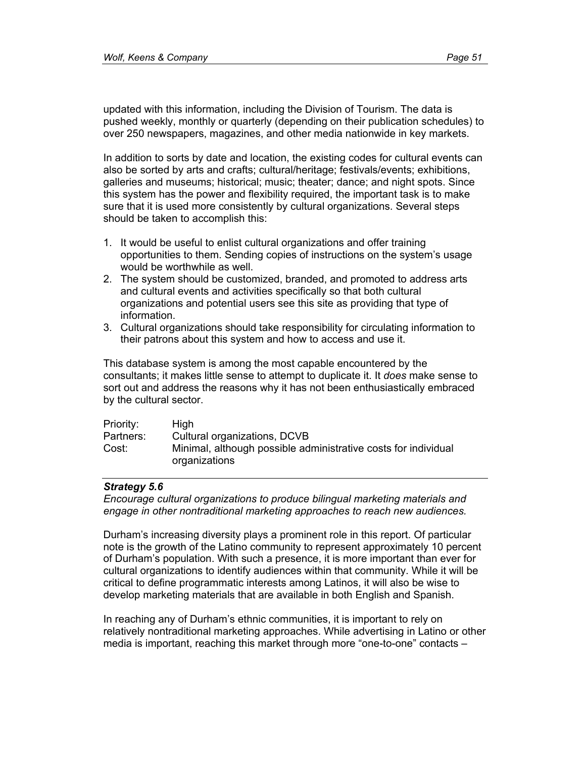updated with this information, including the Division of Tourism. The data is pushed weekly, monthly or quarterly (depending on their publication schedules) to over 250 newspapers, magazines, and other media nationwide in key markets.

In addition to sorts by date and location, the existing codes for cultural events can also be sorted by arts and crafts; cultural/heritage; festivals/events; exhibitions, galleries and museums; historical; music; theater; dance; and night spots. Since this system has the power and flexibility required, the important task is to make sure that it is used more consistently by cultural organizations. Several steps should be taken to accomplish this:

1. It would be useful to enlist cultural organizations and offer training opportunities to them. Sending copies of instructions on the system's usage would be worthwhile as well.
2. The system should be customized, branded, and promoted to address arts and cultural events and activities specifically so that both cultural organizations and potential users see this site as providing that type of information.
3. Cultural organizations should take responsibility for circulating information to their patrons about this system and how to access and use it.

This database system is among the most capable encountered by the consultants; it makes little sense to attempt to duplicate it. It *does* make sense to sort out and address the reasons why it has not been enthusiastically embraced by the cultural sector.

Priority: High
Partners: Cultural organizations, DCVB
Cost: Minimal, although possible administrative costs for individual organizations

---

***Strategy 5.6***
*Encourage cultural organizations to produce bilingual marketing materials and engage in other nontraditional marketing approaches to reach new audiences.*

Durham's increasing diversity plays a prominent role in this report. Of particular note is the growth of the Latino community to represent approximately 10 percent of Durham's population. With such a presence, it is more important than ever for cultural organizations to identify audiences within that community. While it will be critical to define programmatic interests among Latinos, it will also be wise to develop marketing materials that are available in both English and Spanish.

In reaching any of Durham's ethnic communities, it is important to rely on relatively nontraditional marketing approaches. While advertising in Latino or other media is important, reaching this market through more "one-to-one" contacts –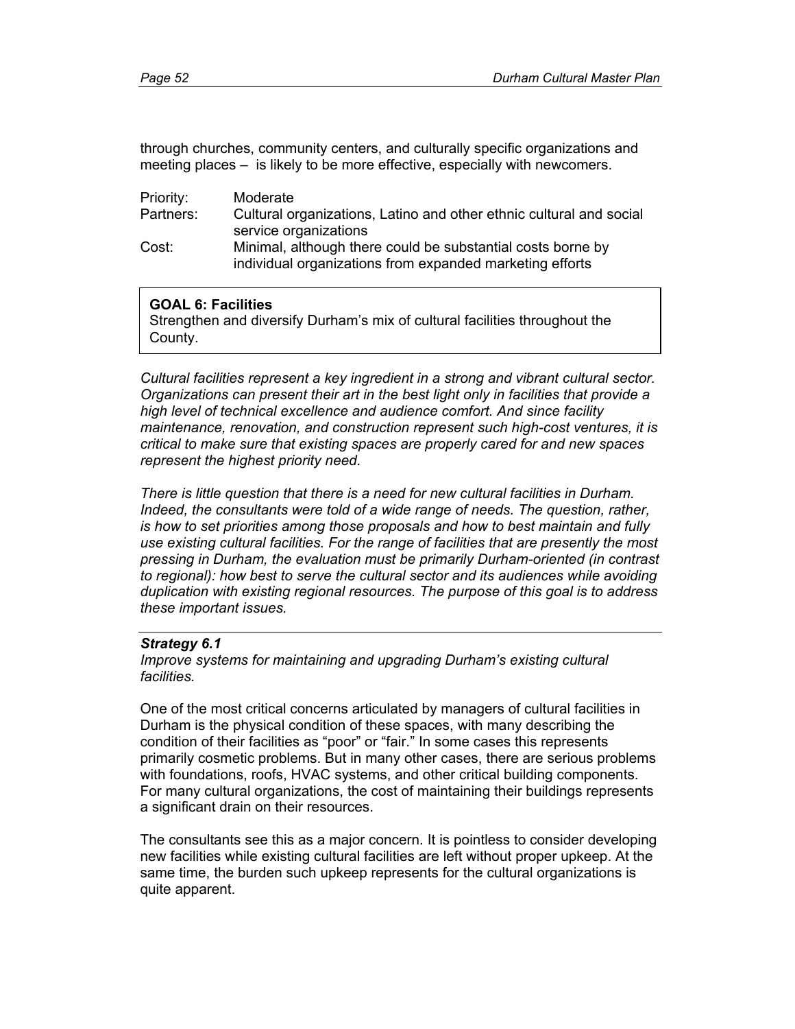through churches, community centers, and culturally specific organizations and meeting places – is likely to be more effective, especially with newcomers.

Priority: Moderate
Partners: Cultural organizations, Latino and other ethnic cultural and social service organizations
Cost: Minimal, although there could be substantial costs borne by individual organizations from expanded marketing efforts

**GOAL 6: Facilities**
Strengthen and diversify Durham's mix of cultural facilities throughout the County.

*Cultural facilities represent a key ingredient in a strong and vibrant cultural sector. Organizations can present their art in the best light only in facilities that provide a high level of technical excellence and audience comfort. And since facility maintenance, renovation, and construction represent such high-cost ventures, it is critical to make sure that existing spaces are properly cared for and new spaces represent the highest priority need.*

*There is little question that there is a need for new cultural facilities in Durham. Indeed, the consultants were told of a wide range of needs. The question, rather, is how to set priorities among those proposals and how to best maintain and fully use existing cultural facilities. For the range of facilities that are presently the most pressing in Durham, the evaluation must be primarily Durham-oriented (in contrast to regional): how best to serve the cultural sector and its audiences while avoiding duplication with existing regional resources. The purpose of this goal is to address these important issues.*

***Strategy 6.1***
*Improve systems for maintaining and upgrading Durham's existing cultural facilities.*

One of the most critical concerns articulated by managers of cultural facilities in Durham is the physical condition of these spaces, with many describing the condition of their facilities as "poor" or "fair." In some cases this represents primarily cosmetic problems. But in many other cases, there are serious problems with foundations, roofs, HVAC systems, and other critical building components. For many cultural organizations, the cost of maintaining their buildings represents a significant drain on their resources.

The consultants see this as a major concern. It is pointless to consider developing new facilities while existing cultural facilities are left without proper upkeep. At the same time, the burden such upkeep represents for the cultural organizations is quite apparent.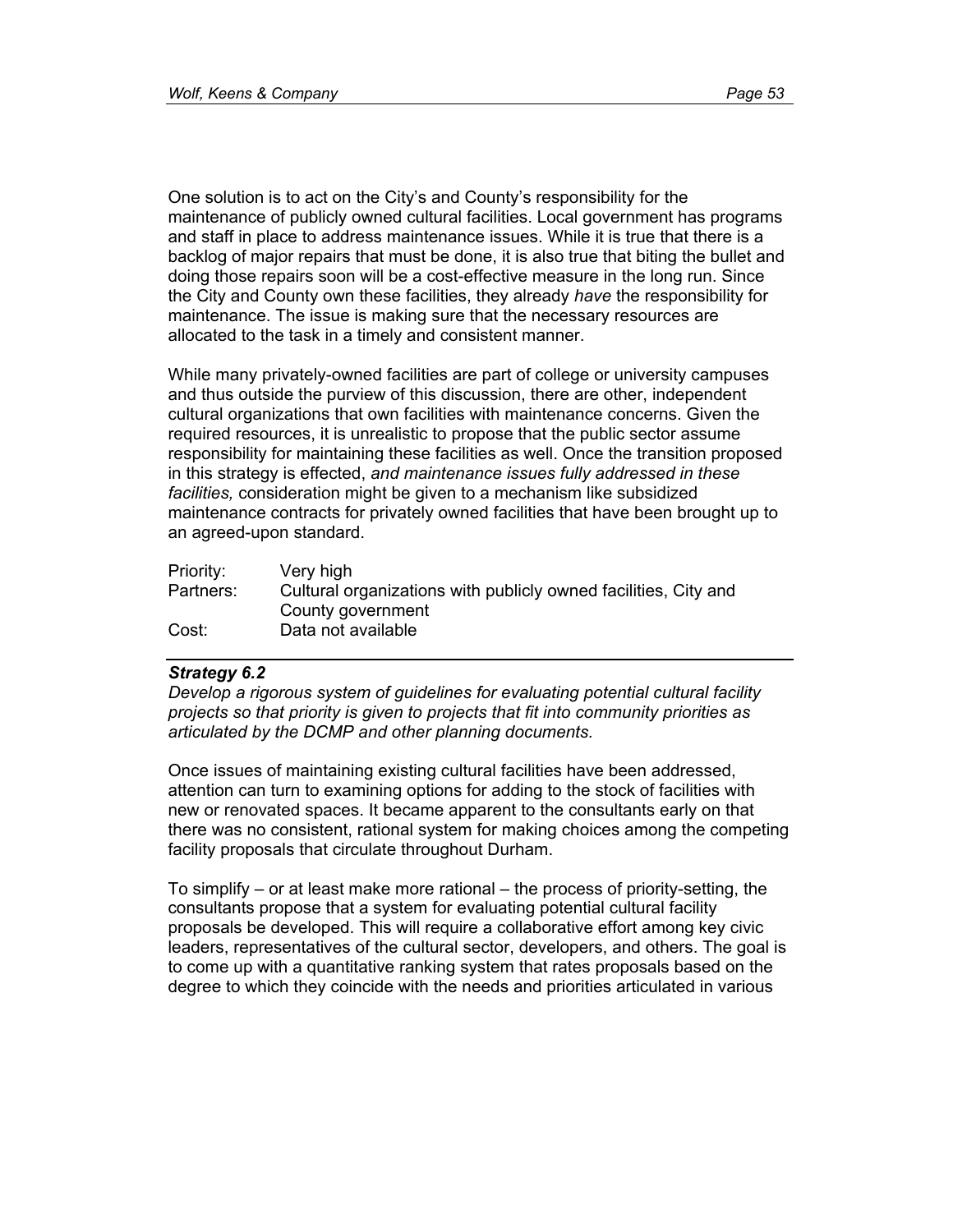One solution is to act on the City's and County's responsibility for the maintenance of publicly owned cultural facilities. Local government has programs and staff in place to address maintenance issues. While it is true that there is a backlog of major repairs that must be done, it is also true that biting the bullet and doing those repairs soon will be a cost-effective measure in the long run. Since the City and County own these facilities, they already *have* the responsibility for maintenance. The issue is making sure that the necessary resources are allocated to the task in a timely and consistent manner.

While many privately-owned facilities are part of college or university campuses and thus outside the purview of this discussion, there are other, independent cultural organizations that own facilities with maintenance concerns. Given the required resources, it is unrealistic to propose that the public sector assume responsibility for maintaining these facilities as well. Once the transition proposed in this strategy is effected, *and maintenance issues fully addressed in these facilities,* consideration might be given to a mechanism like subsidized maintenance contracts for privately owned facilities that have been brought up to an agreed-upon standard.

| | |
|---|---|
| Priority: | Very high |
| Partners: | Cultural organizations with publicly owned facilities, City and County government |
| Cost: | Data not available |

### *Strategy 6.2*

*Develop a rigorous system of guidelines for evaluating potential cultural facility projects so that priority is given to projects that fit into community priorities as articulated by the DCMP and other planning documents.*

Once issues of maintaining existing cultural facilities have been addressed, attention can turn to examining options for adding to the stock of facilities with new or renovated spaces. It became apparent to the consultants early on that there was no consistent, rational system for making choices among the competing facility proposals that circulate throughout Durham.

To simplify – or at least make more rational – the process of priority-setting, the consultants propose that a system for evaluating potential cultural facility proposals be developed. This will require a collaborative effort among key civic leaders, representatives of the cultural sector, developers, and others. The goal is to come up with a quantitative ranking system that rates proposals based on the degree to which they coincide with the needs and priorities articulated in various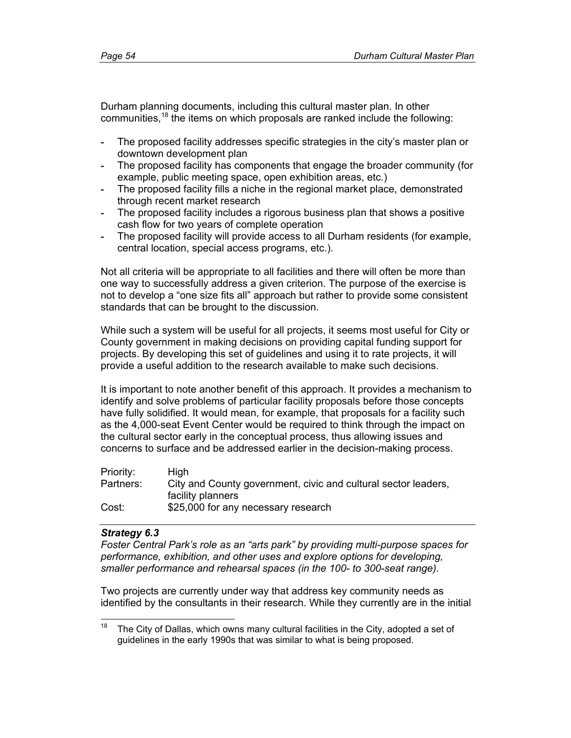Durham planning documents, including this cultural master plan. In other communities,[18] the items on which proposals are ranked include the following:

- The proposed facility addresses specific strategies in the city's master plan or downtown development plan
- The proposed facility has components that engage the broader community (for example, public meeting space, open exhibition areas, etc.)
- The proposed facility fills a niche in the regional market place, demonstrated through recent market research
- The proposed facility includes a rigorous business plan that shows a positive cash flow for two years of complete operation
- The proposed facility will provide access to all Durham residents (for example, central location, special access programs, etc.).

Not all criteria will be appropriate to all facilities and there will often be more than one way to successfully address a given criterion. The purpose of the exercise is not to develop a "one size fits all" approach but rather to provide some consistent standards that can be brought to the discussion.

While such a system will be useful for all projects, it seems most useful for City or County government in making decisions on providing capital funding support for projects. By developing this set of guidelines and using it to rate projects, it will provide a useful addition to the research available to make such decisions.

It is important to note another benefit of this approach. It provides a mechanism to identify and solve problems of particular facility proposals before those concepts have fully solidified. It would mean, for example, that proposals for a facility such as the 4,000-seat Event Center would be required to think through the impact on the cultural sector early in the conceptual process, thus allowing issues and concerns to surface and be addressed earlier in the decision-making process.

| | |
|---|---|
| Priority: | High |
| Partners: | City and County government, civic and cultural sector leaders, facility planners |
| Cost: | $25,000 for any necessary research |

***Strategy 6.3***

*Foster Central Park's role as an "arts park" by providing multi-purpose spaces for performance, exhibition, and other uses and explore options for developing, smaller performance and rehearsal spaces (in the 100- to 300-seat range).*

Two projects are currently under way that address key community needs as identified by the consultants in their research. While they currently are in the initial

[18] The City of Dallas, which owns many cultural facilities in the City, adopted a set of guidelines in the early 1990s that was similar to what is being proposed.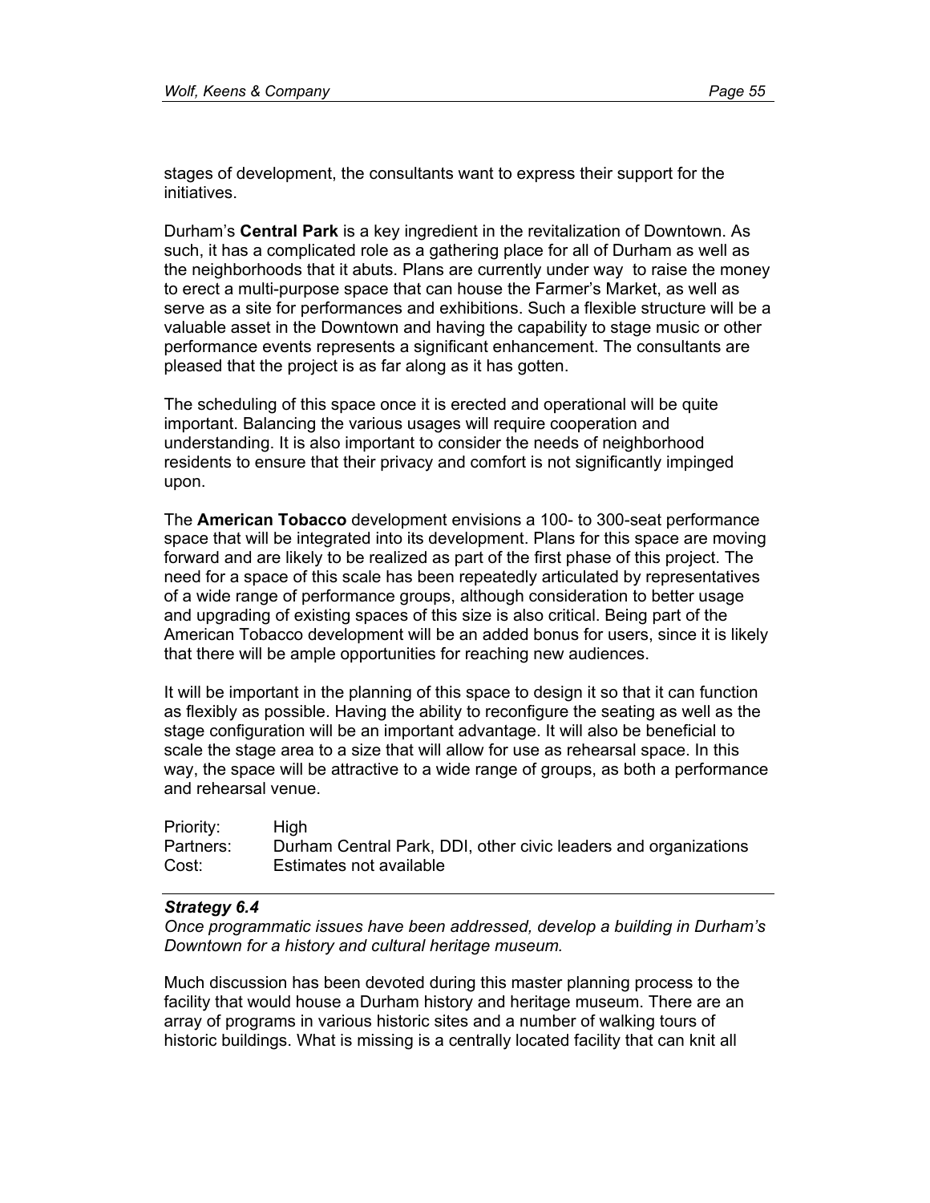stages of development, the consultants want to express their support for the initiatives.

Durham's **Central Park** is a key ingredient in the revitalization of Downtown. As such, it has a complicated role as a gathering place for all of Durham as well as the neighborhoods that it abuts. Plans are currently under way to raise the money to erect a multi-purpose space that can house the Farmer's Market, as well as serve as a site for performances and exhibitions. Such a flexible structure will be a valuable asset in the Downtown and having the capability to stage music or other performance events represents a significant enhancement. The consultants are pleased that the project is as far along as it has gotten.

The scheduling of this space once it is erected and operational will be quite important. Balancing the various usages will require cooperation and understanding. It is also important to consider the needs of neighborhood residents to ensure that their privacy and comfort is not significantly impinged upon.

The **American Tobacco** development envisions a 100- to 300-seat performance space that will be integrated into its development. Plans for this space are moving forward and are likely to be realized as part of the first phase of this project. The need for a space of this scale has been repeatedly articulated by representatives of a wide range of performance groups, although consideration to better usage and upgrading of existing spaces of this size is also critical. Being part of the American Tobacco development will be an added bonus for users, since it is likely that there will be ample opportunities for reaching new audiences.

It will be important in the planning of this space to design it so that it can function as flexibly as possible. Having the ability to reconfigure the seating as well as the stage configuration will be an important advantage. It will also be beneficial to scale the stage area to a size that will allow for use as rehearsal space. In this way, the space will be attractive to a wide range of groups, as both a performance and rehearsal venue.

Priority: High
Partners: Durham Central Park, DDI, other civic leaders and organizations
Cost: Estimates not available

---

***Strategy 6.4***

*Once programmatic issues have been addressed, develop a building in Durham's Downtown for a history and cultural heritage museum.*

Much discussion has been devoted during this master planning process to the facility that would house a Durham history and heritage museum. There are an array of programs in various historic sites and a number of walking tours of historic buildings. What is missing is a centrally located facility that can knit all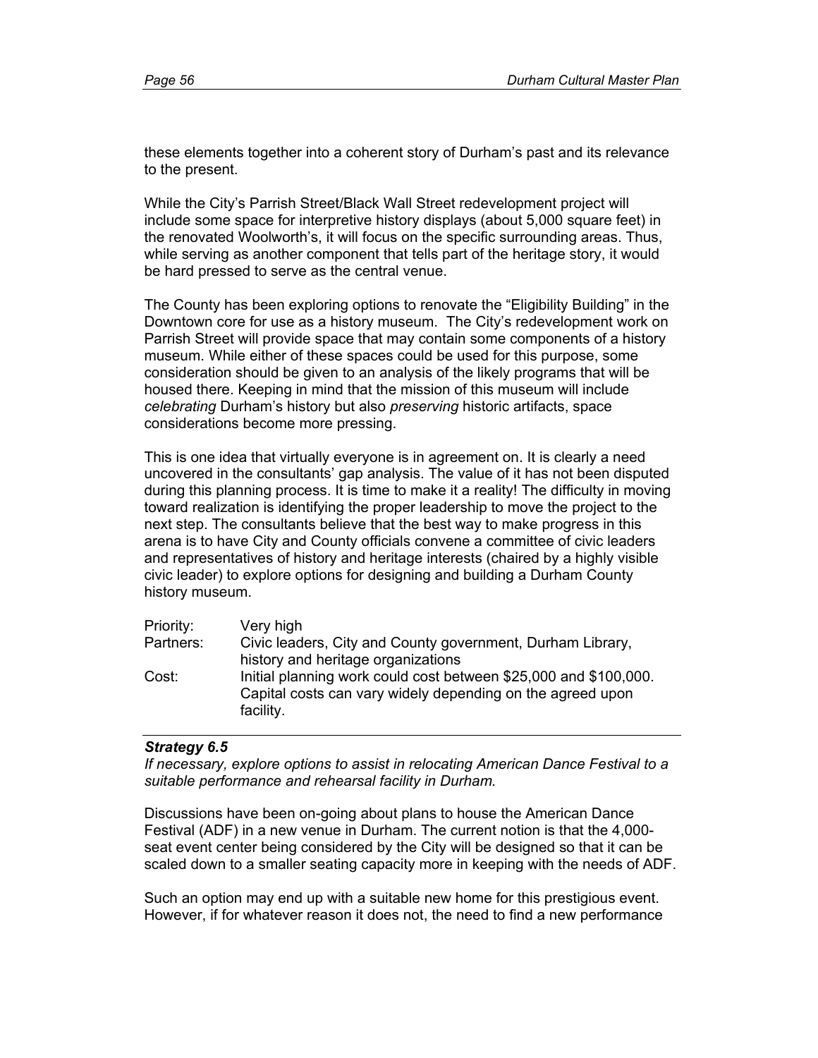these elements together into a coherent story of Durham's past and its relevance to the present.

While the City's Parrish Street/Black Wall Street redevelopment project will include some space for interpretive history displays (about 5,000 square feet) in the renovated Woolworth's, it will focus on the specific surrounding areas. Thus, while serving as another component that tells part of the heritage story, it would be hard pressed to serve as the central venue.

The County has been exploring options to renovate the "Eligibility Building" in the Downtown core for use as a history museum. The City's redevelopment work on Parrish Street will provide space that may contain some components of a history museum. While either of these spaces could be used for this purpose, some consideration should be given to an analysis of the likely programs that will be housed there. Keeping in mind that the mission of this museum will include *celebrating* Durham's history but also *preserving* historic artifacts, space considerations become more pressing.

This is one idea that virtually everyone is in agreement on. It is clearly a need uncovered in the consultants' gap analysis. The value of it has not been disputed during this planning process. It is time to make it a reality! The difficulty in moving toward realization is identifying the proper leadership to move the project to the next step. The consultants believe that the best way to make progress in this arena is to have City and County officials convene a committee of civic leaders and representatives of history and heritage interests (chaired by a highly visible civic leader) to explore options for designing and building a Durham County history museum.

| | |
|---|---|
| Priority: | Very high |
| Partners: | Civic leaders, City and County government, Durham Library, history and heritage organizations |
| Cost: | Initial planning work could cost between $25,000 and $100,000. Capital costs can vary widely depending on the agreed upon facility. |

### *Strategy 6.5*

*If necessary, explore options to assist in relocating American Dance Festival to a suitable performance and rehearsal facility in Durham.*

Discussions have been on-going about plans to house the American Dance Festival (ADF) in a new venue in Durham. The current notion is that the 4,000-seat event center being considered by the City will be designed so that it can be scaled down to a smaller seating capacity more in keeping with the needs of ADF.

Such an option may end up with a suitable new home for this prestigious event. However, if for whatever reason it does not, the need to find a new performance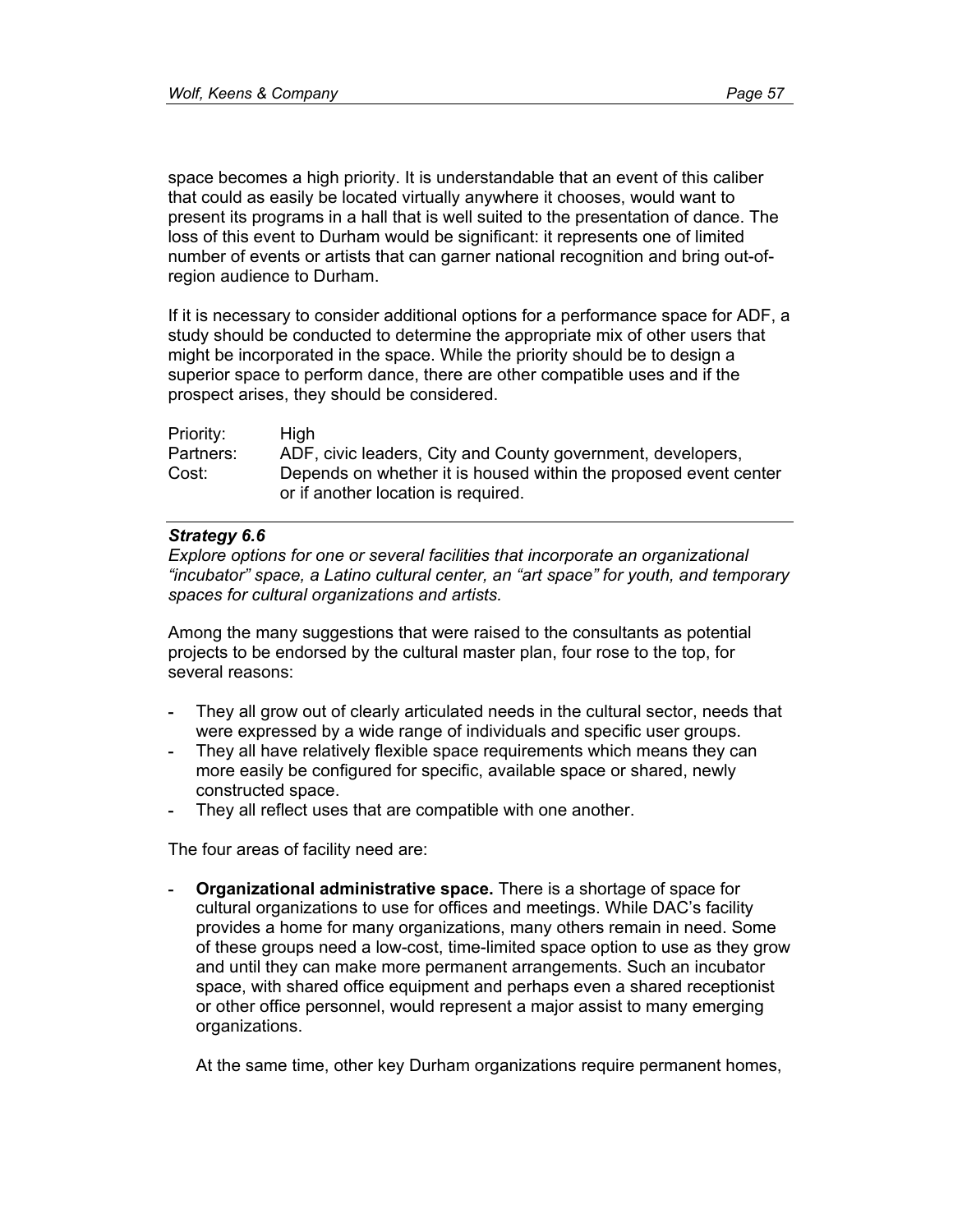space becomes a high priority. It is understandable that an event of this caliber that could as easily be located virtually anywhere it chooses, would want to present its programs in a hall that is well suited to the presentation of dance. The loss of this event to Durham would be significant: it represents one of limited number of events or artists that can garner national recognition and bring out-of-region audience to Durham.

If it is necessary to consider additional options for a performance space for ADF, a study should be conducted to determine the appropriate mix of other users that might be incorporated in the space. While the priority should be to design a superior space to perform dance, there are other compatible uses and if the prospect arises, they should be considered.

| | |
|---|---|
| Priority: | High |
| Partners: | ADF, civic leaders, City and County government, developers, |
| Cost: | Depends on whether it is housed within the proposed event center or if another location is required. |

---

***Strategy 6.6***

*Explore options for one or several facilities that incorporate an organizational "incubator" space, a Latino cultural center, an "art space" for youth, and temporary spaces for cultural organizations and artists.*

Among the many suggestions that were raised to the consultants as potential projects to be endorsed by the cultural master plan, four rose to the top, for several reasons:

- They all grow out of clearly articulated needs in the cultural sector, needs that were expressed by a wide range of individuals and specific user groups.
- They all have relatively flexible space requirements which means they can more easily be configured for specific, available space or shared, newly constructed space.
- They all reflect uses that are compatible with one another.

The four areas of facility need are:

- **Organizational administrative space.** There is a shortage of space for cultural organizations to use for offices and meetings. While DAC's facility provides a home for many organizations, many others remain in need. Some of these groups need a low-cost, time-limited space option to use as they grow and until they can make more permanent arrangements. Such an incubator space, with shared office equipment and perhaps even a shared receptionist or other office personnel, would represent a major assist to many emerging organizations.

  At the same time, other key Durham organizations require permanent homes,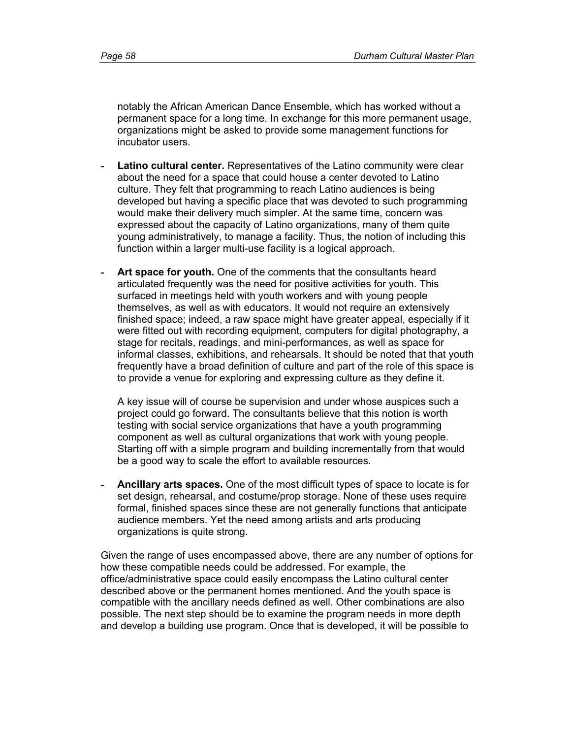notably the African American Dance Ensemble, which has worked without a permanent space for a long time. In exchange for this more permanent usage, organizations might be asked to provide some management functions for incubator users.

- **Latino cultural center.** Representatives of the Latino community were clear about the need for a space that could house a center devoted to Latino culture. They felt that programming to reach Latino audiences is being developed but having a specific place that was devoted to such programming would make their delivery much simpler. At the same time, concern was expressed about the capacity of Latino organizations, many of them quite young administratively, to manage a facility. Thus, the notion of including this function within a larger multi-use facility is a logical approach.

- **Art space for youth.** One of the comments that the consultants heard articulated frequently was the need for positive activities for youth. This surfaced in meetings held with youth workers and with young people themselves, as well as with educators. It would not require an extensively finished space; indeed, a raw space might have greater appeal, especially if it were fitted out with recording equipment, computers for digital photography, a stage for recitals, readings, and mini-performances, as well as space for informal classes, exhibitions, and rehearsals. It should be noted that that youth frequently have a broad definition of culture and part of the role of this space is to provide a venue for exploring and expressing culture as they define it.

  A key issue will of course be supervision and under whose auspices such a project could go forward. The consultants believe that this notion is worth testing with social service organizations that have a youth programming component as well as cultural organizations that work with young people. Starting off with a simple program and building incrementally from that would be a good way to scale the effort to available resources.

- **Ancillary arts spaces.** One of the most difficult types of space to locate is for set design, rehearsal, and costume/prop storage. None of these uses require formal, finished spaces since these are not generally functions that anticipate audience members. Yet the need among artists and arts producing organizations is quite strong.

Given the range of uses encompassed above, there are any number of options for how these compatible needs could be addressed. For example, the office/administrative space could easily encompass the Latino cultural center described above or the permanent homes mentioned. And the youth space is compatible with the ancillary needs defined as well. Other combinations are also possible. The next step should be to examine the program needs in more depth and develop a building use program. Once that is developed, it will be possible to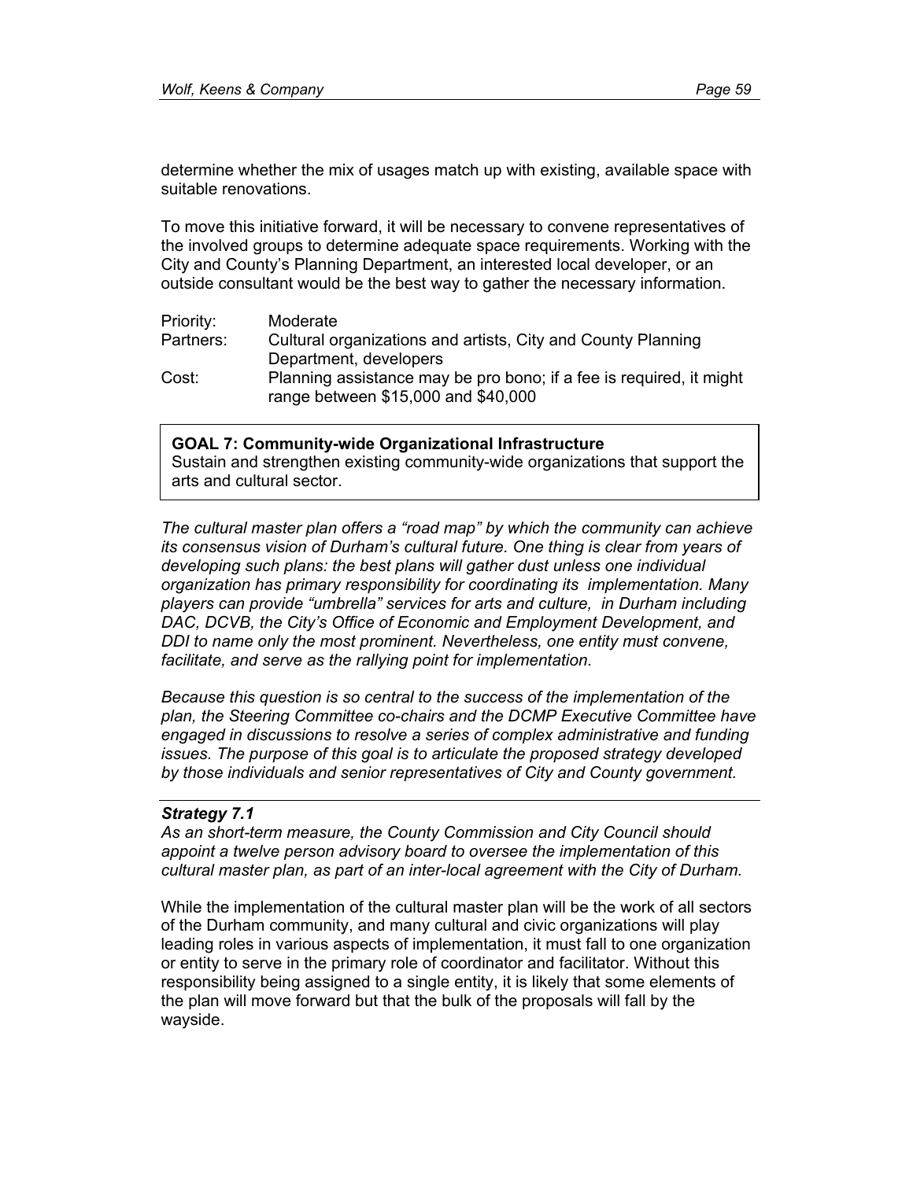determine whether the mix of usages match up with existing, available space with suitable renovations.

To move this initiative forward, it will be necessary to convene representatives of the involved groups to determine adequate space requirements. Working with the City and County's Planning Department, an interested local developer, or an outside consultant would be the best way to gather the necessary information.

| | |
|---|---|
| Priority: | Moderate |
| Partners: | Cultural organizations and artists, City and County Planning Department, developers |
| Cost: | Planning assistance may be pro bono; if a fee is required, it might range between \$15,000 and \$40,000 |

**GOAL 7: Community-wide Organizational Infrastructure**
Sustain and strengthen existing community-wide organizations that support the arts and cultural sector.

*The cultural master plan offers a "road map" by which the community can achieve its consensus vision of Durham's cultural future. One thing is clear from years of developing such plans: the best plans will gather dust unless one individual organization has primary responsibility for coordinating its implementation. Many players can provide "umbrella" services for arts and culture, in Durham including DAC, DCVB, the City's Office of Economic and Employment Development, and DDI to name only the most prominent. Nevertheless, one entity must convene, facilitate, and serve as the rallying point for implementation.*

*Because this question is so central to the success of the implementation of the plan, the Steering Committee co-chairs and the DCMP Executive Committee have engaged in discussions to resolve a series of complex administrative and funding issues. The purpose of this goal is to articulate the proposed strategy developed by those individuals and senior representatives of City and County government.*

***Strategy 7.1***
*As an short-term measure, the County Commission and City Council should appoint a twelve person advisory board to oversee the implementation of this cultural master plan, as part of an inter-local agreement with the City of Durham.*

While the implementation of the cultural master plan will be the work of all sectors of the Durham community, and many cultural and civic organizations will play leading roles in various aspects of implementation, it must fall to one organization or entity to serve in the primary role of coordinator and facilitator. Without this responsibility being assigned to a single entity, it is likely that some elements of the plan will move forward but that the bulk of the proposals will fall by the wayside.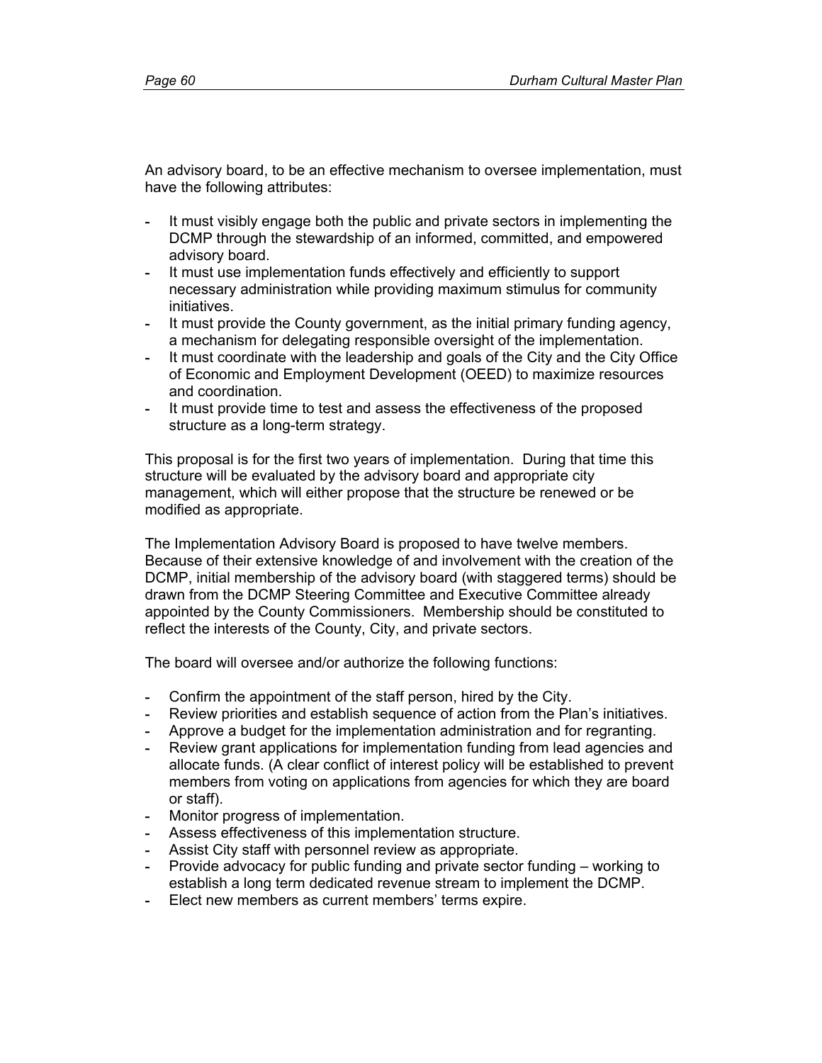An advisory board, to be an effective mechanism to oversee implementation, must have the following attributes:

- It must visibly engage both the public and private sectors in implementing the DCMP through the stewardship of an informed, committed, and empowered advisory board.
- It must use implementation funds effectively and efficiently to support necessary administration while providing maximum stimulus for community initiatives.
- It must provide the County government, as the initial primary funding agency, a mechanism for delegating responsible oversight of the implementation.
- It must coordinate with the leadership and goals of the City and the City Office of Economic and Employment Development (OEED) to maximize resources and coordination.
- It must provide time to test and assess the effectiveness of the proposed structure as a long-term strategy.

This proposal is for the first two years of implementation. During that time this structure will be evaluated by the advisory board and appropriate city management, which will either propose that the structure be renewed or be modified as appropriate.

The Implementation Advisory Board is proposed to have twelve members. Because of their extensive knowledge of and involvement with the creation of the DCMP, initial membership of the advisory board (with staggered terms) should be drawn from the DCMP Steering Committee and Executive Committee already appointed by the County Commissioners. Membership should be constituted to reflect the interests of the County, City, and private sectors.

The board will oversee and/or authorize the following functions:

- Confirm the appointment of the staff person, hired by the City.
- Review priorities and establish sequence of action from the Plan's initiatives.
- Approve a budget for the implementation administration and for regranting.
- Review grant applications for implementation funding from lead agencies and allocate funds. (A clear conflict of interest policy will be established to prevent members from voting on applications from agencies for which they are board or staff).
- Monitor progress of implementation.
- Assess effectiveness of this implementation structure.
- Assist City staff with personnel review as appropriate.
- Provide advocacy for public funding and private sector funding – working to establish a long term dedicated revenue stream to implement the DCMP.
- Elect new members as current members' terms expire.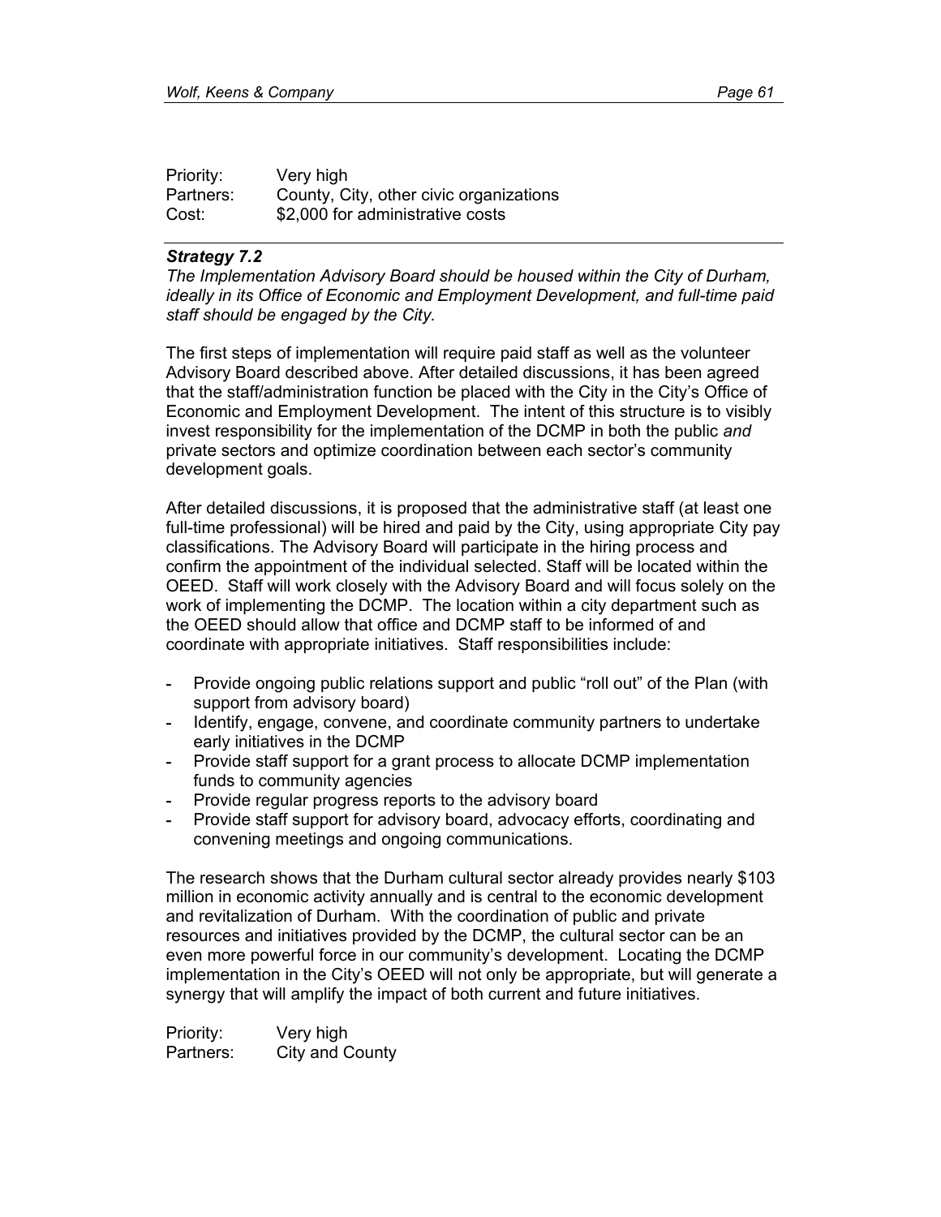Priority: Very high
Partners: County, City, other civic organizations
Cost: $2,000 for administrative costs

---

***Strategy 7.2***
*The Implementation Advisory Board should be housed within the City of Durham, ideally in its Office of Economic and Employment Development, and full-time paid staff should be engaged by the City.*

The first steps of implementation will require paid staff as well as the volunteer Advisory Board described above. After detailed discussions, it has been agreed that the staff/administration function be placed with the City in the City's Office of Economic and Employment Development. The intent of this structure is to visibly invest responsibility for the implementation of the DCMP in both the public *and* private sectors and optimize coordination between each sector's community development goals.

After detailed discussions, it is proposed that the administrative staff (at least one full-time professional) will be hired and paid by the City, using appropriate City pay classifications. The Advisory Board will participate in the hiring process and confirm the appointment of the individual selected. Staff will be located within the OEED. Staff will work closely with the Advisory Board and will focus solely on the work of implementing the DCMP. The location within a city department such as the OEED should allow that office and DCMP staff to be informed of and coordinate with appropriate initiatives. Staff responsibilities include:

- Provide ongoing public relations support and public "roll out" of the Plan (with support from advisory board)
- Identify, engage, convene, and coordinate community partners to undertake early initiatives in the DCMP
- Provide staff support for a grant process to allocate DCMP implementation funds to community agencies
- Provide regular progress reports to the advisory board
- Provide staff support for advisory board, advocacy efforts, coordinating and convening meetings and ongoing communications.

The research shows that the Durham cultural sector already provides nearly $103 million in economic activity annually and is central to the economic development and revitalization of Durham. With the coordination of public and private resources and initiatives provided by the DCMP, the cultural sector can be an even more powerful force in our community's development. Locating the DCMP implementation in the City's OEED will not only be appropriate, but will generate a synergy that will amplify the impact of both current and future initiatives.

Priority: Very high
Partners: City and County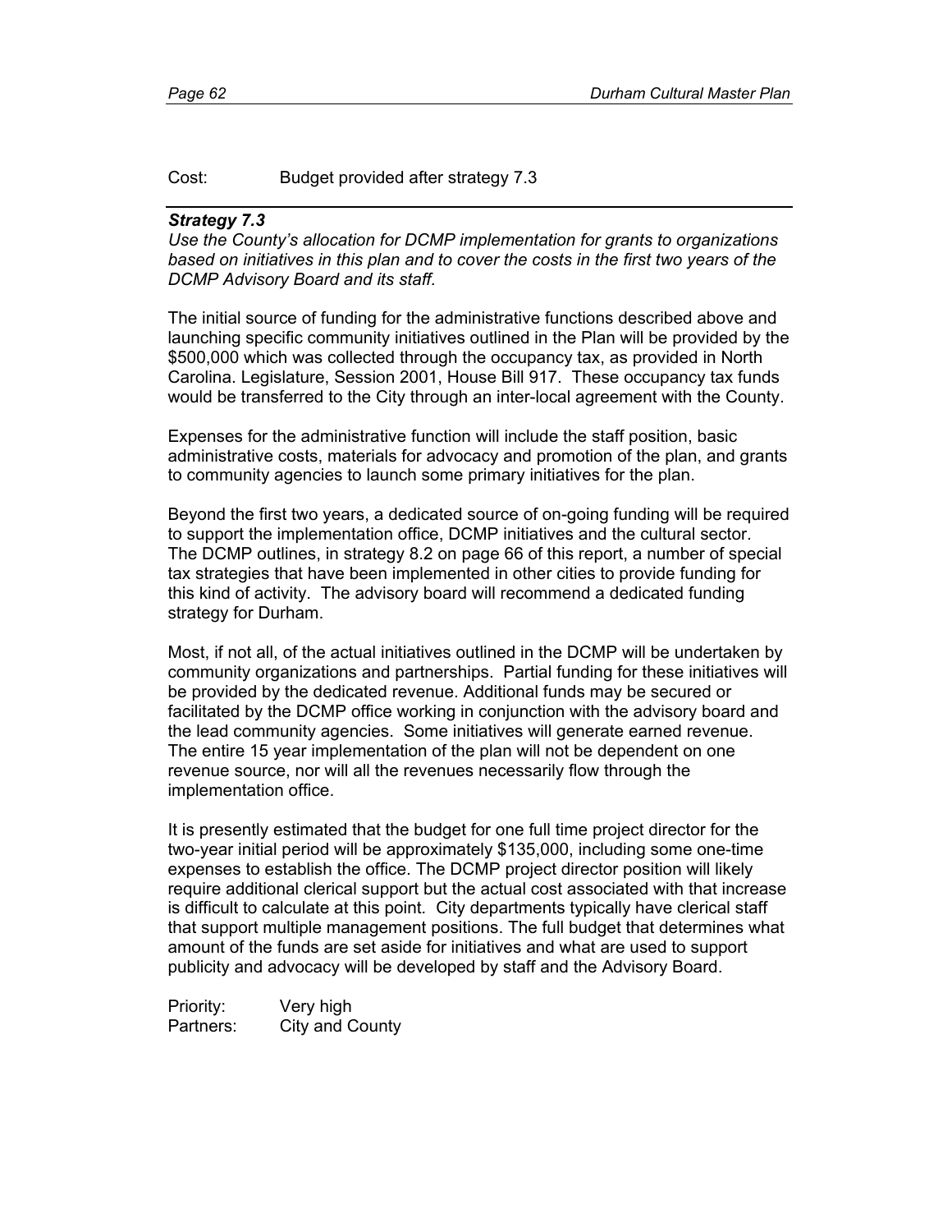Cost: Budget provided after strategy 7.3

---

***Strategy 7.3***

*Use the County's allocation for DCMP implementation for grants to organizations based on initiatives in this plan and to cover the costs in the first two years of the DCMP Advisory Board and its staff.*

The initial source of funding for the administrative functions described above and launching specific community initiatives outlined in the Plan will be provided by the $500,000 which was collected through the occupancy tax, as provided in North Carolina. Legislature, Session 2001, House Bill 917. These occupancy tax funds would be transferred to the City through an inter-local agreement with the County.

Expenses for the administrative function will include the staff position, basic administrative costs, materials for advocacy and promotion of the plan, and grants to community agencies to launch some primary initiatives for the plan.

Beyond the first two years, a dedicated source of on-going funding will be required to support the implementation office, DCMP initiatives and the cultural sector. The DCMP outlines, in strategy 8.2 on page 66 of this report, a number of special tax strategies that have been implemented in other cities to provide funding for this kind of activity. The advisory board will recommend a dedicated funding strategy for Durham.

Most, if not all, of the actual initiatives outlined in the DCMP will be undertaken by community organizations and partnerships. Partial funding for these initiatives will be provided by the dedicated revenue. Additional funds may be secured or facilitated by the DCMP office working in conjunction with the advisory board and the lead community agencies. Some initiatives will generate earned revenue. The entire 15 year implementation of the plan will not be dependent on one revenue source, nor will all the revenues necessarily flow through the implementation office.

It is presently estimated that the budget for one full time project director for the two-year initial period will be approximately $135,000, including some one-time expenses to establish the office. The DCMP project director position will likely require additional clerical support but the actual cost associated with that increase is difficult to calculate at this point. City departments typically have clerical staff that support multiple management positions. The full budget that determines what amount of the funds are set aside for initiatives and what are used to support publicity and advocacy will be developed by staff and the Advisory Board.

Priority: Very high
Partners: City and County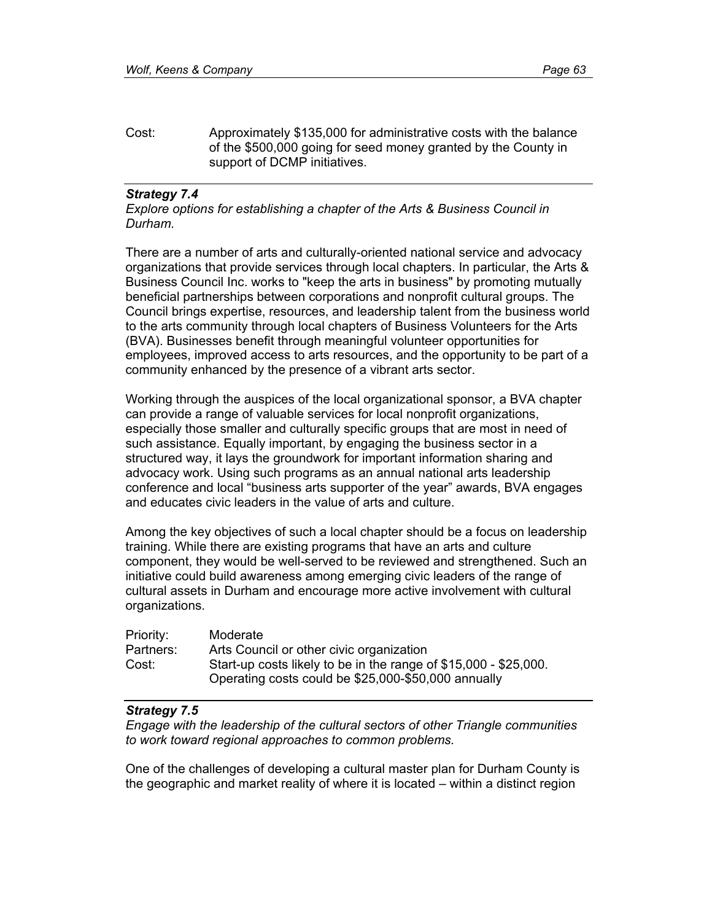Cost: Approximately $135,000 for administrative costs with the balance of the $500,000 going for seed money granted by the County in support of DCMP initiatives.

---

***Strategy 7.4***

*Explore options for establishing a chapter of the Arts & Business Council in Durham.*

There are a number of arts and culturally-oriented national service and advocacy organizations that provide services through local chapters. In particular, the Arts & Business Council Inc. works to "keep the arts in business" by promoting mutually beneficial partnerships between corporations and nonprofit cultural groups. The Council brings expertise, resources, and leadership talent from the business world to the arts community through local chapters of Business Volunteers for the Arts (BVA). Businesses benefit through meaningful volunteer opportunities for employees, improved access to arts resources, and the opportunity to be part of a community enhanced by the presence of a vibrant arts sector.

Working through the auspices of the local organizational sponsor, a BVA chapter can provide a range of valuable services for local nonprofit organizations, especially those smaller and culturally specific groups that are most in need of such assistance. Equally important, by engaging the business sector in a structured way, it lays the groundwork for important information sharing and advocacy work. Using such programs as an annual national arts leadership conference and local "business arts supporter of the year" awards, BVA engages and educates civic leaders in the value of arts and culture.

Among the key objectives of such a local chapter should be a focus on leadership training. While there are existing programs that have an arts and culture component, they would be well-served to be reviewed and strengthened. Such an initiative could build awareness among emerging civic leaders of the range of cultural assets in Durham and encourage more active involvement with cultural organizations.

Priority: Moderate
Partners: Arts Council or other civic organization
Cost: Start-up costs likely to be in the range of $15,000 - $25,000. Operating costs could be $25,000-$50,000 annually

---

***Strategy 7.5***

*Engage with the leadership of the cultural sectors of other Triangle communities to work toward regional approaches to common problems.*

One of the challenges of developing a cultural master plan for Durham County is the geographic and market reality of where it is located – within a distinct region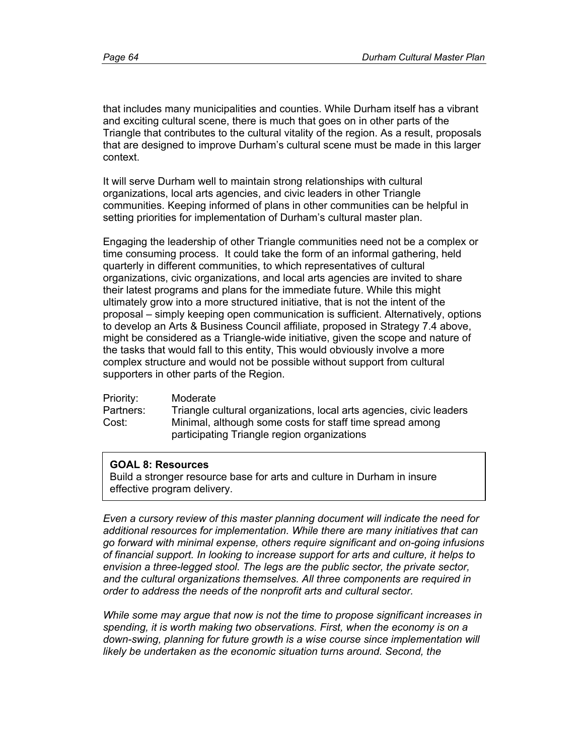that includes many municipalities and counties. While Durham itself has a vibrant and exciting cultural scene, there is much that goes on in other parts of the Triangle that contributes to the cultural vitality of the region. As a result, proposals that are designed to improve Durham's cultural scene must be made in this larger context.

It will serve Durham well to maintain strong relationships with cultural organizations, local arts agencies, and civic leaders in other Triangle communities. Keeping informed of plans in other communities can be helpful in setting priorities for implementation of Durham's cultural master plan.

Engaging the leadership of other Triangle communities need not be a complex or time consuming process. It could take the form of an informal gathering, held quarterly in different communities, to which representatives of cultural organizations, civic organizations, and local arts agencies are invited to share their latest programs and plans for the immediate future. While this might ultimately grow into a more structured initiative, that is not the intent of the proposal – simply keeping open communication is sufficient. Alternatively, options to develop an Arts & Business Council affiliate, proposed in Strategy 7.4 above, might be considered as a Triangle-wide initiative, given the scope and nature of the tasks that would fall to this entity, This would obviously involve a more complex structure and would not be possible without support from cultural supporters in other parts of the Region.

Priority: Moderate
Partners: Triangle cultural organizations, local arts agencies, civic leaders
Cost: Minimal, although some costs for staff time spread among participating Triangle region organizations

**GOAL 8: Resources**
Build a stronger resource base for arts and culture in Durham in insure effective program delivery.

*Even a cursory review of this master planning document will indicate the need for additional resources for implementation. While there are many initiatives that can go forward with minimal expense, others require significant and on-going infusions of financial support. In looking to increase support for arts and culture, it helps to envision a three-legged stool. The legs are the public sector, the private sector, and the cultural organizations themselves. All three components are required in order to address the needs of the nonprofit arts and cultural sector.*

*While some may argue that now is not the time to propose significant increases in spending, it is worth making two observations. First, when the economy is on a down-swing, planning for future growth is a wise course since implementation will likely be undertaken as the economic situation turns around. Second, the*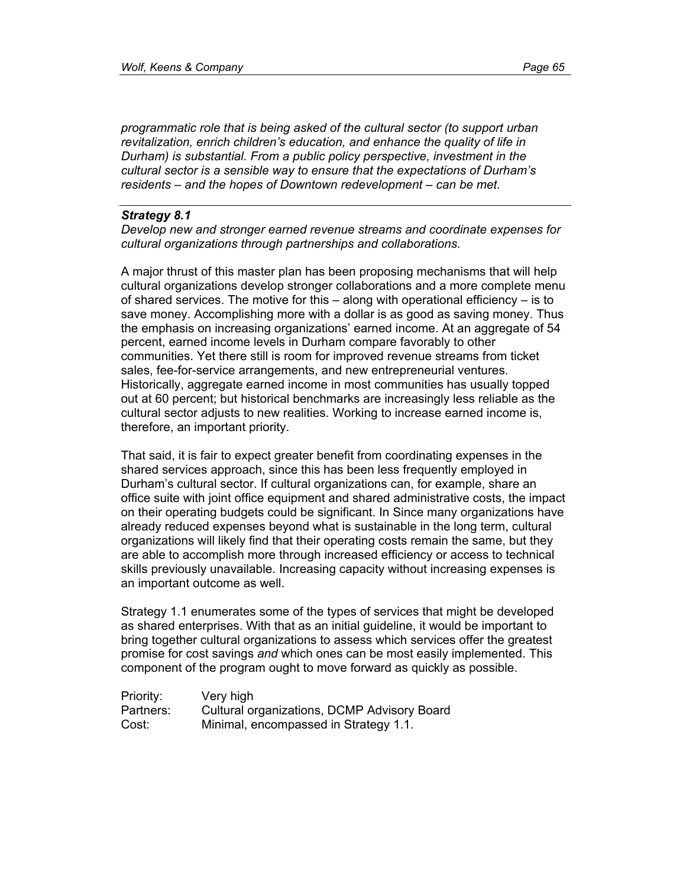*programmatic role that is being asked of the cultural sector (to support urban revitalization, enrich children's education, and enhance the quality of life in Durham) is substantial. From a public policy perspective, investment in the cultural sector is a sensible way to ensure that the expectations of Durham's residents – and the hopes of Downtown redevelopment – can be met.*

---

***Strategy 8.1***

*Develop new and stronger earned revenue streams and coordinate expenses for cultural organizations through partnerships and collaborations.*

A major thrust of this master plan has been proposing mechanisms that will help cultural organizations develop stronger collaborations and a more complete menu of shared services. The motive for this – along with operational efficiency – is to save money. Accomplishing more with a dollar is as good as saving money. Thus the emphasis on increasing organizations' earned income. At an aggregate of 54 percent, earned income levels in Durham compare favorably to other communities. Yet there still is room for improved revenue streams from ticket sales, fee-for-service arrangements, and new entrepreneurial ventures. Historically, aggregate earned income in most communities has usually topped out at 60 percent; but historical benchmarks are increasingly less reliable as the cultural sector adjusts to new realities. Working to increase earned income is, therefore, an important priority.

That said, it is fair to expect greater benefit from coordinating expenses in the shared services approach, since this has been less frequently employed in Durham's cultural sector. If cultural organizations can, for example, share an office suite with joint office equipment and shared administrative costs, the impact on their operating budgets could be significant. In Since many organizations have already reduced expenses beyond what is sustainable in the long term, cultural organizations will likely find that their operating costs remain the same, but they are able to accomplish more through increased efficiency or access to technical skills previously unavailable. Increasing capacity without increasing expenses is an important outcome as well.

Strategy 1.1 enumerates some of the types of services that might be developed as shared enterprises. With that as an initial guideline, it would be important to bring together cultural organizations to assess which services offer the greatest promise for cost savings *and* which ones can be most easily implemented. This component of the program ought to move forward as quickly as possible.

Priority: Very high
Partners: Cultural organizations, DCMP Advisory Board
Cost: Minimal, encompassed in Strategy 1.1.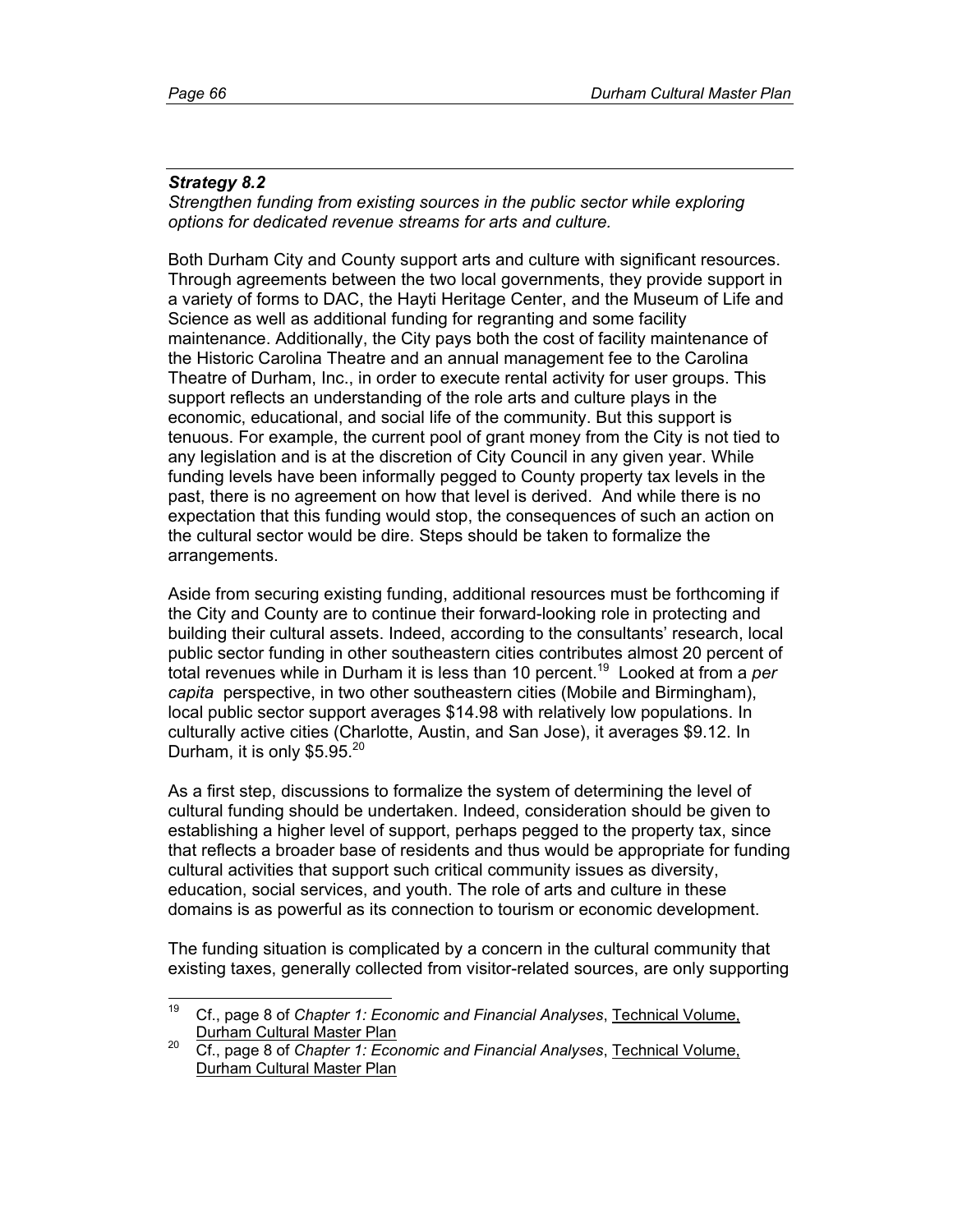### *Strategy 8.2*

*Strengthen funding from existing sources in the public sector while exploring options for dedicated revenue streams for arts and culture.*

Both Durham City and County support arts and culture with significant resources. Through agreements between the two local governments, they provide support in a variety of forms to DAC, the Hayti Heritage Center, and the Museum of Life and Science as well as additional funding for regranting and some facility maintenance. Additionally, the City pays both the cost of facility maintenance of the Historic Carolina Theatre and an annual management fee to the Carolina Theatre of Durham, Inc., in order to execute rental activity for user groups. This support reflects an understanding of the role arts and culture plays in the economic, educational, and social life of the community. But this support is tenuous. For example, the current pool of grant money from the City is not tied to any legislation and is at the discretion of City Council in any given year. While funding levels have been informally pegged to County property tax levels in the past, there is no agreement on how that level is derived. And while there is no expectation that this funding would stop, the consequences of such an action on the cultural sector would be dire. Steps should be taken to formalize the arrangements.

Aside from securing existing funding, additional resources must be forthcoming if the City and County are to continue their forward-looking role in protecting and building their cultural assets. Indeed, according to the consultants' research, local public sector funding in other southeastern cities contributes almost 20 percent of total revenues while in Durham it is less than 10 percent.[19] Looked at from a *per capita* perspective, in two other southeastern cities (Mobile and Birmingham), local public sector support averages $14.98 with relatively low populations. In culturally active cities (Charlotte, Austin, and San Jose), it averages $9.12. In Durham, it is only $5.95.[20]

As a first step, discussions to formalize the system of determining the level of cultural funding should be undertaken. Indeed, consideration should be given to establishing a higher level of support, perhaps pegged to the property tax, since that reflects a broader base of residents and thus would be appropriate for funding cultural activities that support such critical community issues as diversity, education, social services, and youth. The role of arts and culture in these domains is as powerful as its connection to tourism or economic development.

The funding situation is complicated by a concern in the cultural community that existing taxes, generally collected from visitor-related sources, are only supporting

---

[19] Cf., page 8 of *Chapter 1: Economic and Financial Analyses*, Technical Volume, Durham Cultural Master Plan

[20] Cf., page 8 of *Chapter 1: Economic and Financial Analyses*, Technical Volume, Durham Cultural Master Plan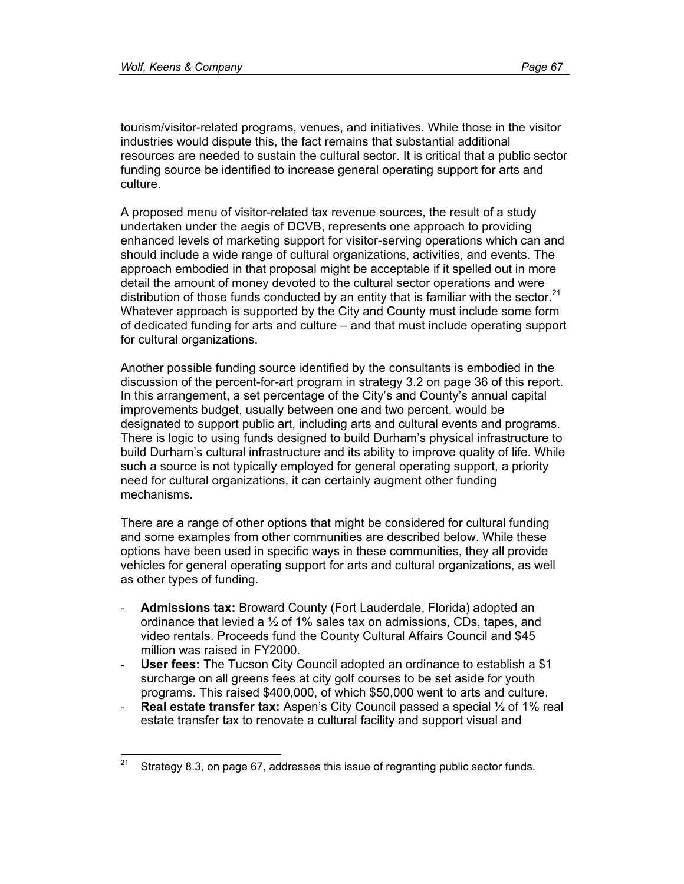tourism/visitor-related programs, venues, and initiatives. While those in the visitor industries would dispute this, the fact remains that substantial additional resources are needed to sustain the cultural sector. It is critical that a public sector funding source be identified to increase general operating support for arts and culture.

A proposed menu of visitor-related tax revenue sources, the result of a study undertaken under the aegis of DCVB, represents one approach to providing enhanced levels of marketing support for visitor-serving operations which can and should include a wide range of cultural organizations, activities, and events. The approach embodied in that proposal might be acceptable if it spelled out in more detail the amount of money devoted to the cultural sector operations and were distribution of those funds conducted by an entity that is familiar with the sector.[21] Whatever approach is supported by the City and County must include some form of dedicated funding for arts and culture – and that must include operating support for cultural organizations.

Another possible funding source identified by the consultants is embodied in the discussion of the percent-for-art program in strategy 3.2 on page 36 of this report. In this arrangement, a set percentage of the City's and County's annual capital improvements budget, usually between one and two percent, would be designated to support public art, including arts and cultural events and programs. There is logic to using funds designed to build Durham's physical infrastructure to build Durham's cultural infrastructure and its ability to improve quality of life. While such a source is not typically employed for general operating support, a priority need for cultural organizations, it can certainly augment other funding mechanisms.

There are a range of other options that might be considered for cultural funding and some examples from other communities are described below. While these options have been used in specific ways in these communities, they all provide vehicles for general operating support for arts and cultural organizations, as well as other types of funding.

- **Admissions tax:** Broward County (Fort Lauderdale, Florida) adopted an ordinance that levied a ½ of 1% sales tax on admissions, CDs, tapes, and video rentals. Proceeds fund the County Cultural Affairs Council and $45 million was raised in FY2000.
- **User fees:** The Tucson City Council adopted an ordinance to establish a $1 surcharge on all greens fees at city golf courses to be set aside for youth programs. This raised $400,000, of which $50,000 went to arts and culture.
- **Real estate transfer tax:** Aspen's City Council passed a special ½ of 1% real estate transfer tax to renovate a cultural facility and support visual and

[21] Strategy 8.3, on page 67, addresses this issue of regranting public sector funds.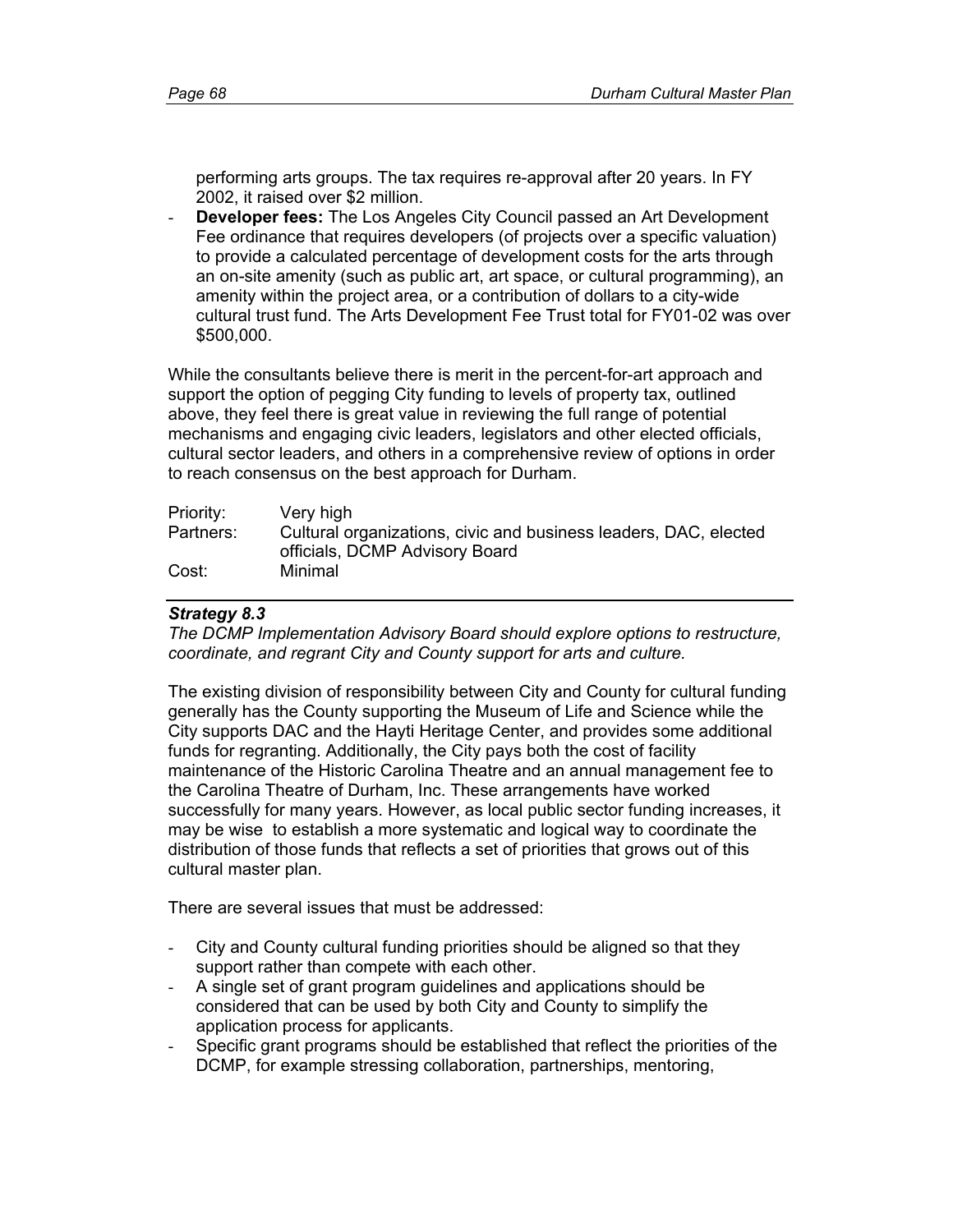performing arts groups. The tax requires re-approval after 20 years. In FY 2002, it raised over $2 million.

- **Developer fees:** The Los Angeles City Council passed an Art Development Fee ordinance that requires developers (of projects over a specific valuation) to provide a calculated percentage of development costs for the arts through an on-site amenity (such as public art, art space, or cultural programming), an amenity within the project area, or a contribution of dollars to a city-wide cultural trust fund. The Arts Development Fee Trust total for FY01-02 was over $500,000.

While the consultants believe there is merit in the percent-for-art approach and support the option of pegging City funding to levels of property tax, outlined above, they feel there is great value in reviewing the full range of potential mechanisms and engaging civic leaders, legislators and other elected officials, cultural sector leaders, and others in a comprehensive review of options in order to reach consensus on the best approach for Durham.

| | |
|---|---|
| Priority: | Very high |
| Partners: | Cultural organizations, civic and business leaders, DAC, elected officials, DCMP Advisory Board |
| Cost: | Minimal |

### *Strategy 8.3*

*The DCMP Implementation Advisory Board should explore options to restructure, coordinate, and regrant City and County support for arts and culture.*

The existing division of responsibility between City and County for cultural funding generally has the County supporting the Museum of Life and Science while the City supports DAC and the Hayti Heritage Center, and provides some additional funds for regranting. Additionally, the City pays both the cost of facility maintenance of the Historic Carolina Theatre and an annual management fee to the Carolina Theatre of Durham, Inc. These arrangements have worked successfully for many years. However, as local public sector funding increases, it may be wise to establish a more systematic and logical way to coordinate the distribution of those funds that reflects a set of priorities that grows out of this cultural master plan.

There are several issues that must be addressed:

- City and County cultural funding priorities should be aligned so that they support rather than compete with each other.
- A single set of grant program guidelines and applications should be considered that can be used by both City and County to simplify the application process for applicants.
- Specific grant programs should be established that reflect the priorities of the DCMP, for example stressing collaboration, partnerships, mentoring,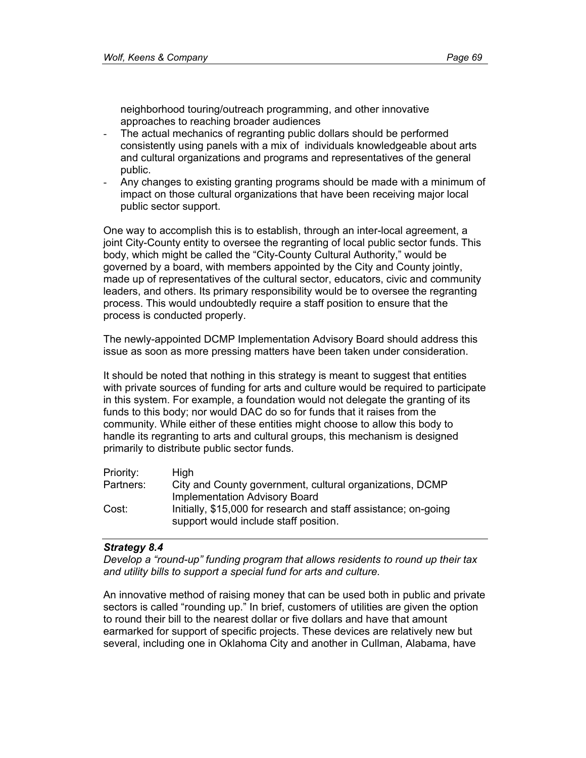neighborhood touring/outreach programming, and other innovative approaches to reaching broader audiences

- The actual mechanics of regranting public dollars should be performed consistently using panels with a mix of individuals knowledgeable about arts and cultural organizations and programs and representatives of the general public.
- Any changes to existing granting programs should be made with a minimum of impact on those cultural organizations that have been receiving major local public sector support.

One way to accomplish this is to establish, through an inter-local agreement, a joint City-County entity to oversee the regranting of local public sector funds. This body, which might be called the "City-County Cultural Authority," would be governed by a board, with members appointed by the City and County jointly, made up of representatives of the cultural sector, educators, civic and community leaders, and others. Its primary responsibility would be to oversee the regranting process. This would undoubtedly require a staff position to ensure that the process is conducted properly.

The newly-appointed DCMP Implementation Advisory Board should address this issue as soon as more pressing matters have been taken under consideration.

It should be noted that nothing in this strategy is meant to suggest that entities with private sources of funding for arts and culture would be required to participate in this system. For example, a foundation would not delegate the granting of its funds to this body; nor would DAC do so for funds that it raises from the community. While either of these entities might choose to allow this body to handle its regranting to arts and cultural groups, this mechanism is designed primarily to distribute public sector funds.

| | |
|---|---|
| Priority: | High |
| Partners: | City and County government, cultural organizations, DCMP Implementation Advisory Board |
| Cost: | Initially, $15,000 for research and staff assistance; on-going support would include staff position. |

***Strategy 8.4***

*Develop a "round-up" funding program that allows residents to round up their tax and utility bills to support a special fund for arts and culture.*

An innovative method of raising money that can be used both in public and private sectors is called "rounding up." In brief, customers of utilities are given the option to round their bill to the nearest dollar or five dollars and have that amount earmarked for support of specific projects. These devices are relatively new but several, including one in Oklahoma City and another in Cullman, Alabama, have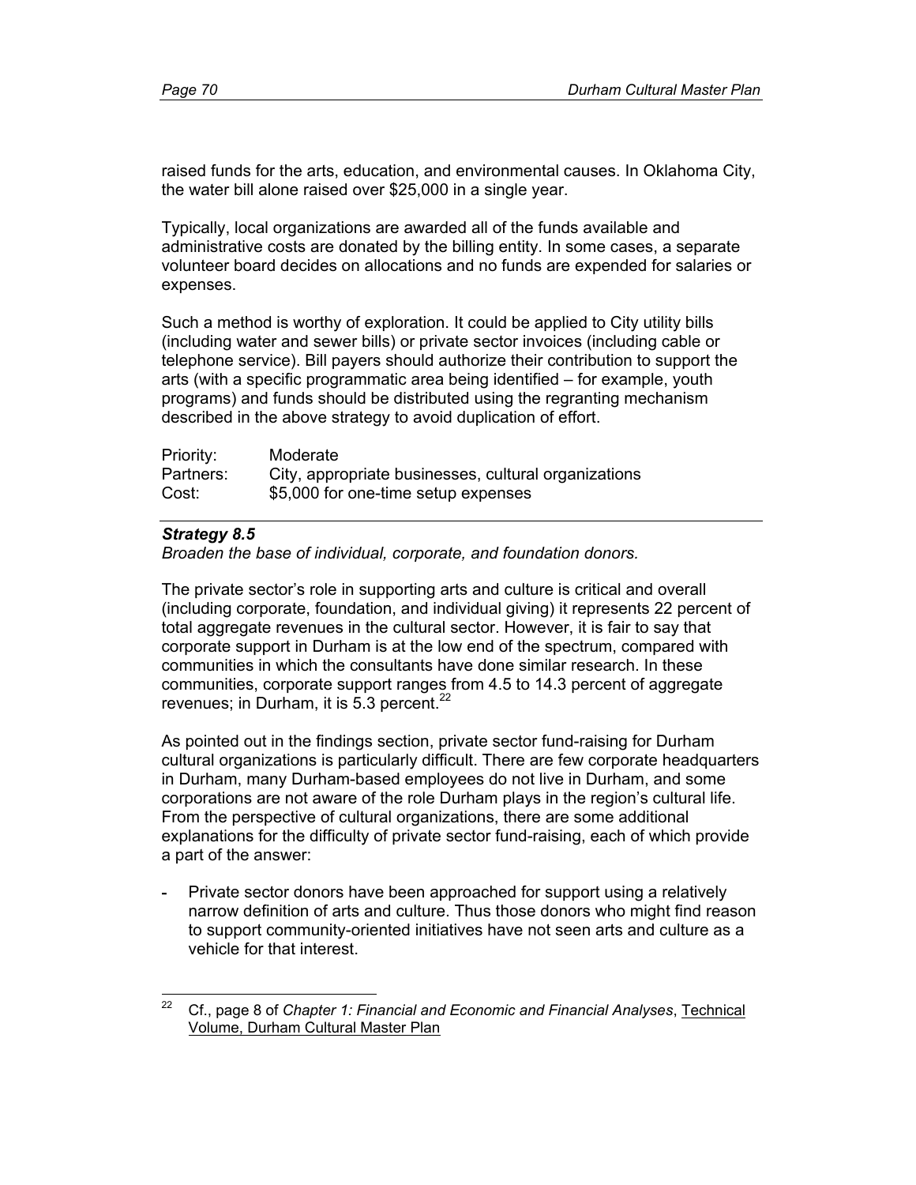raised funds for the arts, education, and environmental causes. In Oklahoma City, the water bill alone raised over $25,000 in a single year.

Typically, local organizations are awarded all of the funds available and administrative costs are donated by the billing entity. In some cases, a separate volunteer board decides on allocations and no funds are expended for salaries or expenses.

Such a method is worthy of exploration. It could be applied to City utility bills (including water and sewer bills) or private sector invoices (including cable or telephone service). Bill payers should authorize their contribution to support the arts (with a specific programmatic area being identified – for example, youth programs) and funds should be distributed using the regranting mechanism described in the above strategy to avoid duplication of effort.

| | |
|---|---|
| Priority: | Moderate |
| Partners: | City, appropriate businesses, cultural organizations |
| Cost: | $5,000 for one-time setup expenses |

---

***Strategy 8.5***

*Broaden the base of individual, corporate, and foundation donors.*

The private sector's role in supporting arts and culture is critical and overall (including corporate, foundation, and individual giving) it represents 22 percent of total aggregate revenues in the cultural sector. However, it is fair to say that corporate support in Durham is at the low end of the spectrum, compared with communities in which the consultants have done similar research. In these communities, corporate support ranges from 4.5 to 14.3 percent of aggregate revenues; in Durham, it is 5.3 percent.[22]

As pointed out in the findings section, private sector fund-raising for Durham cultural organizations is particularly difficult. There are few corporate headquarters in Durham, many Durham-based employees do not live in Durham, and some corporations are not aware of the role Durham plays in the region's cultural life. From the perspective of cultural organizations, there are some additional explanations for the difficulty of private sector fund-raising, each of which provide a part of the answer:

- Private sector donors have been approached for support using a relatively narrow definition of arts and culture. Thus those donors who might find reason to support community-oriented initiatives have not seen arts and culture as a vehicle for that interest.

---

[22] Cf., page 8 of *Chapter 1: Financial and Economic and Financial Analyses*, Technical Volume, Durham Cultural Master Plan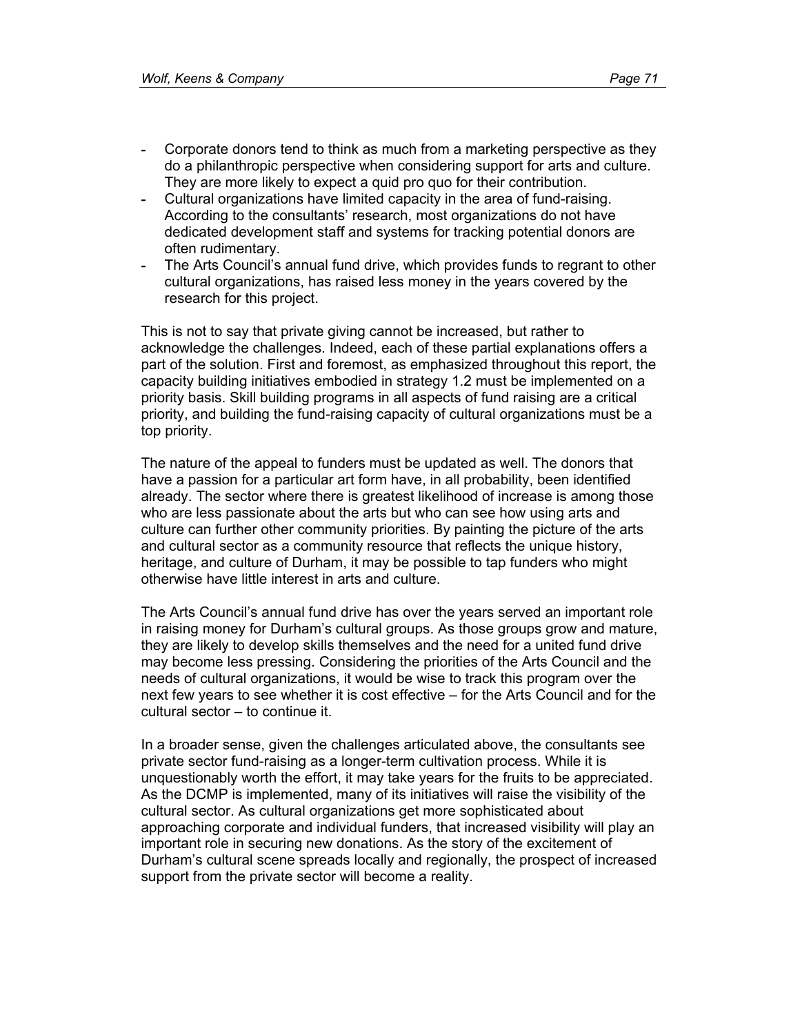- Corporate donors tend to think as much from a marketing perspective as they do a philanthropic perspective when considering support for arts and culture. They are more likely to expect a quid pro quo for their contribution.
- Cultural organizations have limited capacity in the area of fund-raising. According to the consultants' research, most organizations do not have dedicated development staff and systems for tracking potential donors are often rudimentary.
- The Arts Council's annual fund drive, which provides funds to regrant to other cultural organizations, has raised less money in the years covered by the research for this project.

This is not to say that private giving cannot be increased, but rather to acknowledge the challenges. Indeed, each of these partial explanations offers a part of the solution. First and foremost, as emphasized throughout this report, the capacity building initiatives embodied in strategy 1.2 must be implemented on a priority basis. Skill building programs in all aspects of fund raising are a critical priority, and building the fund-raising capacity of cultural organizations must be a top priority.

The nature of the appeal to funders must be updated as well. The donors that have a passion for a particular art form have, in all probability, been identified already. The sector where there is greatest likelihood of increase is among those who are less passionate about the arts but who can see how using arts and culture can further other community priorities. By painting the picture of the arts and cultural sector as a community resource that reflects the unique history, heritage, and culture of Durham, it may be possible to tap funders who might otherwise have little interest in arts and culture.

The Arts Council's annual fund drive has over the years served an important role in raising money for Durham's cultural groups. As those groups grow and mature, they are likely to develop skills themselves and the need for a united fund drive may become less pressing. Considering the priorities of the Arts Council and the needs of cultural organizations, it would be wise to track this program over the next few years to see whether it is cost effective – for the Arts Council and for the cultural sector – to continue it.

In a broader sense, given the challenges articulated above, the consultants see private sector fund-raising as a longer-term cultivation process. While it is unquestionably worth the effort, it may take years for the fruits to be appreciated. As the DCMP is implemented, many of its initiatives will raise the visibility of the cultural sector. As cultural organizations get more sophisticated about approaching corporate and individual funders, that increased visibility will play an important role in securing new donations. As the story of the excitement of Durham's cultural scene spreads locally and regionally, the prospect of increased support from the private sector will become a reality.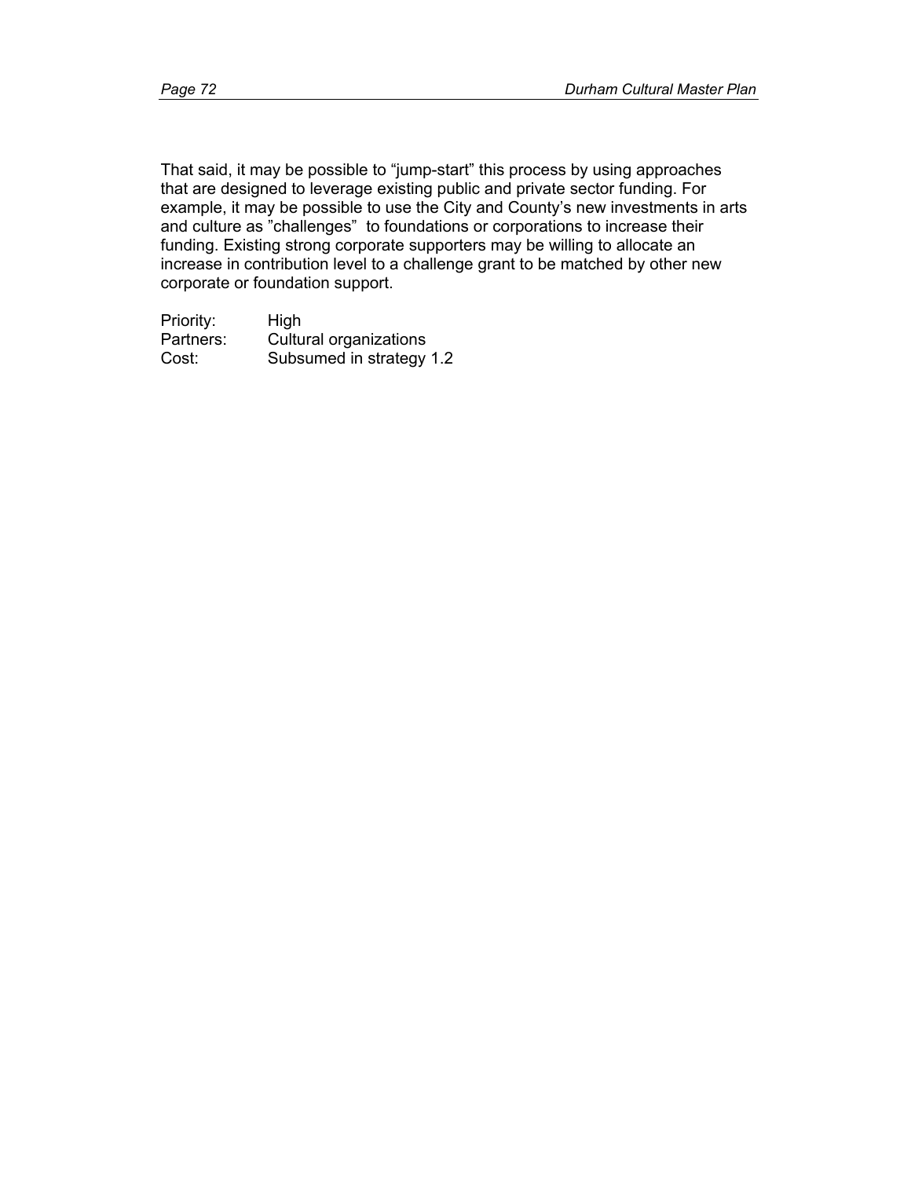That said, it may be possible to "jump-start" this process by using approaches that are designed to leverage existing public and private sector funding. For example, it may be possible to use the City and County's new investments in arts and culture as "challenges" to foundations or corporations to increase their funding. Existing strong corporate supporters may be willing to allocate an increase in contribution level to a challenge grant to be matched by other new corporate or foundation support.

Priority: High
Partners: Cultural organizations
Cost: Subsumed in strategy 1.2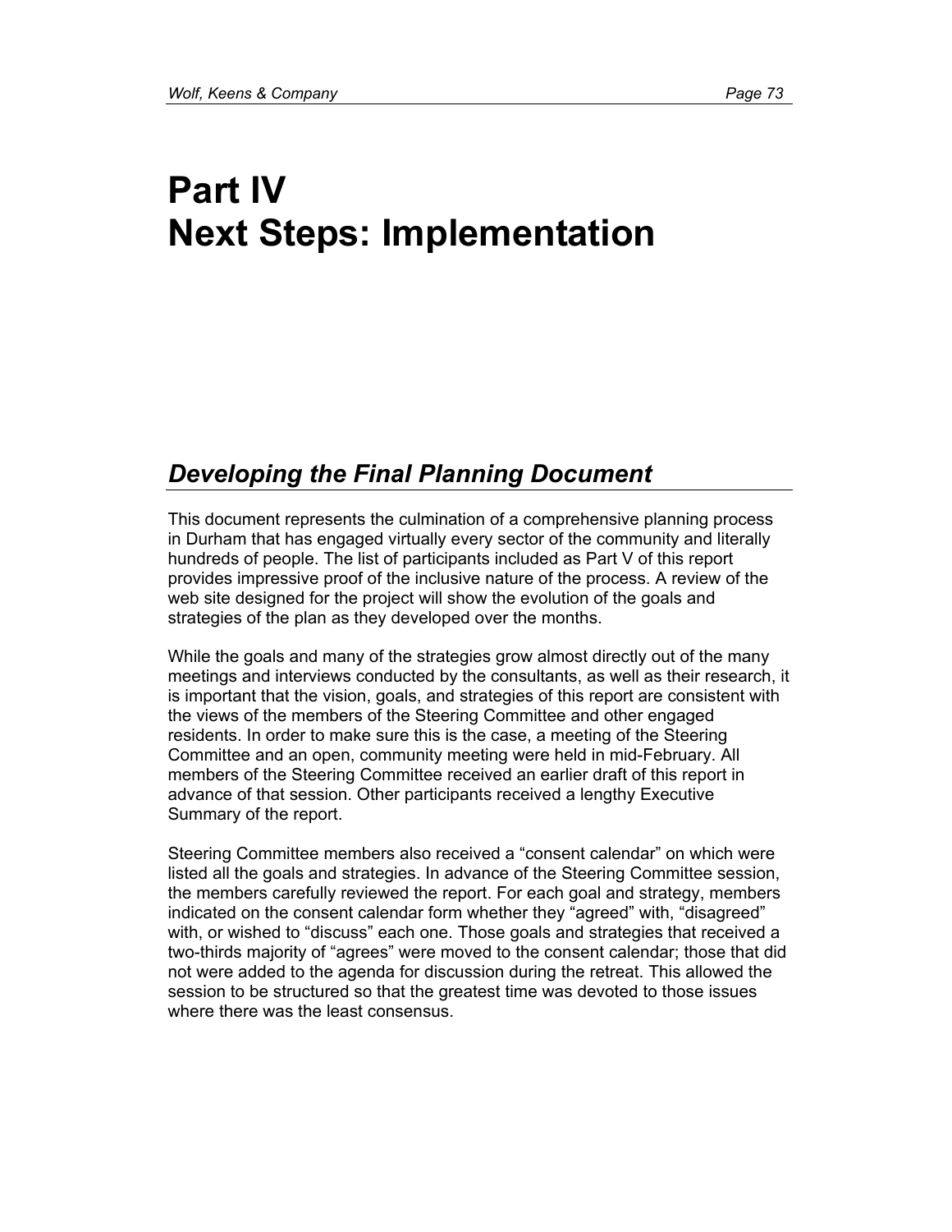# Part IV
# Next Steps: Implementation

## *Developing the Final Planning Document*

This document represents the culmination of a comprehensive planning process in Durham that has engaged virtually every sector of the community and literally hundreds of people. The list of participants included as Part V of this report provides impressive proof of the inclusive nature of the process. A review of the web site designed for the project will show the evolution of the goals and strategies of the plan as they developed over the months.

While the goals and many of the strategies grow almost directly out of the many meetings and interviews conducted by the consultants, as well as their research, it is important that the vision, goals, and strategies of this report are consistent with the views of the members of the Steering Committee and other engaged residents. In order to make sure this is the case, a meeting of the Steering Committee and an open, community meeting were held in mid-February. All members of the Steering Committee received an earlier draft of this report in advance of that session. Other participants received a lengthy Executive Summary of the report.

Steering Committee members also received a "consent calendar" on which were listed all the goals and strategies. In advance of the Steering Committee session, the members carefully reviewed the report. For each goal and strategy, members indicated on the consent calendar form whether they "agreed" with, "disagreed" with, or wished to "discuss" each one. Those goals and strategies that received a two-thirds majority of "agrees" were moved to the consent calendar; those that did not were added to the agenda for discussion during the retreat. This allowed the session to be structured so that the greatest time was devoted to those issues where there was the least consensus.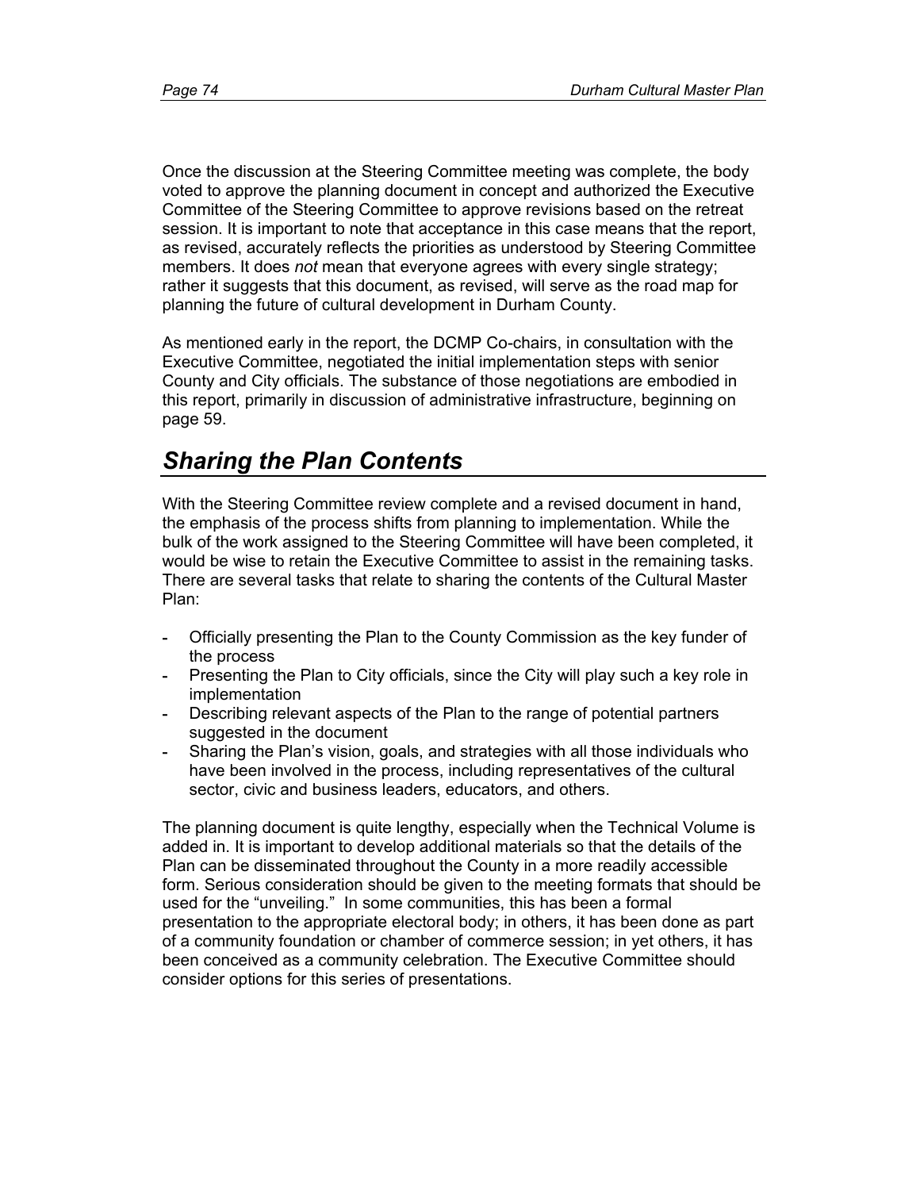Once the discussion at the Steering Committee meeting was complete, the body voted to approve the planning document in concept and authorized the Executive Committee of the Steering Committee to approve revisions based on the retreat session. It is important to note that acceptance in this case means that the report, as revised, accurately reflects the priorities as understood by Steering Committee members. It does *not* mean that everyone agrees with every single strategy; rather it suggests that this document, as revised, will serve as the road map for planning the future of cultural development in Durham County.

As mentioned early in the report, the DCMP Co-chairs, in consultation with the Executive Committee, negotiated the initial implementation steps with senior County and City officials. The substance of those negotiations are embodied in this report, primarily in discussion of administrative infrastructure, beginning on page 59.

## *Sharing the Plan Contents*

With the Steering Committee review complete and a revised document in hand, the emphasis of the process shifts from planning to implementation. While the bulk of the work assigned to the Steering Committee will have been completed, it would be wise to retain the Executive Committee to assist in the remaining tasks. There are several tasks that relate to sharing the contents of the Cultural Master Plan:

- Officially presenting the Plan to the County Commission as the key funder of the process
- Presenting the Plan to City officials, since the City will play such a key role in implementation
- Describing relevant aspects of the Plan to the range of potential partners suggested in the document
- Sharing the Plan's vision, goals, and strategies with all those individuals who have been involved in the process, including representatives of the cultural sector, civic and business leaders, educators, and others.

The planning document is quite lengthy, especially when the Technical Volume is added in. It is important to develop additional materials so that the details of the Plan can be disseminated throughout the County in a more readily accessible form. Serious consideration should be given to the meeting formats that should be used for the "unveiling." In some communities, this has been a formal presentation to the appropriate electoral body; in others, it has been done as part of a community foundation or chamber of commerce session; in yet others, it has been conceived as a community celebration. The Executive Committee should consider options for this series of presentations.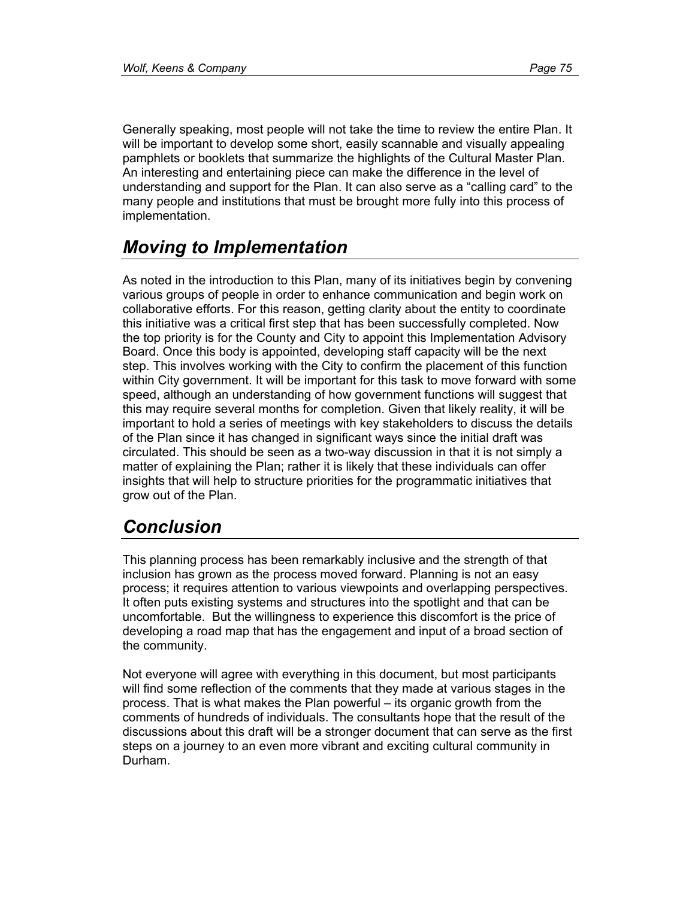Generally speaking, most people will not take the time to review the entire Plan. It will be important to develop some short, easily scannable and visually appealing pamphlets or booklets that summarize the highlights of the Cultural Master Plan. An interesting and entertaining piece can make the difference in the level of understanding and support for the Plan. It can also serve as a "calling card" to the many people and institutions that must be brought more fully into this process of implementation.

## *Moving to Implementation*

As noted in the introduction to this Plan, many of its initiatives begin by convening various groups of people in order to enhance communication and begin work on collaborative efforts. For this reason, getting clarity about the entity to coordinate this initiative was a critical first step that has been successfully completed. Now the top priority is for the County and City to appoint this Implementation Advisory Board. Once this body is appointed, developing staff capacity will be the next step. This involves working with the City to confirm the placement of this function within City government. It will be important for this task to move forward with some speed, although an understanding of how government functions will suggest that this may require several months for completion. Given that likely reality, it will be important to hold a series of meetings with key stakeholders to discuss the details of the Plan since it has changed in significant ways since the initial draft was circulated. This should be seen as a two-way discussion in that it is not simply a matter of explaining the Plan; rather it is likely that these individuals can offer insights that will help to structure priorities for the programmatic initiatives that grow out of the Plan.

## *Conclusion*

This planning process has been remarkably inclusive and the strength of that inclusion has grown as the process moved forward. Planning is not an easy process; it requires attention to various viewpoints and overlapping perspectives. It often puts existing systems and structures into the spotlight and that can be uncomfortable. But the willingness to experience this discomfort is the price of developing a road map that has the engagement and input of a broad section of the community.

Not everyone will agree with everything in this document, but most participants will find some reflection of the comments that they made at various stages in the process. That is what makes the Plan powerful – its organic growth from the comments of hundreds of individuals. The consultants hope that the result of the discussions about this draft will be a stronger document that can serve as the first steps on a journey to an even more vibrant and exciting cultural community in Durham.